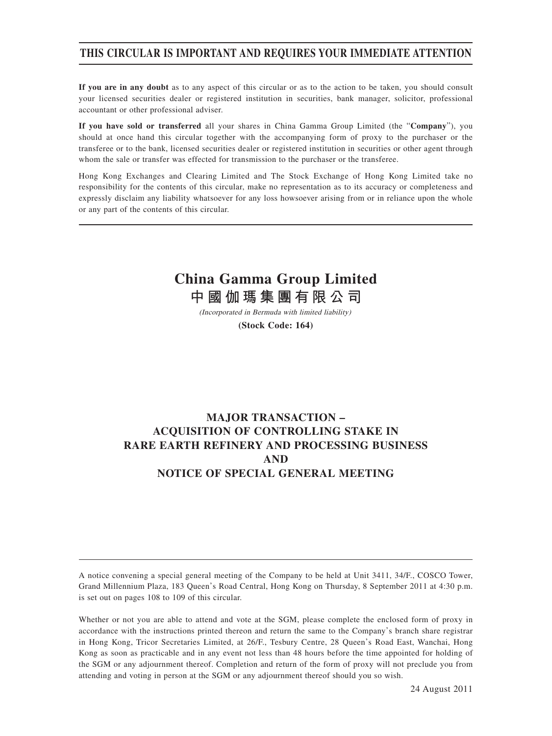**THIS CIRCULAR IS IMPORTANT AND REQUIRES YOUR IMMEDIATE ATTENTION**

**If you are in any doubt** as to any aspect of this circular or as to the action to be taken, you should consult your licensed securities dealer or registered institution in securities, bank manager, solicitor, professional accountant or other professional adviser.

**If you have sold or transferred** all your shares in China Gamma Group Limited (the "**Company**"), you should at once hand this circular together with the accompanying form of proxy to the purchaser or the transferee or to the bank, licensed securities dealer or registered institution in securities or other agent through whom the sale or transfer was effected for transmission to the purchaser or the transferee.

Hong Kong Exchanges and Clearing Limited and The Stock Exchange of Hong Kong Limited take no responsibility for the contents of this circular, make no representation as to its accuracy or completeness and expressly disclaim any liability whatsoever for any loss howsoever arising from or in reliance upon the whole or any part of the contents of this circular.

# China Gamma Group Limited
# 中國伽瑪集團有限公司

*(Incorporated in Bermuda with limited liability)*

**(Stock Code: 164)**

## MAJOR TRANSACTION – ACQUISITION OF CONTROLLING STAKE IN RARE EARTH REFINERY AND PROCESSING BUSINESS AND NOTICE OF SPECIAL GENERAL MEETING

A notice convening a special general meeting of the Company to be held at Unit 3411, 34/F., COSCO Tower, Grand Millennium Plaza, 183 Queen's Road Central, Hong Kong on Thursday, 8 September 2011 at 4:30 p.m. is set out on pages 108 to 109 of this circular.

Whether or not you are able to attend and vote at the SGM, please complete the enclosed form of proxy in accordance with the instructions printed thereon and return the same to the Company's branch share registrar in Hong Kong, Tricor Secretaries Limited, at 26/F., Tesbury Centre, 28 Queen's Road East, Wanchai, Hong Kong as soon as practicable and in any event not less than 48 hours before the time appointed for holding of the SGM or any adjournment thereof. Completion and return of the form of proxy will not preclude you from attending and voting in person at the SGM or any adjournment thereof should you so wish.

24 August 2011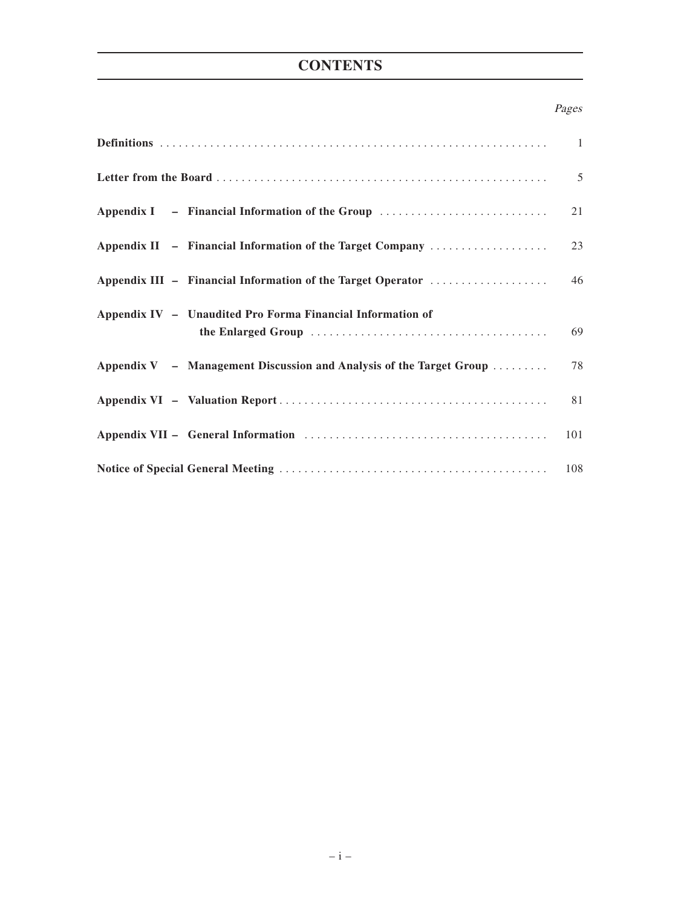# CONTENTS

| | *Pages* |
|---|---|
| **Definitions** | 1 |
| **Letter from the Board** | 5 |
| **Appendix I – Financial Information of the Group** | 21 |
| **Appendix II – Financial Information of the Target Company** | 23 |
| **Appendix III – Financial Information of the Target Operator** | 46 |
| **Appendix IV – Unaudited Pro Forma Financial Information of the Enlarged Group** | 69 |
| **Appendix V – Management Discussion and Analysis of the Target Group** | 78 |
| **Appendix VI – Valuation Report** | 81 |
| **Appendix VII – General Information** | 101 |
| **Notice of Special General Meeting** | 108 |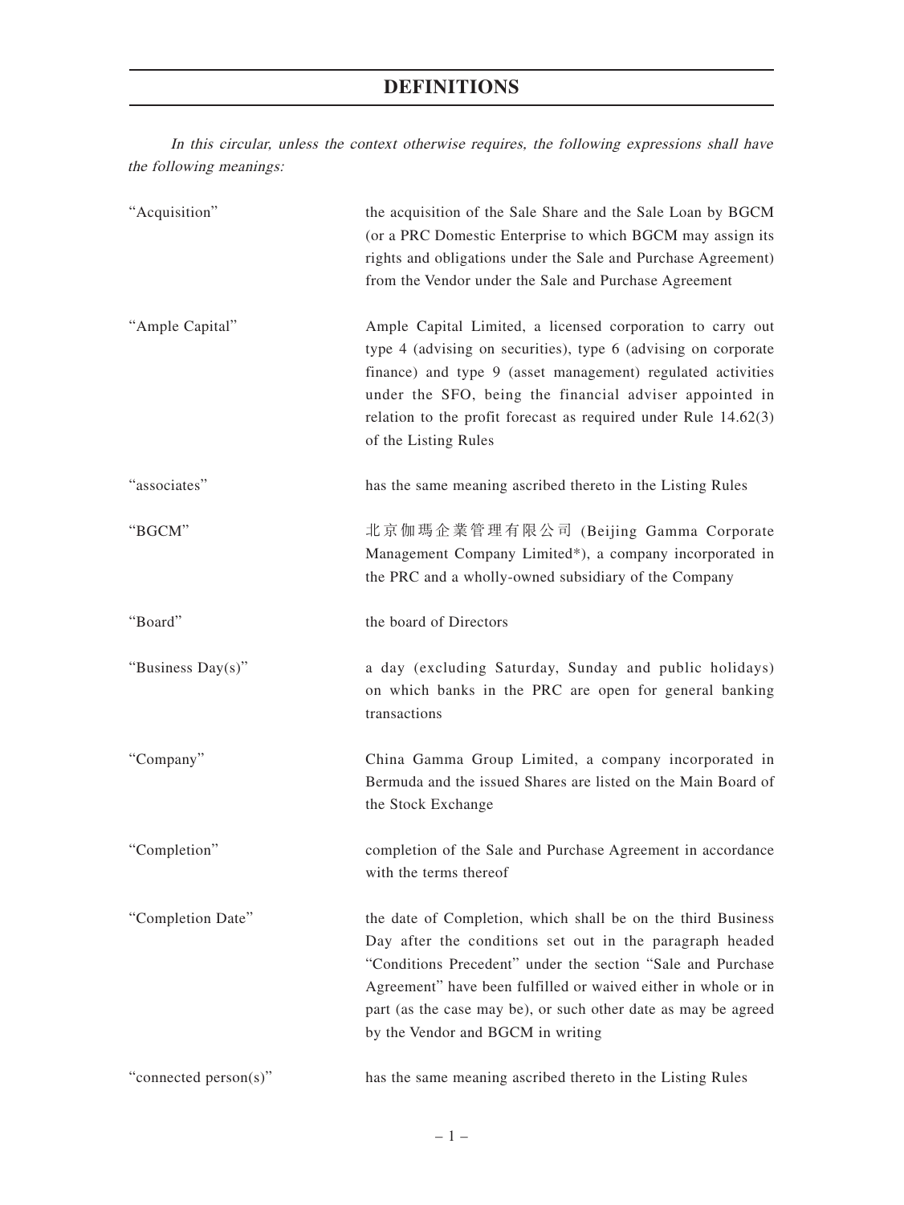# DEFINITIONS

*In this circular, unless the context otherwise requires, the following expressions shall have the following meanings:*

| | |
|---|---|
| "Acquisition" | the acquisition of the Sale Share and the Sale Loan by BGCM (or a PRC Domestic Enterprise to which BGCM may assign its rights and obligations under the Sale and Purchase Agreement) from the Vendor under the Sale and Purchase Agreement |
| "Ample Capital" | Ample Capital Limited, a licensed corporation to carry out type 4 (advising on securities), type 6 (advising on corporate finance) and type 9 (asset management) regulated activities under the SFO, being the financial adviser appointed in relation to the profit forecast as required under Rule 14.62(3) of the Listing Rules |
| "associates" | has the same meaning ascribed thereto in the Listing Rules |
| "BGCM" | 北京伽瑪企業管理有限公司 (Beijing Gamma Corporate Management Company Limited*), a company incorporated in the PRC and a wholly-owned subsidiary of the Company |
| "Board" | the board of Directors |
| "Business Day(s)" | a day (excluding Saturday, Sunday and public holidays) on which banks in the PRC are open for general banking transactions |
| "Company" | China Gamma Group Limited, a company incorporated in Bermuda and the issued Shares are listed on the Main Board of the Stock Exchange |
| "Completion" | completion of the Sale and Purchase Agreement in accordance with the terms thereof |
| "Completion Date" | the date of Completion, which shall be on the third Business Day after the conditions set out in the paragraph headed "Conditions Precedent" under the section "Sale and Purchase Agreement" have been fulfilled or waived either in whole or in part (as the case may be), or such other date as may be agreed by the Vendor and BGCM in writing |
| "connected person(s)" | has the same meaning ascribed thereto in the Listing Rules |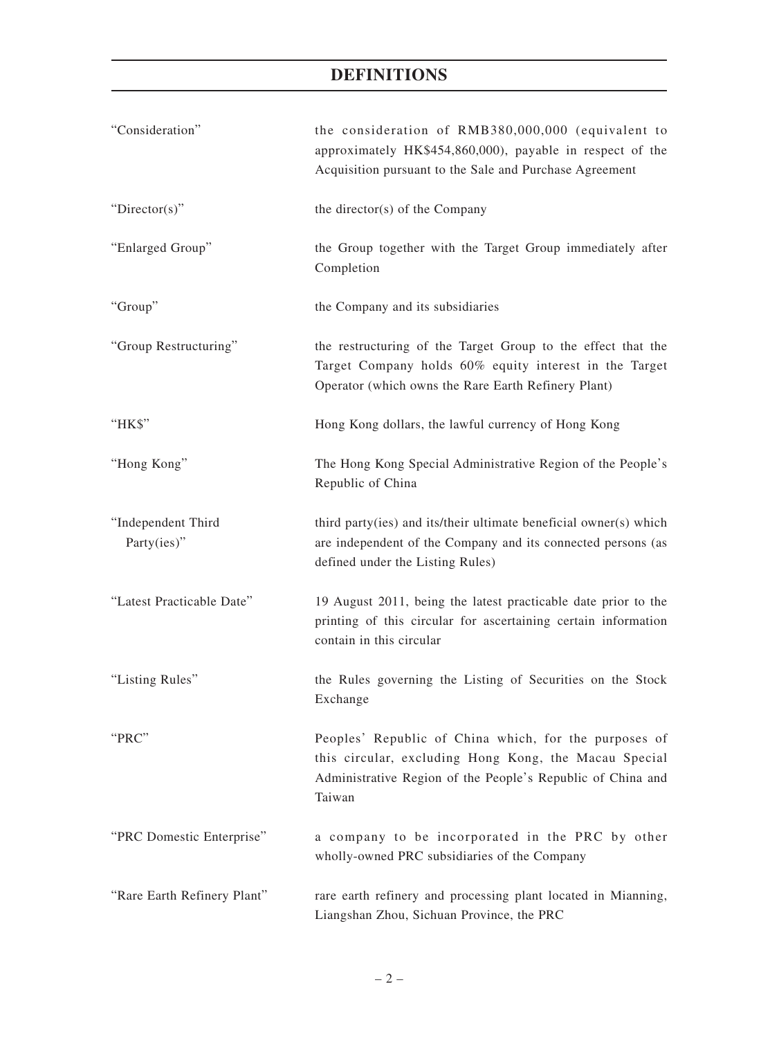# DEFINITIONS

| | |
|---|---|
| "Consideration" | the consideration of RMB380,000,000 (equivalent to approximately HK$454,860,000), payable in respect of the Acquisition pursuant to the Sale and Purchase Agreement |
| "Director(s)" | the director(s) of the Company |
| "Enlarged Group" | the Group together with the Target Group immediately after Completion |
| "Group" | the Company and its subsidiaries |
| "Group Restructuring" | the restructuring of the Target Group to the effect that the Target Company holds 60% equity interest in the Target Operator (which owns the Rare Earth Refinery Plant) |
| "HK$" | Hong Kong dollars, the lawful currency of Hong Kong |
| "Hong Kong" | The Hong Kong Special Administrative Region of the People's Republic of China |
| "Independent Third Party(ies)" | third party(ies) and its/their ultimate beneficial owner(s) which are independent of the Company and its connected persons (as defined under the Listing Rules) |
| "Latest Practicable Date" | 19 August 2011, being the latest practicable date prior to the printing of this circular for ascertaining certain information contain in this circular |
| "Listing Rules" | the Rules governing the Listing of Securities on the Stock Exchange |
| "PRC" | Peoples' Republic of China which, for the purposes of this circular, excluding Hong Kong, the Macau Special Administrative Region of the People's Republic of China and Taiwan |
| "PRC Domestic Enterprise" | a company to be incorporated in the PRC by other wholly-owned PRC subsidiaries of the Company |
| "Rare Earth Refinery Plant" | rare earth refinery and processing plant located in Mianning, Liangshan Zhou, Sichuan Province, the PRC |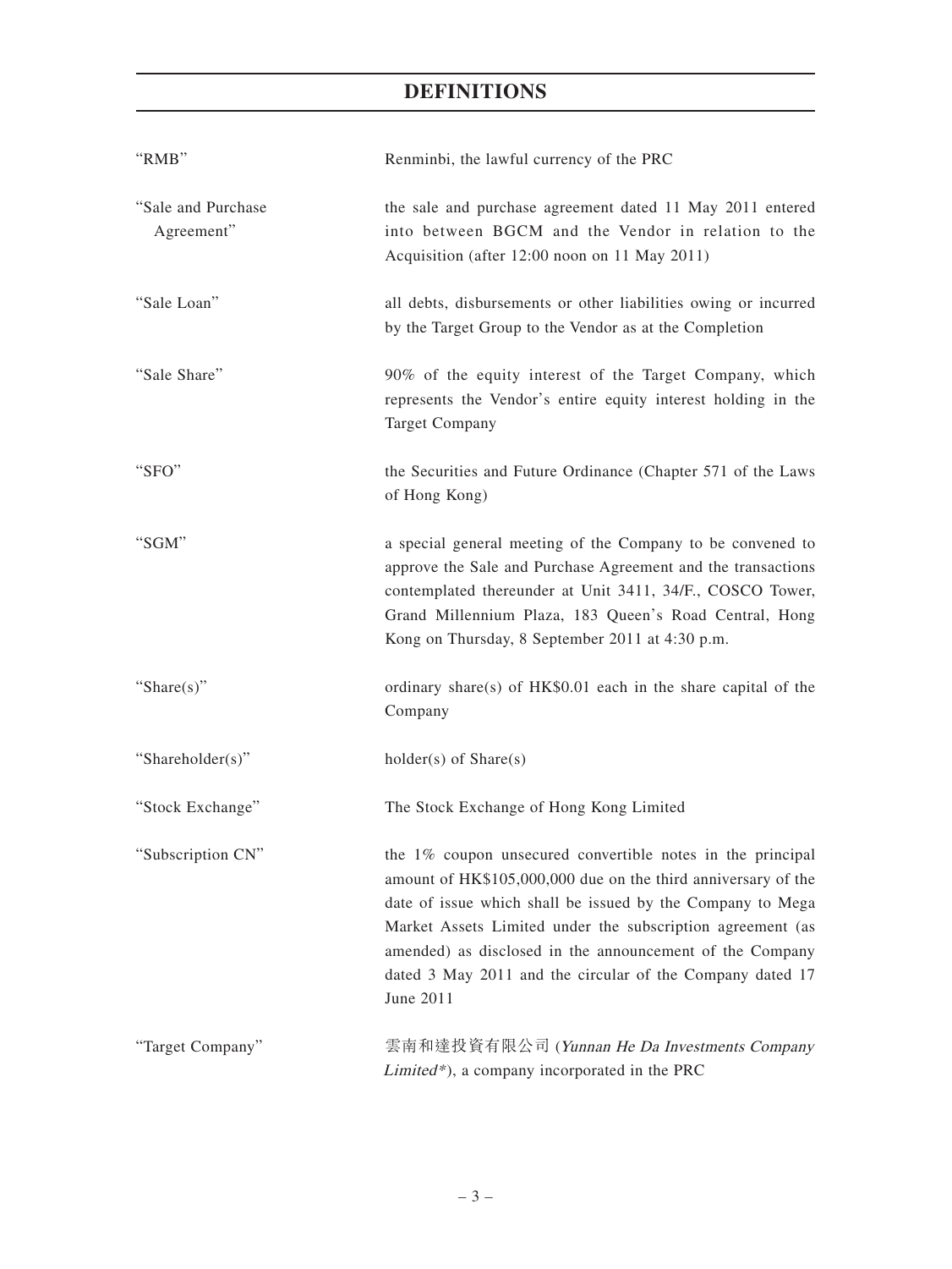# DEFINITIONS

| | |
|---|---|
| "RMB" | Renminbi, the lawful currency of the PRC |
| "Sale and Purchase Agreement" | the sale and purchase agreement dated 11 May 2011 entered into between BGCM and the Vendor in relation to the Acquisition (after 12:00 noon on 11 May 2011) |
| "Sale Loan" | all debts, disbursements or other liabilities owing or incurred by the Target Group to the Vendor as at the Completion |
| "Sale Share" | 90% of the equity interest of the Target Company, which represents the Vendor's entire equity interest holding in the Target Company |
| "SFO" | the Securities and Future Ordinance (Chapter 571 of the Laws of Hong Kong) |
| "SGM" | a special general meeting of the Company to be convened to approve the Sale and Purchase Agreement and the transactions contemplated thereunder at Unit 3411, 34/F., COSCO Tower, Grand Millennium Plaza, 183 Queen's Road Central, Hong Kong on Thursday, 8 September 2011 at 4:30 p.m. |
| "Share(s)" | ordinary share(s) of HK$0.01 each in the share capital of the Company |
| "Shareholder(s)" | holder(s) of Share(s) |
| "Stock Exchange" | The Stock Exchange of Hong Kong Limited |
| "Subscription CN" | the 1% coupon unsecured convertible notes in the principal amount of HK$105,000,000 due on the third anniversary of the date of issue which shall be issued by the Company to Mega Market Assets Limited under the subscription agreement (as amended) as disclosed in the announcement of the Company dated 3 May 2011 and the circular of the Company dated 17 June 2011 |
| "Target Company" | 雲南和達投資有限公司 (*Yunnan He Da Investments Company Limited\**), a company incorporated in the PRC |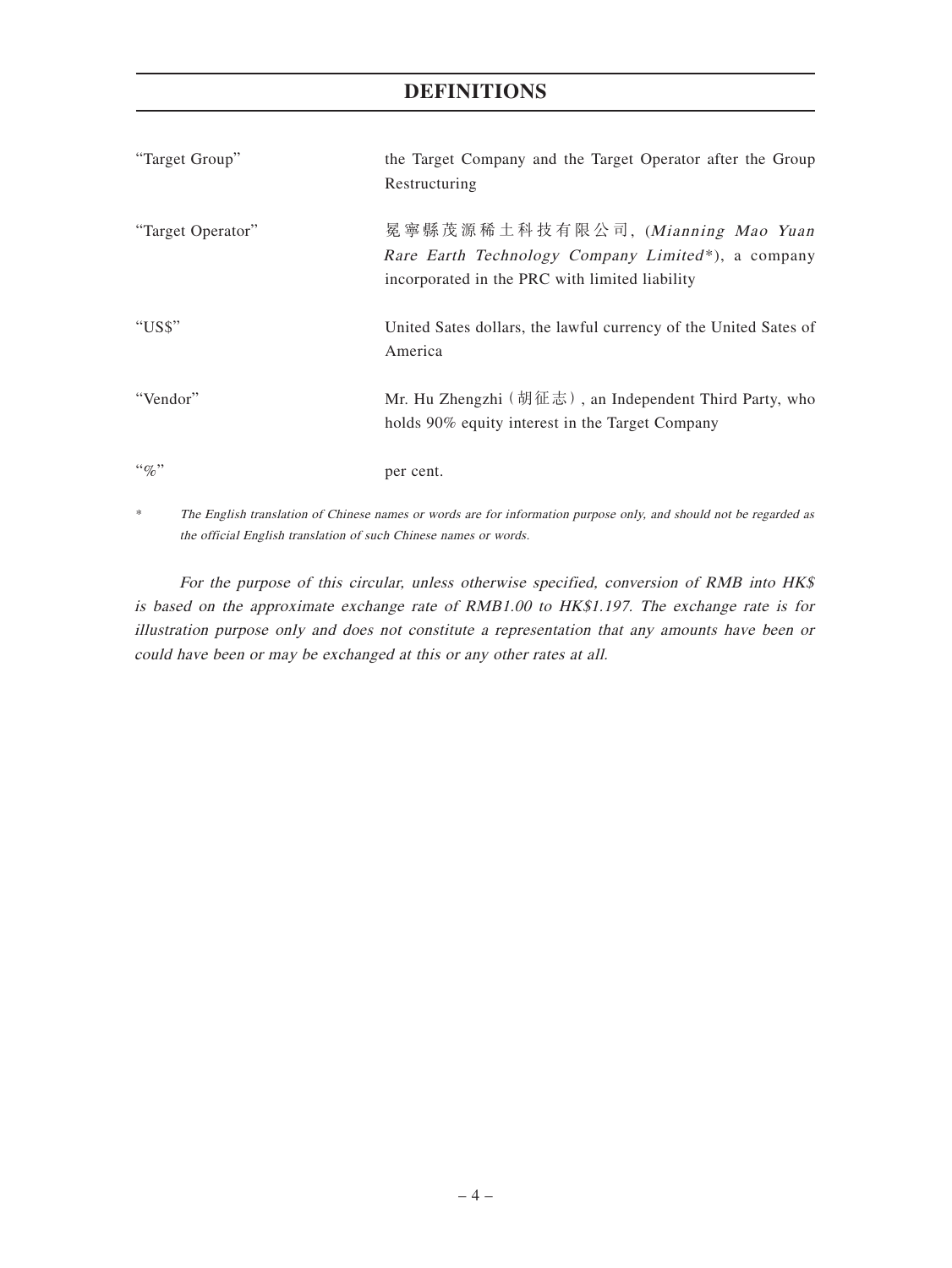# DEFINITIONS

| | |
|---|---|
| "Target Group" | the Target Company and the Target Operator after the Group Restructuring |
| "Target Operator" | 冕寧縣茂源稀土科技有限公司, (*Mianning Mao Yuan Rare Earth Technology Company Limited**), a company incorporated in the PRC with limited liability |
| "US$" | United Sates dollars, the lawful currency of the United Sates of America |
| "Vendor" | Mr. Hu Zhengzhi (胡征志), an Independent Third Party, who holds 90% equity interest in the Target Company |
| "%" | per cent. |

\* *The English translation of Chinese names or words are for information purpose only, and should not be regarded as the official English translation of such Chinese names or words.*

*For the purpose of this circular, unless otherwise specified, conversion of RMB into HK$ is based on the approximate exchange rate of RMB1.00 to HK$1.197. The exchange rate is for illustration purpose only and does not constitute a representation that any amounts have been or could have been or may be exchanged at this or any other rates at all.*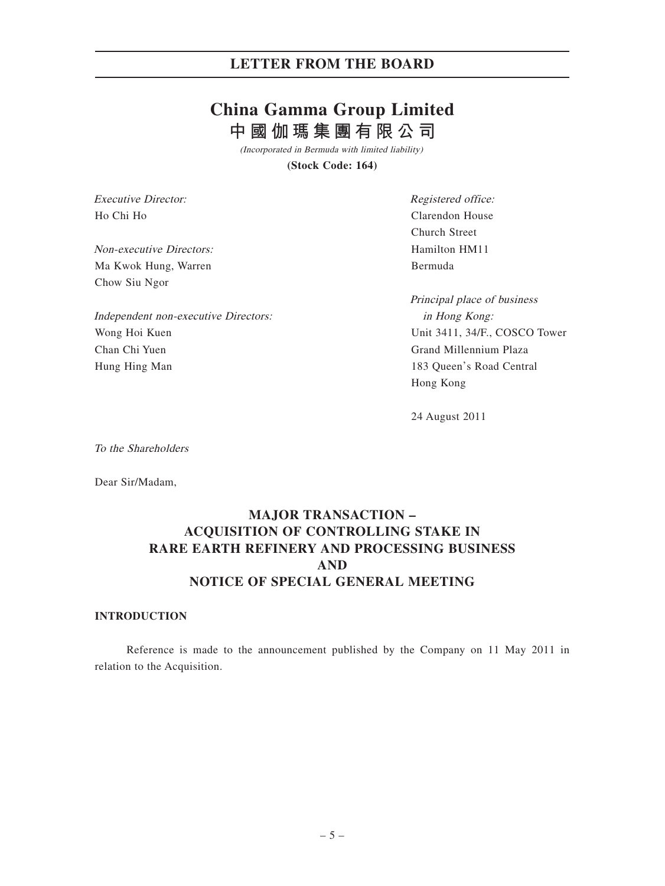## LETTER FROM THE BOARD

# China Gamma Group Limited
# 中國伽瑪集團有限公司

*(Incorporated in Bermuda with limited liability)*

**(Stock Code: 164)**

*Executive Director:*
Ho Chi Ho

*Non-executive Directors:*
Ma Kwok Hung, Warren
Chow Siu Ngor

*Independent non-executive Directors:*
Wong Hoi Kuen
Chan Chi Yuen
Hung Hing Man

*Registered office:*
Clarendon House
Church Street
Hamilton HM11
Bermuda

*Principal place of business in Hong Kong:*
Unit 3411, 34/F., COSCO Tower
Grand Millennium Plaza
183 Queen's Road Central
Hong Kong

24 August 2011

*To the Shareholders*

Dear Sir/Madam,

## MAJOR TRANSACTION – ACQUISITION OF CONTROLLING STAKE IN RARE EARTH REFINERY AND PROCESSING BUSINESS AND NOTICE OF SPECIAL GENERAL MEETING

### INTRODUCTION

Reference is made to the announcement published by the Company on 11 May 2011 in relation to the Acquisition.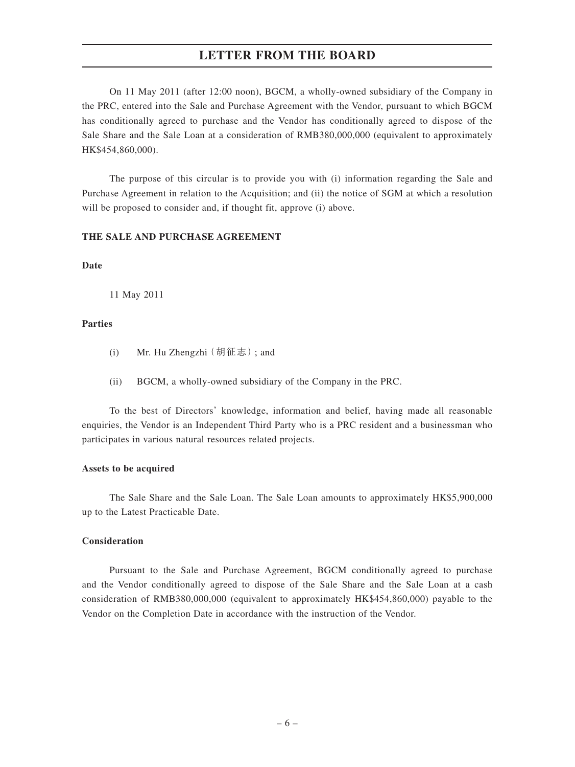On 11 May 2011 (after 12:00 noon), BGCM, a wholly-owned subsidiary of the Company in the PRC, entered into the Sale and Purchase Agreement with the Vendor, pursuant to which BGCM has conditionally agreed to purchase and the Vendor has conditionally agreed to dispose of the Sale Share and the Sale Loan at a consideration of RMB380,000,000 (equivalent to approximately HK$454,860,000).

The purpose of this circular is to provide you with (i) information regarding the Sale and Purchase Agreement in relation to the Acquisition; and (ii) the notice of SGM at which a resolution will be proposed to consider and, if thought fit, approve (i) above.

**THE SALE AND PURCHASE AGREEMENT**

**Date**

11 May 2011

**Parties**

(i) Mr. Hu Zhengzhi（胡征志）; and

(ii) BGCM, a wholly-owned subsidiary of the Company in the PRC.

To the best of Directors' knowledge, information and belief, having made all reasonable enquiries, the Vendor is an Independent Third Party who is a PRC resident and a businessman who participates in various natural resources related projects.

**Assets to be acquired**

The Sale Share and the Sale Loan. The Sale Loan amounts to approximately HK$5,900,000 up to the Latest Practicable Date.

**Consideration**

Pursuant to the Sale and Purchase Agreement, BGCM conditionally agreed to purchase and the Vendor conditionally agreed to dispose of the Sale Share and the Sale Loan at a cash consideration of RMB380,000,000 (equivalent to approximately HK$454,860,000) payable to the Vendor on the Completion Date in accordance with the instruction of the Vendor.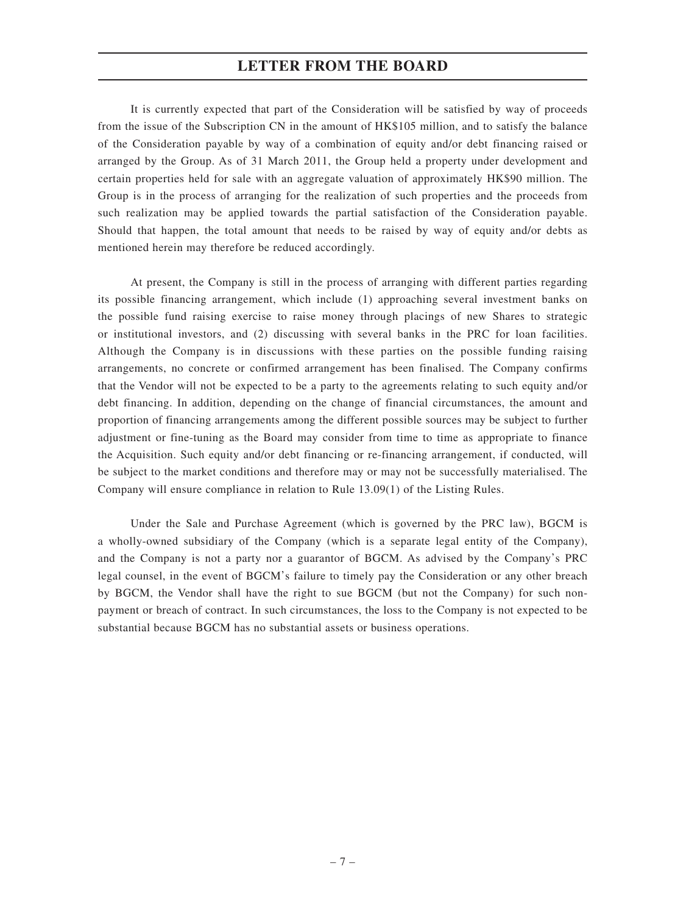It is currently expected that part of the Consideration will be satisfied by way of proceeds from the issue of the Subscription CN in the amount of HK$105 million, and to satisfy the balance of the Consideration payable by way of a combination of equity and/or debt financing raised or arranged by the Group. As of 31 March 2011, the Group held a property under development and certain properties held for sale with an aggregate valuation of approximately HK$90 million. The Group is in the process of arranging for the realization of such properties and the proceeds from such realization may be applied towards the partial satisfaction of the Consideration payable. Should that happen, the total amount that needs to be raised by way of equity and/or debts as mentioned herein may therefore be reduced accordingly.

At present, the Company is still in the process of arranging with different parties regarding its possible financing arrangement, which include (1) approaching several investment banks on the possible fund raising exercise to raise money through placings of new Shares to strategic or institutional investors, and (2) discussing with several banks in the PRC for loan facilities. Although the Company is in discussions with these parties on the possible funding raising arrangements, no concrete or confirmed arrangement has been finalised. The Company confirms that the Vendor will not be expected to be a party to the agreements relating to such equity and/or debt financing. In addition, depending on the change of financial circumstances, the amount and proportion of financing arrangements among the different possible sources may be subject to further adjustment or fine-tuning as the Board may consider from time to time as appropriate to finance the Acquisition. Such equity and/or debt financing or re-financing arrangement, if conducted, will be subject to the market conditions and therefore may or may not be successfully materialised. The Company will ensure compliance in relation to Rule 13.09(1) of the Listing Rules.

Under the Sale and Purchase Agreement (which is governed by the PRC law), BGCM is a wholly-owned subsidiary of the Company (which is a separate legal entity of the Company), and the Company is not a party nor a guarantor of BGCM. As advised by the Company's PRC legal counsel, in the event of BGCM's failure to timely pay the Consideration or any other breach by BGCM, the Vendor shall have the right to sue BGCM (but not the Company) for such non-payment or breach of contract. In such circumstances, the loss to the Company is not expected to be substantial because BGCM has no substantial assets or business operations.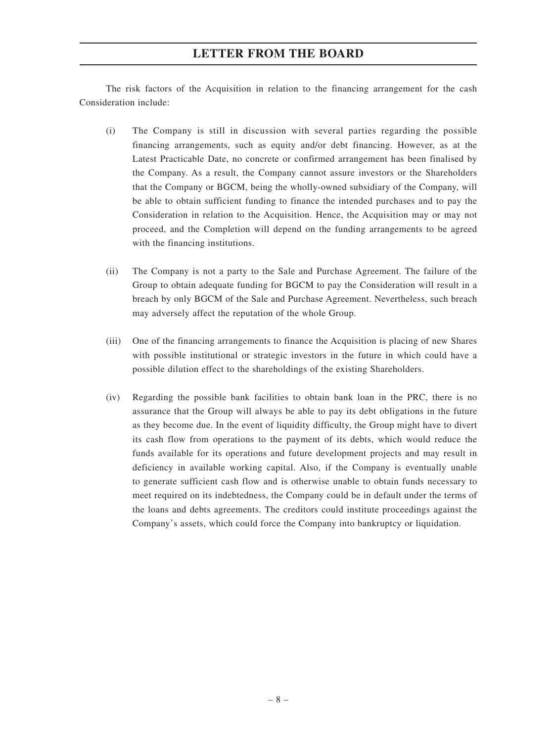The risk factors of the Acquisition in relation to the financing arrangement for the cash Consideration include:

(i) The Company is still in discussion with several parties regarding the possible financing arrangements, such as equity and/or debt financing. However, as at the Latest Practicable Date, no concrete or confirmed arrangement has been finalised by the Company. As a result, the Company cannot assure investors or the Shareholders that the Company or BGCM, being the wholly-owned subsidiary of the Company, will be able to obtain sufficient funding to finance the intended purchases and to pay the Consideration in relation to the Acquisition. Hence, the Acquisition may or may not proceed, and the Completion will depend on the funding arrangements to be agreed with the financing institutions.

(ii) The Company is not a party to the Sale and Purchase Agreement. The failure of the Group to obtain adequate funding for BGCM to pay the Consideration will result in a breach by only BGCM of the Sale and Purchase Agreement. Nevertheless, such breach may adversely affect the reputation of the whole Group.

(iii) One of the financing arrangements to finance the Acquisition is placing of new Shares with possible institutional or strategic investors in the future in which could have a possible dilution effect to the shareholdings of the existing Shareholders.

(iv) Regarding the possible bank facilities to obtain bank loan in the PRC, there is no assurance that the Group will always be able to pay its debt obligations in the future as they become due. In the event of liquidity difficulty, the Group might have to divert its cash flow from operations to the payment of its debts, which would reduce the funds available for its operations and future development projects and may result in deficiency in available working capital. Also, if the Company is eventually unable to generate sufficient cash flow and is otherwise unable to obtain funds necessary to meet required on its indebtedness, the Company could be in default under the terms of the loans and debts agreements. The creditors could institute proceedings against the Company's assets, which could force the Company into bankruptcy or liquidation.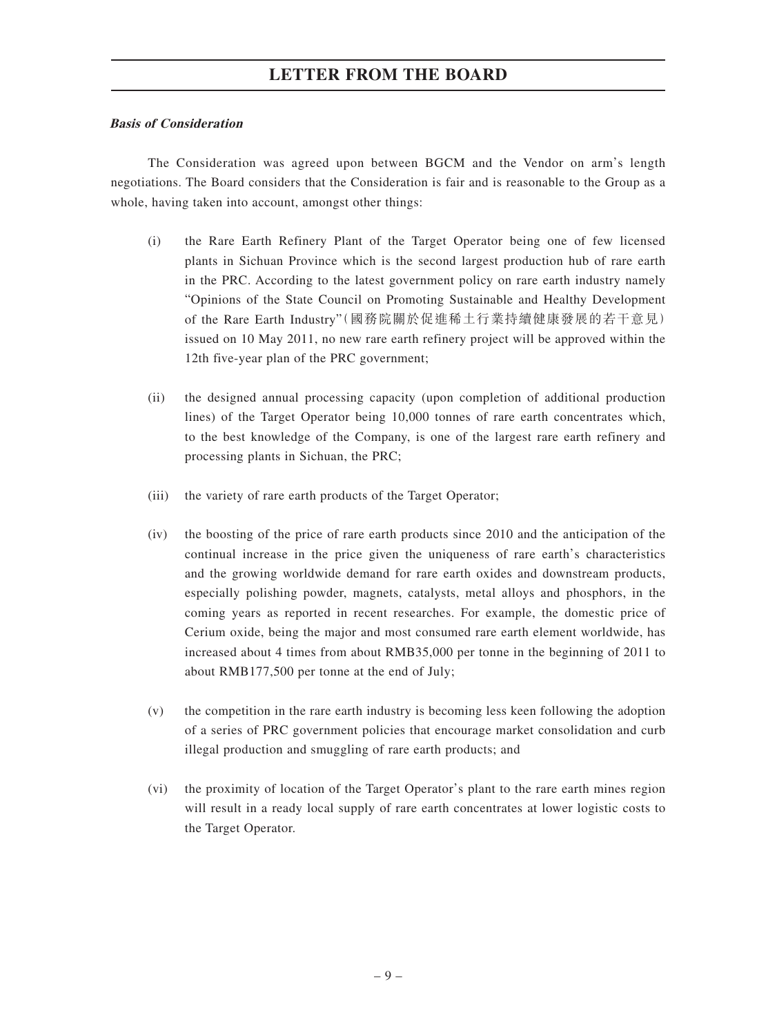***Basis of Consideration***

The Consideration was agreed upon between BGCM and the Vendor on arm's length negotiations. The Board considers that the Consideration is fair and is reasonable to the Group as a whole, having taken into account, amongst other things:

(i) the Rare Earth Refinery Plant of the Target Operator being one of few licensed plants in Sichuan Province which is the second largest production hub of rare earth in the PRC. According to the latest government policy on rare earth industry namely "Opinions of the State Council on Promoting Sustainable and Healthy Development of the Rare Earth Industry"(國務院關於促進稀土行業持續健康發展的若干意見) issued on 10 May 2011, no new rare earth refinery project will be approved within the 12th five-year plan of the PRC government;

(ii) the designed annual processing capacity (upon completion of additional production lines) of the Target Operator being 10,000 tonnes of rare earth concentrates which, to the best knowledge of the Company, is one of the largest rare earth refinery and processing plants in Sichuan, the PRC;

(iii) the variety of rare earth products of the Target Operator;

(iv) the boosting of the price of rare earth products since 2010 and the anticipation of the continual increase in the price given the uniqueness of rare earth's characteristics and the growing worldwide demand for rare earth oxides and downstream products, especially polishing powder, magnets, catalysts, metal alloys and phosphors, in the coming years as reported in recent researches. For example, the domestic price of Cerium oxide, being the major and most consumed rare earth element worldwide, has increased about 4 times from about RMB35,000 per tonne in the beginning of 2011 to about RMB177,500 per tonne at the end of July;

(v) the competition in the rare earth industry is becoming less keen following the adoption of a series of PRC government policies that encourage market consolidation and curb illegal production and smuggling of rare earth products; and

(vi) the proximity of location of the Target Operator's plant to the rare earth mines region will result in a ready local supply of rare earth concentrates at lower logistic costs to the Target Operator.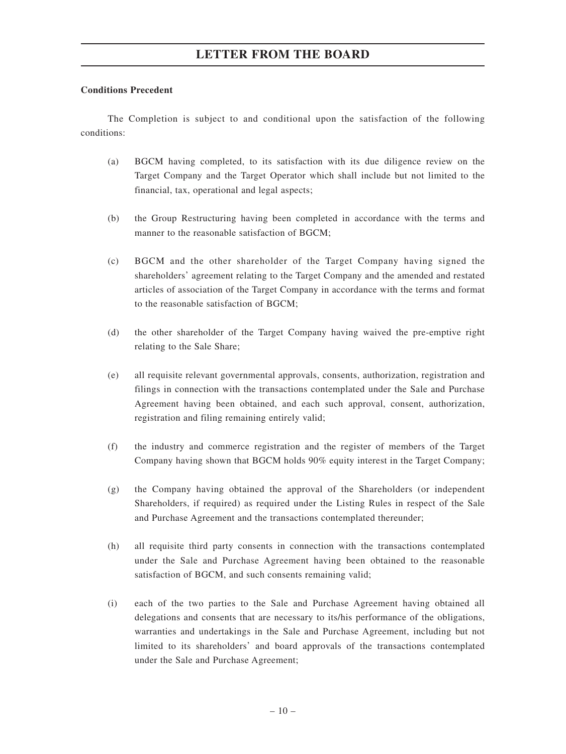**Conditions Precedent**

The Completion is subject to and conditional upon the satisfaction of the following conditions:

(a) BGCM having completed, to its satisfaction with its due diligence review on the Target Company and the Target Operator which shall include but not limited to the financial, tax, operational and legal aspects;

(b) the Group Restructuring having been completed in accordance with the terms and manner to the reasonable satisfaction of BGCM;

(c) BGCM and the other shareholder of the Target Company having signed the shareholders' agreement relating to the Target Company and the amended and restated articles of association of the Target Company in accordance with the terms and format to the reasonable satisfaction of BGCM;

(d) the other shareholder of the Target Company having waived the pre-emptive right relating to the Sale Share;

(e) all requisite relevant governmental approvals, consents, authorization, registration and filings in connection with the transactions contemplated under the Sale and Purchase Agreement having been obtained, and each such approval, consent, authorization, registration and filing remaining entirely valid;

(f) the industry and commerce registration and the register of members of the Target Company having shown that BGCM holds 90% equity interest in the Target Company;

(g) the Company having obtained the approval of the Shareholders (or independent Shareholders, if required) as required under the Listing Rules in respect of the Sale and Purchase Agreement and the transactions contemplated thereunder;

(h) all requisite third party consents in connection with the transactions contemplated under the Sale and Purchase Agreement having been obtained to the reasonable satisfaction of BGCM, and such consents remaining valid;

(i) each of the two parties to the Sale and Purchase Agreement having obtained all delegations and consents that are necessary to its/his performance of the obligations, warranties and undertakings in the Sale and Purchase Agreement, including but not limited to its shareholders' and board approvals of the transactions contemplated under the Sale and Purchase Agreement;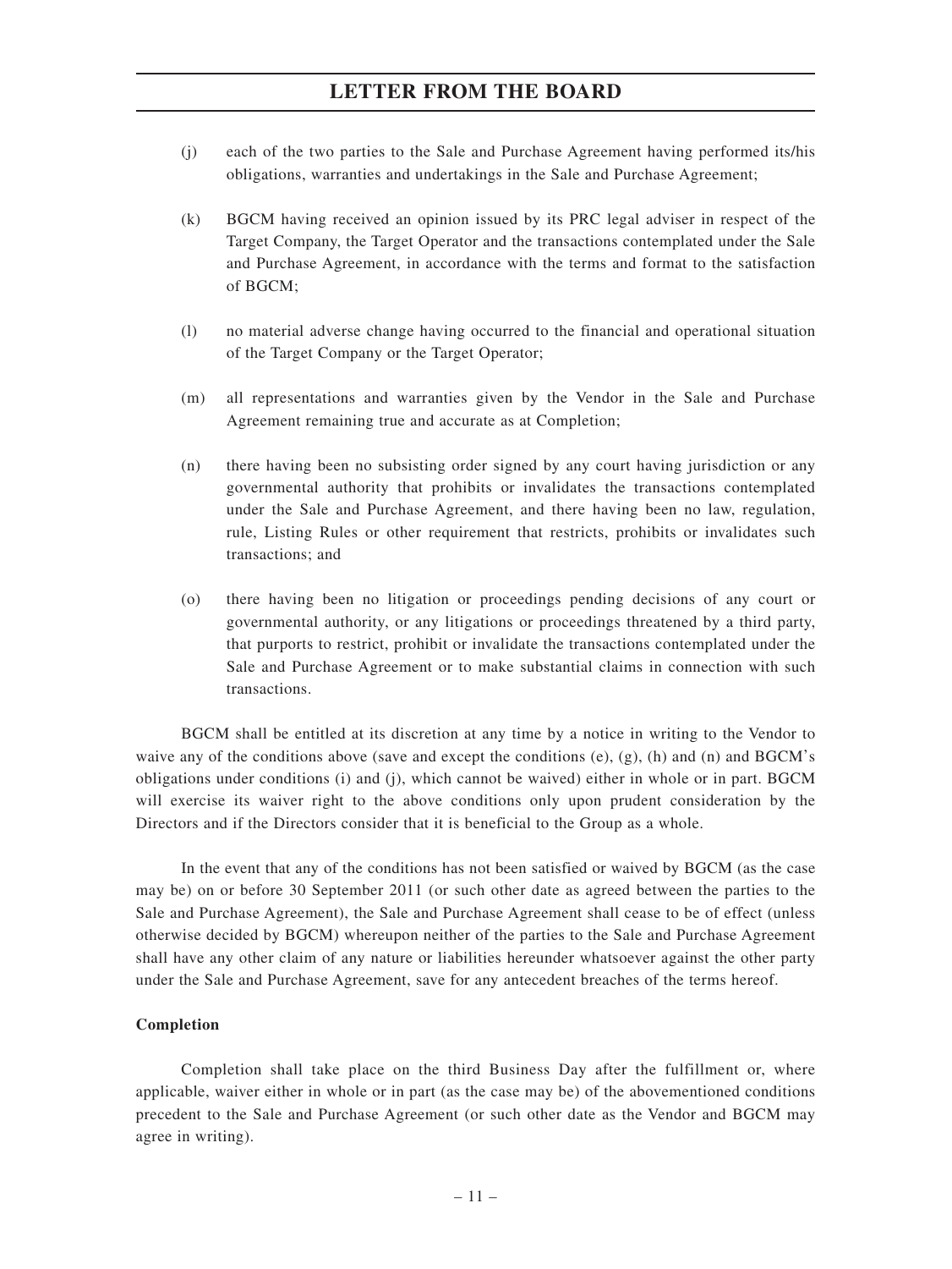(j) each of the two parties to the Sale and Purchase Agreement having performed its/his obligations, warranties and undertakings in the Sale and Purchase Agreement;

(k) BGCM having received an opinion issued by its PRC legal adviser in respect of the Target Company, the Target Operator and the transactions contemplated under the Sale and Purchase Agreement, in accordance with the terms and format to the satisfaction of BGCM;

(l) no material adverse change having occurred to the financial and operational situation of the Target Company or the Target Operator;

(m) all representations and warranties given by the Vendor in the Sale and Purchase Agreement remaining true and accurate as at Completion;

(n) there having been no subsisting order signed by any court having jurisdiction or any governmental authority that prohibits or invalidates the transactions contemplated under the Sale and Purchase Agreement, and there having been no law, regulation, rule, Listing Rules or other requirement that restricts, prohibits or invalidates such transactions; and

(o) there having been no litigation or proceedings pending decisions of any court or governmental authority, or any litigations or proceedings threatened by a third party, that purports to restrict, prohibit or invalidate the transactions contemplated under the Sale and Purchase Agreement or to make substantial claims in connection with such transactions.

BGCM shall be entitled at its discretion at any time by a notice in writing to the Vendor to waive any of the conditions above (save and except the conditions (e), (g), (h) and (n) and BGCM's obligations under conditions (i) and (j), which cannot be waived) either in whole or in part. BGCM will exercise its waiver right to the above conditions only upon prudent consideration by the Directors and if the Directors consider that it is beneficial to the Group as a whole.

In the event that any of the conditions has not been satisfied or waived by BGCM (as the case may be) on or before 30 September 2011 (or such other date as agreed between the parties to the Sale and Purchase Agreement), the Sale and Purchase Agreement shall cease to be of effect (unless otherwise decided by BGCM) whereupon neither of the parties to the Sale and Purchase Agreement shall have any other claim of any nature or liabilities hereunder whatsoever against the other party under the Sale and Purchase Agreement, save for any antecedent breaches of the terms hereof.

**Completion**

Completion shall take place on the third Business Day after the fulfillment or, where applicable, waiver either in whole or in part (as the case may be) of the abovementioned conditions precedent to the Sale and Purchase Agreement (or such other date as the Vendor and BGCM may agree in writing).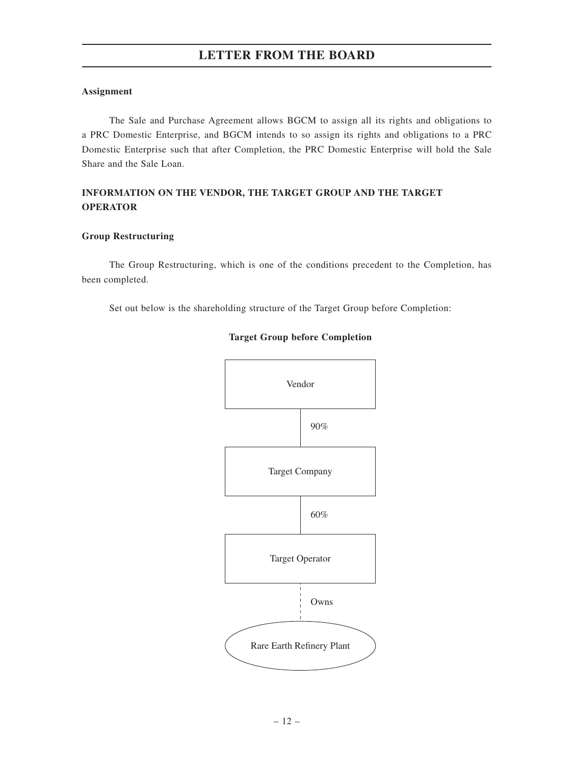### Assignment

The Sale and Purchase Agreement allows BGCM to assign all its rights and obligations to a PRC Domestic Enterprise, and BGCM intends to so assign its rights and obligations to a PRC Domestic Enterprise such that after Completion, the PRC Domestic Enterprise will hold the Sale Share and the Sale Loan.

## INFORMATION ON THE VENDOR, THE TARGET GROUP AND THE TARGET OPERATOR

### Group Restructuring

The Group Restructuring, which is one of the conditions precedent to the Completion, has been completed.

Set out below is the shareholding structure of the Target Group before Completion:

**Target Group before Completion**

Vendor

90%

Target Company

60%

Target Operator

Owns

Rare Earth Refinery Plant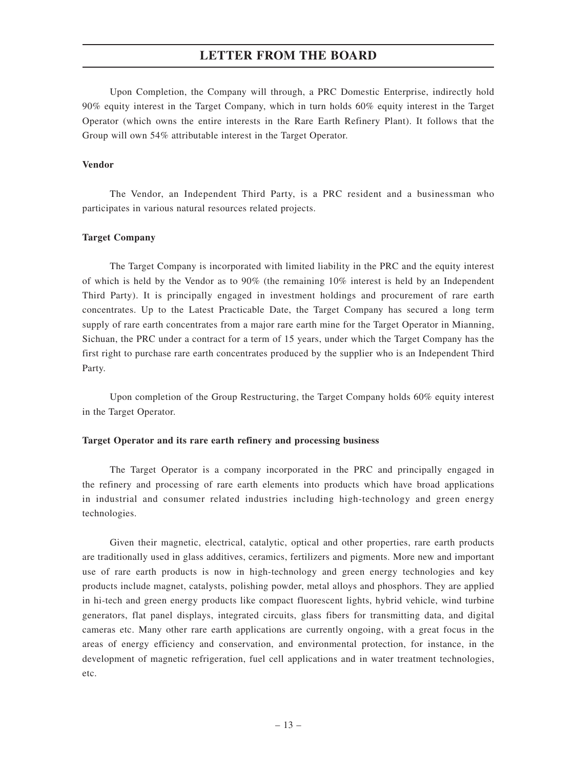Upon Completion, the Company will through, a PRC Domestic Enterprise, indirectly hold 90% equity interest in the Target Company, which in turn holds 60% equity interest in the Target Operator (which owns the entire interests in the Rare Earth Refinery Plant). It follows that the Group will own 54% attributable interest in the Target Operator.

**Vendor**

The Vendor, an Independent Third Party, is a PRC resident and a businessman who participates in various natural resources related projects.

**Target Company**

The Target Company is incorporated with limited liability in the PRC and the equity interest of which is held by the Vendor as to 90% (the remaining 10% interest is held by an Independent Third Party). It is principally engaged in investment holdings and procurement of rare earth concentrates. Up to the Latest Practicable Date, the Target Company has secured a long term supply of rare earth concentrates from a major rare earth mine for the Target Operator in Mianning, Sichuan, the PRC under a contract for a term of 15 years, under which the Target Company has the first right to purchase rare earth concentrates produced by the supplier who is an Independent Third Party.

Upon completion of the Group Restructuring, the Target Company holds 60% equity interest in the Target Operator.

**Target Operator and its rare earth refinery and processing business**

The Target Operator is a company incorporated in the PRC and principally engaged in the refinery and processing of rare earth elements into products which have broad applications in industrial and consumer related industries including high-technology and green energy technologies.

Given their magnetic, electrical, catalytic, optical and other properties, rare earth products are traditionally used in glass additives, ceramics, fertilizers and pigments. More new and important use of rare earth products is now in high-technology and green energy technologies and key products include magnet, catalysts, polishing powder, metal alloys and phosphors. They are applied in hi-tech and green energy products like compact fluorescent lights, hybrid vehicle, wind turbine generators, flat panel displays, integrated circuits, glass fibers for transmitting data, and digital cameras etc. Many other rare earth applications are currently ongoing, with a great focus in the areas of energy efficiency and conservation, and environmental protection, for instance, in the development of magnetic refrigeration, fuel cell applications and in water treatment technologies, etc.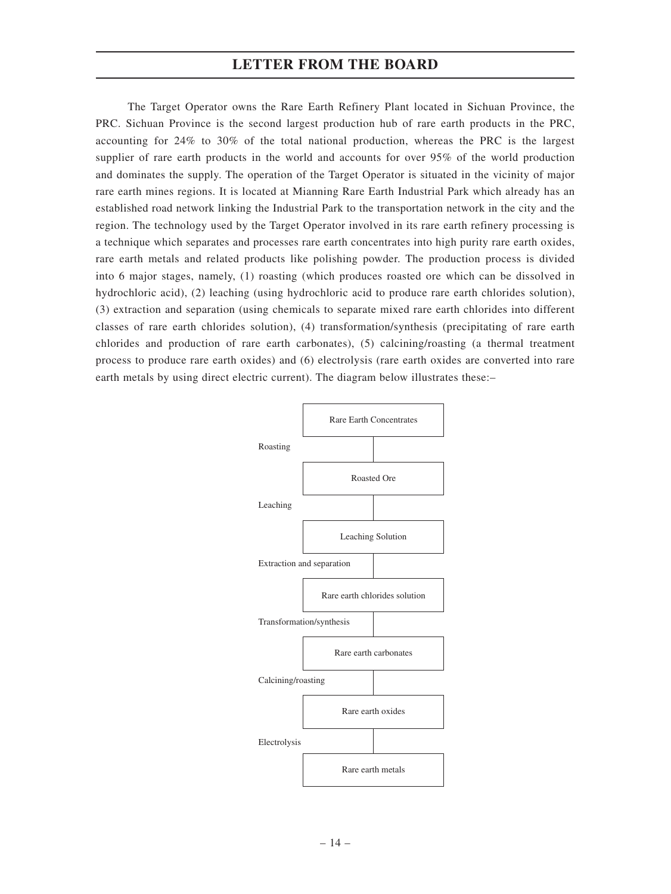# LETTER FROM THE BOARD

The Target Operator owns the Rare Earth Refinery Plant located in Sichuan Province, the PRC. Sichuan Province is the second largest production hub of rare earth products in the PRC, accounting for 24% to 30% of the total national production, whereas the PRC is the largest supplier of rare earth products in the world and accounts for over 95% of the world production and dominates the supply. The operation of the Target Operator is situated in the vicinity of major rare earth mines regions. It is located at Mianning Rare Earth Industrial Park which already has an established road network linking the Industrial Park to the transportation network in the city and the region. The technology used by the Target Operator involved in its rare earth refinery processing is a technique which separates and processes rare earth concentrates into high purity rare earth oxides, rare earth metals and related products like polishing powder. The production process is divided into 6 major stages, namely, (1) roasting (which produces roasted ore which can be dissolved in hydrochloric acid), (2) leaching (using hydrochloric acid to produce rare earth chlorides solution), (3) extraction and separation (using chemicals to separate mixed rare earth chlorides into different classes of rare earth chlorides solution), (4) transformation/synthesis (precipitating of rare earth chlorides and production of rare earth carbonates), (5) calcining/roasting (a thermal treatment process to produce rare earth oxides) and (6) electrolysis (rare earth oxides are converted into rare earth metals by using direct electric current). The diagram below illustrates these:–

```
Rare Earth Concentrates
        |  Roasting
Roasted Ore
        |  Leaching
Leaching Solution
        |  Extraction and separation
Rare earth chlorides solution
        |  Transformation/synthesis
Rare earth carbonates
        |  Calcining/roasting
Rare earth oxides
        |  Electrolysis
Rare earth metals
```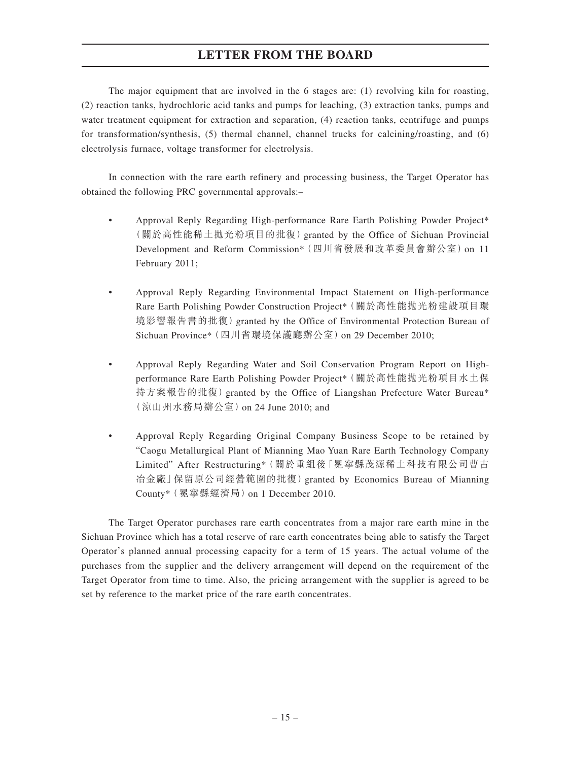The major equipment that are involved in the 6 stages are: (1) revolving kiln for roasting, (2) reaction tanks, hydrochloric acid tanks and pumps for leaching, (3) extraction tanks, pumps and water treatment equipment for extraction and separation, (4) reaction tanks, centrifuge and pumps for transformation/synthesis, (5) thermal channel, channel trucks for calcining/roasting, and (6) electrolysis furnace, voltage transformer for electrolysis.

In connection with the rare earth refinery and processing business, the Target Operator has obtained the following PRC governmental approvals:–

- Approval Reply Regarding High-performance Rare Earth Polishing Powder Project*（關於高性能稀土拋光粉項目的批復）granted by the Office of Sichuan Provincial Development and Reform Commission*（四川省發展和改革委員會辦公室）on 11 February 2011;

- Approval Reply Regarding Environmental Impact Statement on High-performance Rare Earth Polishing Powder Construction Project*（關於高性能拋光粉建設項目環境影響報告書的批復）granted by the Office of Environmental Protection Bureau of Sichuan Province*（四川省環境保護廳辦公室）on 29 December 2010;

- Approval Reply Regarding Water and Soil Conservation Program Report on High-performance Rare Earth Polishing Powder Project*（關於高性能拋光粉項目水土保持方案報告的批復）granted by the Office of Liangshan Prefecture Water Bureau*（涼山州水務局辦公室）on 24 June 2010; and

- Approval Reply Regarding Original Company Business Scope to be retained by "Caogu Metallurgical Plant of Mianning Mao Yuan Rare Earth Technology Company Limited" After Restructuring*（關於重組後「冕寧縣茂源稀土科技有限公司曹古冶金廠」保留原公司經營範圍的批復）granted by Economics Bureau of Mianning County*（冕寧縣經濟局）on 1 December 2010.

The Target Operator purchases rare earth concentrates from a major rare earth mine in the Sichuan Province which has a total reserve of rare earth concentrates being able to satisfy the Target Operator's planned annual processing capacity for a term of 15 years. The actual volume of the purchases from the supplier and the delivery arrangement will depend on the requirement of the Target Operator from time to time. Also, the pricing arrangement with the supplier is agreed to be set by reference to the market price of the rare earth concentrates.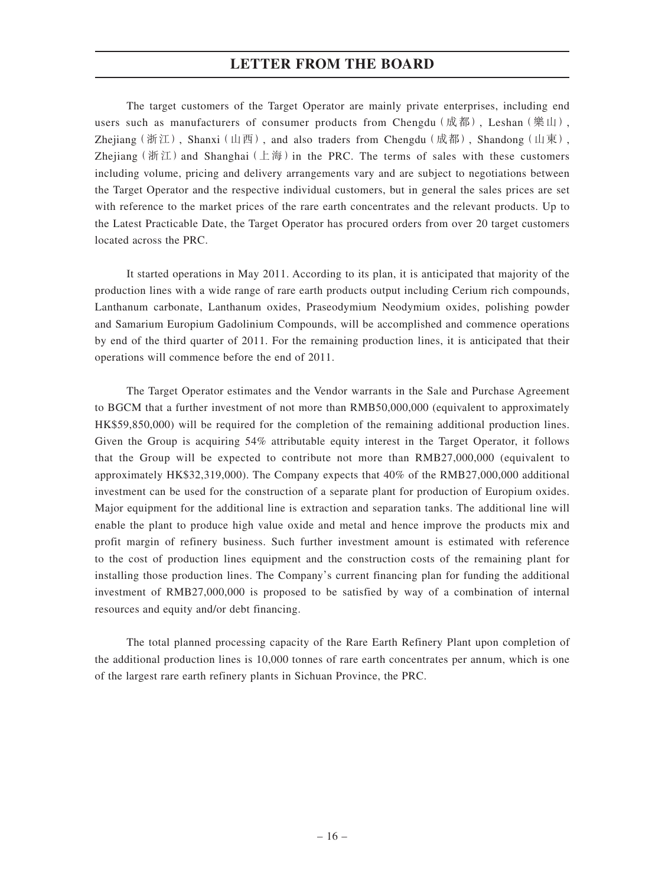The target customers of the Target Operator are mainly private enterprises, including end users such as manufacturers of consumer products from Chengdu（成都）, Leshan（樂山）, Zhejiang（浙江）, Shanxi（山西）, and also traders from Chengdu（成都）, Shandong（山東）, Zhejiang（浙江）and Shanghai（上海）in the PRC. The terms of sales with these customers including volume, pricing and delivery arrangements vary and are subject to negotiations between the Target Operator and the respective individual customers, but in general the sales prices are set with reference to the market prices of the rare earth concentrates and the relevant products. Up to the Latest Practicable Date, the Target Operator has procured orders from over 20 target customers located across the PRC.

It started operations in May 2011. According to its plan, it is anticipated that majority of the production lines with a wide range of rare earth products output including Cerium rich compounds, Lanthanum carbonate, Lanthanum oxides, Praseodymium Neodymium oxides, polishing powder and Samarium Europium Gadolinium Compounds, will be accomplished and commence operations by end of the third quarter of 2011. For the remaining production lines, it is anticipated that their operations will commence before the end of 2011.

The Target Operator estimates and the Vendor warrants in the Sale and Purchase Agreement to BGCM that a further investment of not more than RMB50,000,000 (equivalent to approximately HK$59,850,000) will be required for the completion of the remaining additional production lines. Given the Group is acquiring 54% attributable equity interest in the Target Operator, it follows that the Group will be expected to contribute not more than RMB27,000,000 (equivalent to approximately HK$32,319,000). The Company expects that 40% of the RMB27,000,000 additional investment can be used for the construction of a separate plant for production of Europium oxides. Major equipment for the additional line is extraction and separation tanks. The additional line will enable the plant to produce high value oxide and metal and hence improve the products mix and profit margin of refinery business. Such further investment amount is estimated with reference to the cost of production lines equipment and the construction costs of the remaining plant for installing those production lines. The Company's current financing plan for funding the additional investment of RMB27,000,000 is proposed to be satisfied by way of a combination of internal resources and equity and/or debt financing.

The total planned processing capacity of the Rare Earth Refinery Plant upon completion of the additional production lines is 10,000 tonnes of rare earth concentrates per annum, which is one of the largest rare earth refinery plants in Sichuan Province, the PRC.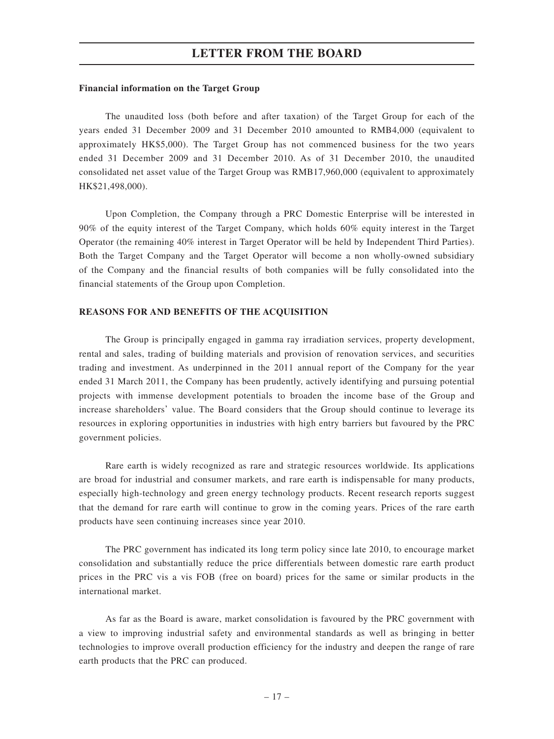**Financial information on the Target Group**

The unaudited loss (both before and after taxation) of the Target Group for each of the years ended 31 December 2009 and 31 December 2010 amounted to RMB4,000 (equivalent to approximately HK$5,000). The Target Group has not commenced business for the two years ended 31 December 2009 and 31 December 2010. As of 31 December 2010, the unaudited consolidated net asset value of the Target Group was RMB17,960,000 (equivalent to approximately HK$21,498,000).

Upon Completion, the Company through a PRC Domestic Enterprise will be interested in 90% of the equity interest of the Target Company, which holds 60% equity interest in the Target Operator (the remaining 40% interest in Target Operator will be held by Independent Third Parties). Both the Target Company and the Target Operator will become a non wholly-owned subsidiary of the Company and the financial results of both companies will be fully consolidated into the financial statements of the Group upon Completion.

## REASONS FOR AND BENEFITS OF THE ACQUISITION

The Group is principally engaged in gamma ray irradiation services, property development, rental and sales, trading of building materials and provision of renovation services, and securities trading and investment. As underpinned in the 2011 annual report of the Company for the year ended 31 March 2011, the Company has been prudently, actively identifying and pursuing potential projects with immense development potentials to broaden the income base of the Group and increase shareholders' value. The Board considers that the Group should continue to leverage its resources in exploring opportunities in industries with high entry barriers but favoured by the PRC government policies.

Rare earth is widely recognized as rare and strategic resources worldwide. Its applications are broad for industrial and consumer markets, and rare earth is indispensable for many products, especially high-technology and green energy technology products. Recent research reports suggest that the demand for rare earth will continue to grow in the coming years. Prices of the rare earth products have seen continuing increases since year 2010.

The PRC government has indicated its long term policy since late 2010, to encourage market consolidation and substantially reduce the price differentials between domestic rare earth product prices in the PRC vis a vis FOB (free on board) prices for the same or similar products in the international market.

As far as the Board is aware, market consolidation is favoured by the PRC government with a view to improving industrial safety and environmental standards as well as bringing in better technologies to improve overall production efficiency for the industry and deepen the range of rare earth products that the PRC can produced.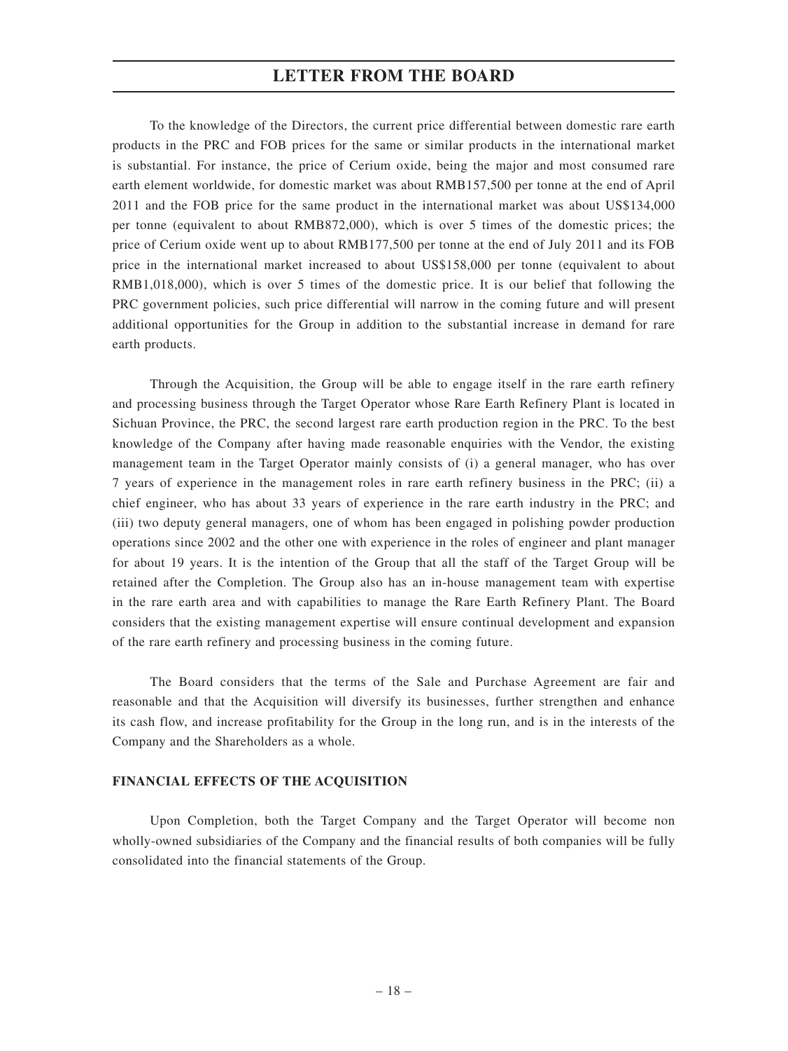To the knowledge of the Directors, the current price differential between domestic rare earth products in the PRC and FOB prices for the same or similar products in the international market is substantial. For instance, the price of Cerium oxide, being the major and most consumed rare earth element worldwide, for domestic market was about RMB157,500 per tonne at the end of April 2011 and the FOB price for the same product in the international market was about US$134,000 per tonne (equivalent to about RMB872,000), which is over 5 times of the domestic prices; the price of Cerium oxide went up to about RMB177,500 per tonne at the end of July 2011 and its FOB price in the international market increased to about US$158,000 per tonne (equivalent to about RMB1,018,000), which is over 5 times of the domestic price. It is our belief that following the PRC government policies, such price differential will narrow in the coming future and will present additional opportunities for the Group in addition to the substantial increase in demand for rare earth products.

Through the Acquisition, the Group will be able to engage itself in the rare earth refinery and processing business through the Target Operator whose Rare Earth Refinery Plant is located in Sichuan Province, the PRC, the second largest rare earth production region in the PRC. To the best knowledge of the Company after having made reasonable enquiries with the Vendor, the existing management team in the Target Operator mainly consists of (i) a general manager, who has over 7 years of experience in the management roles in rare earth refinery business in the PRC; (ii) a chief engineer, who has about 33 years of experience in the rare earth industry in the PRC; and (iii) two deputy general managers, one of whom has been engaged in polishing powder production operations since 2002 and the other one with experience in the roles of engineer and plant manager for about 19 years. It is the intention of the Group that all the staff of the Target Group will be retained after the Completion. The Group also has an in-house management team with expertise in the rare earth area and with capabilities to manage the Rare Earth Refinery Plant. The Board considers that the existing management expertise will ensure continual development and expansion of the rare earth refinery and processing business in the coming future.

The Board considers that the terms of the Sale and Purchase Agreement are fair and reasonable and that the Acquisition will diversify its businesses, further strengthen and enhance its cash flow, and increase profitability for the Group in the long run, and is in the interests of the Company and the Shareholders as a whole.

## FINANCIAL EFFECTS OF THE ACQUISITION

Upon Completion, both the Target Company and the Target Operator will become non wholly-owned subsidiaries of the Company and the financial results of both companies will be fully consolidated into the financial statements of the Group.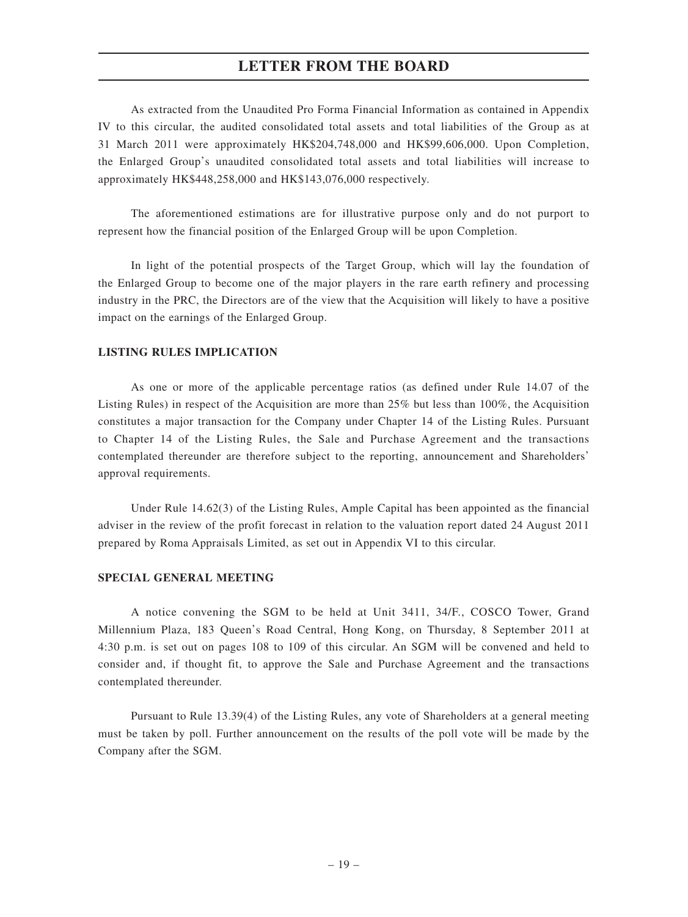As extracted from the Unaudited Pro Forma Financial Information as contained in Appendix IV to this circular, the audited consolidated total assets and total liabilities of the Group as at 31 March 2011 were approximately HK$204,748,000 and HK$99,606,000. Upon Completion, the Enlarged Group's unaudited consolidated total assets and total liabilities will increase to approximately HK$448,258,000 and HK$143,076,000 respectively.

The aforementioned estimations are for illustrative purpose only and do not purport to represent how the financial position of the Enlarged Group will be upon Completion.

In light of the potential prospects of the Target Group, which will lay the foundation of the Enlarged Group to become one of the major players in the rare earth refinery and processing industry in the PRC, the Directors are of the view that the Acquisition will likely to have a positive impact on the earnings of the Enlarged Group.

**LISTING RULES IMPLICATION**

As one or more of the applicable percentage ratios (as defined under Rule 14.07 of the Listing Rules) in respect of the Acquisition are more than 25% but less than 100%, the Acquisition constitutes a major transaction for the Company under Chapter 14 of the Listing Rules. Pursuant to Chapter 14 of the Listing Rules, the Sale and Purchase Agreement and the transactions contemplated thereunder are therefore subject to the reporting, announcement and Shareholders' approval requirements.

Under Rule 14.62(3) of the Listing Rules, Ample Capital has been appointed as the financial adviser in the review of the profit forecast in relation to the valuation report dated 24 August 2011 prepared by Roma Appraisals Limited, as set out in Appendix VI to this circular.

**SPECIAL GENERAL MEETING**

A notice convening the SGM to be held at Unit 3411, 34/F., COSCO Tower, Grand Millennium Plaza, 183 Queen's Road Central, Hong Kong, on Thursday, 8 September 2011 at 4:30 p.m. is set out on pages 108 to 109 of this circular. An SGM will be convened and held to consider and, if thought fit, to approve the Sale and Purchase Agreement and the transactions contemplated thereunder.

Pursuant to Rule 13.39(4) of the Listing Rules, any vote of Shareholders at a general meeting must be taken by poll. Further announcement on the results of the poll vote will be made by the Company after the SGM.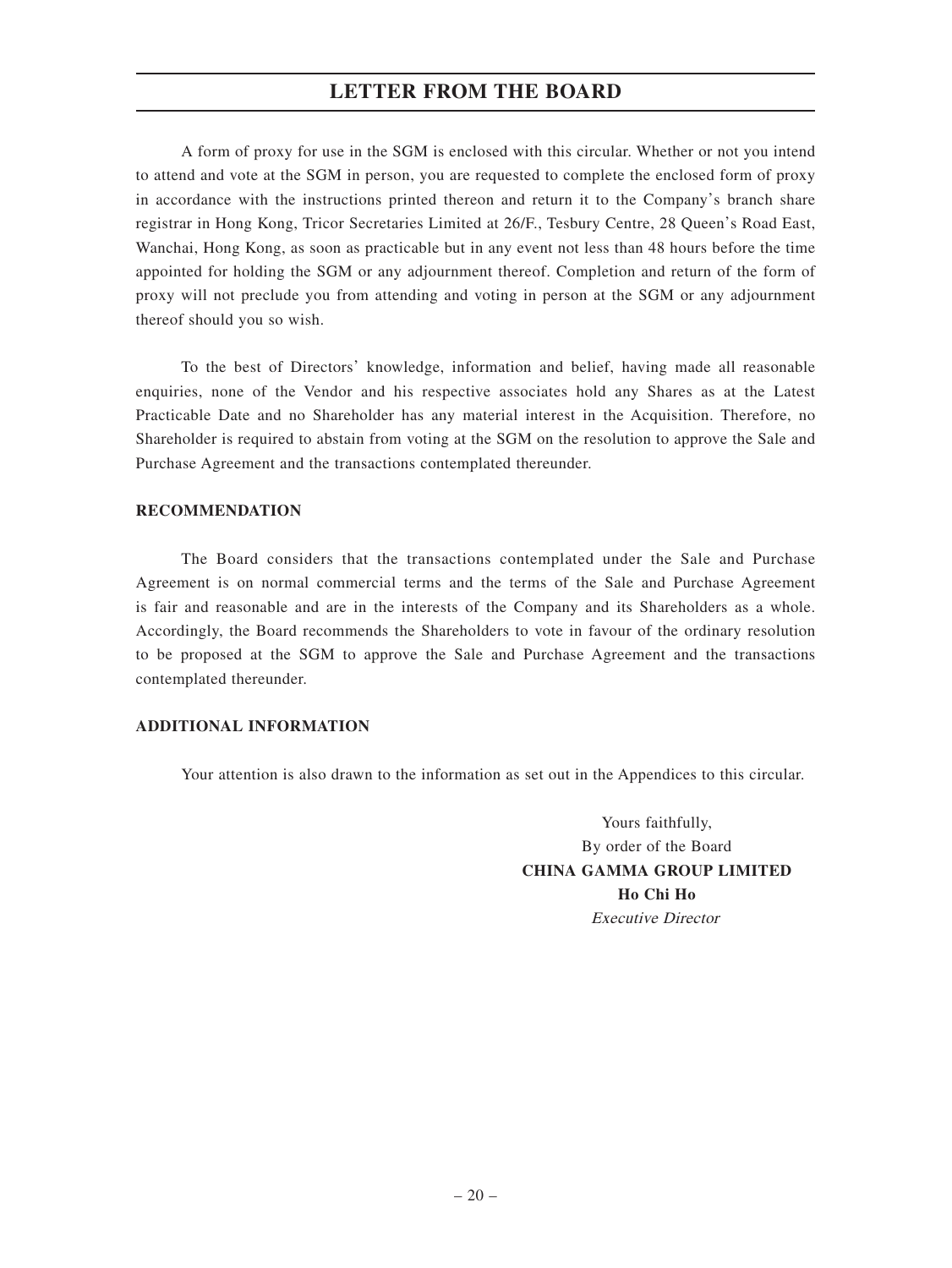# LETTER FROM THE BOARD

A form of proxy for use in the SGM is enclosed with this circular. Whether or not you intend to attend and vote at the SGM in person, you are requested to complete the enclosed form of proxy in accordance with the instructions printed thereon and return it to the Company's branch share registrar in Hong Kong, Tricor Secretaries Limited at 26/F., Tesbury Centre, 28 Queen's Road East, Wanchai, Hong Kong, as soon as practicable but in any event not less than 48 hours before the time appointed for holding the SGM or any adjournment thereof. Completion and return of the form of proxy will not preclude you from attending and voting in person at the SGM or any adjournment thereof should you so wish.

To the best of Directors' knowledge, information and belief, having made all reasonable enquiries, none of the Vendor and his respective associates hold any Shares as at the Latest Practicable Date and no Shareholder has any material interest in the Acquisition. Therefore, no Shareholder is required to abstain from voting at the SGM on the resolution to approve the Sale and Purchase Agreement and the transactions contemplated thereunder.

**RECOMMENDATION**

The Board considers that the transactions contemplated under the Sale and Purchase Agreement is on normal commercial terms and the terms of the Sale and Purchase Agreement is fair and reasonable and are in the interests of the Company and its Shareholders as a whole. Accordingly, the Board recommends the Shareholders to vote in favour of the ordinary resolution to be proposed at the SGM to approve the Sale and Purchase Agreement and the transactions contemplated thereunder.

**ADDITIONAL INFORMATION**

Your attention is also drawn to the information as set out in the Appendices to this circular.

Yours faithfully,
By order of the Board
**CHINA GAMMA GROUP LIMITED**
**Ho Chi Ho**
*Executive Director*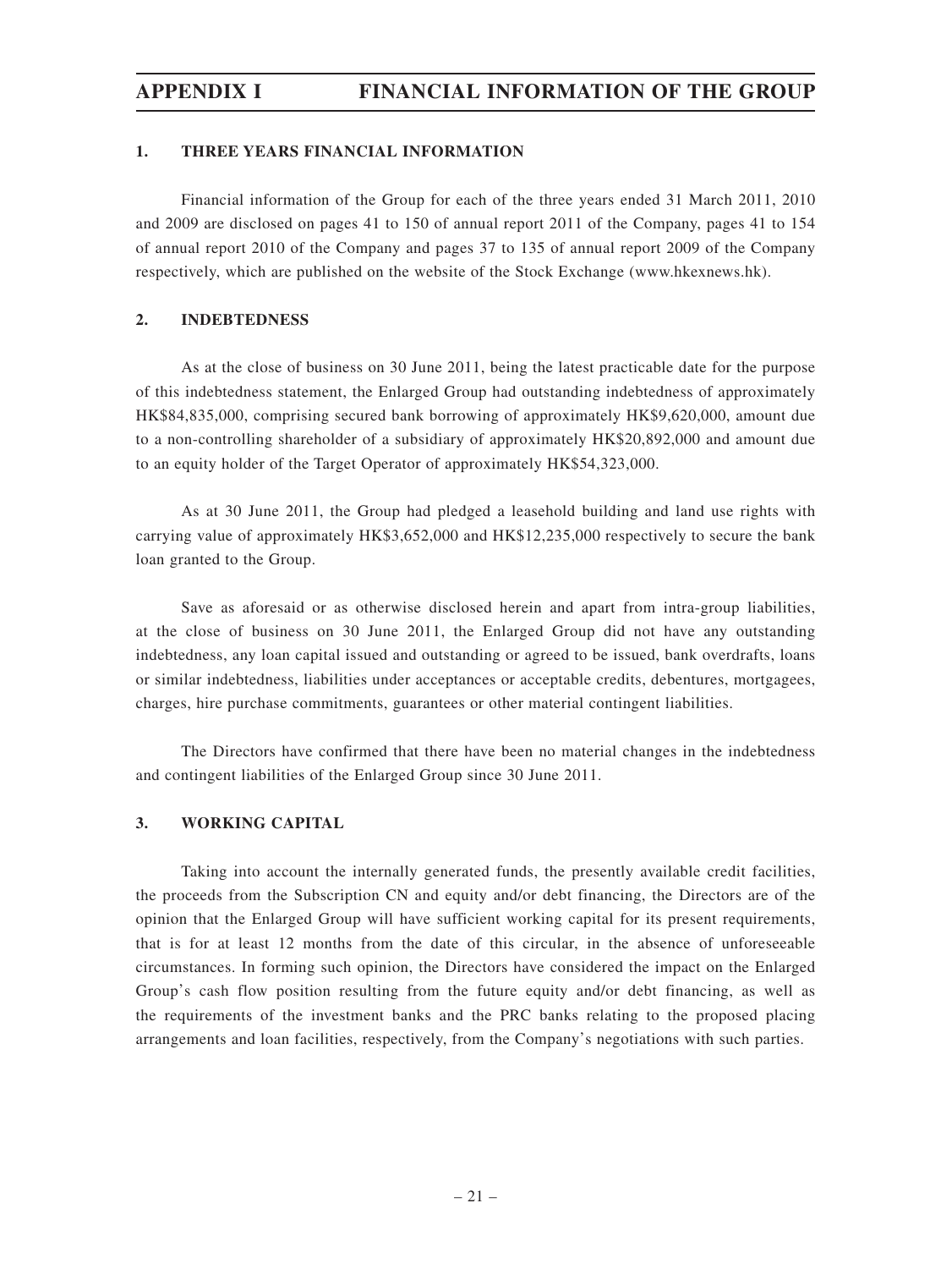# APPENDIX I FINANCIAL INFORMATION OF THE GROUP

## 1. THREE YEARS FINANCIAL INFORMATION

Financial information of the Group for each of the three years ended 31 March 2011, 2010 and 2009 are disclosed on pages 41 to 150 of annual report 2011 of the Company, pages 41 to 154 of annual report 2010 of the Company and pages 37 to 135 of annual report 2009 of the Company respectively, which are published on the website of the Stock Exchange (www.hkexnews.hk).

## 2. INDEBTEDNESS

As at the close of business on 30 June 2011, being the latest practicable date for the purpose of this indebtedness statement, the Enlarged Group had outstanding indebtedness of approximately HK$84,835,000, comprising secured bank borrowing of approximately HK$9,620,000, amount due to a non-controlling shareholder of a subsidiary of approximately HK$20,892,000 and amount due to an equity holder of the Target Operator of approximately HK$54,323,000.

As at 30 June 2011, the Group had pledged a leasehold building and land use rights with carrying value of approximately HK$3,652,000 and HK$12,235,000 respectively to secure the bank loan granted to the Group.

Save as aforesaid or as otherwise disclosed herein and apart from intra-group liabilities, at the close of business on 30 June 2011, the Enlarged Group did not have any outstanding indebtedness, any loan capital issued and outstanding or agreed to be issued, bank overdrafts, loans or similar indebtedness, liabilities under acceptances or acceptable credits, debentures, mortgagees, charges, hire purchase commitments, guarantees or other material contingent liabilities.

The Directors have confirmed that there have been no material changes in the indebtedness and contingent liabilities of the Enlarged Group since 30 June 2011.

## 3. WORKING CAPITAL

Taking into account the internally generated funds, the presently available credit facilities, the proceeds from the Subscription CN and equity and/or debt financing, the Directors are of the opinion that the Enlarged Group will have sufficient working capital for its present requirements, that is for at least 12 months from the date of this circular, in the absence of unforeseeable circumstances. In forming such opinion, the Directors have considered the impact on the Enlarged Group's cash flow position resulting from the future equity and/or debt financing, as well as the requirements of the investment banks and the PRC banks relating to the proposed placing arrangements and loan facilities, respectively, from the Company's negotiations with such parties.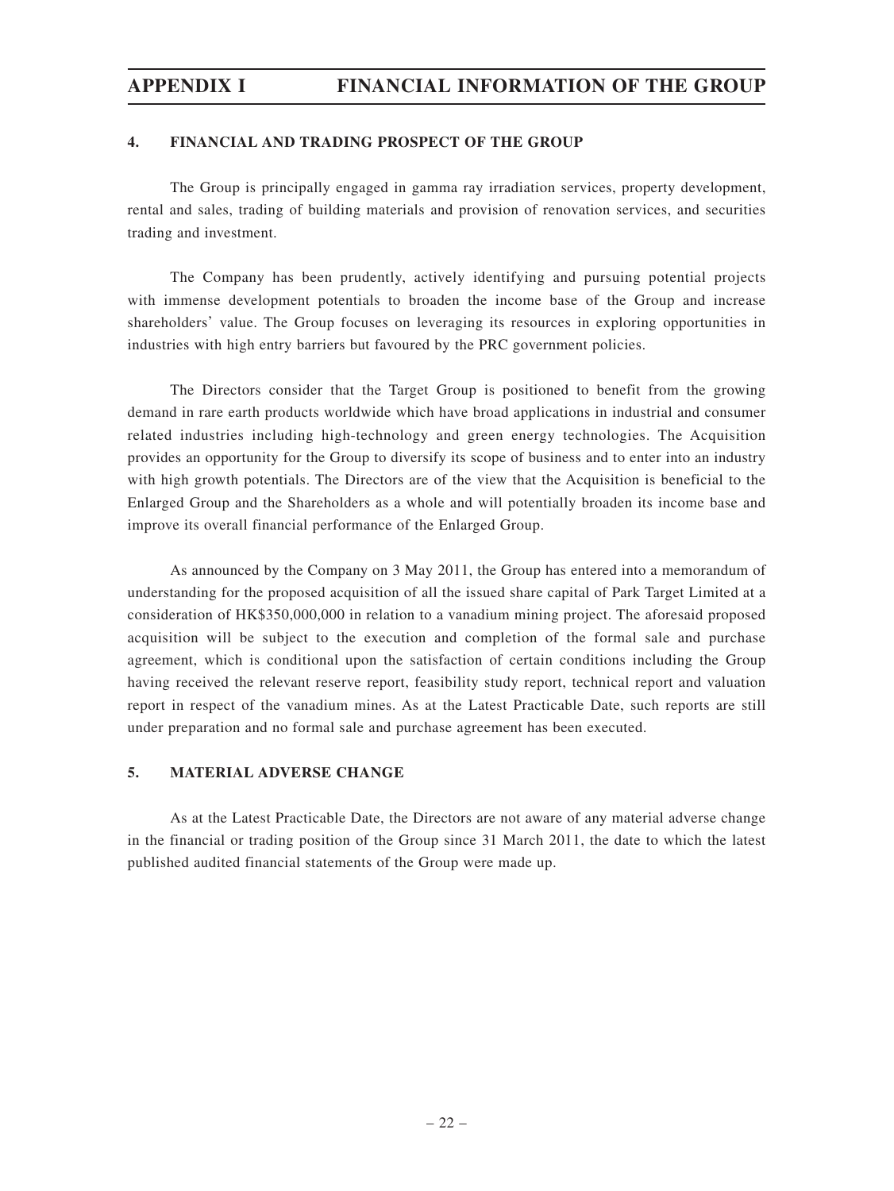### 4. FINANCIAL AND TRADING PROSPECT OF THE GROUP

The Group is principally engaged in gamma ray irradiation services, property development, rental and sales, trading of building materials and provision of renovation services, and securities trading and investment.

The Company has been prudently, actively identifying and pursuing potential projects with immense development potentials to broaden the income base of the Group and increase shareholders' value. The Group focuses on leveraging its resources in exploring opportunities in industries with high entry barriers but favoured by the PRC government policies.

The Directors consider that the Target Group is positioned to benefit from the growing demand in rare earth products worldwide which have broad applications in industrial and consumer related industries including high-technology and green energy technologies. The Acquisition provides an opportunity for the Group to diversify its scope of business and to enter into an industry with high growth potentials. The Directors are of the view that the Acquisition is beneficial to the Enlarged Group and the Shareholders as a whole and will potentially broaden its income base and improve its overall financial performance of the Enlarged Group.

As announced by the Company on 3 May 2011, the Group has entered into a memorandum of understanding for the proposed acquisition of all the issued share capital of Park Target Limited at a consideration of HK$350,000,000 in relation to a vanadium mining project. The aforesaid proposed acquisition will be subject to the execution and completion of the formal sale and purchase agreement, which is conditional upon the satisfaction of certain conditions including the Group having received the relevant reserve report, feasibility study report, technical report and valuation report in respect of the vanadium mines. As at the Latest Practicable Date, such reports are still under preparation and no formal sale and purchase agreement has been executed.

### 5. MATERIAL ADVERSE CHANGE

As at the Latest Practicable Date, the Directors are not aware of any material adverse change in the financial or trading position of the Group since 31 March 2011, the date to which the latest published audited financial statements of the Group were made up.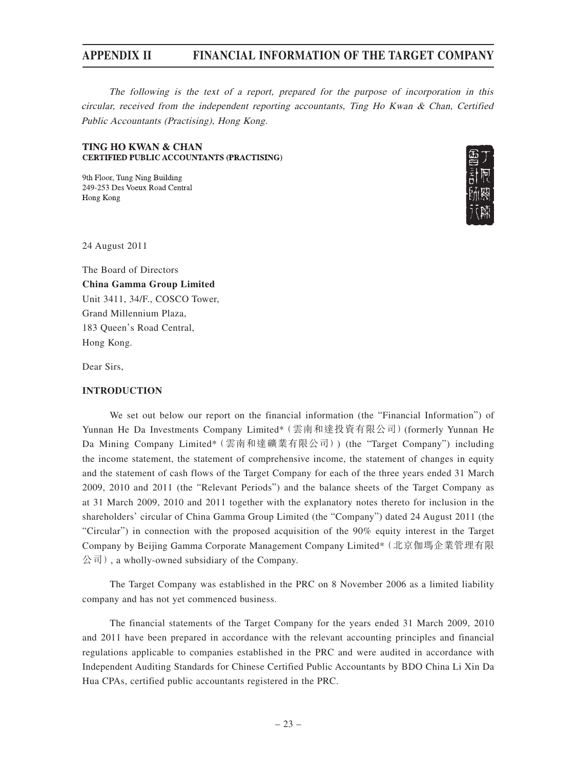*The following is the text of a report, prepared for the purpose of incorporation in this circular, received from the independent reporting accountants, Ting Ho Kwan & Chan, Certified Public Accountants (Practising), Hong Kong.*

**TING HO KWAN & CHAN**
**CERTIFIED PUBLIC ACCOUNTANTS (PRACTISING)**

9th Floor, Tung Ning Building
249-253 Des Voeux Road Central
Hong Kong

24 August 2011

The Board of Directors
**China Gamma Group Limited**
Unit 3411, 34/F., COSCO Tower,
Grand Millennium Plaza,
183 Queen's Road Central,
Hong Kong.

Dear Sirs,

## INTRODUCTION

We set out below our report on the financial information (the "Financial Information") of Yunnan He Da Investments Company Limited*（雲南和達投資有限公司）(formerly Yunnan He Da Mining Company Limited*（雲南和達礦業有限公司）) (the "Target Company") including the income statement, the statement of comprehensive income, the statement of changes in equity and the statement of cash flows of the Target Company for each of the three years ended 31 March 2009, 2010 and 2011 (the "Relevant Periods") and the balance sheets of the Target Company as at 31 March 2009, 2010 and 2011 together with the explanatory notes thereto for inclusion in the shareholders' circular of China Gamma Group Limited (the "Company") dated 24 August 2011 (the "Circular") in connection with the proposed acquisition of the 90% equity interest in the Target Company by Beijing Gamma Corporate Management Company Limited*（北京伽瑪企業管理有限公司）, a wholly-owned subsidiary of the Company.

The Target Company was established in the PRC on 8 November 2006 as a limited liability company and has not yet commenced business.

The financial statements of the Target Company for the years ended 31 March 2009, 2010 and 2011 have been prepared in accordance with the relevant accounting principles and financial regulations applicable to companies established in the PRC and were audited in accordance with Independent Auditing Standards for Chinese Certified Public Accountants by BDO China Li Xin Da Hua CPAs, certified public accountants registered in the PRC.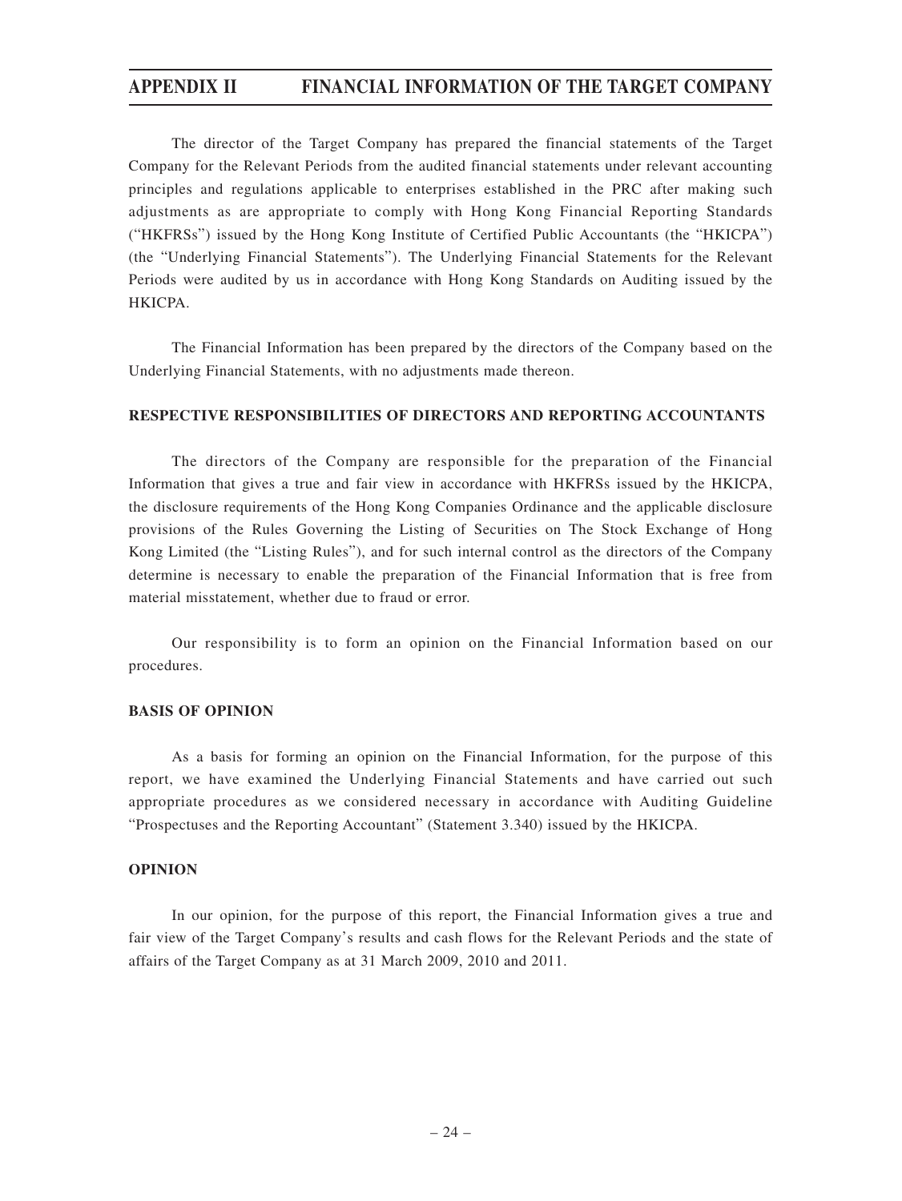The director of the Target Company has prepared the financial statements of the Target Company for the Relevant Periods from the audited financial statements under relevant accounting principles and regulations applicable to enterprises established in the PRC after making such adjustments as are appropriate to comply with Hong Kong Financial Reporting Standards ("HKFRSs") issued by the Hong Kong Institute of Certified Public Accountants (the "HKICPA") (the "Underlying Financial Statements"). The Underlying Financial Statements for the Relevant Periods were audited by us in accordance with Hong Kong Standards on Auditing issued by the HKICPA.

The Financial Information has been prepared by the directors of the Company based on the Underlying Financial Statements, with no adjustments made thereon.

**RESPECTIVE RESPONSIBILITIES OF DIRECTORS AND REPORTING ACCOUNTANTS**

The directors of the Company are responsible for the preparation of the Financial Information that gives a true and fair view in accordance with HKFRSs issued by the HKICPA, the disclosure requirements of the Hong Kong Companies Ordinance and the applicable disclosure provisions of the Rules Governing the Listing of Securities on The Stock Exchange of Hong Kong Limited (the "Listing Rules"), and for such internal control as the directors of the Company determine is necessary to enable the preparation of the Financial Information that is free from material misstatement, whether due to fraud or error.

Our responsibility is to form an opinion on the Financial Information based on our procedures.

**BASIS OF OPINION**

As a basis for forming an opinion on the Financial Information, for the purpose of this report, we have examined the Underlying Financial Statements and have carried out such appropriate procedures as we considered necessary in accordance with Auditing Guideline "Prospectuses and the Reporting Accountant" (Statement 3.340) issued by the HKICPA.

**OPINION**

In our opinion, for the purpose of this report, the Financial Information gives a true and fair view of the Target Company's results and cash flows for the Relevant Periods and the state of affairs of the Target Company as at 31 March 2009, 2010 and 2011.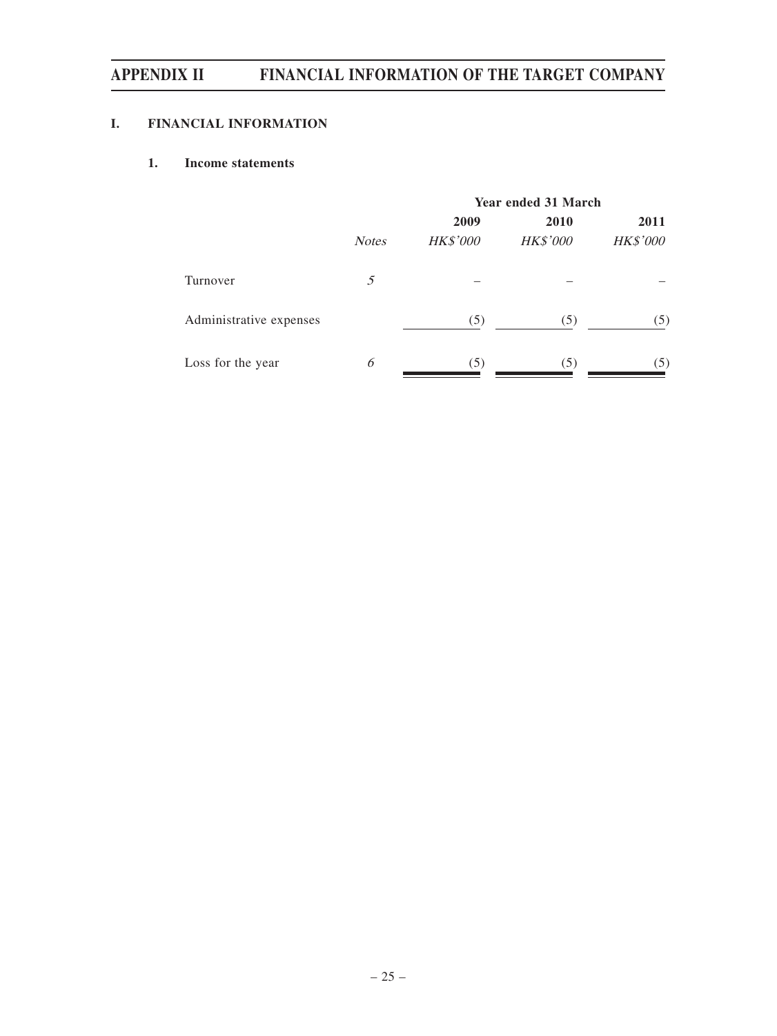## I. FINANCIAL INFORMATION

### 1. Income statements

| | | Year ended 31 March | | |
|---|---|---|---|---|
| | | 2009 | 2010 | 2011 |
| | *Notes* | *HK$'000* | *HK$'000* | *HK$'000* |
| Turnover | *5* | – | – | – |
| Administrative expenses | | (5) | (5) | (5) |
| Loss for the year | *6* | (5) | (5) | (5) |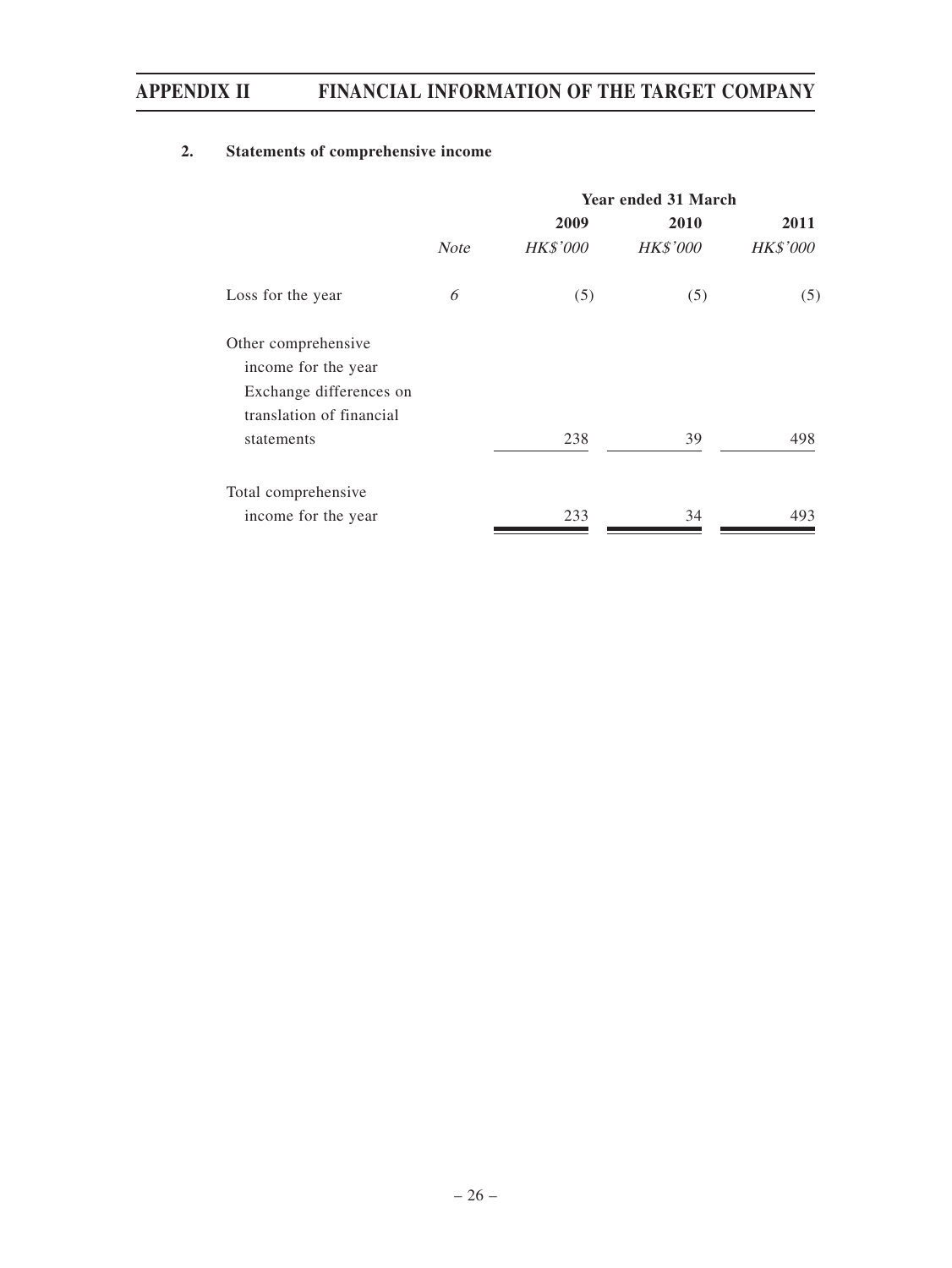## 2. Statements of comprehensive income

| | | Year ended 31 March | | |
|---|---|---|---|---|
| | | 2009 | 2010 | 2011 |
| | *Note* | *HK$'000* | *HK$'000* | *HK$'000* |
| Loss for the year | 6 | (5) | (5) | (5) |
| Other comprehensive income for the year | | | | |
| Exchange differences on translation of financial statements | | 238 | 39 | 498 |
| Total comprehensive income for the year | | 233 | 34 | 493 |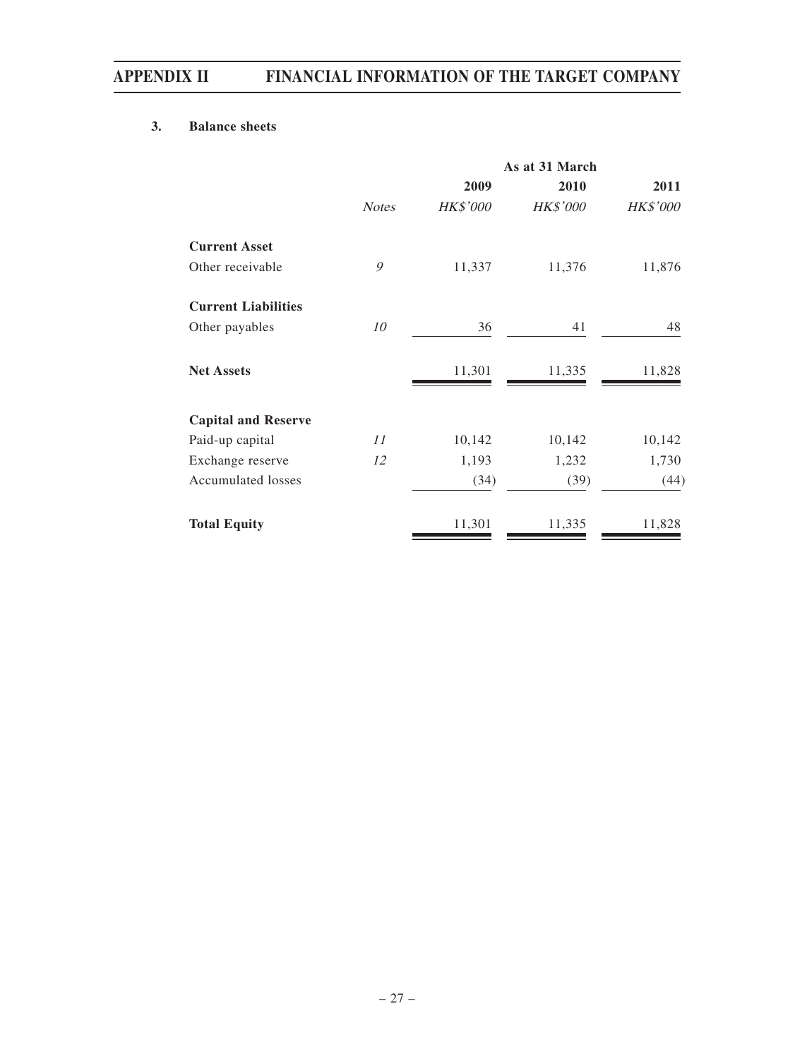### 3. Balance sheets

| | | As at 31 March | | |
|---|---|---|---|---|
| | | 2009 | 2010 | 2011 |
| | *Notes* | *HK$'000* | *HK$'000* | *HK$'000* |
| **Current Asset** | | | | |
| Other receivable | *9* | 11,337 | 11,376 | 11,876 |
| **Current Liabilities** | | | | |
| Other payables | *10* | 36 | 41 | 48 |
| **Net Assets** | | 11,301 | 11,335 | 11,828 |
| **Capital and Reserve** | | | | |
| Paid-up capital | *11* | 10,142 | 10,142 | 10,142 |
| Exchange reserve | *12* | 1,193 | 1,232 | 1,730 |
| Accumulated losses | | (34) | (39) | (44) |
| **Total Equity** | | 11,301 | 11,335 | 11,828 |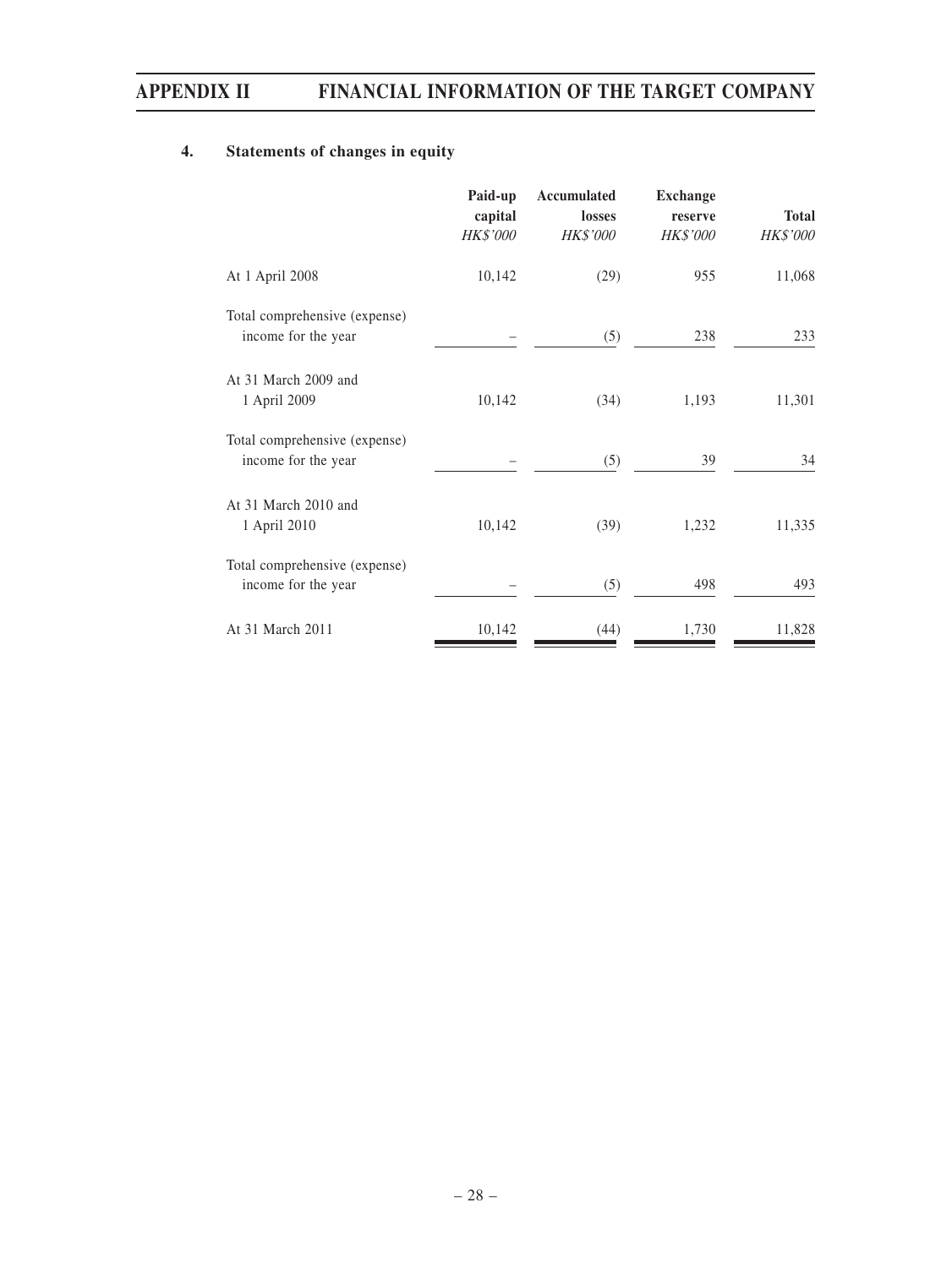## 4. Statements of changes in equity

| | Paid-up capital | Accumulated losses | Exchange reserve | Total |
|---|---|---|---|---|
| | *HK$'000* | *HK$'000* | *HK$'000* | *HK$'000* |
| At 1 April 2008 | 10,142 | (29) | 955 | 11,068 |
| Total comprehensive (expense) income for the year | – | (5) | 238 | 233 |
| At 31 March 2009 and 1 April 2009 | 10,142 | (34) | 1,193 | 11,301 |
| Total comprehensive (expense) income for the year | – | (5) | 39 | 34 |
| At 31 March 2010 and 1 April 2010 | 10,142 | (39) | 1,232 | 11,335 |
| Total comprehensive (expense) income for the year | – | (5) | 498 | 493 |
| At 31 March 2011 | 10,142 | (44) | 1,730 | 11,828 |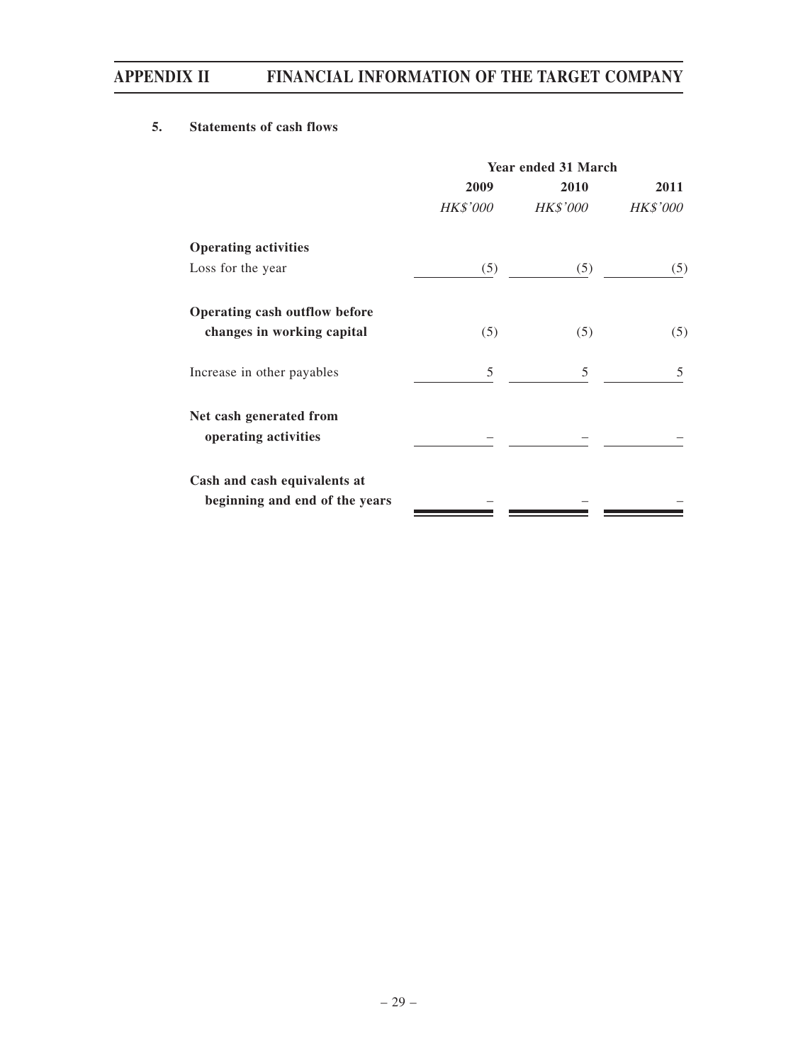### 5. Statements of cash flows

| | Year ended 31 March | | |
|---|---|---|---|
| | **2009** | **2010** | **2011** |
| | *HK$'000* | *HK$'000* | *HK$'000* |
| **Operating activities** | | | |
| Loss for the year | (5) | (5) | (5) |
| **Operating cash outflow before changes in working capital** | (5) | (5) | (5) |
| Increase in other payables | 5 | 5 | 5 |
| **Net cash generated from operating activities** | – | – | – |
| **Cash and cash equivalents at beginning and end of the years** | – | – | – |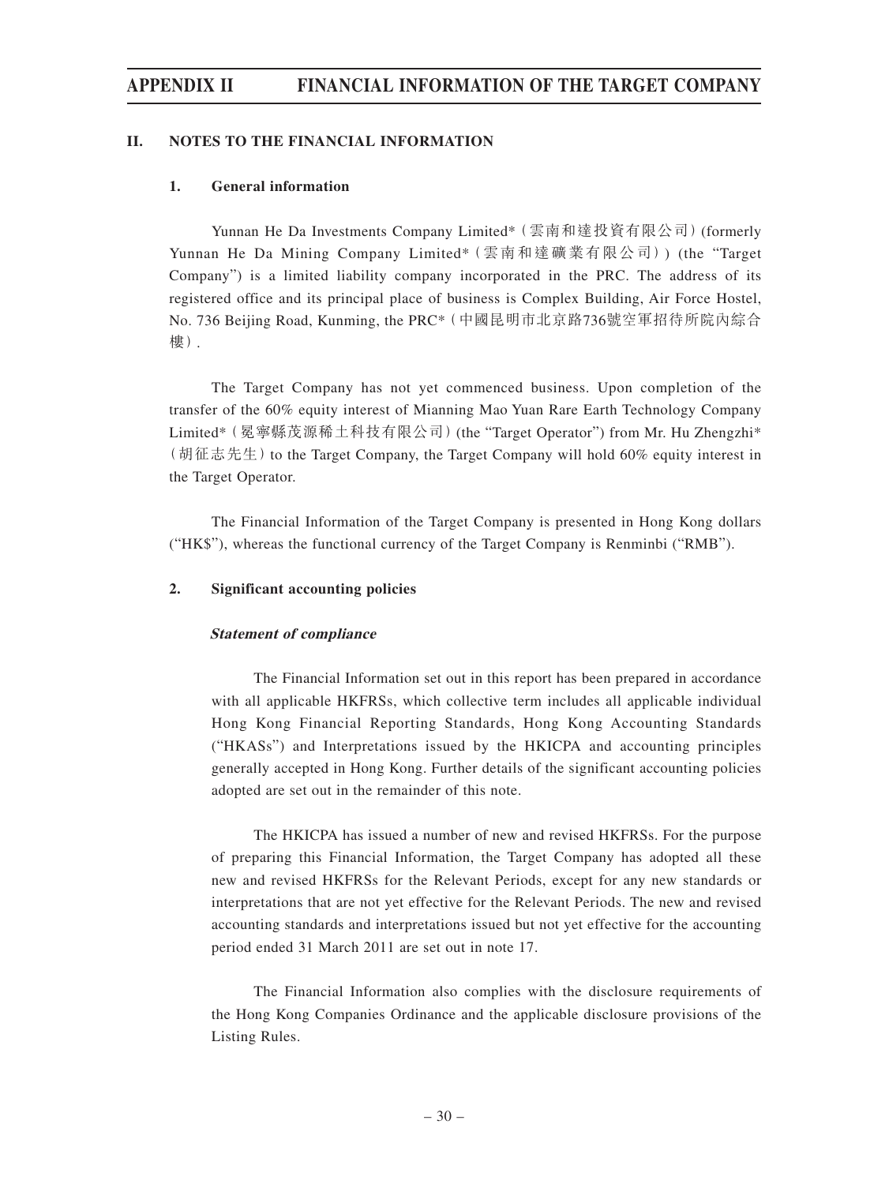## II. NOTES TO THE FINANCIAL INFORMATION

### 1. General information

Yunnan He Da Investments Company Limited*（雲南和達投資有限公司）(formerly Yunnan He Da Mining Company Limited*（雲南和達礦業有限公司）) (the "Target Company") is a limited liability company incorporated in the PRC. The address of its registered office and its principal place of business is Complex Building, Air Force Hostel, No. 736 Beijing Road, Kunming, the PRC*（中國昆明市北京路736號空軍招待所院內綜合樓）.

The Target Company has not yet commenced business. Upon completion of the transfer of the 60% equity interest of Mianning Mao Yuan Rare Earth Technology Company Limited*（冕寧縣茂源稀土科技有限公司）(the "Target Operator") from Mr. Hu Zhengzhi*（胡征志先生）to the Target Company, the Target Company will hold 60% equity interest in the Target Operator.

The Financial Information of the Target Company is presented in Hong Kong dollars ("HK$"), whereas the functional currency of the Target Company is Renminbi ("RMB").

### 2. Significant accounting policies

***Statement of compliance***

The Financial Information set out in this report has been prepared in accordance with all applicable HKFRSs, which collective term includes all applicable individual Hong Kong Financial Reporting Standards, Hong Kong Accounting Standards ("HKASs") and Interpretations issued by the HKICPA and accounting principles generally accepted in Hong Kong. Further details of the significant accounting policies adopted are set out in the remainder of this note.

The HKICPA has issued a number of new and revised HKFRSs. For the purpose of preparing this Financial Information, the Target Company has adopted all these new and revised HKFRSs for the Relevant Periods, except for any new standards or interpretations that are not yet effective for the Relevant Periods. The new and revised accounting standards and interpretations issued but not yet effective for the accounting period ended 31 March 2011 are set out in note 17.

The Financial Information also complies with the disclosure requirements of the Hong Kong Companies Ordinance and the applicable disclosure provisions of the Listing Rules.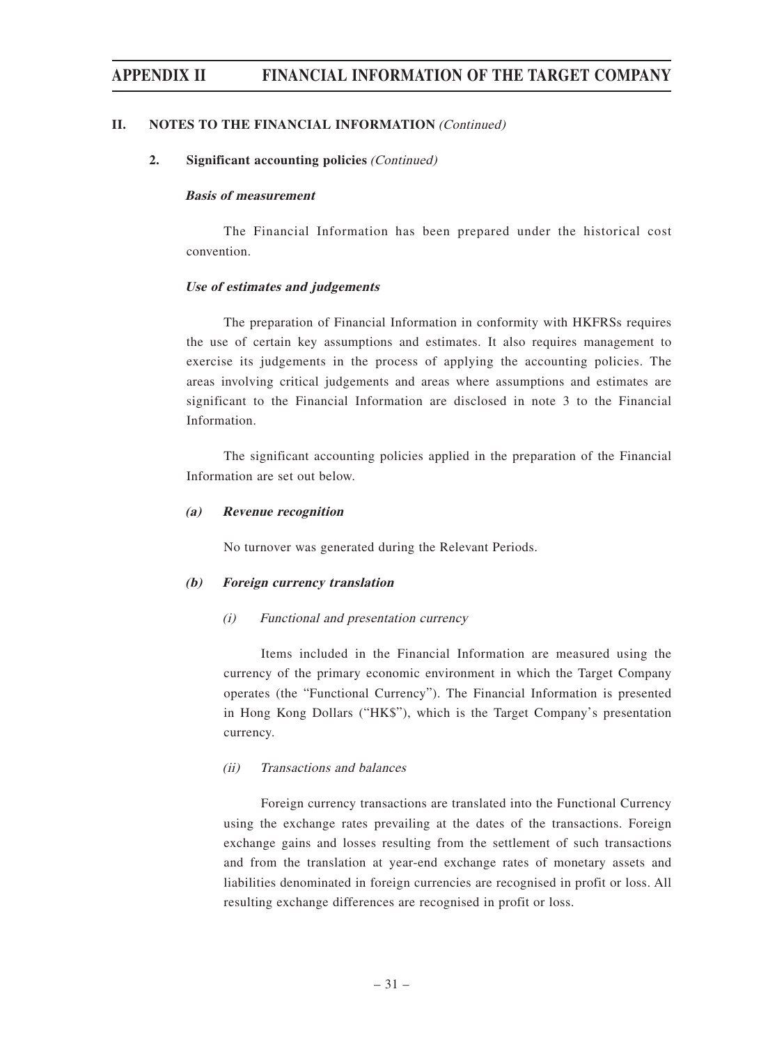## II. NOTES TO THE FINANCIAL INFORMATION *(Continued)*

### 2. Significant accounting policies *(Continued)*

***Basis of measurement***

The Financial Information has been prepared under the historical cost convention.

***Use of estimates and judgements***

The preparation of Financial Information in conformity with HKFRSs requires the use of certain key assumptions and estimates. It also requires management to exercise its judgements in the process of applying the accounting policies. The areas involving critical judgements and areas where assumptions and estimates are significant to the Financial Information are disclosed in note 3 to the Financial Information.

The significant accounting policies applied in the preparation of the Financial Information are set out below.

***(a) Revenue recognition***

No turnover was generated during the Relevant Periods.

***(b) Foreign currency translation***

*(i) Functional and presentation currency*

Items included in the Financial Information are measured using the currency of the primary economic environment in which the Target Company operates (the "Functional Currency"). The Financial Information is presented in Hong Kong Dollars ("HK$"), which is the Target Company's presentation currency.

*(ii) Transactions and balances*

Foreign currency transactions are translated into the Functional Currency using the exchange rates prevailing at the dates of the transactions. Foreign exchange gains and losses resulting from the settlement of such transactions and from the translation at year-end exchange rates of monetary assets and liabilities denominated in foreign currencies are recognised in profit or loss. All resulting exchange differences are recognised in profit or loss.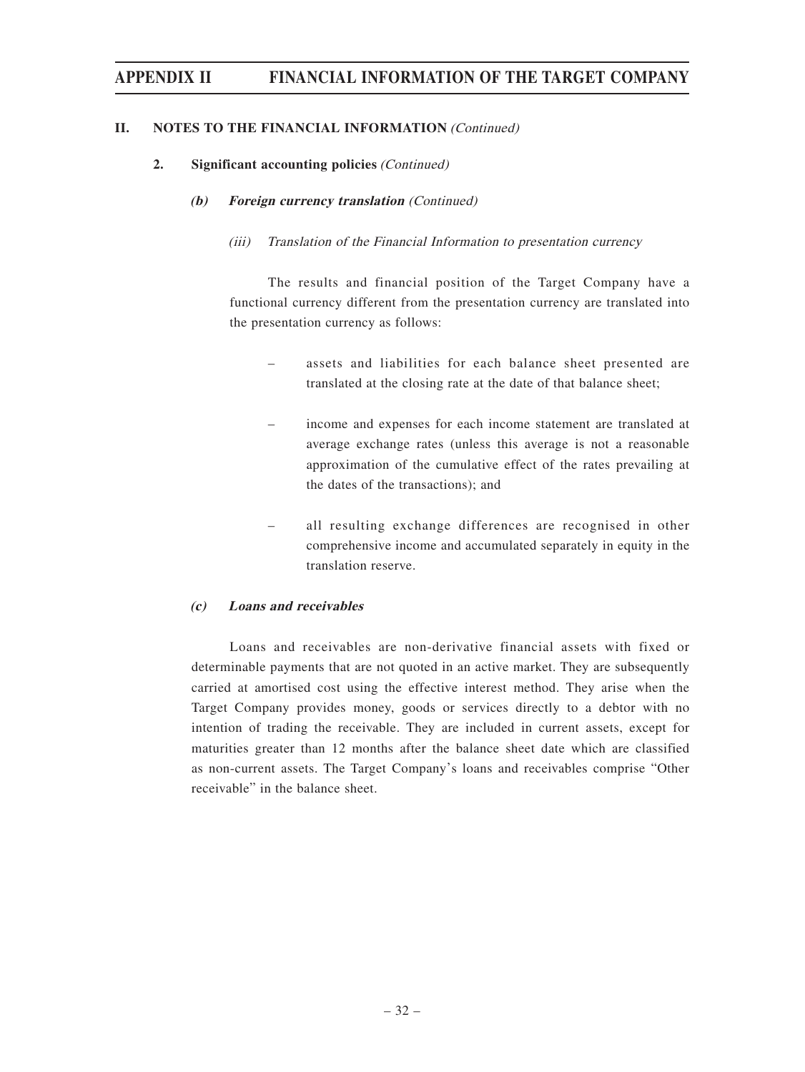## II. NOTES TO THE FINANCIAL INFORMATION *(Continued)*

### 2. Significant accounting policies *(Continued)*

#### *(b) Foreign currency translation (Continued)*

*(iii) Translation of the Financial Information to presentation currency*

The results and financial position of the Target Company have a functional currency different from the presentation currency are translated into the presentation currency as follows:

- assets and liabilities for each balance sheet presented are translated at the closing rate at the date of that balance sheet;
- income and expenses for each income statement are translated at average exchange rates (unless this average is not a reasonable approximation of the cumulative effect of the rates prevailing at the dates of the transactions); and
- all resulting exchange differences are recognised in other comprehensive income and accumulated separately in equity in the translation reserve.

#### *(c) Loans and receivables*

Loans and receivables are non-derivative financial assets with fixed or determinable payments that are not quoted in an active market. They are subsequently carried at amortised cost using the effective interest method. They arise when the Target Company provides money, goods or services directly to a debtor with no intention of trading the receivable. They are included in current assets, except for maturities greater than 12 months after the balance sheet date which are classified as non-current assets. The Target Company's loans and receivables comprise "Other receivable" in the balance sheet.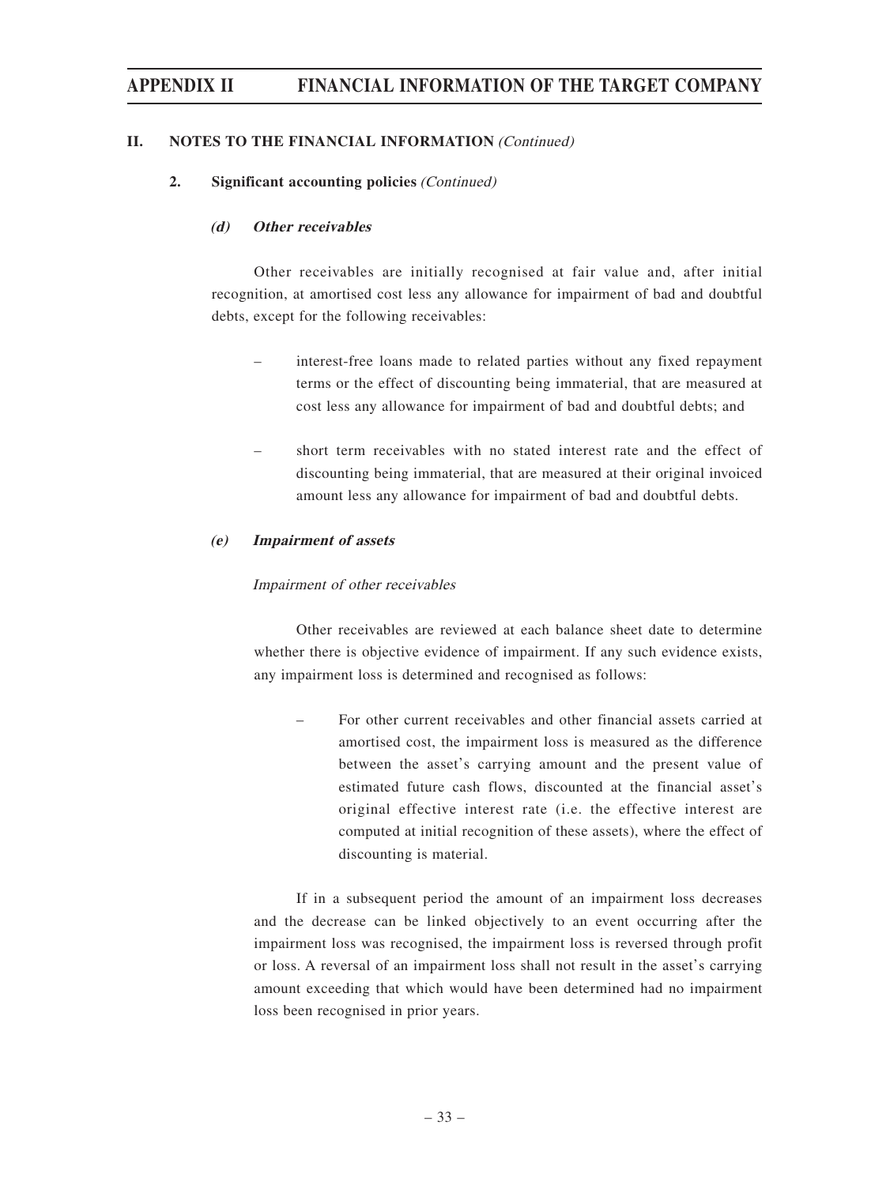## II. NOTES TO THE FINANCIAL INFORMATION *(Continued)*

### 2. Significant accounting policies *(Continued)*

#### *(d) Other receivables*

Other receivables are initially recognised at fair value and, after initial recognition, at amortised cost less any allowance for impairment of bad and doubtful debts, except for the following receivables:

- interest-free loans made to related parties without any fixed repayment terms or the effect of discounting being immaterial, that are measured at cost less any allowance for impairment of bad and doubtful debts; and
- short term receivables with no stated interest rate and the effect of discounting being immaterial, that are measured at their original invoiced amount less any allowance for impairment of bad and doubtful debts.

#### *(e) Impairment of assets*

*Impairment of other receivables*

Other receivables are reviewed at each balance sheet date to determine whether there is objective evidence of impairment. If any such evidence exists, any impairment loss is determined and recognised as follows:

- For other current receivables and other financial assets carried at amortised cost, the impairment loss is measured as the difference between the asset's carrying amount and the present value of estimated future cash flows, discounted at the financial asset's original effective interest rate (i.e. the effective interest are computed at initial recognition of these assets), where the effect of discounting is material.

If in a subsequent period the amount of an impairment loss decreases and the decrease can be linked objectively to an event occurring after the impairment loss was recognised, the impairment loss is reversed through profit or loss. A reversal of an impairment loss shall not result in the asset's carrying amount exceeding that which would have been determined had no impairment loss been recognised in prior years.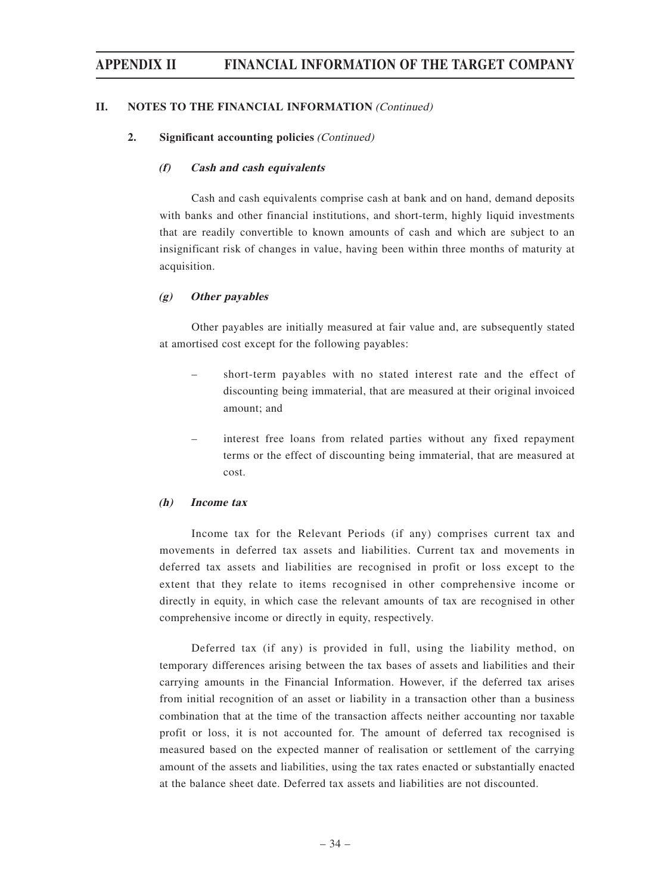## II. NOTES TO THE FINANCIAL INFORMATION *(Continued)*

### 2. Significant accounting policies *(Continued)*

#### *(f) Cash and cash equivalents*

Cash and cash equivalents comprise cash at bank and on hand, demand deposits with banks and other financial institutions, and short-term, highly liquid investments that are readily convertible to known amounts of cash and which are subject to an insignificant risk of changes in value, having been within three months of maturity at acquisition.

#### *(g) Other payables*

Other payables are initially measured at fair value and, are subsequently stated at amortised cost except for the following payables:

- short-term payables with no stated interest rate and the effect of discounting being immaterial, that are measured at their original invoiced amount; and
- interest free loans from related parties without any fixed repayment terms or the effect of discounting being immaterial, that are measured at cost.

#### *(h) Income tax*

Income tax for the Relevant Periods (if any) comprises current tax and movements in deferred tax assets and liabilities. Current tax and movements in deferred tax assets and liabilities are recognised in profit or loss except to the extent that they relate to items recognised in other comprehensive income or directly in equity, in which case the relevant amounts of tax are recognised in other comprehensive income or directly in equity, respectively.

Deferred tax (if any) is provided in full, using the liability method, on temporary differences arising between the tax bases of assets and liabilities and their carrying amounts in the Financial Information. However, if the deferred tax arises from initial recognition of an asset or liability in a transaction other than a business combination that at the time of the transaction affects neither accounting nor taxable profit or loss, it is not accounted for. The amount of deferred tax recognised is measured based on the expected manner of realisation or settlement of the carrying amount of the assets and liabilities, using the tax rates enacted or substantially enacted at the balance sheet date. Deferred tax assets and liabilities are not discounted.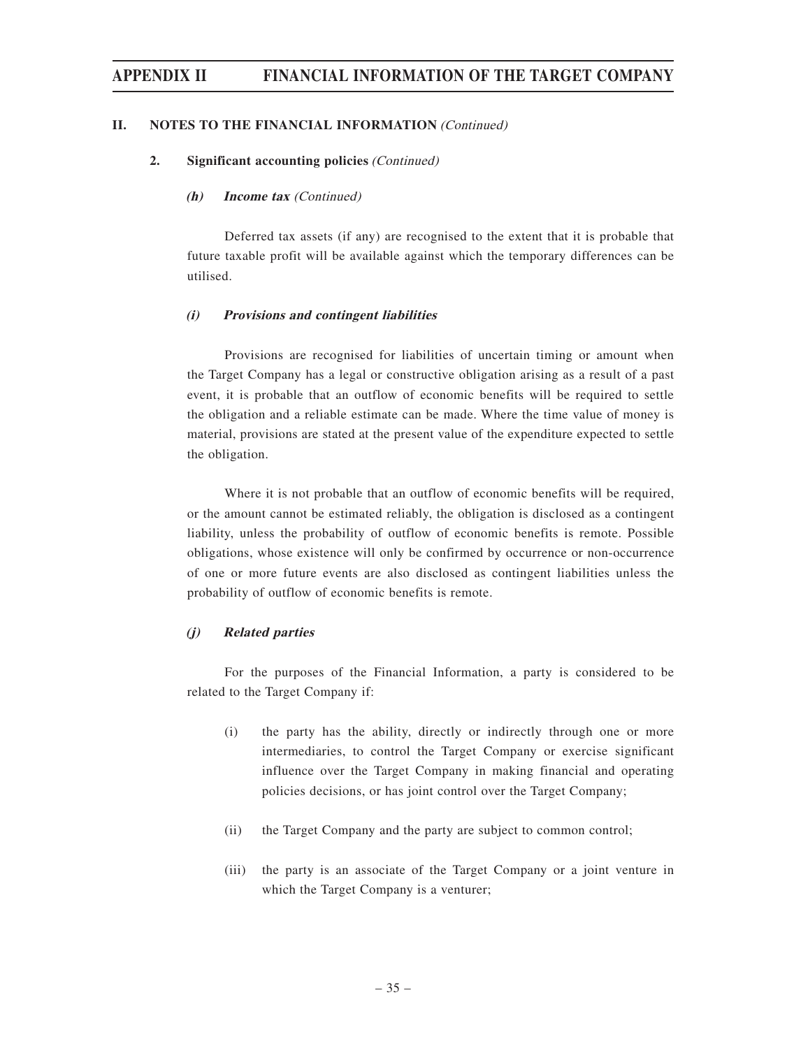## II. NOTES TO THE FINANCIAL INFORMATION *(Continued)*

### 2. Significant accounting policies *(Continued)*

#### *(h) Income tax (Continued)*

Deferred tax assets (if any) are recognised to the extent that it is probable that future taxable profit will be available against which the temporary differences can be utilised.

#### *(i) Provisions and contingent liabilities*

Provisions are recognised for liabilities of uncertain timing or amount when the Target Company has a legal or constructive obligation arising as a result of a past event, it is probable that an outflow of economic benefits will be required to settle the obligation and a reliable estimate can be made. Where the time value of money is material, provisions are stated at the present value of the expenditure expected to settle the obligation.

Where it is not probable that an outflow of economic benefits will be required, or the amount cannot be estimated reliably, the obligation is disclosed as a contingent liability, unless the probability of outflow of economic benefits is remote. Possible obligations, whose existence will only be confirmed by occurrence or non-occurrence of one or more future events are also disclosed as contingent liabilities unless the probability of outflow of economic benefits is remote.

#### *(j) Related parties*

For the purposes of the Financial Information, a party is considered to be related to the Target Company if:

(i) the party has the ability, directly or indirectly through one or more intermediaries, to control the Target Company or exercise significant influence over the Target Company in making financial and operating policies decisions, or has joint control over the Target Company;

(ii) the Target Company and the party are subject to common control;

(iii) the party is an associate of the Target Company or a joint venture in which the Target Company is a venturer;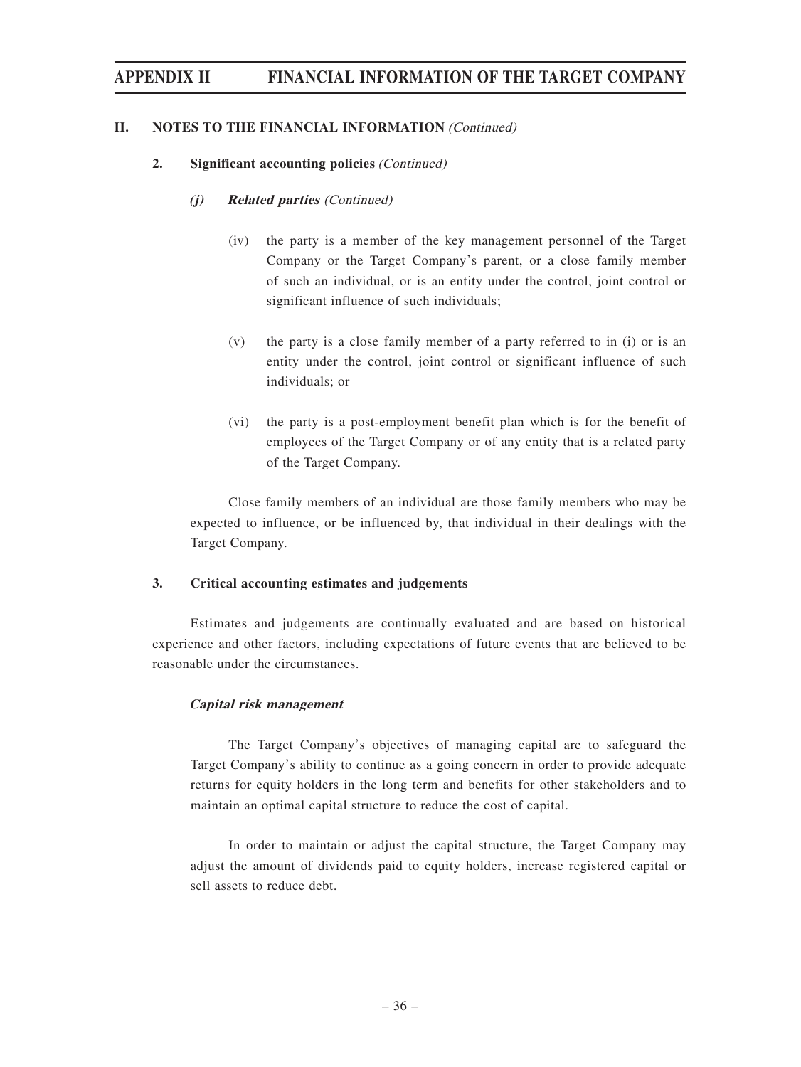## II. NOTES TO THE FINANCIAL INFORMATION *(Continued)*

### 2. Significant accounting policies *(Continued)*

#### *(j) Related parties (Continued)*

(iv) the party is a member of the key management personnel of the Target Company or the Target Company's parent, or a close family member of such an individual, or is an entity under the control, joint control or significant influence of such individuals;

(v) the party is a close family member of a party referred to in (i) or is an entity under the control, joint control or significant influence of such individuals; or

(vi) the party is a post-employment benefit plan which is for the benefit of employees of the Target Company or of any entity that is a related party of the Target Company.

Close family members of an individual are those family members who may be expected to influence, or be influenced by, that individual in their dealings with the Target Company.

### 3. Critical accounting estimates and judgements

Estimates and judgements are continually evaluated and are based on historical experience and other factors, including expectations of future events that are believed to be reasonable under the circumstances.

#### *Capital risk management*

The Target Company's objectives of managing capital are to safeguard the Target Company's ability to continue as a going concern in order to provide adequate returns for equity holders in the long term and benefits for other stakeholders and to maintain an optimal capital structure to reduce the cost of capital.

In order to maintain or adjust the capital structure, the Target Company may adjust the amount of dividends paid to equity holders, increase registered capital or sell assets to reduce debt.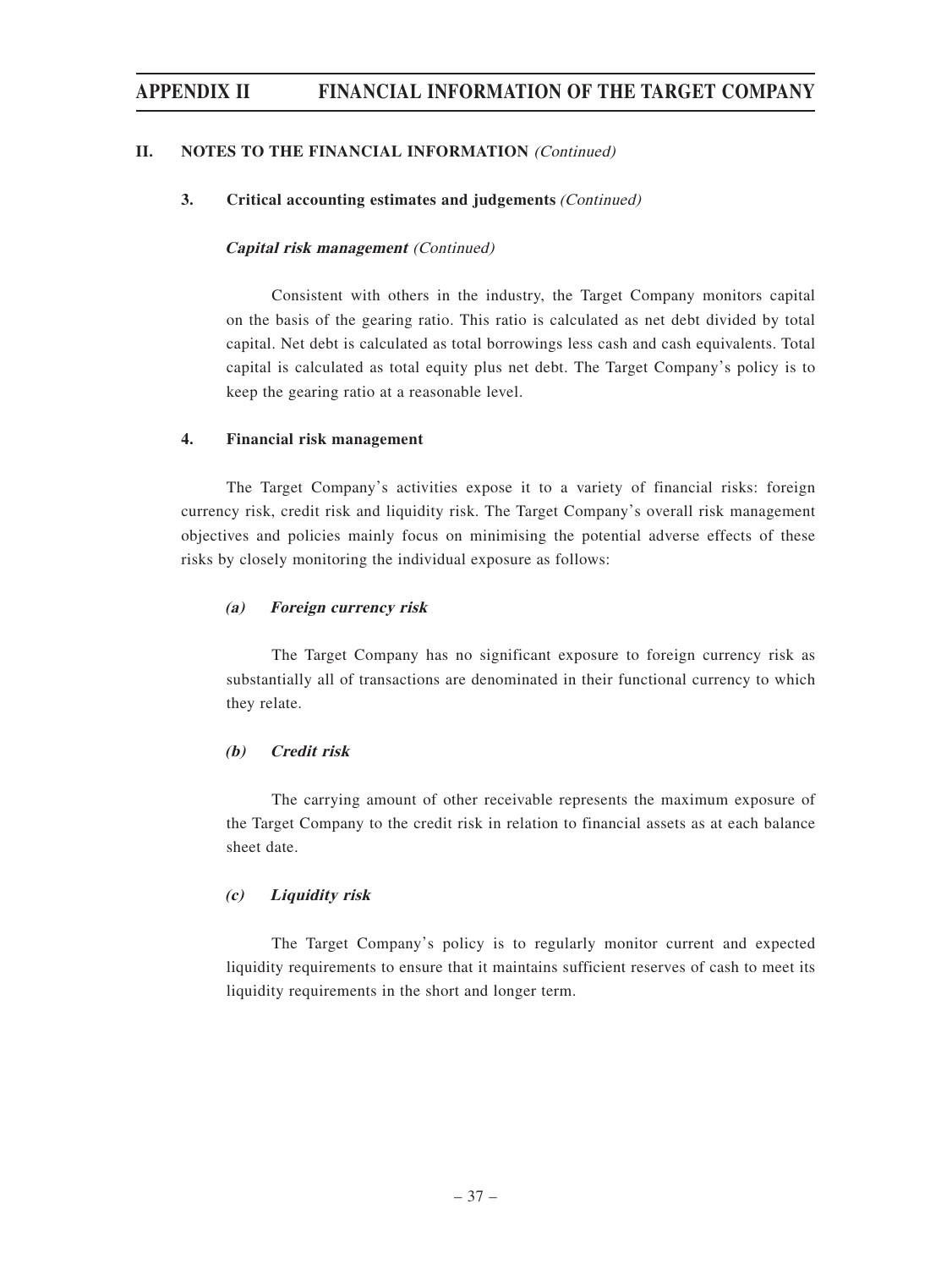## II. NOTES TO THE FINANCIAL INFORMATION *(Continued)*

### 3. Critical accounting estimates and judgements *(Continued)*

***Capital risk management*** *(Continued)*

Consistent with others in the industry, the Target Company monitors capital on the basis of the gearing ratio. This ratio is calculated as net debt divided by total capital. Net debt is calculated as total borrowings less cash and cash equivalents. Total capital is calculated as total equity plus net debt. The Target Company's policy is to keep the gearing ratio at a reasonable level.

### 4. Financial risk management

The Target Company's activities expose it to a variety of financial risks: foreign currency risk, credit risk and liquidity risk. The Target Company's overall risk management objectives and policies mainly focus on minimising the potential adverse effects of these risks by closely monitoring the individual exposure as follows:

***(a) Foreign currency risk***

The Target Company has no significant exposure to foreign currency risk as substantially all of transactions are denominated in their functional currency to which they relate.

***(b) Credit risk***

The carrying amount of other receivable represents the maximum exposure of the Target Company to the credit risk in relation to financial assets as at each balance sheet date.

***(c) Liquidity risk***

The Target Company's policy is to regularly monitor current and expected liquidity requirements to ensure that it maintains sufficient reserves of cash to meet its liquidity requirements in the short and longer term.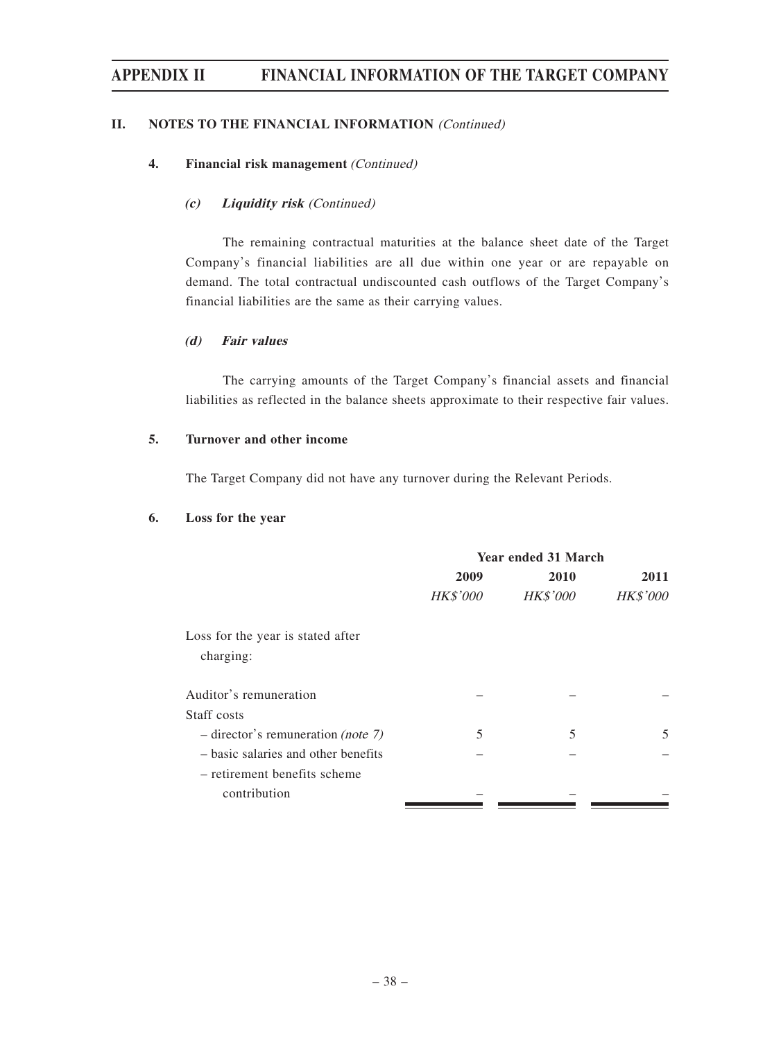## II. NOTES TO THE FINANCIAL INFORMATION *(Continued)*

### 4. Financial risk management *(Continued)*

#### *(c) Liquidity risk (Continued)*

The remaining contractual maturities at the balance sheet date of the Target Company's financial liabilities are all due within one year or are repayable on demand. The total contractual undiscounted cash outflows of the Target Company's financial liabilities are the same as their carrying values.

#### *(d) Fair values*

The carrying amounts of the Target Company's financial assets and financial liabilities as reflected in the balance sheets approximate to their respective fair values.

### 5. Turnover and other income

The Target Company did not have any turnover during the Relevant Periods.

### 6. Loss for the year

| | Year ended 31 March | | |
|---|---|---|---|
| | **2009** | **2010** | **2011** |
| | *HK$'000* | *HK$'000* | *HK$'000* |
| Loss for the year is stated after charging: | | | |
| Auditor's remuneration | – | – | – |
| Staff costs | | | |
| – director's remuneration *(note 7)* | 5 | 5 | 5 |
| – basic salaries and other benefits | – | – | – |
| – retirement benefits scheme contribution | – | – | – |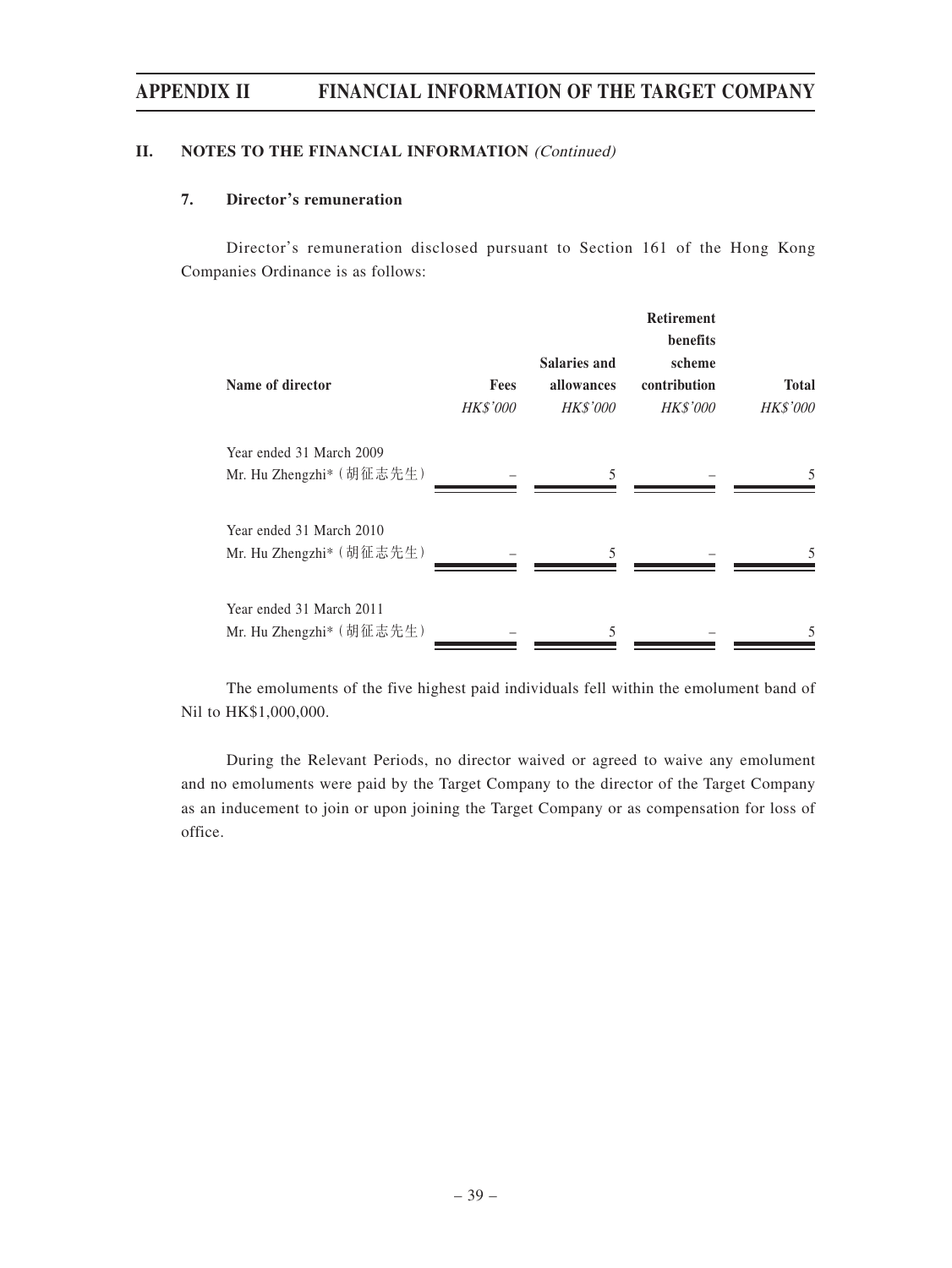## II. NOTES TO THE FINANCIAL INFORMATION *(Continued)*

### 7. Director's remuneration

Director's remuneration disclosed pursuant to Section 161 of the Hong Kong Companies Ordinance is as follows:

| Name of director | Fees | Salaries and allowances | Retirement benefits scheme contribution | Total |
|---|---|---|---|---|
| | *HK$'000* | *HK$'000* | *HK$'000* | *HK$'000* |
| Year ended 31 March 2009 | | | | |
| Mr. Hu Zhengzhi* (胡征志先生) | – | 5 | – | 5 |
| Year ended 31 March 2010 | | | | |
| Mr. Hu Zhengzhi* (胡征志先生) | – | 5 | – | 5 |
| Year ended 31 March 2011 | | | | |
| Mr. Hu Zhengzhi* (胡征志先生) | – | 5 | – | 5 |

The emoluments of the five highest paid individuals fell within the emolument band of Nil to HK$1,000,000.

During the Relevant Periods, no director waived or agreed to waive any emolument and no emoluments were paid by the Target Company to the director of the Target Company as an inducement to join or upon joining the Target Company or as compensation for loss of office.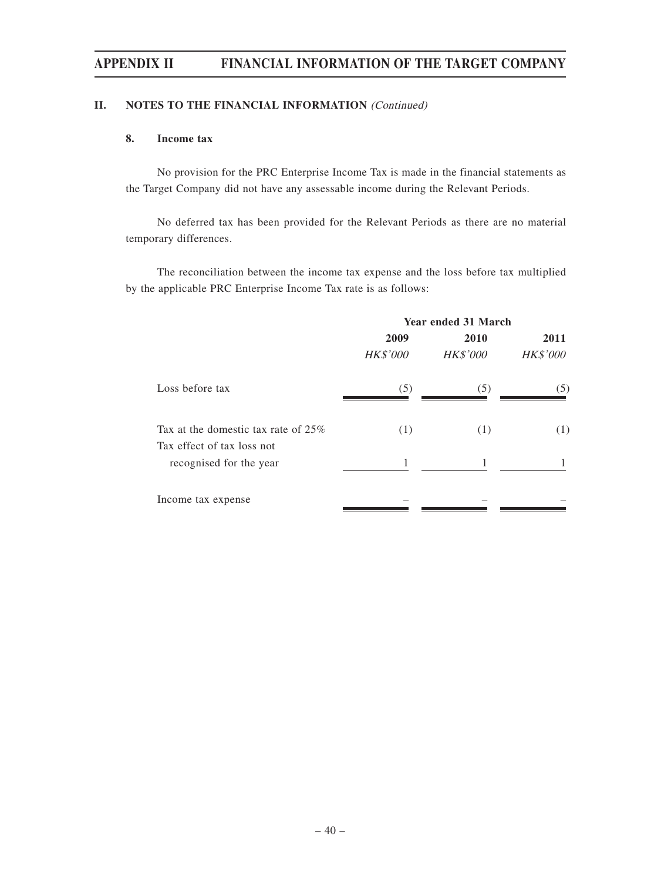## II. NOTES TO THE FINANCIAL INFORMATION *(Continued)*

### 8. Income tax

No provision for the PRC Enterprise Income Tax is made in the financial statements as the Target Company did not have any assessable income during the Relevant Periods.

No deferred tax has been provided for the Relevant Periods as there are no material temporary differences.

The reconciliation between the income tax expense and the loss before tax multiplied by the applicable PRC Enterprise Income Tax rate is as follows:

| | Year ended 31 March | | |
|---|---|---|---|
| | **2009** | **2010** | **2011** |
| | *HK$'000* | *HK$'000* | *HK$'000* |
| Loss before tax | (5) | (5) | (5) |
| Tax at the domestic tax rate of 25% | (1) | (1) | (1) |
| Tax effect of tax loss not recognised for the year | 1 | 1 | 1 |
| Income tax expense | – | – | – |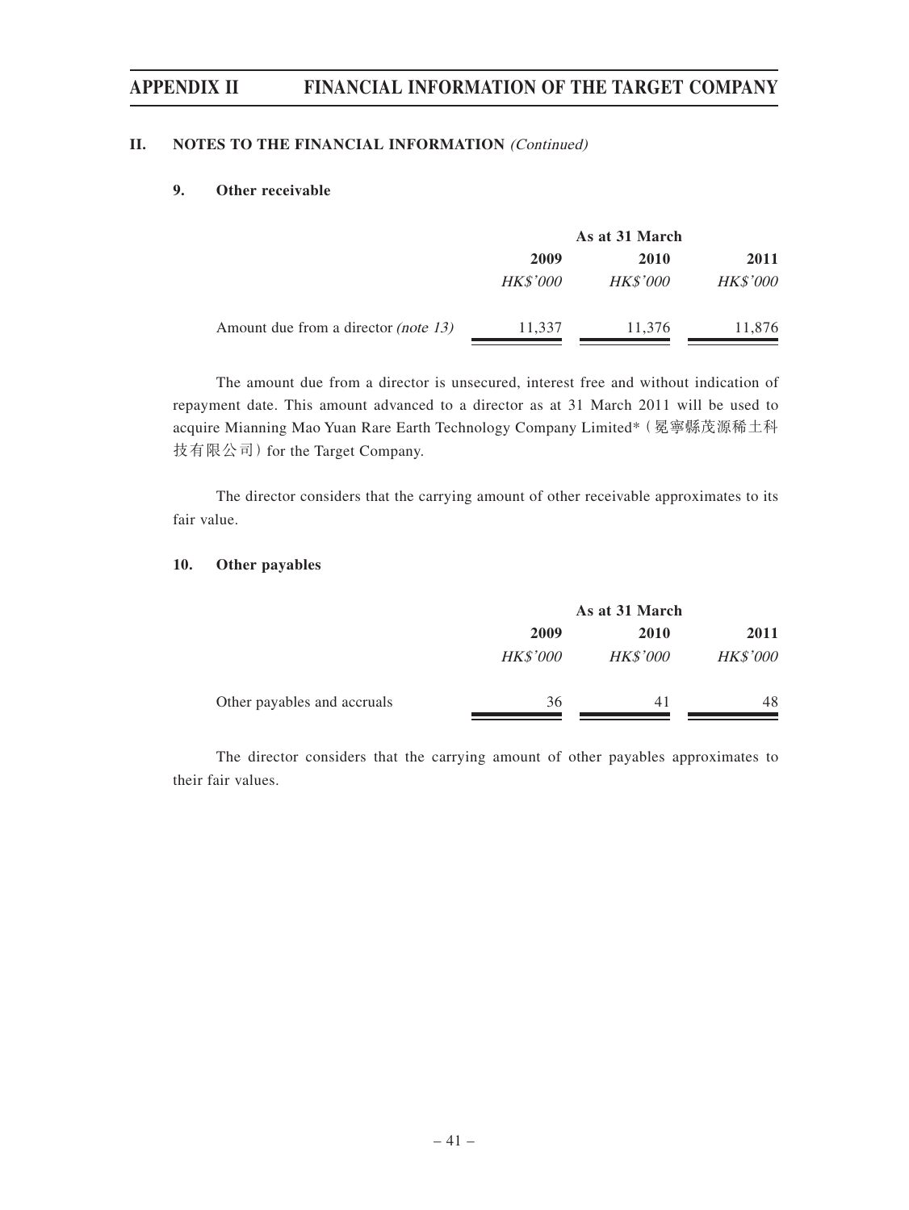## II. NOTES TO THE FINANCIAL INFORMATION *(Continued)*

### 9. Other receivable

| | As at 31 March | | |
|---|---|---|---|
| | 2009 | 2010 | 2011 |
| | *HK$'000* | *HK$'000* | *HK$'000* |
| Amount due from a director *(note 13)* | 11,337 | 11,376 | 11,876 |

The amount due from a director is unsecured, interest free and without indication of repayment date. This amount advanced to a director as at 31 March 2011 will be used to acquire Mianning Mao Yuan Rare Earth Technology Company Limited*（冕寧縣茂源稀土科技有限公司）for the Target Company.

The director considers that the carrying amount of other receivable approximates to its fair value.

### 10. Other payables

| | As at 31 March | | |
|---|---|---|---|
| | 2009 | 2010 | 2011 |
| | *HK$'000* | *HK$'000* | *HK$'000* |
| Other payables and accruals | 36 | 41 | 48 |

The director considers that the carrying amount of other payables approximates to their fair values.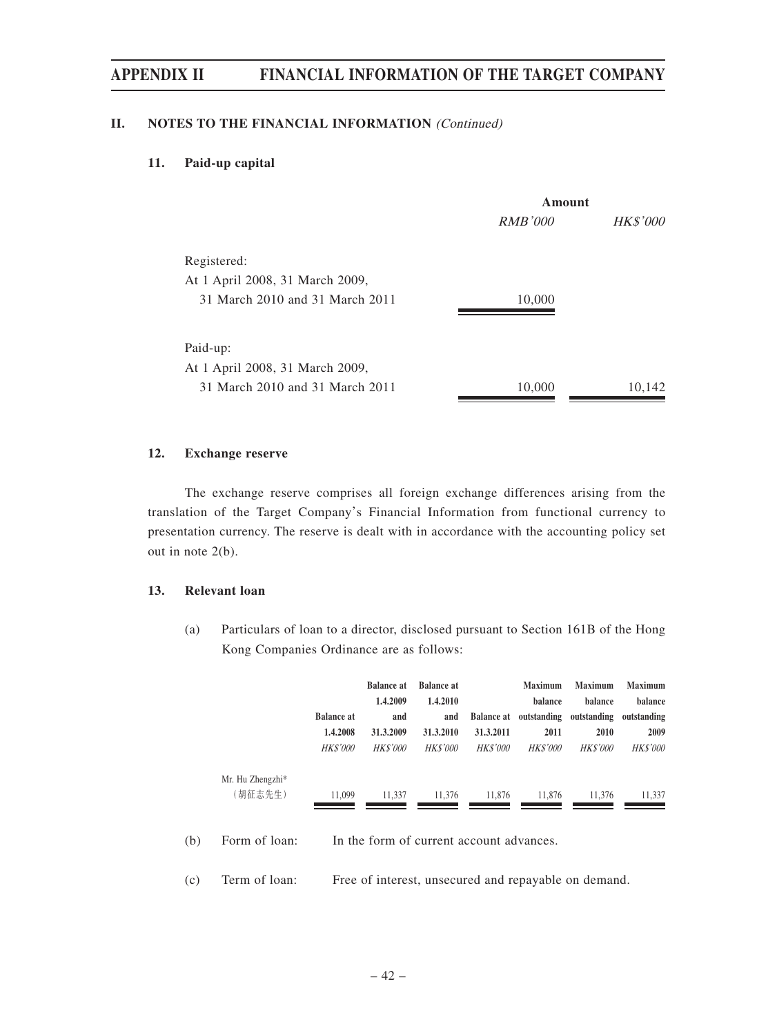## II. NOTES TO THE FINANCIAL INFORMATION *(Continued)*

### 11. Paid-up capital

| | Amount | |
|---|---|---|
| | *RMB'000* | *HK$'000* |
| Registered: | | |
| At 1 April 2008, 31 March 2009, 31 March 2010 and 31 March 2011 | 10,000 | |
| Paid-up: | | |
| At 1 April 2008, 31 March 2009, 31 March 2010 and 31 March 2011 | 10,000 | 10,142 |

### 12. Exchange reserve

The exchange reserve comprises all foreign exchange differences arising from the translation of the Target Company's Financial Information from functional currency to presentation currency. The reserve is dealt with in accordance with the accounting policy set out in note 2(b).

### 13. Relevant loan

(a) Particulars of loan to a director, disclosed pursuant to Section 161B of the Hong Kong Companies Ordinance are as follows:

| | Balance at 1.4.2008 | Balance at 1.4.2009 and 31.3.2009 | Balance at 1.4.2010 and 31.3.2010 | Balance at 31.3.2011 | Maximum balance outstanding 2011 | Maximum balance outstanding 2010 | Maximum balance outstanding 2009 |
|---|---|---|---|---|---|---|---|
| | *HK$'000* | *HK$'000* | *HK$'000* | *HK$'000* | *HK$'000* | *HK$'000* | *HK$'000* |
| Mr. Hu Zhengzhi* (胡征志先生) | 11,099 | 11,337 | 11,376 | 11,876 | 11,876 | 11,376 | 11,337 |

(b) Form of loan: In the form of current account advances.

(c) Term of loan: Free of interest, unsecured and repayable on demand.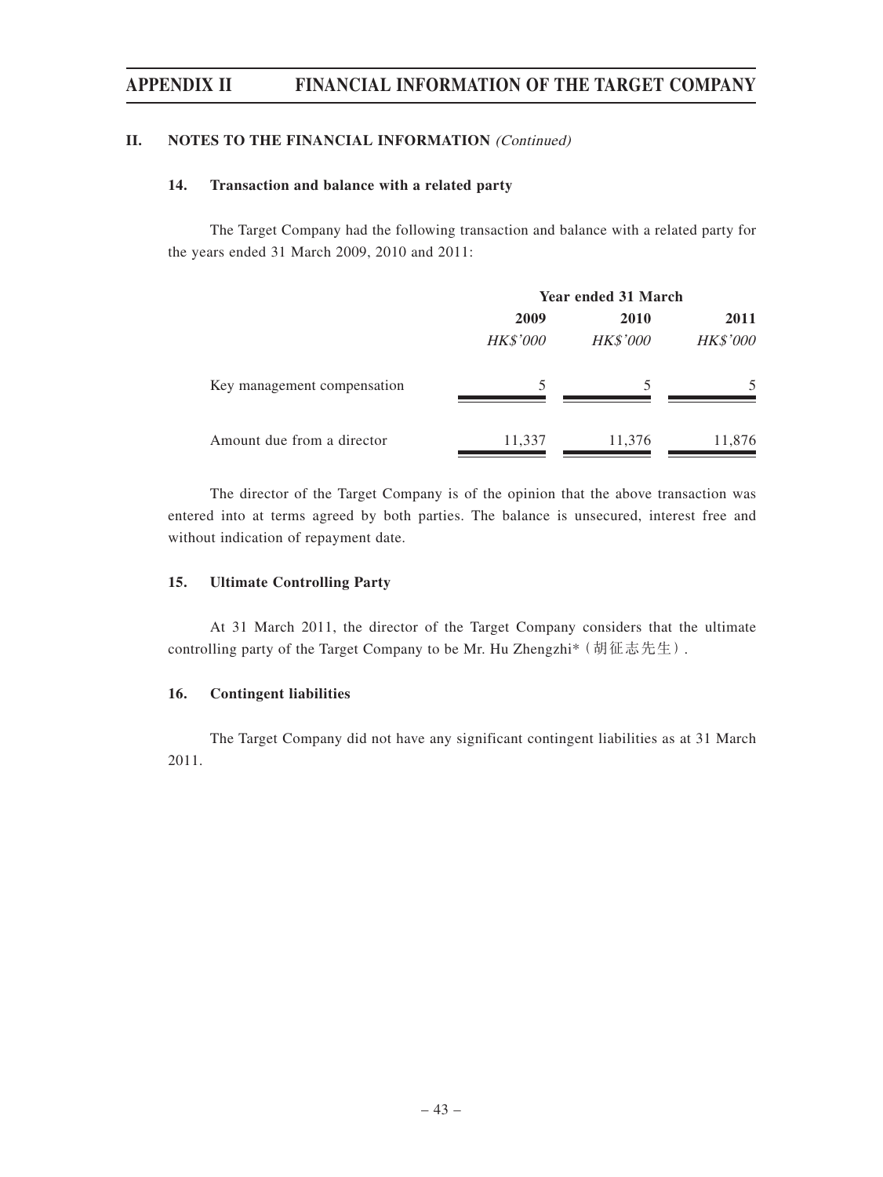## II. NOTES TO THE FINANCIAL INFORMATION *(Continued)*

### 14. Transaction and balance with a related party

The Target Company had the following transaction and balance with a related party for the years ended 31 March 2009, 2010 and 2011:

| | Year ended 31 March | | |
|---|---|---|---|
| | **2009** | **2010** | **2011** |
| | *HK$'000* | *HK$'000* | *HK$'000* |
| Key management compensation | 5 | 5 | 5 |
| Amount due from a director | 11,337 | 11,376 | 11,876 |

The director of the Target Company is of the opinion that the above transaction was entered into at terms agreed by both parties. The balance is unsecured, interest free and without indication of repayment date.

### 15. Ultimate Controlling Party

At 31 March 2011, the director of the Target Company considers that the ultimate controlling party of the Target Company to be Mr. Hu Zhengzhi*（胡征志先生）.

### 16. Contingent liabilities

The Target Company did not have any significant contingent liabilities as at 31 March 2011.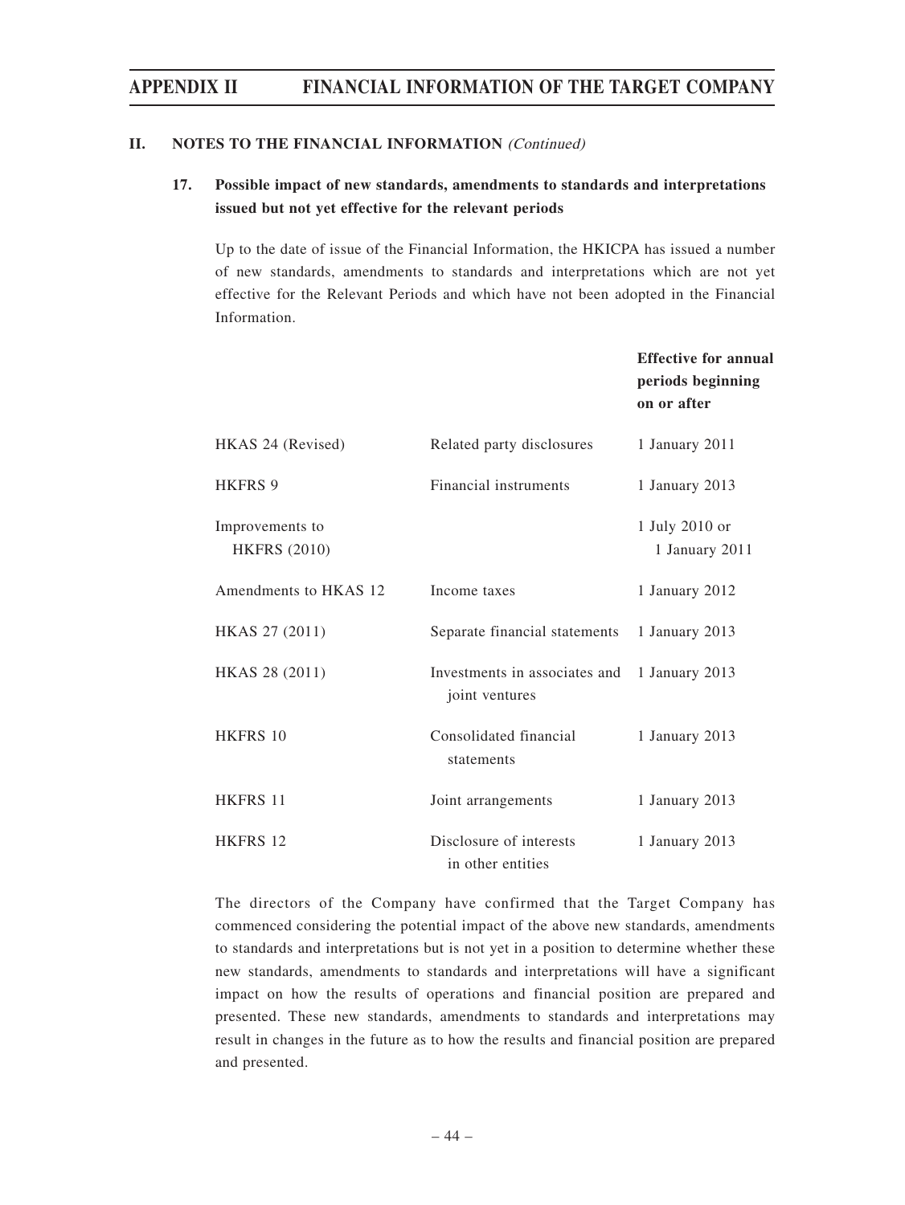## II. NOTES TO THE FINANCIAL INFORMATION *(Continued)*

### 17. Possible impact of new standards, amendments to standards and interpretations issued but not yet effective for the relevant periods

Up to the date of issue of the Financial Information, the HKICPA has issued a number of new standards, amendments to standards and interpretations which are not yet effective for the Relevant Periods and which have not been adopted in the Financial Information.

| | | **Effective for annual periods beginning on or after** |
|---|---|---|
| HKAS 24 (Revised) | Related party disclosures | 1 January 2011 |
| HKFRS 9 | Financial instruments | 1 January 2013 |
| Improvements to HKFRS (2010) | | 1 July 2010 or 1 January 2011 |
| Amendments to HKAS 12 | Income taxes | 1 January 2012 |
| HKAS 27 (2011) | Separate financial statements | 1 January 2013 |
| HKAS 28 (2011) | Investments in associates and joint ventures | 1 January 2013 |
| HKFRS 10 | Consolidated financial statements | 1 January 2013 |
| HKFRS 11 | Joint arrangements | 1 January 2013 |
| HKFRS 12 | Disclosure of interests in other entities | 1 January 2013 |

The directors of the Company have confirmed that the Target Company has commenced considering the potential impact of the above new standards, amendments to standards and interpretations but is not yet in a position to determine whether these new standards, amendments to standards and interpretations will have a significant impact on how the results of operations and financial position are prepared and presented. These new standards, amendments to standards and interpretations may result in changes in the future as to how the results and financial position are prepared and presented.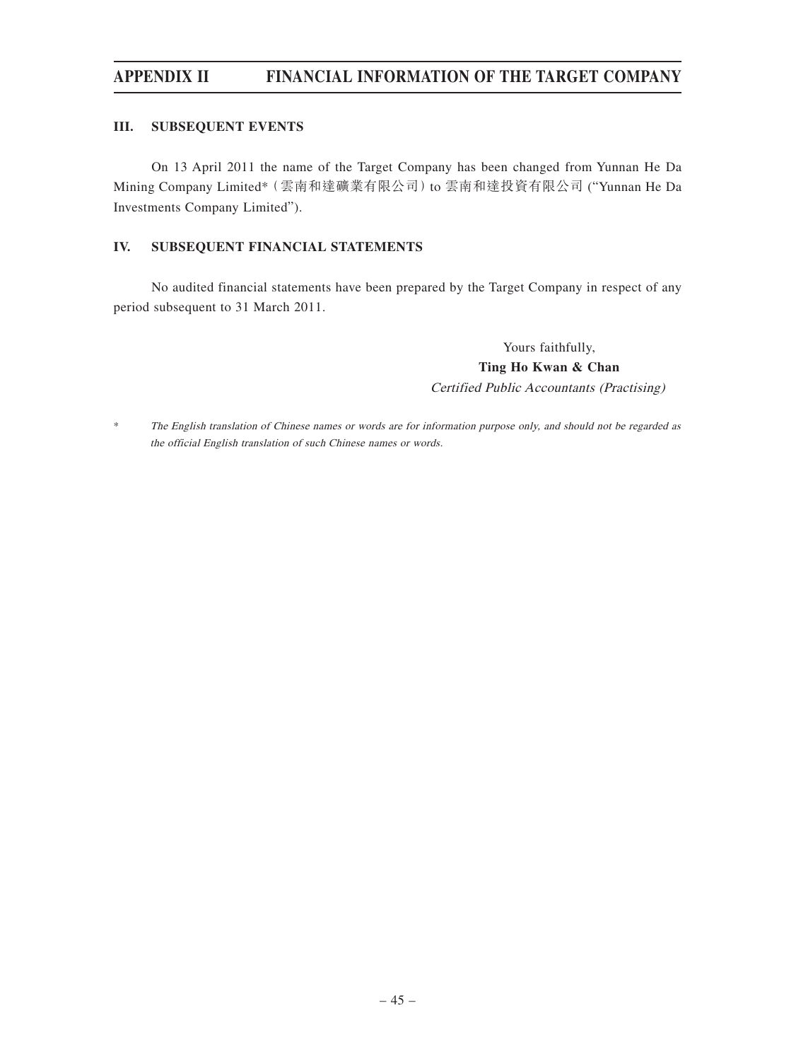### III. SUBSEQUENT EVENTS

On 13 April 2011 the name of the Target Company has been changed from Yunnan He Da Mining Company Limited*（雲南和達礦業有限公司）to 雲南和達投資有限公司 ("Yunnan He Da Investments Company Limited").

### IV. SUBSEQUENT FINANCIAL STATEMENTS

No audited financial statements have been prepared by the Target Company in respect of any period subsequent to 31 March 2011.

Yours faithfully,
**Ting Ho Kwan & Chan**
*Certified Public Accountants (Practising)*

\* *The English translation of Chinese names or words are for information purpose only, and should not be regarded as the official English translation of such Chinese names or words.*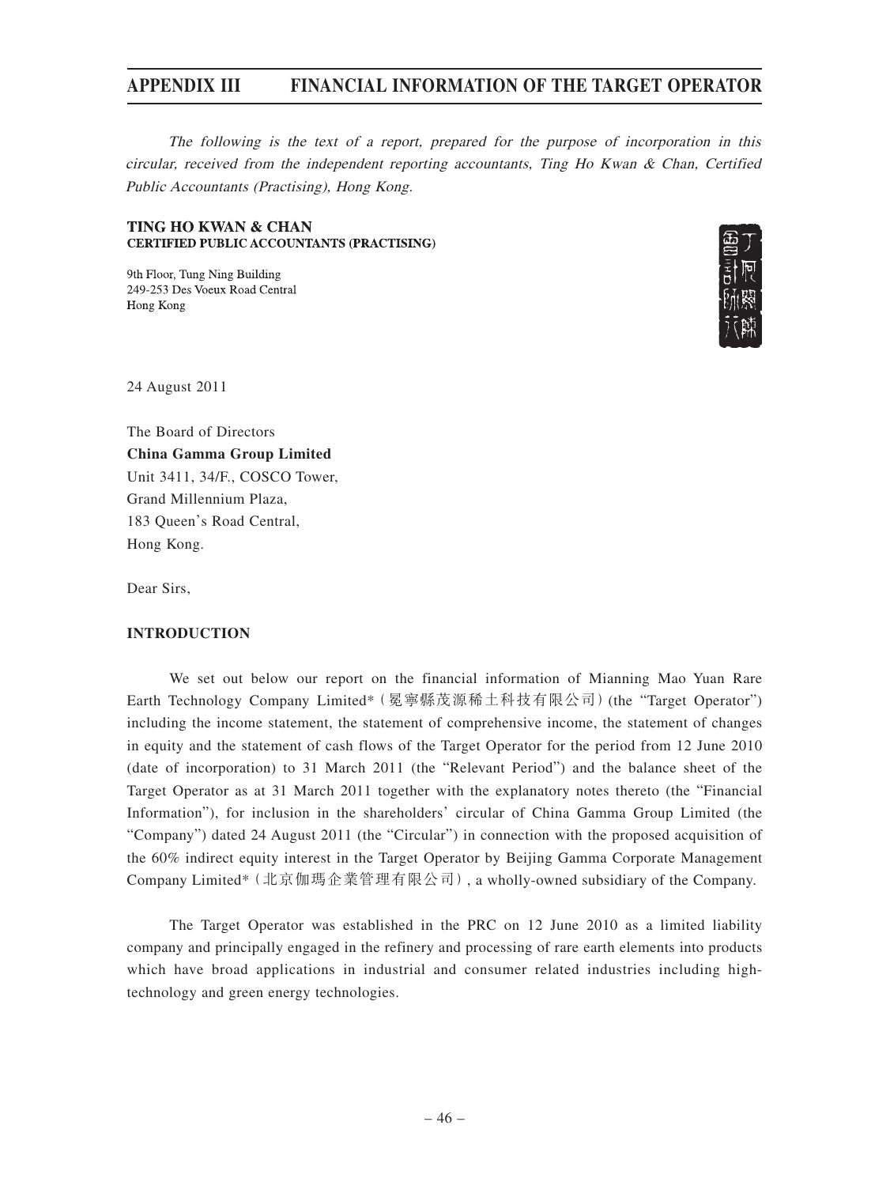*The following is the text of a report, prepared for the purpose of incorporation in this circular, received from the independent reporting accountants, Ting Ho Kwan & Chan, Certified Public Accountants (Practising), Hong Kong.*

**TING HO KWAN & CHAN**
**CERTIFIED PUBLIC ACCOUNTANTS (PRACTISING)**

9th Floor, Tung Ning Building
249-253 Des Voeux Road Central
Hong Kong

24 August 2011

The Board of Directors
**China Gamma Group Limited**
Unit 3411, 34/F., COSCO Tower,
Grand Millennium Plaza,
183 Queen's Road Central,
Hong Kong.

Dear Sirs,

**INTRODUCTION**

We set out below our report on the financial information of Mianning Mao Yuan Rare Earth Technology Company Limited*（冕寧縣茂源稀土科技有限公司）(the "Target Operator") including the income statement, the statement of comprehensive income, the statement of changes in equity and the statement of cash flows of the Target Operator for the period from 12 June 2010 (date of incorporation) to 31 March 2011 (the "Relevant Period") and the balance sheet of the Target Operator as at 31 March 2011 together with the explanatory notes thereto (the "Financial Information"), for inclusion in the shareholders' circular of China Gamma Group Limited (the "Company") dated 24 August 2011 (the "Circular") in connection with the proposed acquisition of the 60% indirect equity interest in the Target Operator by Beijing Gamma Corporate Management Company Limited*（北京伽瑪企業管理有限公司）, a wholly-owned subsidiary of the Company.

The Target Operator was established in the PRC on 12 June 2010 as a limited liability company and principally engaged in the refinery and processing of rare earth elements into products which have broad applications in industrial and consumer related industries including high-technology and green energy technologies.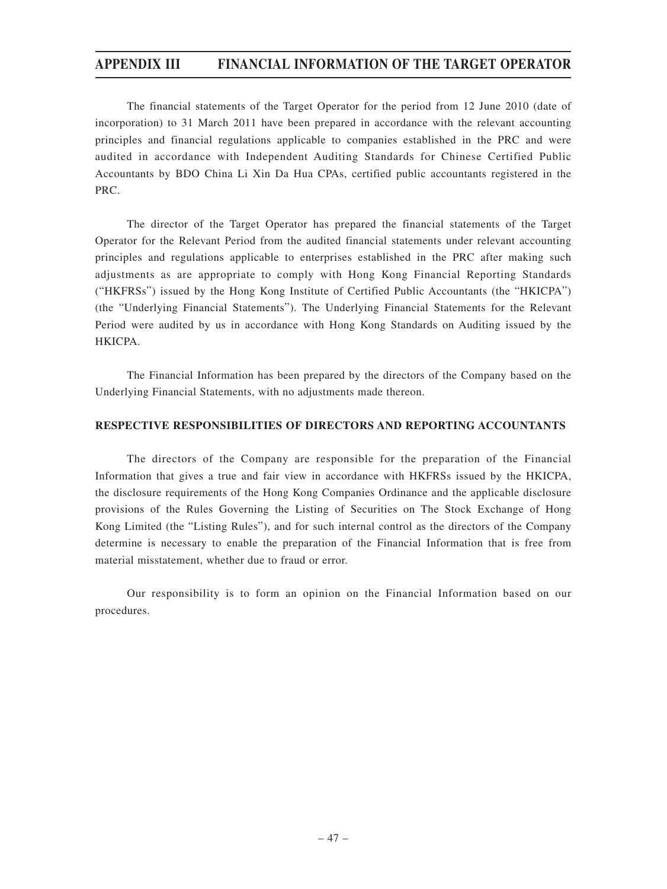The financial statements of the Target Operator for the period from 12 June 2010 (date of incorporation) to 31 March 2011 have been prepared in accordance with the relevant accounting principles and financial regulations applicable to companies established in the PRC and were audited in accordance with Independent Auditing Standards for Chinese Certified Public Accountants by BDO China Li Xin Da Hua CPAs, certified public accountants registered in the PRC.

The director of the Target Operator has prepared the financial statements of the Target Operator for the Relevant Period from the audited financial statements under relevant accounting principles and regulations applicable to enterprises established in the PRC after making such adjustments as are appropriate to comply with Hong Kong Financial Reporting Standards ("HKFRSs") issued by the Hong Kong Institute of Certified Public Accountants (the "HKICPA") (the "Underlying Financial Statements"). The Underlying Financial Statements for the Relevant Period were audited by us in accordance with Hong Kong Standards on Auditing issued by the HKICPA.

The Financial Information has been prepared by the directors of the Company based on the Underlying Financial Statements, with no adjustments made thereon.

**RESPECTIVE RESPONSIBILITIES OF DIRECTORS AND REPORTING ACCOUNTANTS**

The directors of the Company are responsible for the preparation of the Financial Information that gives a true and fair view in accordance with HKFRSs issued by the HKICPA, the disclosure requirements of the Hong Kong Companies Ordinance and the applicable disclosure provisions of the Rules Governing the Listing of Securities on The Stock Exchange of Hong Kong Limited (the "Listing Rules"), and for such internal control as the directors of the Company determine is necessary to enable the preparation of the Financial Information that is free from material misstatement, whether due to fraud or error.

Our responsibility is to form an opinion on the Financial Information based on our procedures.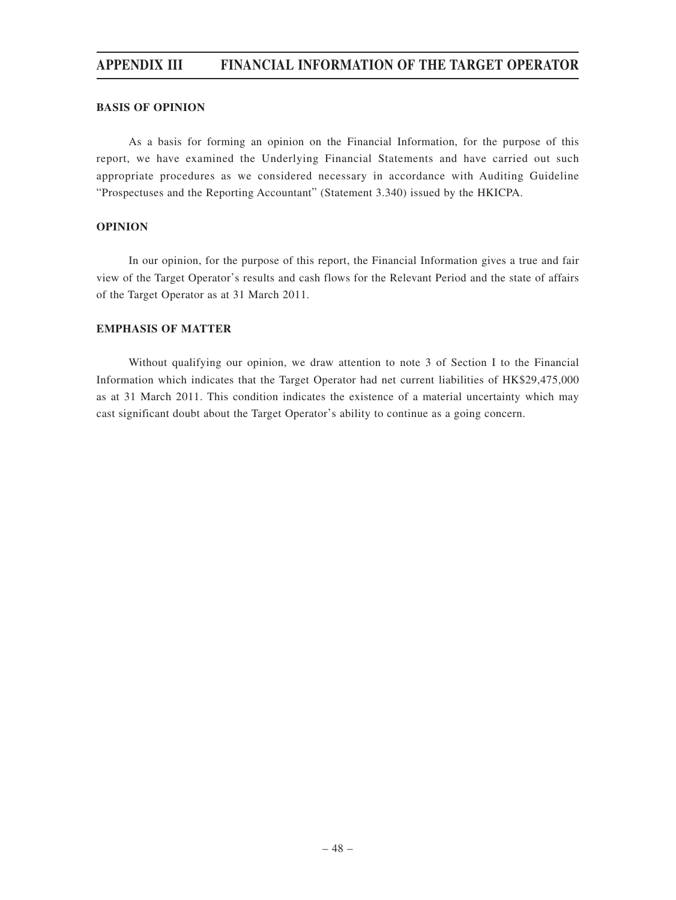**BASIS OF OPINION**

As a basis for forming an opinion on the Financial Information, for the purpose of this report, we have examined the Underlying Financial Statements and have carried out such appropriate procedures as we considered necessary in accordance with Auditing Guideline "Prospectuses and the Reporting Accountant" (Statement 3.340) issued by the HKICPA.

**OPINION**

In our opinion, for the purpose of this report, the Financial Information gives a true and fair view of the Target Operator's results and cash flows for the Relevant Period and the state of affairs of the Target Operator as at 31 March 2011.

**EMPHASIS OF MATTER**

Without qualifying our opinion, we draw attention to note 3 of Section I to the Financial Information which indicates that the Target Operator had net current liabilities of HK$29,475,000 as at 31 March 2011. This condition indicates the existence of a material uncertainty which may cast significant doubt about the Target Operator's ability to continue as a going concern.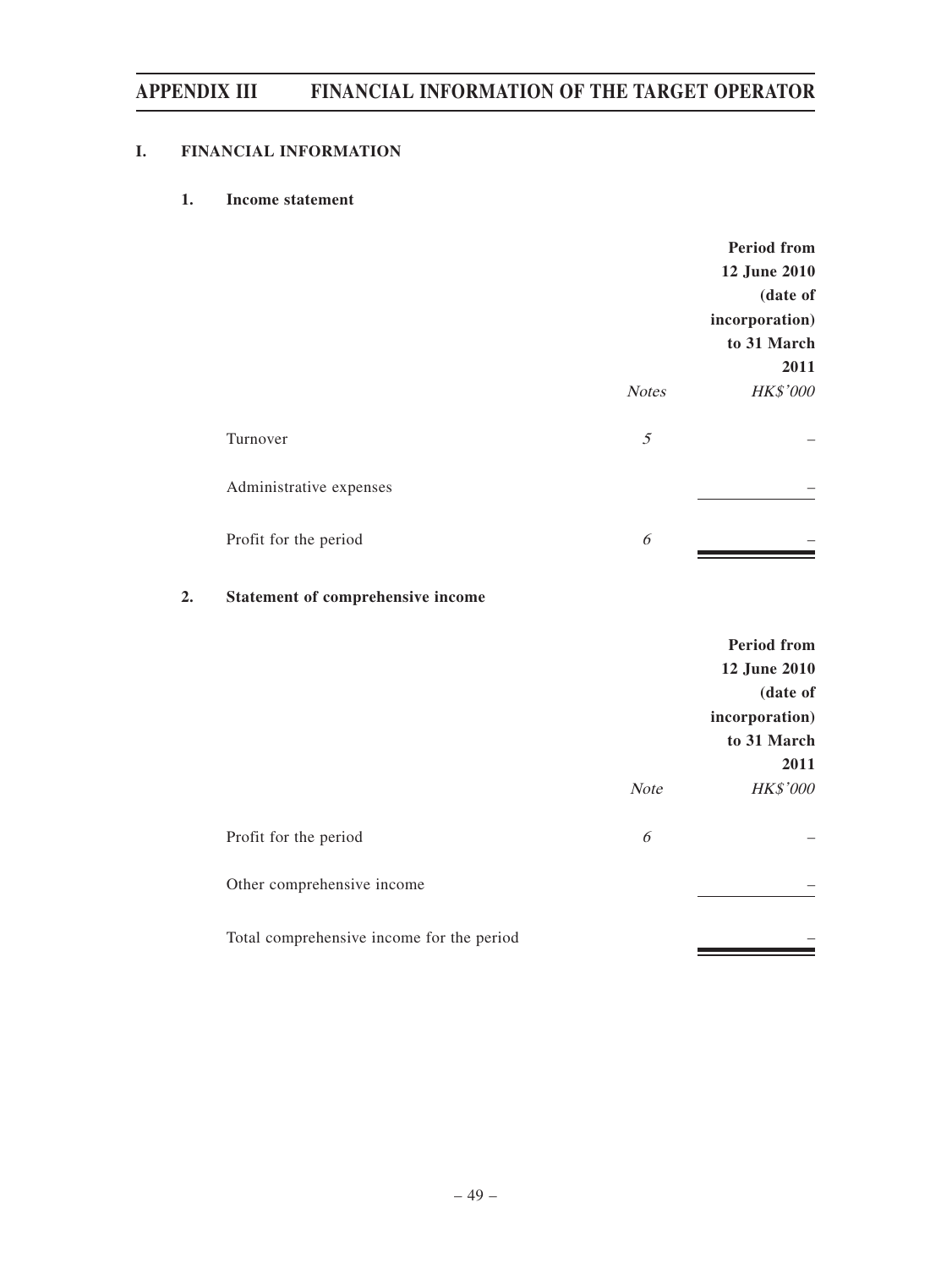# I. FINANCIAL INFORMATION

## 1. Income statement

| | *Notes* | Period from 12 June 2010 (date of incorporation) to 31 March 2011 *HK$'000* |
|---|---|---|
| Turnover | *5* | – |
| Administrative expenses | | – |
| Profit for the period | *6* | – |

## 2. Statement of comprehensive income

| | *Note* | Period from 12 June 2010 (date of incorporation) to 31 March 2011 *HK$'000* |
|---|---|---|
| Profit for the period | *6* | – |
| Other comprehensive income | | – |
| Total comprehensive income for the period | | – |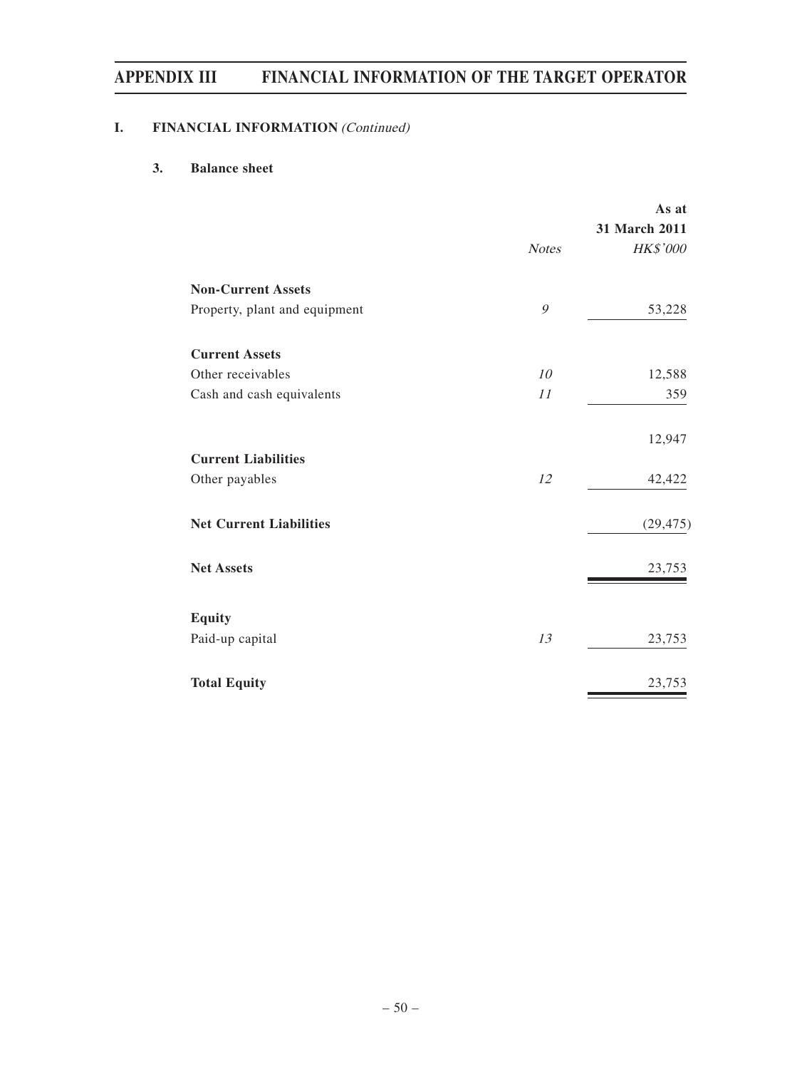## I. FINANCIAL INFORMATION *(Continued)*

### 3. Balance sheet

| | *Notes* | **As at 31 March 2011** *HK$'000* |
|---|---|---|
| **Non-Current Assets** | | |
| Property, plant and equipment | *9* | 53,228 |
| **Current Assets** | | |
| Other receivables | *10* | 12,588 |
| Cash and cash equivalents | *11* | 359 |
| | | 12,947 |
| **Current Liabilities** | | |
| Other payables | *12* | 42,422 |
| **Net Current Liabilities** | | (29,475) |
| **Net Assets** | | 23,753 |
| **Equity** | | |
| Paid-up capital | *13* | 23,753 |
| **Total Equity** | | 23,753 |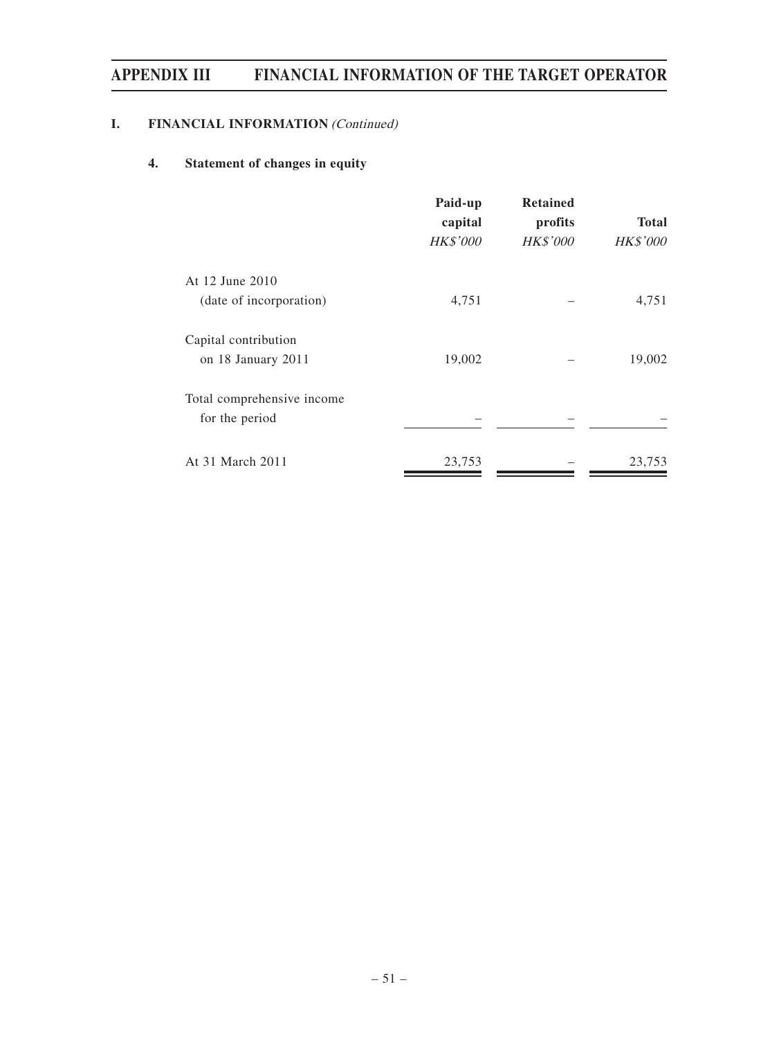## I. FINANCIAL INFORMATION *(Continued)*

### 4. Statement of changes in equity

| | Paid-up capital *HK$'000* | Retained profits *HK$'000* | Total *HK$'000* |
|---|---|---|---|
| At 12 June 2010 (date of incorporation) | 4,751 | – | 4,751 |
| Capital contribution on 18 January 2011 | 19,002 | – | 19,002 |
| Total comprehensive income for the period | – | – | – |
| At 31 March 2011 | 23,753 | – | 23,753 |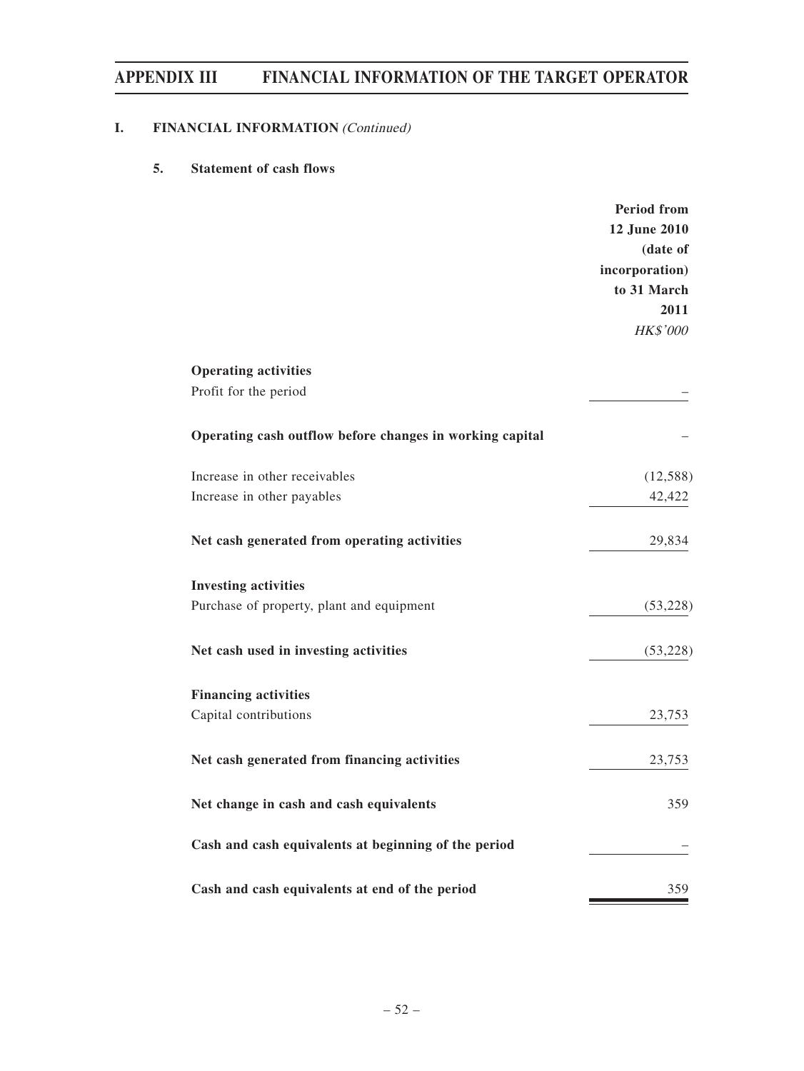## I. FINANCIAL INFORMATION *(Continued)*

### 5. Statement of cash flows

| | Period from 12 June 2010 (date of incorporation) to 31 March 2011 |
|---|---|
| | *HK$'000* |
| **Operating activities** | |
| Profit for the period | – |
| **Operating cash outflow before changes in working capital** | – |
| Increase in other receivables | (12,588) |
| Increase in other payables | 42,422 |
| **Net cash generated from operating activities** | 29,834 |
| **Investing activities** | |
| Purchase of property, plant and equipment | (53,228) |
| **Net cash used in investing activities** | (53,228) |
| **Financing activities** | |
| Capital contributions | 23,753 |
| **Net cash generated from financing activities** | 23,753 |
| **Net change in cash and cash equivalents** | 359 |
| **Cash and cash equivalents at beginning of the period** | – |
| **Cash and cash equivalents at end of the period** | 359 |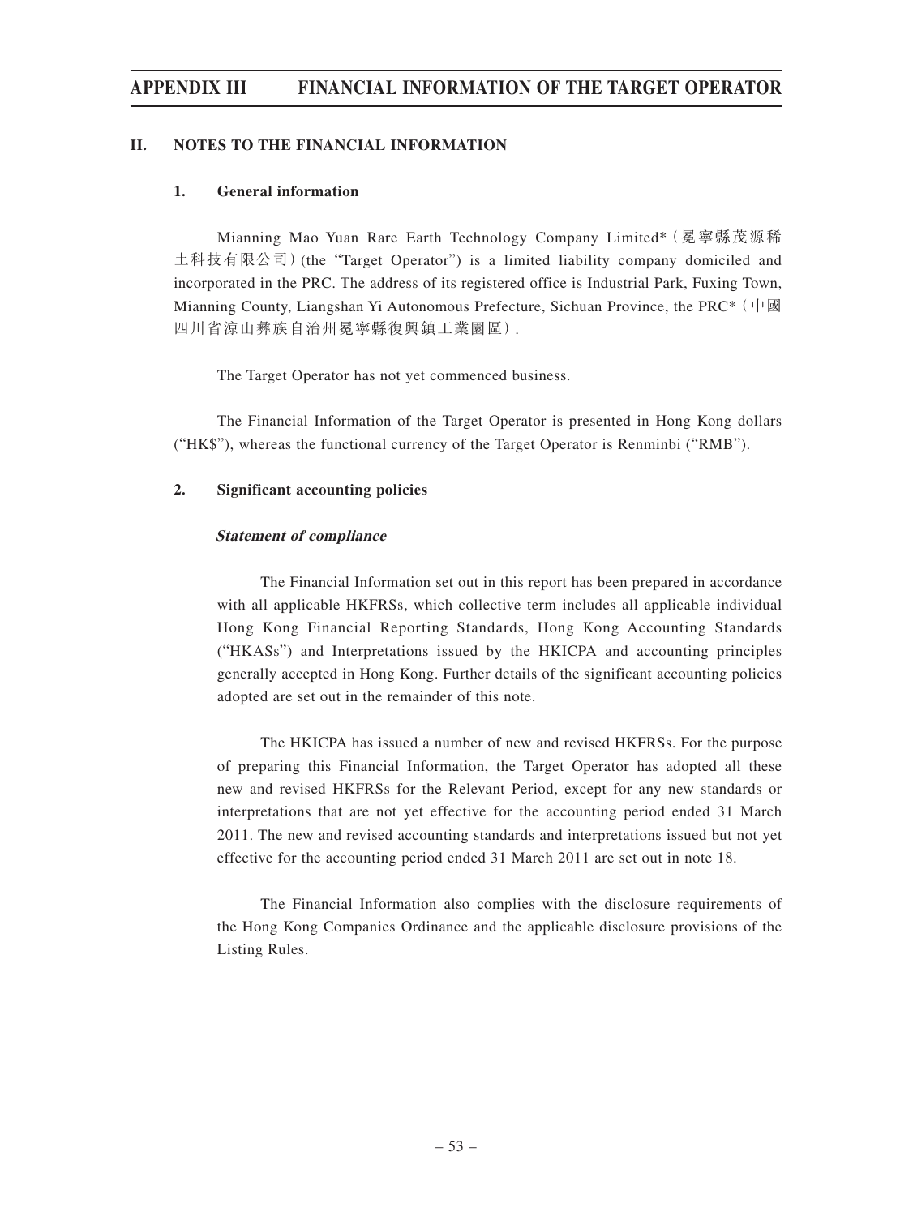## II. NOTES TO THE FINANCIAL INFORMATION

### 1. General information

Mianning Mao Yuan Rare Earth Technology Company Limited*（冕寧縣茂源稀土科技有限公司）(the "Target Operator") is a limited liability company domiciled and incorporated in the PRC. The address of its registered office is Industrial Park, Fuxing Town, Mianning County, Liangshan Yi Autonomous Prefecture, Sichuan Province, the PRC*（中國四川省涼山彝族自治州冕寧縣復興鎮工業園區）.

The Target Operator has not yet commenced business.

The Financial Information of the Target Operator is presented in Hong Kong dollars ("HK$"), whereas the functional currency of the Target Operator is Renminbi ("RMB").

### 2. Significant accounting policies

***Statement of compliance***

The Financial Information set out in this report has been prepared in accordance with all applicable HKFRSs, which collective term includes all applicable individual Hong Kong Financial Reporting Standards, Hong Kong Accounting Standards ("HKASs") and Interpretations issued by the HKICPA and accounting principles generally accepted in Hong Kong. Further details of the significant accounting policies adopted are set out in the remainder of this note.

The HKICPA has issued a number of new and revised HKFRSs. For the purpose of preparing this Financial Information, the Target Operator has adopted all these new and revised HKFRSs for the Relevant Period, except for any new standards or interpretations that are not yet effective for the accounting period ended 31 March 2011. The new and revised accounting standards and interpretations issued but not yet effective for the accounting period ended 31 March 2011 are set out in note 18.

The Financial Information also complies with the disclosure requirements of the Hong Kong Companies Ordinance and the applicable disclosure provisions of the Listing Rules.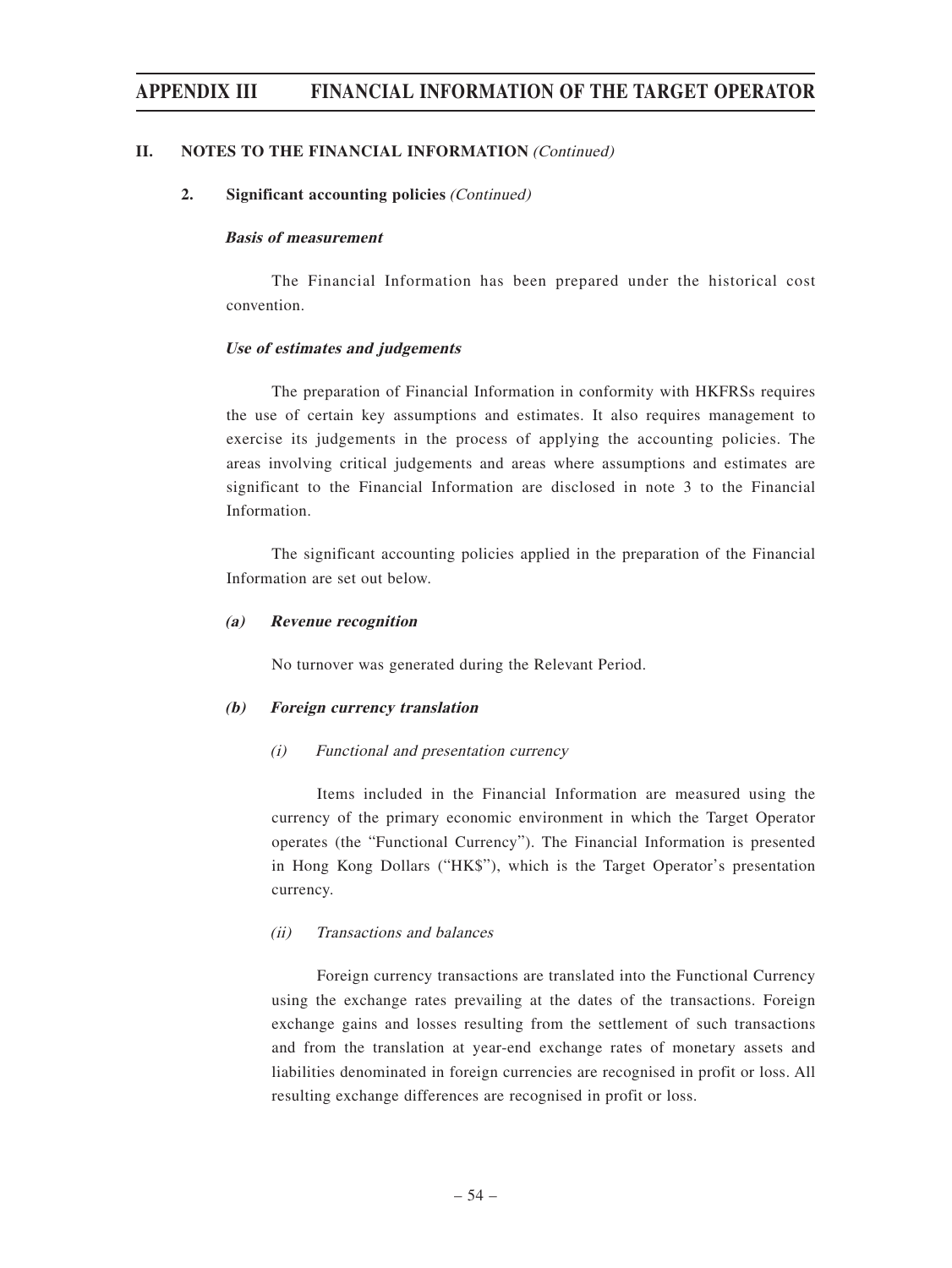## II. NOTES TO THE FINANCIAL INFORMATION *(Continued)*

### 2. Significant accounting policies *(Continued)*

***Basis of measurement***

The Financial Information has been prepared under the historical cost convention.

***Use of estimates and judgements***

The preparation of Financial Information in conformity with HKFRSs requires the use of certain key assumptions and estimates. It also requires management to exercise its judgements in the process of applying the accounting policies. The areas involving critical judgements and areas where assumptions and estimates are significant to the Financial Information are disclosed in note 3 to the Financial Information.

The significant accounting policies applied in the preparation of the Financial Information are set out below.

***(a) Revenue recognition***

No turnover was generated during the Relevant Period.

***(b) Foreign currency translation***

*(i) Functional and presentation currency*

Items included in the Financial Information are measured using the currency of the primary economic environment in which the Target Operator operates (the "Functional Currency"). The Financial Information is presented in Hong Kong Dollars ("HK$"), which is the Target Operator's presentation currency.

*(ii) Transactions and balances*

Foreign currency transactions are translated into the Functional Currency using the exchange rates prevailing at the dates of the transactions. Foreign exchange gains and losses resulting from the settlement of such transactions and from the translation at year-end exchange rates of monetary assets and liabilities denominated in foreign currencies are recognised in profit or loss. All resulting exchange differences are recognised in profit or loss.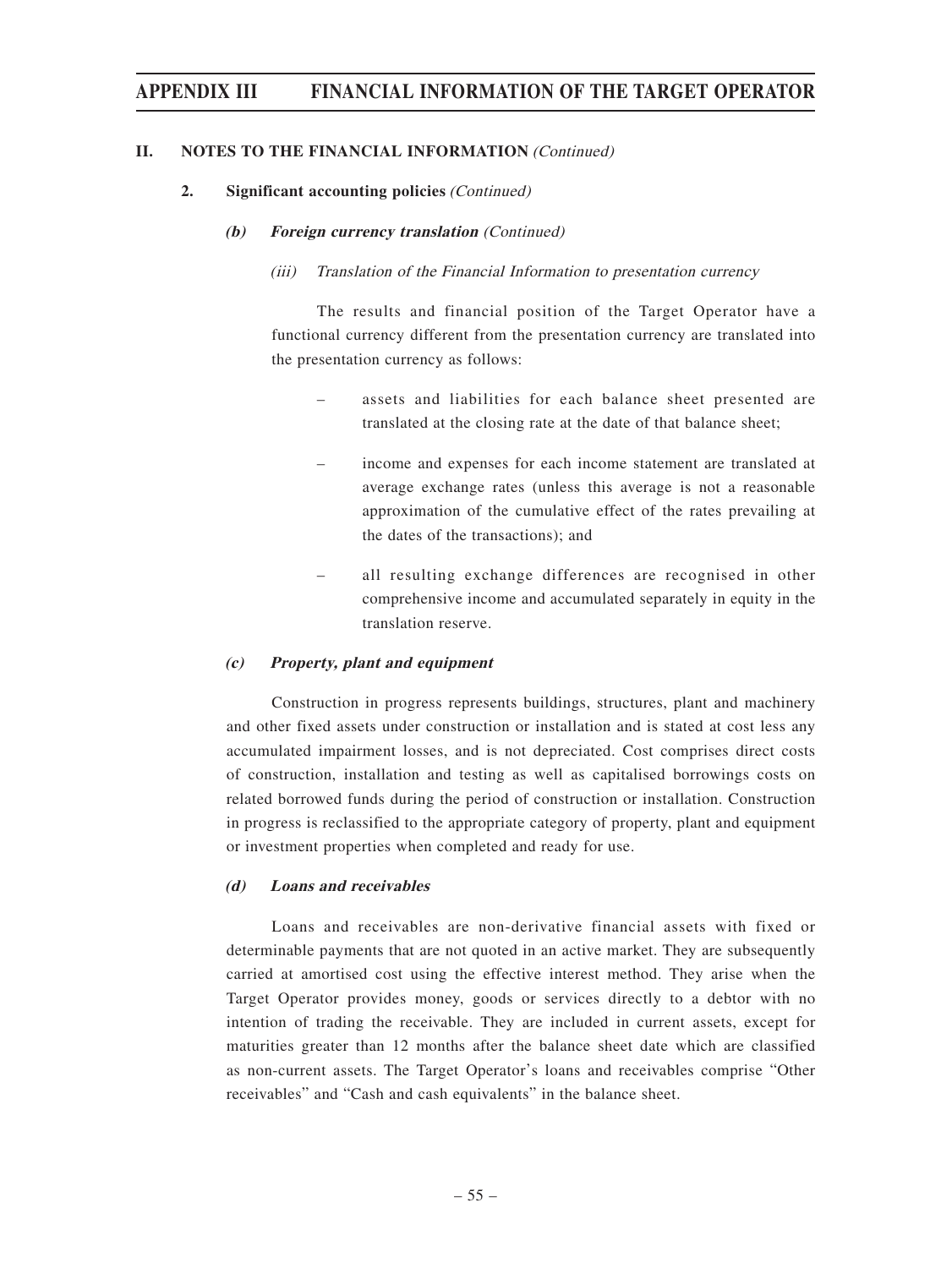## II. NOTES TO THE FINANCIAL INFORMATION *(Continued)*

### 2. Significant accounting policies *(Continued)*

#### *(b) Foreign currency translation (Continued)*

*(iii) Translation of the Financial Information to presentation currency*

The results and financial position of the Target Operator have a functional currency different from the presentation currency are translated into the presentation currency as follows:

– assets and liabilities for each balance sheet presented are translated at the closing rate at the date of that balance sheet;

– income and expenses for each income statement are translated at average exchange rates (unless this average is not a reasonable approximation of the cumulative effect of the rates prevailing at the dates of the transactions); and

– all resulting exchange differences are recognised in other comprehensive income and accumulated separately in equity in the translation reserve.

#### *(c) Property, plant and equipment*

Construction in progress represents buildings, structures, plant and machinery and other fixed assets under construction or installation and is stated at cost less any accumulated impairment losses, and is not depreciated. Cost comprises direct costs of construction, installation and testing as well as capitalised borrowings costs on related borrowed funds during the period of construction or installation. Construction in progress is reclassified to the appropriate category of property, plant and equipment or investment properties when completed and ready for use.

#### *(d) Loans and receivables*

Loans and receivables are non-derivative financial assets with fixed or determinable payments that are not quoted in an active market. They are subsequently carried at amortised cost using the effective interest method. They arise when the Target Operator provides money, goods or services directly to a debtor with no intention of trading the receivable. They are included in current assets, except for maturities greater than 12 months after the balance sheet date which are classified as non-current assets. The Target Operator's loans and receivables comprise "Other receivables" and "Cash and cash equivalents" in the balance sheet.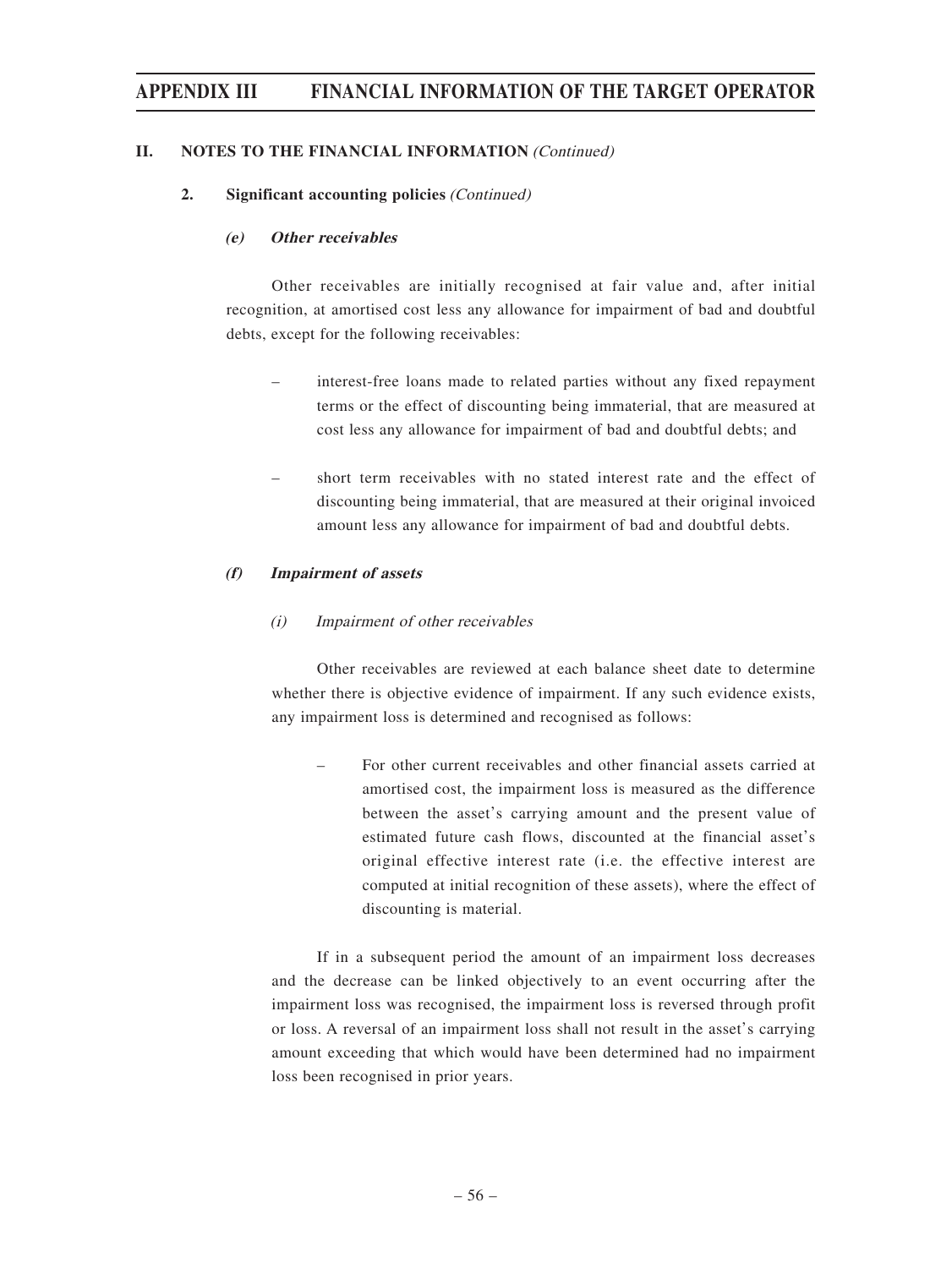## II. NOTES TO THE FINANCIAL INFORMATION *(Continued)*

### 2. Significant accounting policies *(Continued)*

#### *(e) Other receivables*

Other receivables are initially recognised at fair value and, after initial recognition, at amortised cost less any allowance for impairment of bad and doubtful debts, except for the following receivables:

- interest-free loans made to related parties without any fixed repayment terms or the effect of discounting being immaterial, that are measured at cost less any allowance for impairment of bad and doubtful debts; and
- short term receivables with no stated interest rate and the effect of discounting being immaterial, that are measured at their original invoiced amount less any allowance for impairment of bad and doubtful debts.

#### *(f) Impairment of assets*

*(i) Impairment of other receivables*

Other receivables are reviewed at each balance sheet date to determine whether there is objective evidence of impairment. If any such evidence exists, any impairment loss is determined and recognised as follows:

- For other current receivables and other financial assets carried at amortised cost, the impairment loss is measured as the difference between the asset's carrying amount and the present value of estimated future cash flows, discounted at the financial asset's original effective interest rate (i.e. the effective interest are computed at initial recognition of these assets), where the effect of discounting is material.

If in a subsequent period the amount of an impairment loss decreases and the decrease can be linked objectively to an event occurring after the impairment loss was recognised, the impairment loss is reversed through profit or loss. A reversal of an impairment loss shall not result in the asset's carrying amount exceeding that which would have been determined had no impairment loss been recognised in prior years.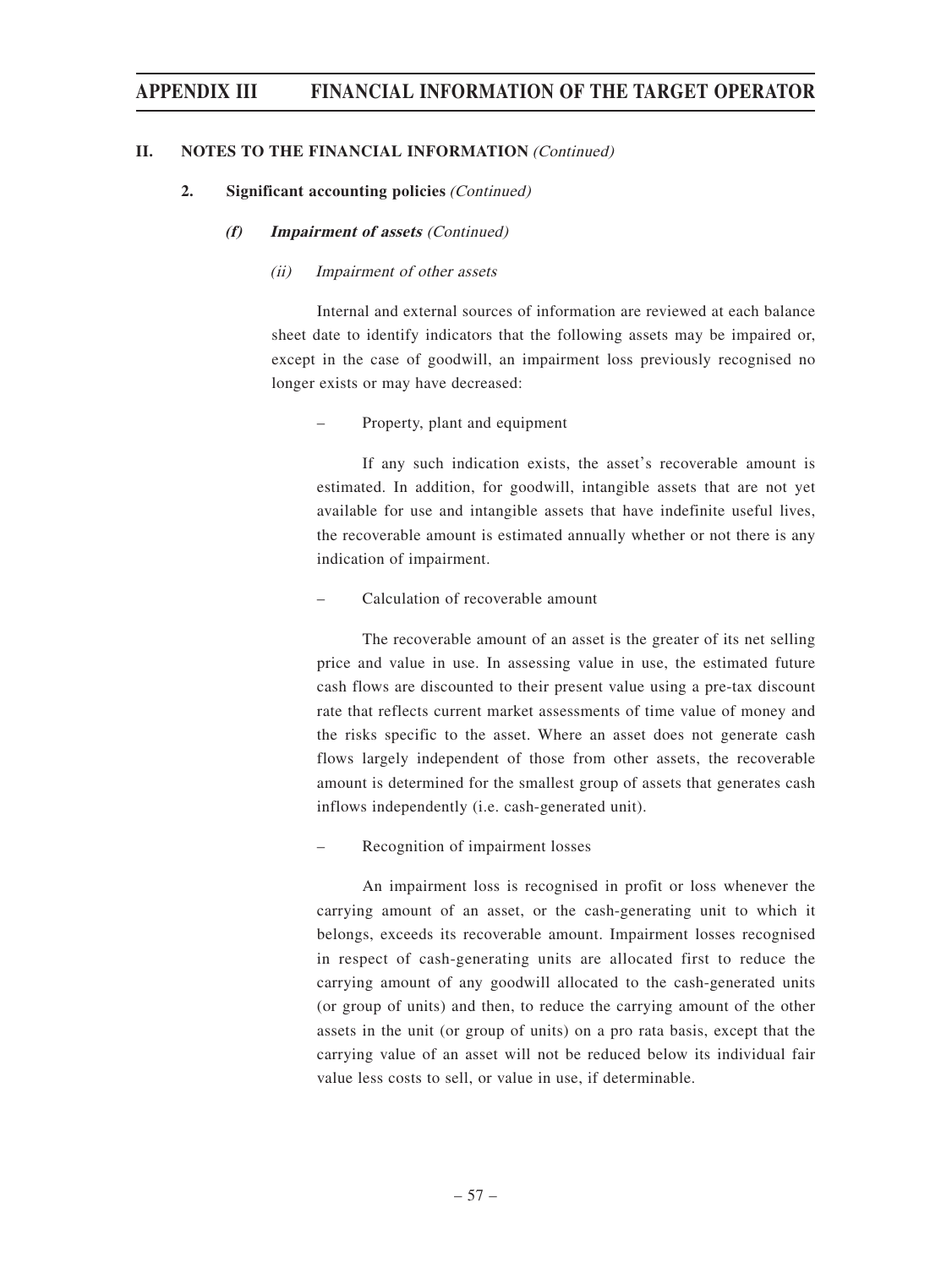## II. NOTES TO THE FINANCIAL INFORMATION *(Continued)*

### 2. Significant accounting policies *(Continued)*

#### *(f) Impairment of assets (Continued)*

*(ii) Impairment of other assets*

Internal and external sources of information are reviewed at each balance sheet date to identify indicators that the following assets may be impaired or, except in the case of goodwill, an impairment loss previously recognised no longer exists or may have decreased:

– Property, plant and equipment

If any such indication exists, the asset's recoverable amount is estimated. In addition, for goodwill, intangible assets that are not yet available for use and intangible assets that have indefinite useful lives, the recoverable amount is estimated annually whether or not there is any indication of impairment.

– Calculation of recoverable amount

The recoverable amount of an asset is the greater of its net selling price and value in use. In assessing value in use, the estimated future cash flows are discounted to their present value using a pre-tax discount rate that reflects current market assessments of time value of money and the risks specific to the asset. Where an asset does not generate cash flows largely independent of those from other assets, the recoverable amount is determined for the smallest group of assets that generates cash inflows independently (i.e. cash-generated unit).

– Recognition of impairment losses

An impairment loss is recognised in profit or loss whenever the carrying amount of an asset, or the cash-generating unit to which it belongs, exceeds its recoverable amount. Impairment losses recognised in respect of cash-generating units are allocated first to reduce the carrying amount of any goodwill allocated to the cash-generated units (or group of units) and then, to reduce the carrying amount of the other assets in the unit (or group of units) on a pro rata basis, except that the carrying value of an asset will not be reduced below its individual fair value less costs to sell, or value in use, if determinable.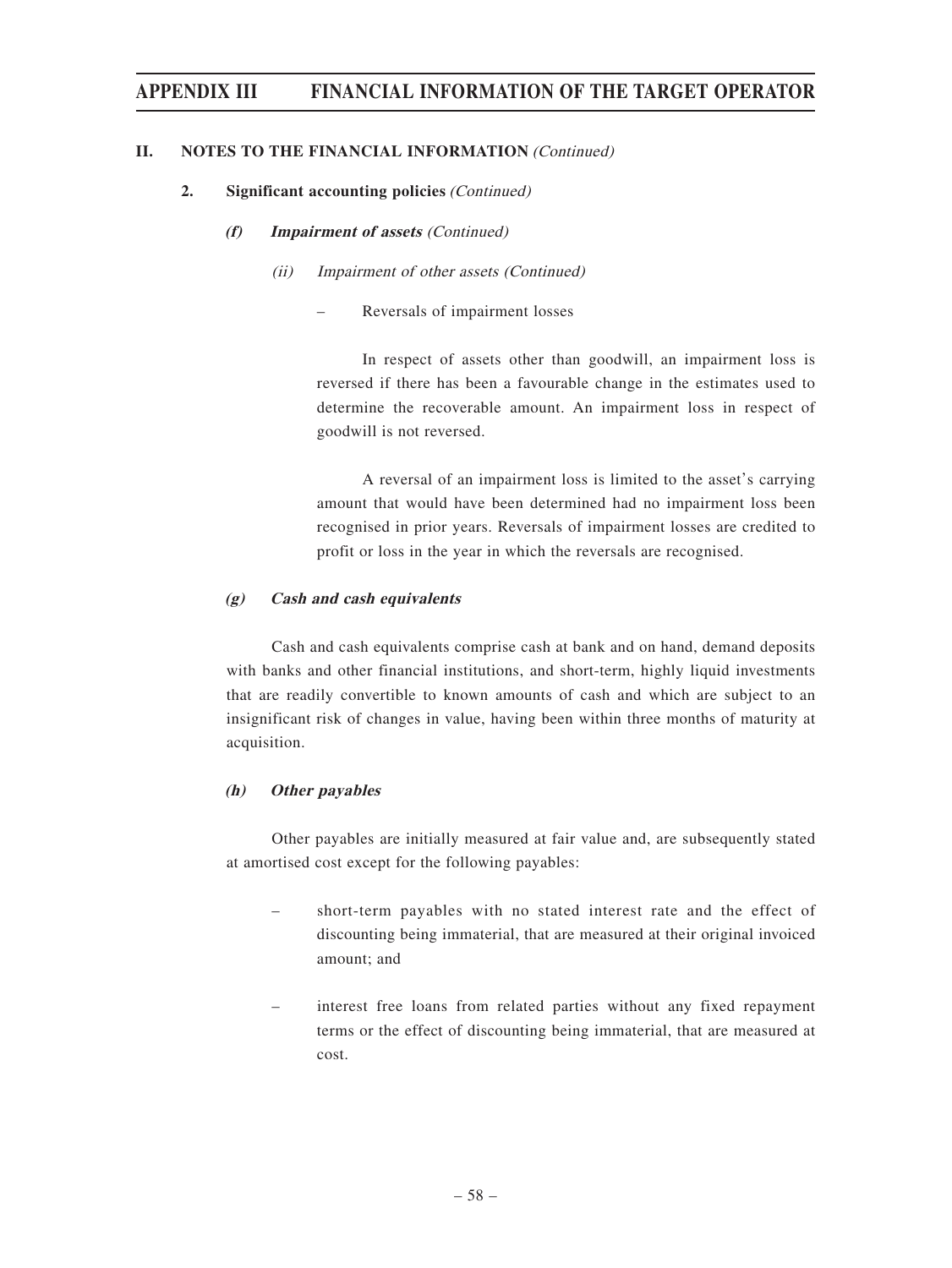## II. NOTES TO THE FINANCIAL INFORMATION *(Continued)*

### 2. Significant accounting policies *(Continued)*

#### *(f)* ***Impairment of assets*** *(Continued)*

*(ii) Impairment of other assets (Continued)*

– Reversals of impairment losses

In respect of assets other than goodwill, an impairment loss is reversed if there has been a favourable change in the estimates used to determine the recoverable amount. An impairment loss in respect of goodwill is not reversed.

A reversal of an impairment loss is limited to the asset's carrying amount that would have been determined had no impairment loss been recognised in prior years. Reversals of impairment losses are credited to profit or loss in the year in which the reversals are recognised.

#### *(g)* ***Cash and cash equivalents***

Cash and cash equivalents comprise cash at bank and on hand, demand deposits with banks and other financial institutions, and short-term, highly liquid investments that are readily convertible to known amounts of cash and which are subject to an insignificant risk of changes in value, having been within three months of maturity at acquisition.

#### *(h)* ***Other payables***

Other payables are initially measured at fair value and, are subsequently stated at amortised cost except for the following payables:

– short-term payables with no stated interest rate and the effect of discounting being immaterial, that are measured at their original invoiced amount; and

– interest free loans from related parties without any fixed repayment terms or the effect of discounting being immaterial, that are measured at cost.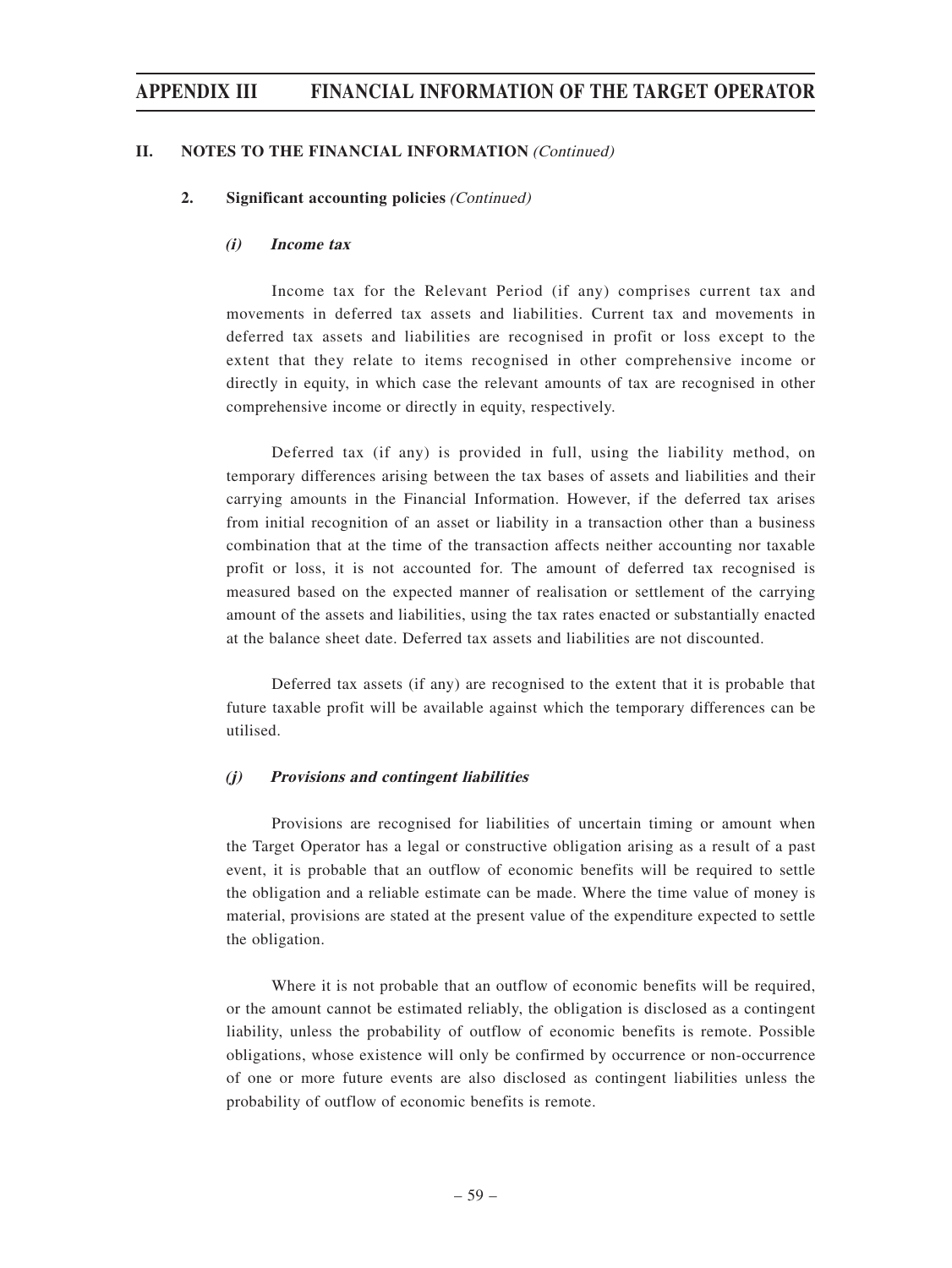## II. NOTES TO THE FINANCIAL INFORMATION *(Continued)*

### 2. Significant accounting policies *(Continued)*

#### *(i) Income tax*

Income tax for the Relevant Period (if any) comprises current tax and movements in deferred tax assets and liabilities. Current tax and movements in deferred tax assets and liabilities are recognised in profit or loss except to the extent that they relate to items recognised in other comprehensive income or directly in equity, in which case the relevant amounts of tax are recognised in other comprehensive income or directly in equity, respectively.

Deferred tax (if any) is provided in full, using the liability method, on temporary differences arising between the tax bases of assets and liabilities and their carrying amounts in the Financial Information. However, if the deferred tax arises from initial recognition of an asset or liability in a transaction other than a business combination that at the time of the transaction affects neither accounting nor taxable profit or loss, it is not accounted for. The amount of deferred tax recognised is measured based on the expected manner of realisation or settlement of the carrying amount of the assets and liabilities, using the tax rates enacted or substantially enacted at the balance sheet date. Deferred tax assets and liabilities are not discounted.

Deferred tax assets (if any) are recognised to the extent that it is probable that future taxable profit will be available against which the temporary differences can be utilised.

#### *(j) Provisions and contingent liabilities*

Provisions are recognised for liabilities of uncertain timing or amount when the Target Operator has a legal or constructive obligation arising as a result of a past event, it is probable that an outflow of economic benefits will be required to settle the obligation and a reliable estimate can be made. Where the time value of money is material, provisions are stated at the present value of the expenditure expected to settle the obligation.

Where it is not probable that an outflow of economic benefits will be required, or the amount cannot be estimated reliably, the obligation is disclosed as a contingent liability, unless the probability of outflow of economic benefits is remote. Possible obligations, whose existence will only be confirmed by occurrence or non-occurrence of one or more future events are also disclosed as contingent liabilities unless the probability of outflow of economic benefits is remote.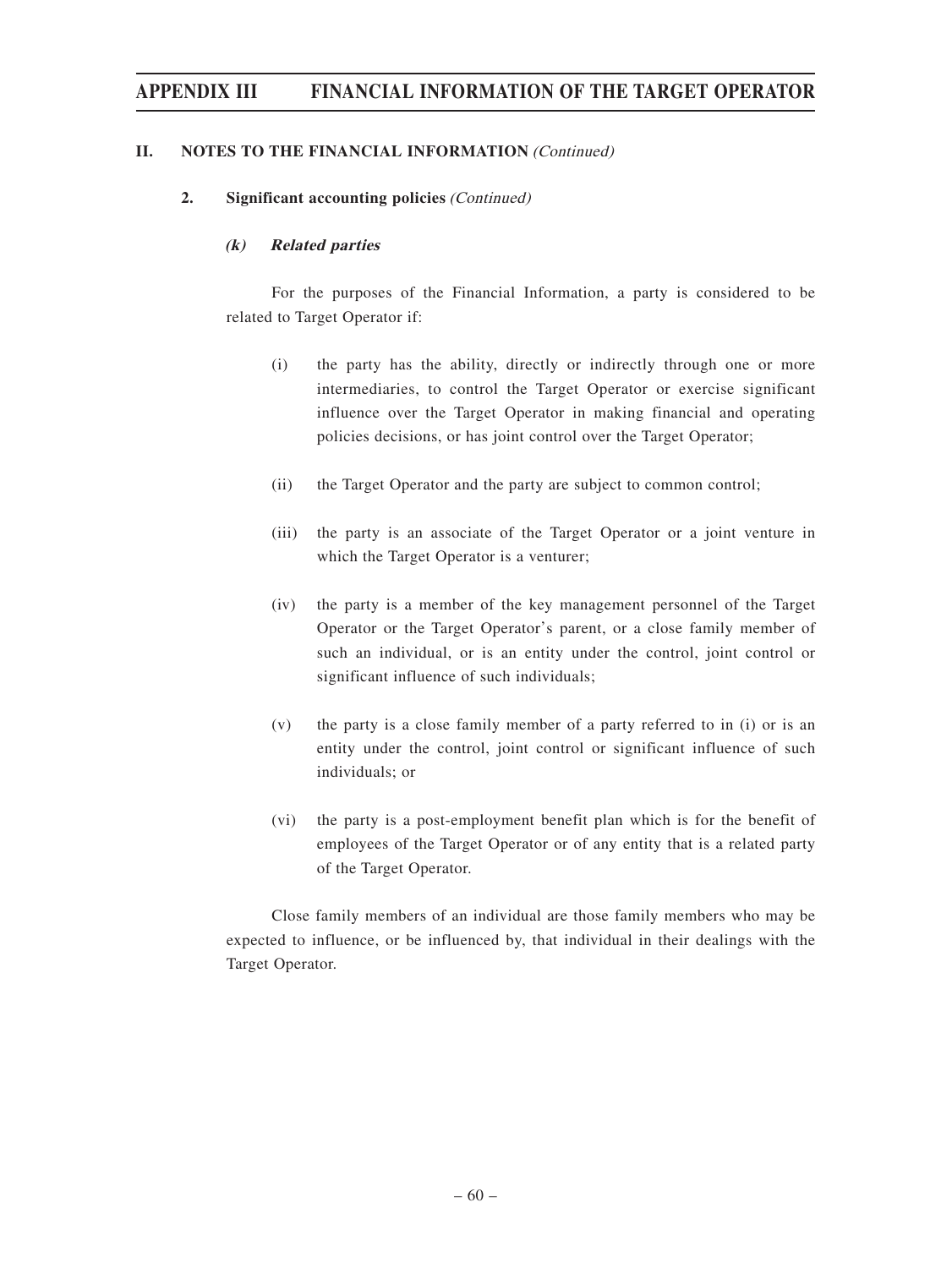## II. NOTES TO THE FINANCIAL INFORMATION *(Continued)*

### 2. Significant accounting policies *(Continued)*

#### *(k) Related parties*

For the purposes of the Financial Information, a party is considered to be related to Target Operator if:

(i) the party has the ability, directly or indirectly through one or more intermediaries, to control the Target Operator or exercise significant influence over the Target Operator in making financial and operating policies decisions, or has joint control over the Target Operator;

(ii) the Target Operator and the party are subject to common control;

(iii) the party is an associate of the Target Operator or a joint venture in which the Target Operator is a venturer;

(iv) the party is a member of the key management personnel of the Target Operator or the Target Operator's parent, or a close family member of such an individual, or is an entity under the control, joint control or significant influence of such individuals;

(v) the party is a close family member of a party referred to in (i) or is an entity under the control, joint control or significant influence of such individuals; or

(vi) the party is a post-employment benefit plan which is for the benefit of employees of the Target Operator or of any entity that is a related party of the Target Operator.

Close family members of an individual are those family members who may be expected to influence, or be influenced by, that individual in their dealings with the Target Operator.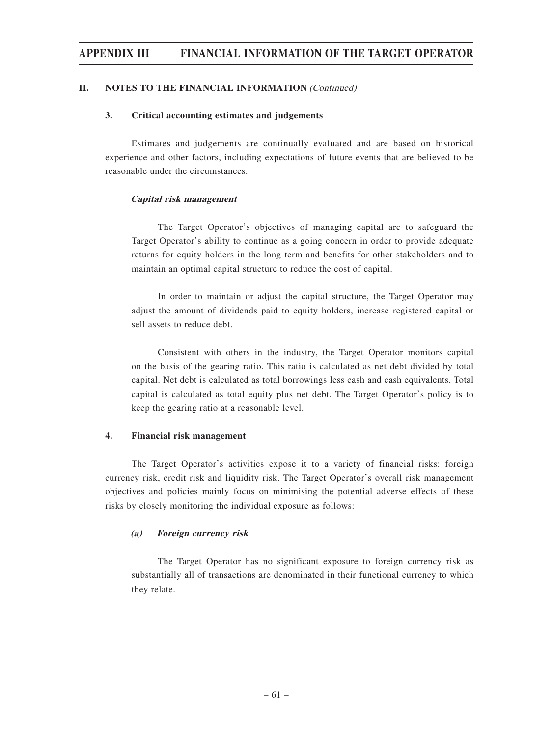## II. NOTES TO THE FINANCIAL INFORMATION *(Continued)*

### 3. Critical accounting estimates and judgements

Estimates and judgements are continually evaluated and are based on historical experience and other factors, including expectations of future events that are believed to be reasonable under the circumstances.

***Capital risk management***

The Target Operator's objectives of managing capital are to safeguard the Target Operator's ability to continue as a going concern in order to provide adequate returns for equity holders in the long term and benefits for other stakeholders and to maintain an optimal capital structure to reduce the cost of capital.

In order to maintain or adjust the capital structure, the Target Operator may adjust the amount of dividends paid to equity holders, increase registered capital or sell assets to reduce debt.

Consistent with others in the industry, the Target Operator monitors capital on the basis of the gearing ratio. This ratio is calculated as net debt divided by total capital. Net debt is calculated as total borrowings less cash and cash equivalents. Total capital is calculated as total equity plus net debt. The Target Operator's policy is to keep the gearing ratio at a reasonable level.

### 4. Financial risk management

The Target Operator's activities expose it to a variety of financial risks: foreign currency risk, credit risk and liquidity risk. The Target Operator's overall risk management objectives and policies mainly focus on minimising the potential adverse effects of these risks by closely monitoring the individual exposure as follows:

***(a) Foreign currency risk***

The Target Operator has no significant exposure to foreign currency risk as substantially all of transactions are denominated in their functional currency to which they relate.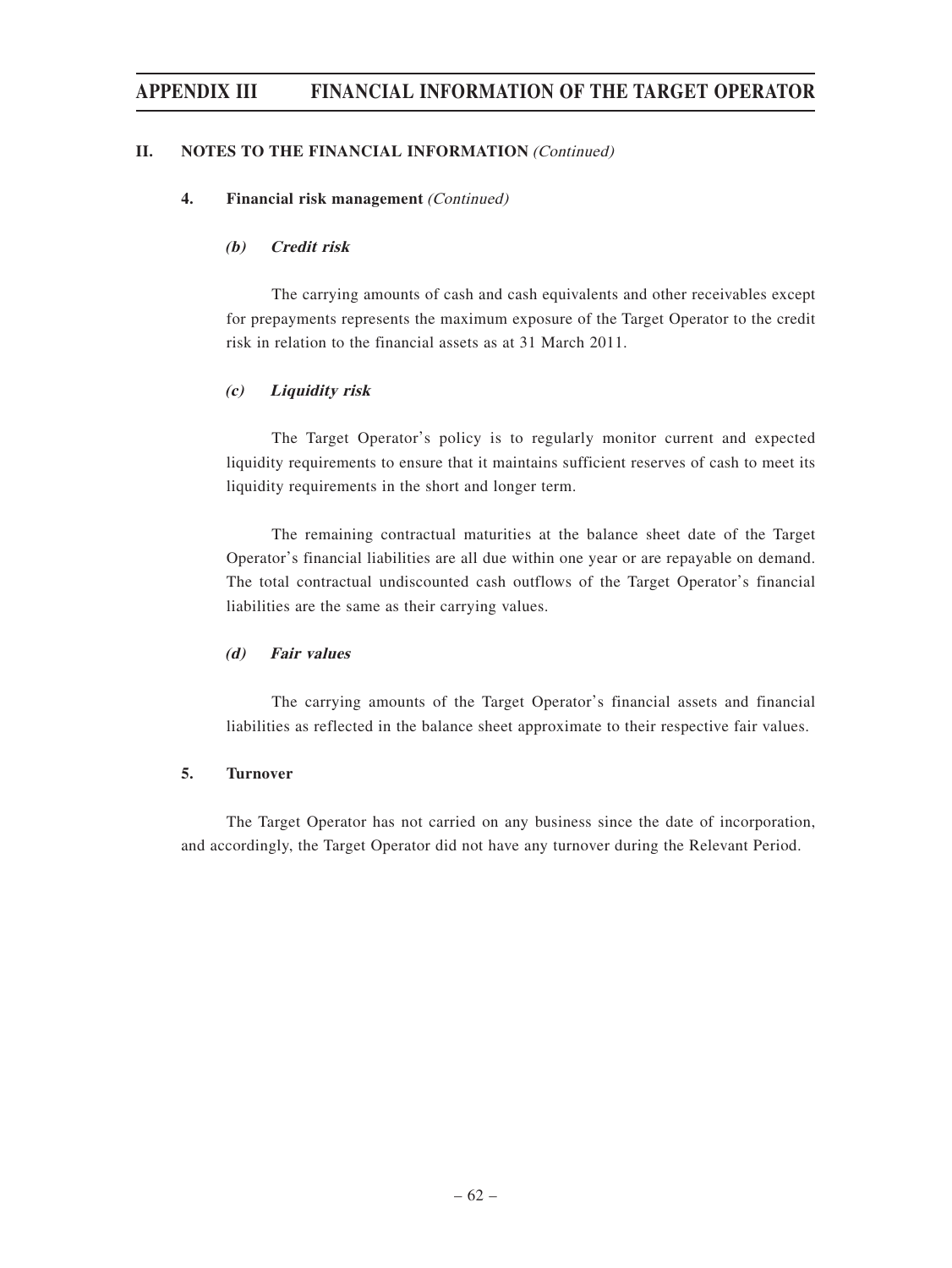## II. NOTES TO THE FINANCIAL INFORMATION *(Continued)*

### 4. Financial risk management *(Continued)*

#### *(b) Credit risk*

The carrying amounts of cash and cash equivalents and other receivables except for prepayments represents the maximum exposure of the Target Operator to the credit risk in relation to the financial assets as at 31 March 2011.

#### *(c) Liquidity risk*

The Target Operator's policy is to regularly monitor current and expected liquidity requirements to ensure that it maintains sufficient reserves of cash to meet its liquidity requirements in the short and longer term.

The remaining contractual maturities at the balance sheet date of the Target Operator's financial liabilities are all due within one year or are repayable on demand. The total contractual undiscounted cash outflows of the Target Operator's financial liabilities are the same as their carrying values.

#### *(d) Fair values*

The carrying amounts of the Target Operator's financial assets and financial liabilities as reflected in the balance sheet approximate to their respective fair values.

### 5. Turnover

The Target Operator has not carried on any business since the date of incorporation, and accordingly, the Target Operator did not have any turnover during the Relevant Period.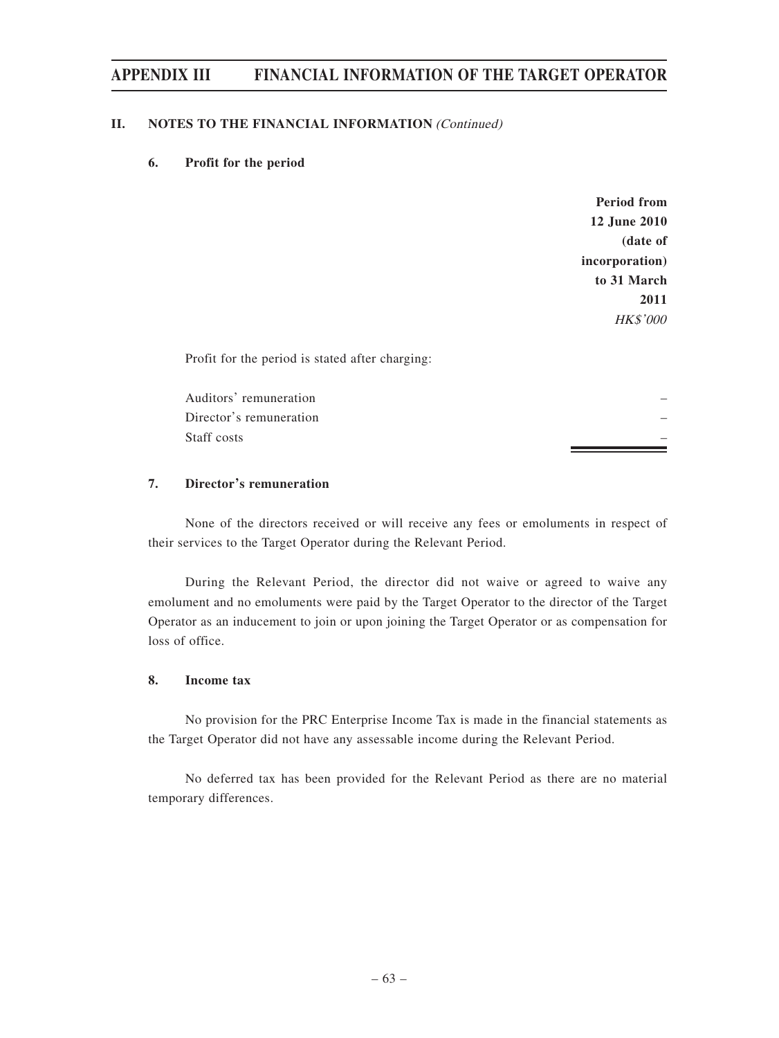## II. NOTES TO THE FINANCIAL INFORMATION *(Continued)*

### 6. Profit for the period

| | Period from 12 June 2010 (date of incorporation) to 31 March 2011 |
|---|---|
| | *HK$'000* |
| Profit for the period is stated after charging: | |
| Auditors' remuneration | – |
| Director's remuneration | – |
| Staff costs | – |

### 7. Director's remuneration

None of the directors received or will receive any fees or emoluments in respect of their services to the Target Operator during the Relevant Period.

During the Relevant Period, the director did not waive or agreed to waive any emolument and no emoluments were paid by the Target Operator to the director of the Target Operator as an inducement to join or upon joining the Target Operator or as compensation for loss of office.

### 8. Income tax

No provision for the PRC Enterprise Income Tax is made in the financial statements as the Target Operator did not have any assessable income during the Relevant Period.

No deferred tax has been provided for the Relevant Period as there are no material temporary differences.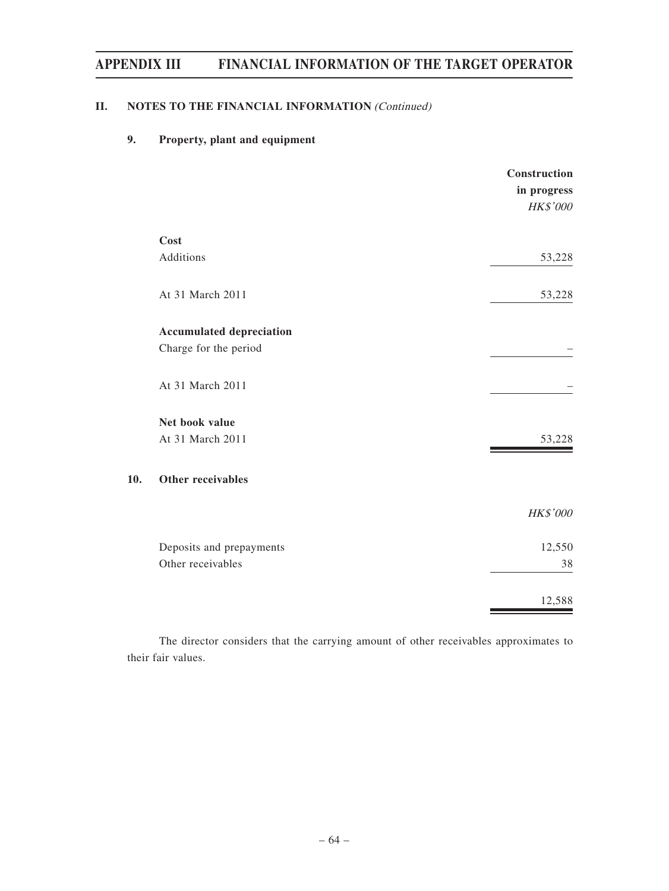## II. NOTES TO THE FINANCIAL INFORMATION *(Continued)*

### 9. Property, plant and equipment

| | Construction in progress |
|---|---|
| | *HK$'000* |
| **Cost** | |
| Additions | 53,228 |
| At 31 March 2011 | 53,228 |
| **Accumulated depreciation** | |
| Charge for the period | – |
| At 31 March 2011 | – |
| **Net book value** | |
| At 31 March 2011 | 53,228 |

### 10. Other receivables

| | *HK$'000* |
|---|---|
| Deposits and prepayments | 12,550 |
| Other receivables | 38 |
| | 12,588 |

The director considers that the carrying amount of other receivables approximates to their fair values.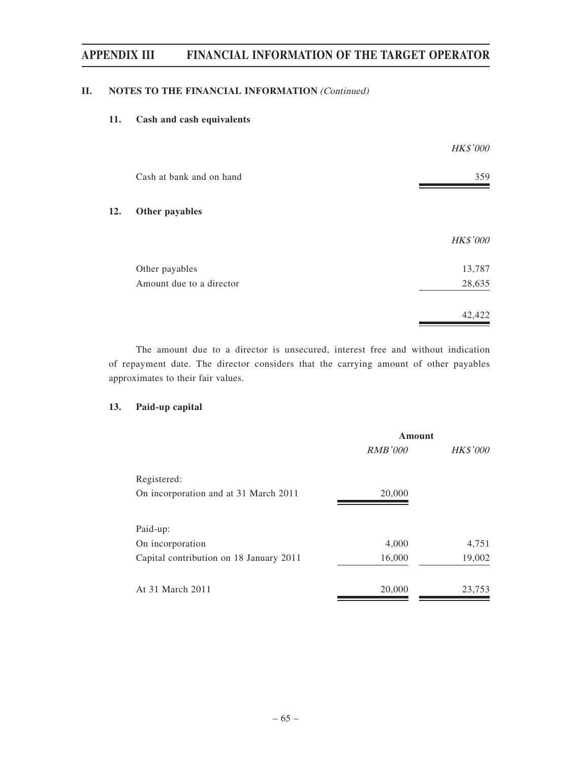## II. NOTES TO THE FINANCIAL INFORMATION *(Continued)*

### 11. Cash and cash equivalents

| | *HK$'000* |
|---|---|
| Cash at bank and on hand | 359 |

### 12. Other payables

| | *HK$'000* |
|---|---|
| Other payables | 13,787 |
| Amount due to a director | 28,635 |
| | 42,422 |

The amount due to a director is unsecured, interest free and without indication of repayment date. The director considers that the carrying amount of other payables approximates to their fair values.

### 13. Paid-up capital

| | **Amount** | |
|---|---|---|
| | *RMB'000* | *HK$'000* |
| Registered: | | |
| On incorporation and at 31 March 2011 | 20,000 | |
| Paid-up: | | |
| On incorporation | 4,000 | 4,751 |
| Capital contribution on 18 January 2011 | 16,000 | 19,002 |
| At 31 March 2011 | 20,000 | 23,753 |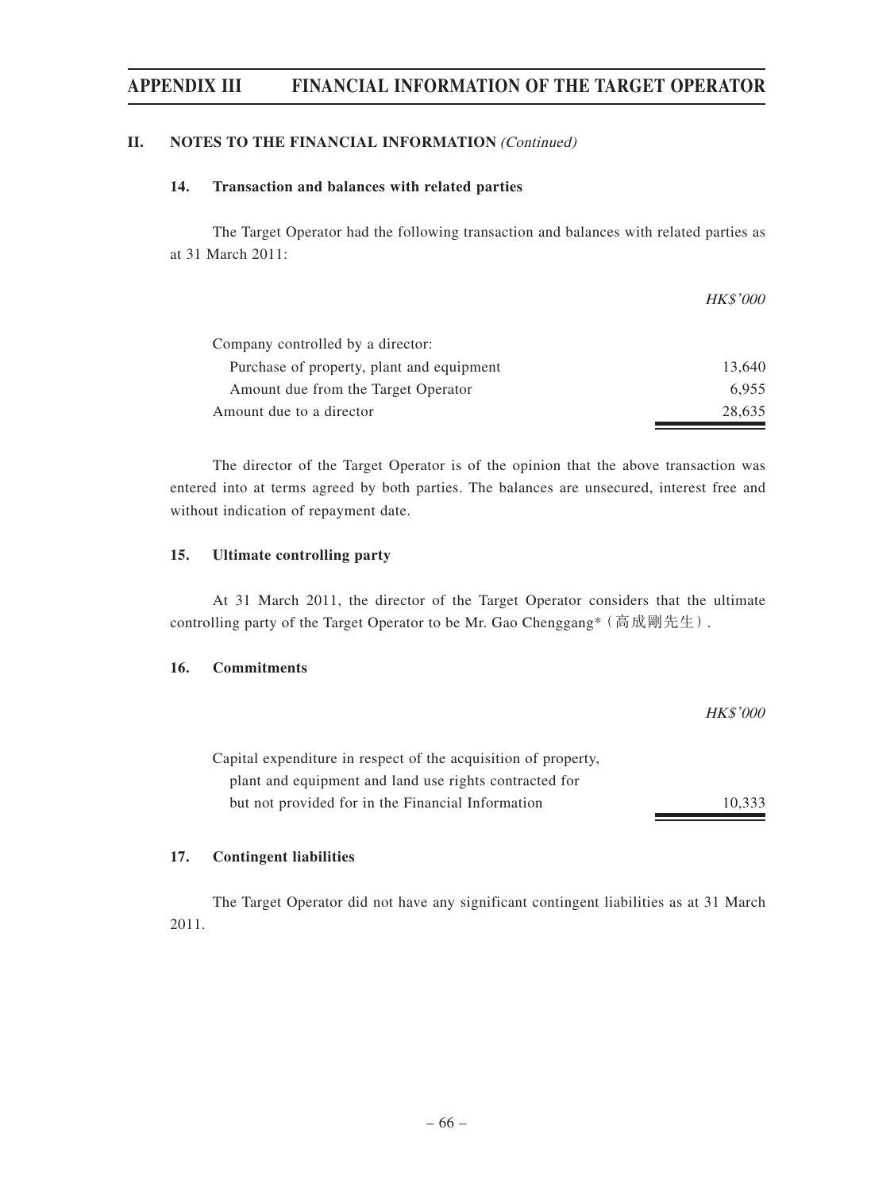## II. NOTES TO THE FINANCIAL INFORMATION *(Continued)*

### 14. Transaction and balances with related parties

The Target Operator had the following transaction and balances with related parties as at 31 March 2011:

| | *HK$'000* |
|---|---|
| Company controlled by a director: | |
| Purchase of property, plant and equipment | 13,640 |
| Amount due from the Target Operator | 6,955 |
| Amount due to a director | 28,635 |

The director of the Target Operator is of the opinion that the above transaction was entered into at terms agreed by both parties. The balances are unsecured, interest free and without indication of repayment date.

### 15. Ultimate controlling party

At 31 March 2011, the director of the Target Operator considers that the ultimate controlling party of the Target Operator to be Mr. Gao Chenggang*（高成剛先生）.

### 16. Commitments

| | *HK$'000* |
|---|---|
| Capital expenditure in respect of the acquisition of property, plant and equipment and land use rights contracted for but not provided for in the Financial Information | 10,333 |

### 17. Contingent liabilities

The Target Operator did not have any significant contingent liabilities as at 31 March 2011.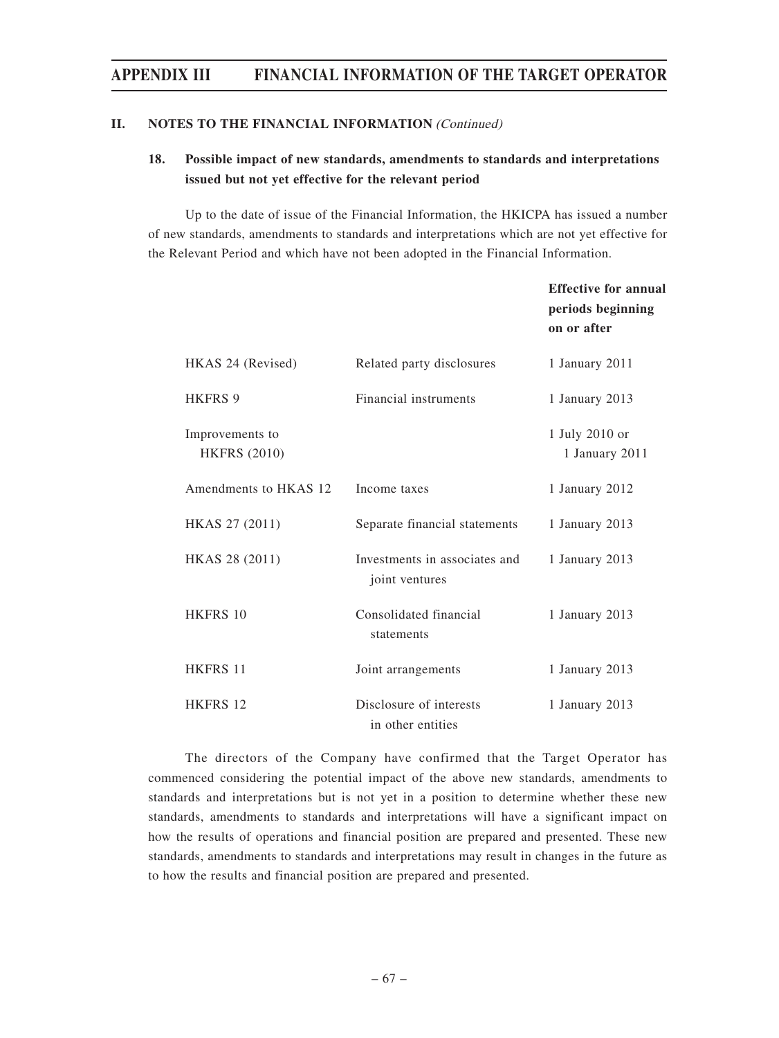## II. NOTES TO THE FINANCIAL INFORMATION *(Continued)*

### 18. Possible impact of new standards, amendments to standards and interpretations issued but not yet effective for the relevant period

Up to the date of issue of the Financial Information, the HKICPA has issued a number of new standards, amendments to standards and interpretations which are not yet effective for the Relevant Period and which have not been adopted in the Financial Information.

| | | **Effective for annual periods beginning on or after** |
|---|---|---|
| HKAS 24 (Revised) | Related party disclosures | 1 January 2011 |
| HKFRS 9 | Financial instruments | 1 January 2013 |
| Improvements to HKFRS (2010) | | 1 July 2010 or 1 January 2011 |
| Amendments to HKAS 12 | Income taxes | 1 January 2012 |
| HKAS 27 (2011) | Separate financial statements | 1 January 2013 |
| HKAS 28 (2011) | Investments in associates and joint ventures | 1 January 2013 |
| HKFRS 10 | Consolidated financial statements | 1 January 2013 |
| HKFRS 11 | Joint arrangements | 1 January 2013 |
| HKFRS 12 | Disclosure of interests in other entities | 1 January 2013 |

The directors of the Company have confirmed that the Target Operator has commenced considering the potential impact of the above new standards, amendments to standards and interpretations but is not yet in a position to determine whether these new standards, amendments to standards and interpretations will have a significant impact on how the results of operations and financial position are prepared and presented. These new standards, amendments to standards and interpretations may result in changes in the future as to how the results and financial position are prepared and presented.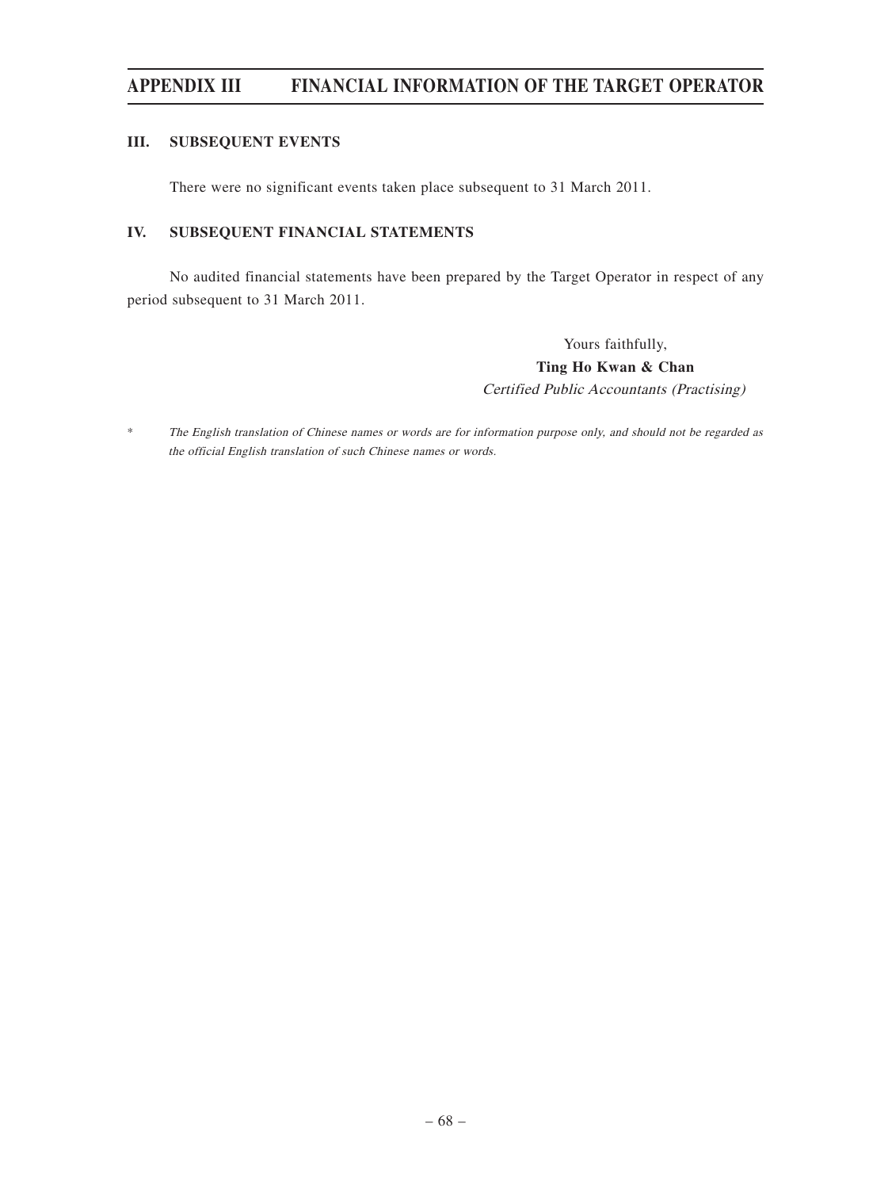## III. SUBSEQUENT EVENTS

There were no significant events taken place subsequent to 31 March 2011.

## IV. SUBSEQUENT FINANCIAL STATEMENTS

No audited financial statements have been prepared by the Target Operator in respect of any period subsequent to 31 March 2011.

Yours faithfully,
**Ting Ho Kwan & Chan**
*Certified Public Accountants (Practising)*

\* *The English translation of Chinese names or words are for information purpose only, and should not be regarded as the official English translation of such Chinese names or words.*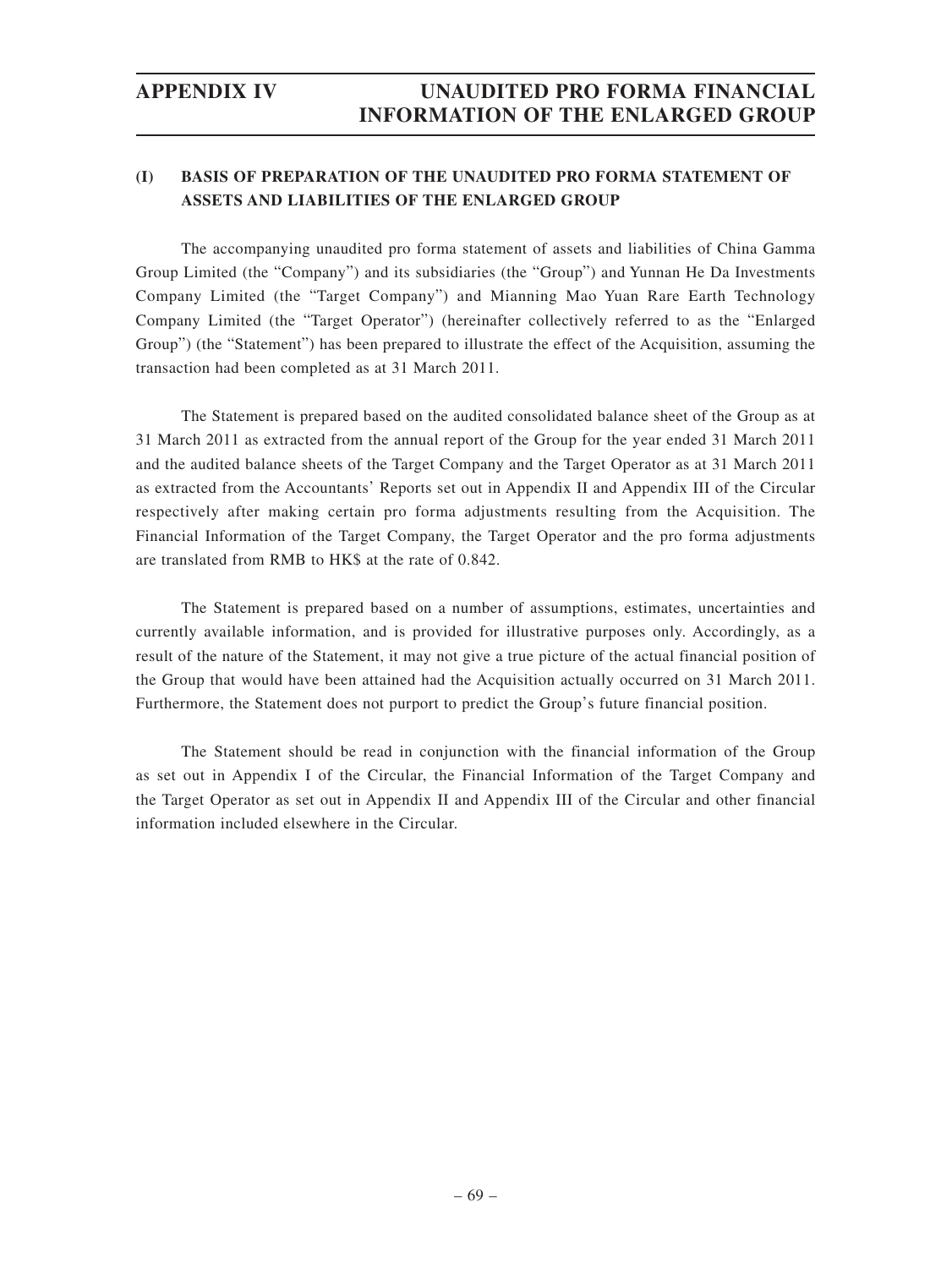## (I) BASIS OF PREPARATION OF THE UNAUDITED PRO FORMA STATEMENT OF ASSETS AND LIABILITIES OF THE ENLARGED GROUP

The accompanying unaudited pro forma statement of assets and liabilities of China Gamma Group Limited (the "Company") and its subsidiaries (the "Group") and Yunnan He Da Investments Company Limited (the "Target Company") and Mianning Mao Yuan Rare Earth Technology Company Limited (the "Target Operator") (hereinafter collectively referred to as the "Enlarged Group") (the "Statement") has been prepared to illustrate the effect of the Acquisition, assuming the transaction had been completed as at 31 March 2011.

The Statement is prepared based on the audited consolidated balance sheet of the Group as at 31 March 2011 as extracted from the annual report of the Group for the year ended 31 March 2011 and the audited balance sheets of the Target Company and the Target Operator as at 31 March 2011 as extracted from the Accountants' Reports set out in Appendix II and Appendix III of the Circular respectively after making certain pro forma adjustments resulting from the Acquisition. The Financial Information of the Target Company, the Target Operator and the pro forma adjustments are translated from RMB to HK$ at the rate of 0.842.

The Statement is prepared based on a number of assumptions, estimates, uncertainties and currently available information, and is provided for illustrative purposes only. Accordingly, as a result of the nature of the Statement, it may not give a true picture of the actual financial position of the Group that would have been attained had the Acquisition actually occurred on 31 March 2011. Furthermore, the Statement does not purport to predict the Group's future financial position.

The Statement should be read in conjunction with the financial information of the Group as set out in Appendix I of the Circular, the Financial Information of the Target Company and the Target Operator as set out in Appendix II and Appendix III of the Circular and other financial information included elsewhere in the Circular.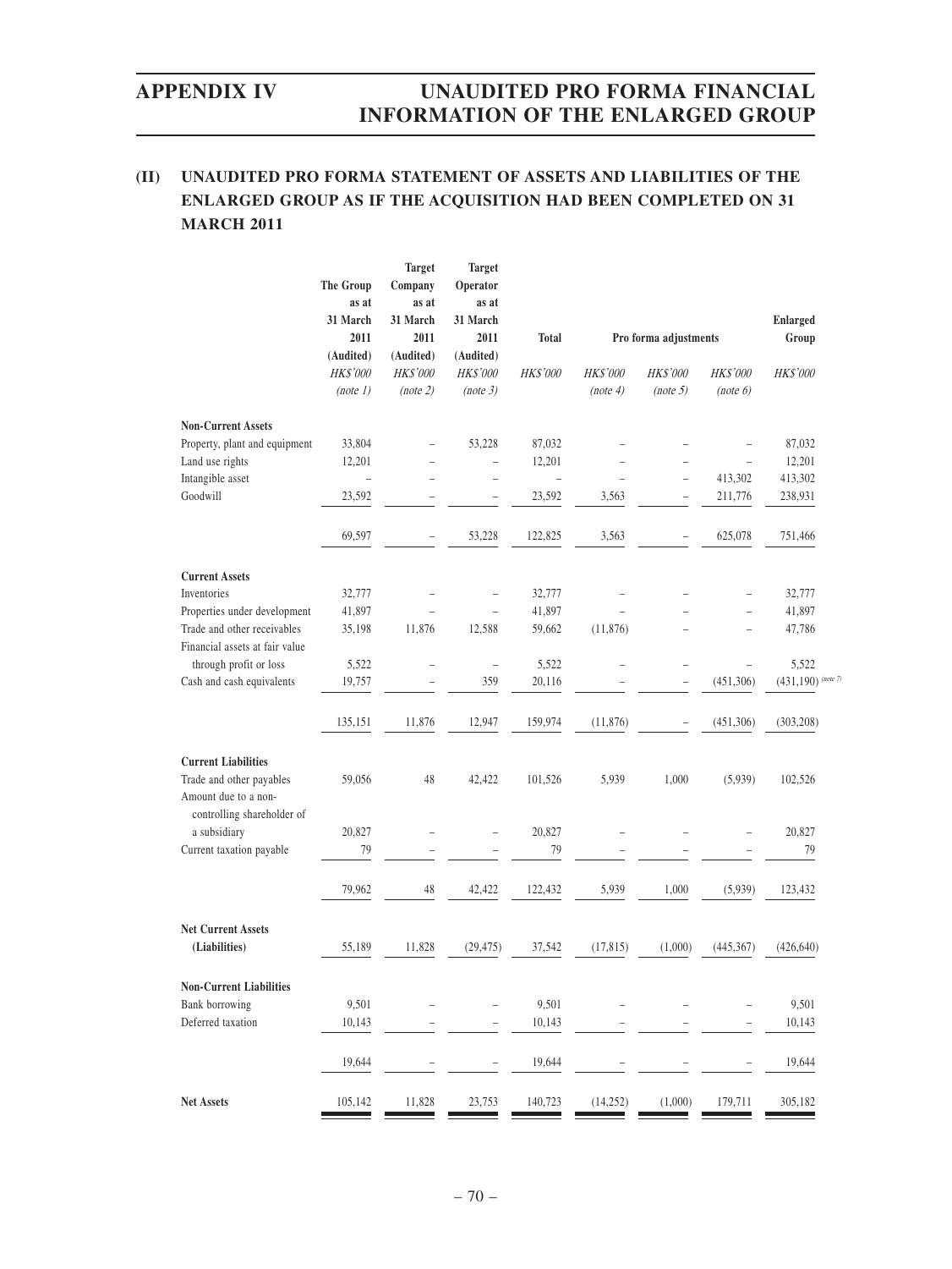## (II) UNAUDITED PRO FORMA STATEMENT OF ASSETS AND LIABILITIES OF THE ENLARGED GROUP AS IF THE ACQUISITION HAD BEEN COMPLETED ON 31 MARCH 2011

| | The Group as at 31 March 2011 (Audited) | Target Company as at 31 March 2011 (Audited) | Target Operator as at 31 March 2011 (Audited) | Total | Pro forma adjustments | | | Enlarged Group |
|---|---|---|---|---|---|---|---|---|
| | *HK$'000* | *HK$'000* | *HK$'000* | *HK$'000* | *HK$'000* | *HK$'000* | *HK$'000* | *HK$'000* |
| | *(note 1)* | *(note 2)* | *(note 3)* | | *(note 4)* | *(note 5)* | *(note 6)* | |
| **Non-Current Assets** | | | | | | | | |
| Property, plant and equipment | 33,804 | – | 53,228 | 87,032 | – | – | – | 87,032 |
| Land use rights | 12,201 | – | – | 12,201 | – | – | – | 12,201 |
| Intangible asset | – | – | – | – | – | – | 413,302 | 413,302 |
| Goodwill | 23,592 | – | – | 23,592 | 3,563 | – | 211,776 | 238,931 |
| | 69,597 | – | 53,228 | 122,825 | 3,563 | – | 625,078 | 751,466 |
| **Current Assets** | | | | | | | | |
| Inventories | 32,777 | – | – | 32,777 | – | – | – | 32,777 |
| Properties under development | 41,897 | – | – | 41,897 | – | – | – | 41,897 |
| Trade and other receivables | 35,198 | 11,876 | 12,588 | 59,662 | (11,876) | – | – | 47,786 |
| Financial assets at fair value through profit or loss | 5,522 | – | – | 5,522 | – | – | – | 5,522 |
| Cash and cash equivalents | 19,757 | – | 359 | 20,116 | – | – | (451,306) | (431,190) *(note 7)* |
| | 135,151 | 11,876 | 12,947 | 159,974 | (11,876) | – | (451,306) | (303,208) |
| **Current Liabilities** | | | | | | | | |
| Trade and other payables | 59,056 | 48 | 42,422 | 101,526 | 5,939 | 1,000 | (5,939) | 102,526 |
| Amount due to a non-controlling shareholder of a subsidiary | 20,827 | – | – | 20,827 | – | – | – | 20,827 |
| Current taxation payable | 79 | – | – | 79 | – | – | – | 79 |
| | 79,962 | 48 | 42,422 | 122,432 | 5,939 | 1,000 | (5,939) | 123,432 |
| **Net Current Assets (Liabilities)** | 55,189 | 11,828 | (29,475) | 37,542 | (17,815) | (1,000) | (445,367) | (426,640) |
| **Non-Current Liabilities** | | | | | | | | |
| Bank borrowing | 9,501 | – | – | 9,501 | – | – | – | 9,501 |
| Deferred taxation | 10,143 | – | – | 10,143 | – | – | – | 10,143 |
| | 19,644 | – | – | 19,644 | – | – | – | 19,644 |
| **Net Assets** | 105,142 | 11,828 | 23,753 | 140,723 | (14,252) | (1,000) | 179,711 | 305,182 |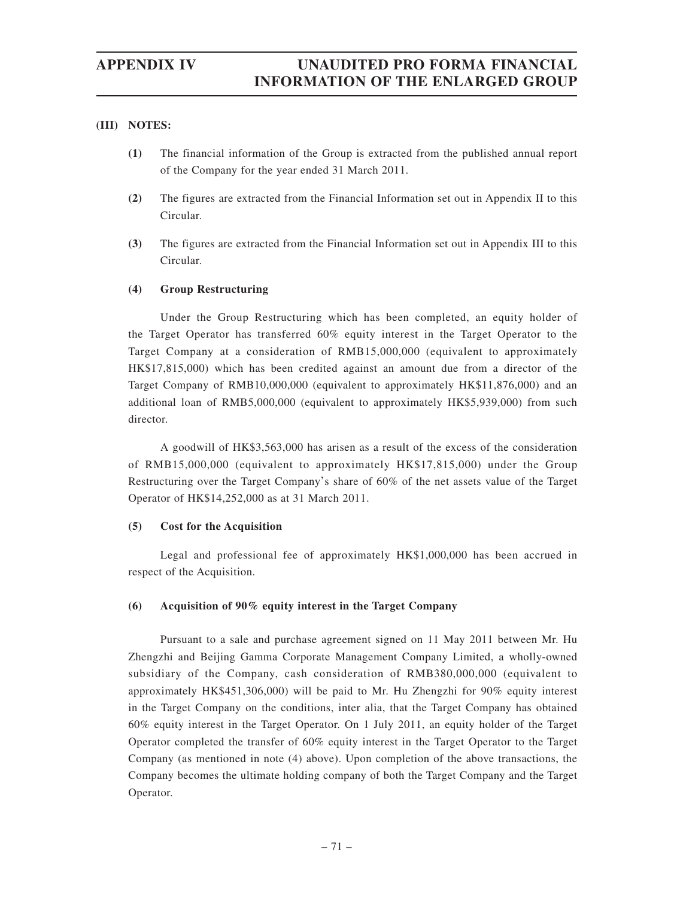## (III) NOTES:

**(1)** The financial information of the Group is extracted from the published annual report of the Company for the year ended 31 March 2011.

**(2)** The figures are extracted from the Financial Information set out in Appendix II to this Circular.

**(3)** The figures are extracted from the Financial Information set out in Appendix III to this Circular.

**(4) Group Restructuring**

Under the Group Restructuring which has been completed, an equity holder of the Target Operator has transferred 60% equity interest in the Target Operator to the Target Company at a consideration of RMB15,000,000 (equivalent to approximately HK$17,815,000) which has been credited against an amount due from a director of the Target Company of RMB10,000,000 (equivalent to approximately HK$11,876,000) and an additional loan of RMB5,000,000 (equivalent to approximately HK$5,939,000) from such director.

A goodwill of HK$3,563,000 has arisen as a result of the excess of the consideration of RMB15,000,000 (equivalent to approximately HK$17,815,000) under the Group Restructuring over the Target Company's share of 60% of the net assets value of the Target Operator of HK$14,252,000 as at 31 March 2011.

**(5) Cost for the Acquisition**

Legal and professional fee of approximately HK$1,000,000 has been accrued in respect of the Acquisition.

**(6) Acquisition of 90% equity interest in the Target Company**

Pursuant to a sale and purchase agreement signed on 11 May 2011 between Mr. Hu Zhengzhi and Beijing Gamma Corporate Management Company Limited, a wholly-owned subsidiary of the Company, cash consideration of RMB380,000,000 (equivalent to approximately HK$451,306,000) will be paid to Mr. Hu Zhengzhi for 90% equity interest in the Target Company on the conditions, inter alia, that the Target Company has obtained 60% equity interest in the Target Operator. On 1 July 2011, an equity holder of the Target Operator completed the transfer of 60% equity interest in the Target Operator to the Target Company (as mentioned in note (4) above). Upon completion of the above transactions, the Company becomes the ultimate holding company of both the Target Company and the Target Operator.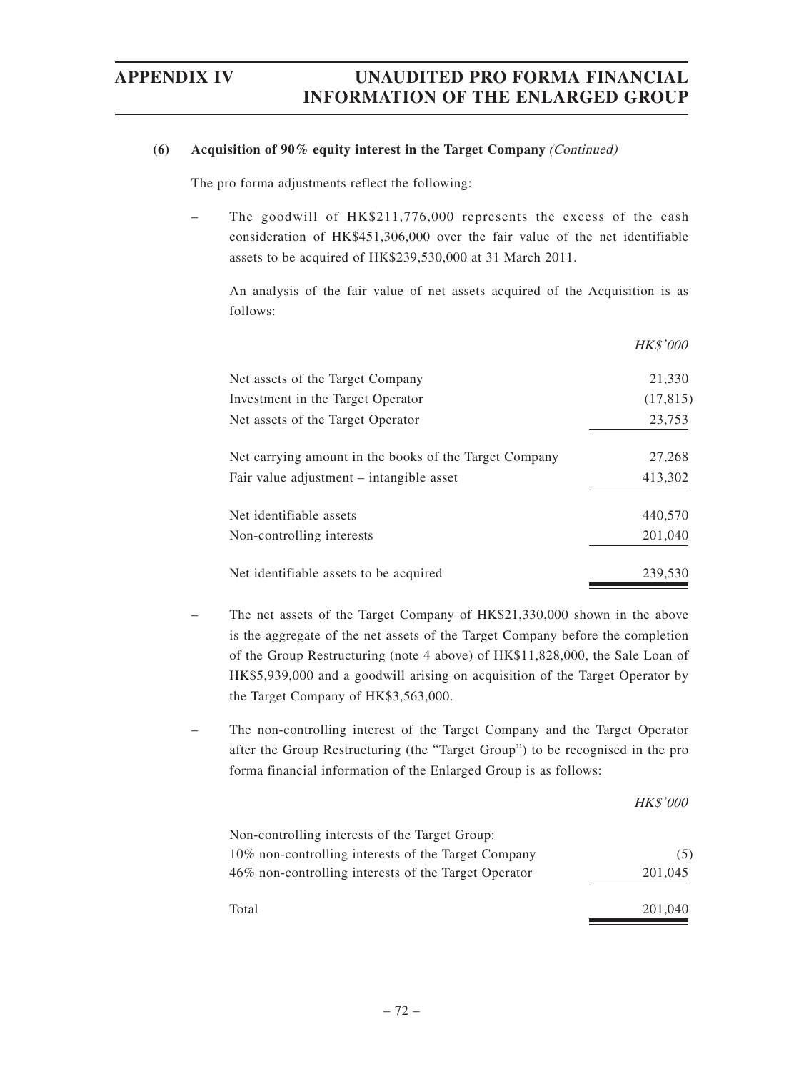**(6) Acquisition of 90% equity interest in the Target Company** *(Continued)*

The pro forma adjustments reflect the following:

– The goodwill of HK$211,776,000 represents the excess of the cash consideration of HK$451,306,000 over the fair value of the net identifiable assets to be acquired of HK$239,530,000 at 31 March 2011.

An analysis of the fair value of net assets acquired of the Acquisition is as follows:

| | *HK$'000* |
|---|---|
| Net assets of the Target Company | 21,330 |
| Investment in the Target Operator | (17,815) |
| Net assets of the Target Operator | 23,753 |
| Net carrying amount in the books of the Target Company | 27,268 |
| Fair value adjustment – intangible asset | 413,302 |
| Net identifiable assets | 440,570 |
| Non-controlling interests | 201,040 |
| Net identifiable assets to be acquired | 239,530 |

– The net assets of the Target Company of HK$21,330,000 shown in the above is the aggregate of the net assets of the Target Company before the completion of the Group Restructuring (note 4 above) of HK$11,828,000, the Sale Loan of HK$5,939,000 and a goodwill arising on acquisition of the Target Operator by the Target Company of HK$3,563,000.

– The non-controlling interest of the Target Company and the Target Operator after the Group Restructuring (the "Target Group") to be recognised in the pro forma financial information of the Enlarged Group is as follows:

| | *HK$'000* |
|---|---|
| Non-controlling interests of the Target Group: | |
| 10% non-controlling interests of the Target Company | (5) |
| 46% non-controlling interests of the Target Operator | 201,045 |
| Total | 201,040 |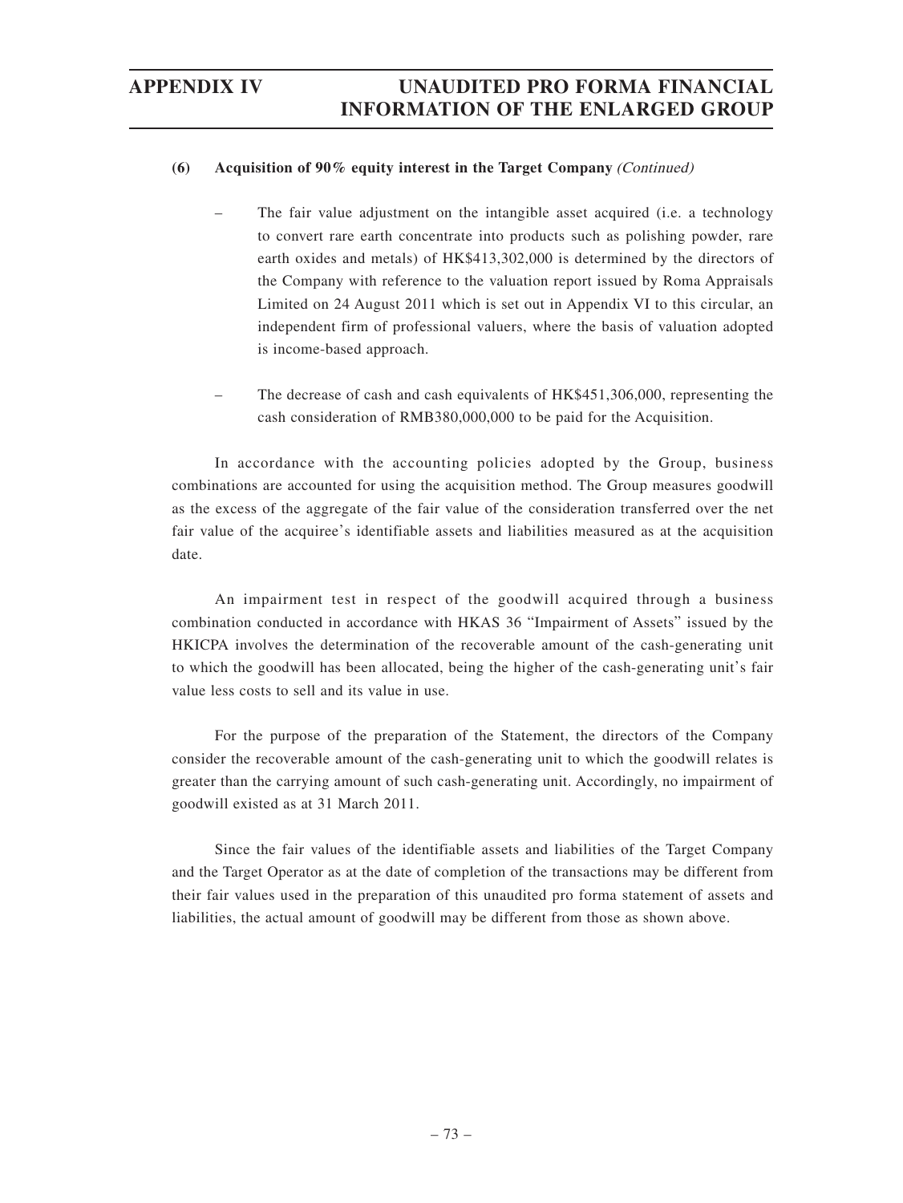**(6) Acquisition of 90% equity interest in the Target Company** *(Continued)*

– The fair value adjustment on the intangible asset acquired (i.e. a technology to convert rare earth concentrate into products such as polishing powder, rare earth oxides and metals) of HK$413,302,000 is determined by the directors of the Company with reference to the valuation report issued by Roma Appraisals Limited on 24 August 2011 which is set out in Appendix VI to this circular, an independent firm of professional valuers, where the basis of valuation adopted is income-based approach.

– The decrease of cash and cash equivalents of HK$451,306,000, representing the cash consideration of RMB380,000,000 to be paid for the Acquisition.

In accordance with the accounting policies adopted by the Group, business combinations are accounted for using the acquisition method. The Group measures goodwill as the excess of the aggregate of the fair value of the consideration transferred over the net fair value of the acquiree's identifiable assets and liabilities measured as at the acquisition date.

An impairment test in respect of the goodwill acquired through a business combination conducted in accordance with HKAS 36 "Impairment of Assets" issued by the HKICPA involves the determination of the recoverable amount of the cash-generating unit to which the goodwill has been allocated, being the higher of the cash-generating unit's fair value less costs to sell and its value in use.

For the purpose of the preparation of the Statement, the directors of the Company consider the recoverable amount of the cash-generating unit to which the goodwill relates is greater than the carrying amount of such cash-generating unit. Accordingly, no impairment of goodwill existed as at 31 March 2011.

Since the fair values of the identifiable assets and liabilities of the Target Company and the Target Operator as at the date of completion of the transactions may be different from their fair values used in the preparation of this unaudited pro forma statement of assets and liabilities, the actual amount of goodwill may be different from those as shown above.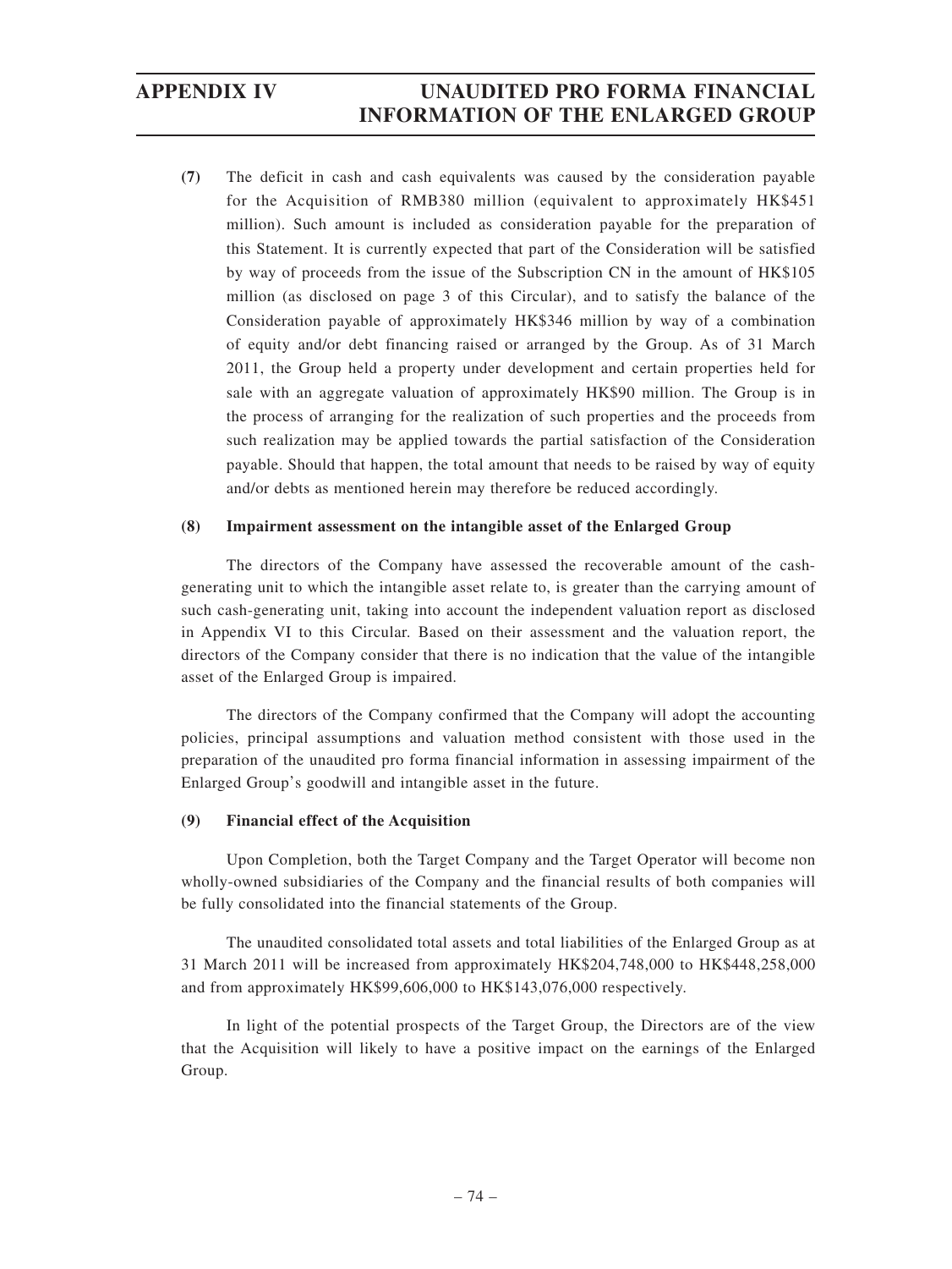**(7)** The deficit in cash and cash equivalents was caused by the consideration payable for the Acquisition of RMB380 million (equivalent to approximately HK$451 million). Such amount is included as consideration payable for the preparation of this Statement. It is currently expected that part of the Consideration will be satisfied by way of proceeds from the issue of the Subscription CN in the amount of HK$105 million (as disclosed on page 3 of this Circular), and to satisfy the balance of the Consideration payable of approximately HK$346 million by way of a combination of equity and/or debt financing raised or arranged by the Group. As of 31 March 2011, the Group held a property under development and certain properties held for sale with an aggregate valuation of approximately HK$90 million. The Group is in the process of arranging for the realization of such properties and the proceeds from such realization may be applied towards the partial satisfaction of the Consideration payable. Should that happen, the total amount that needs to be raised by way of equity and/or debts as mentioned herein may therefore be reduced accordingly.

**(8) Impairment assessment on the intangible asset of the Enlarged Group**

The directors of the Company have assessed the recoverable amount of the cash-generating unit to which the intangible asset relate to, is greater than the carrying amount of such cash-generating unit, taking into account the independent valuation report as disclosed in Appendix VI to this Circular. Based on their assessment and the valuation report, the directors of the Company consider that there is no indication that the value of the intangible asset of the Enlarged Group is impaired.

The directors of the Company confirmed that the Company will adopt the accounting policies, principal assumptions and valuation method consistent with those used in the preparation of the unaudited pro forma financial information in assessing impairment of the Enlarged Group's goodwill and intangible asset in the future.

**(9) Financial effect of the Acquisition**

Upon Completion, both the Target Company and the Target Operator will become non wholly-owned subsidiaries of the Company and the financial results of both companies will be fully consolidated into the financial statements of the Group.

The unaudited consolidated total assets and total liabilities of the Enlarged Group as at 31 March 2011 will be increased from approximately HK$204,748,000 to HK$448,258,000 and from approximately HK$99,606,000 to HK$143,076,000 respectively.

In light of the potential prospects of the Target Group, the Directors are of the view that the Acquisition will likely to have a positive impact on the earnings of the Enlarged Group.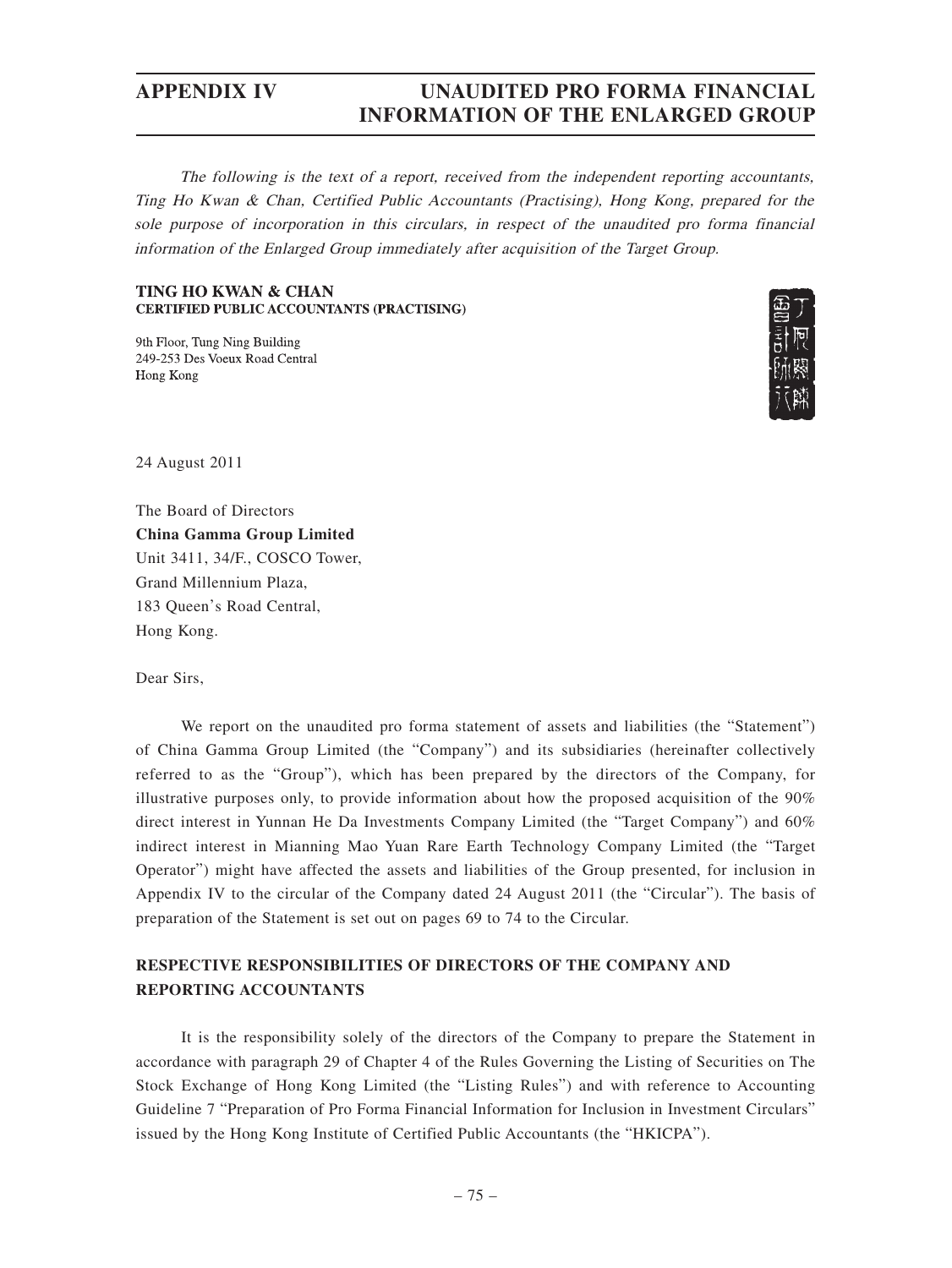*The following is the text of a report, received from the independent reporting accountants, Ting Ho Kwan & Chan, Certified Public Accountants (Practising), Hong Kong, prepared for the sole purpose of incorporation in this circulars, in respect of the unaudited pro forma financial information of the Enlarged Group immediately after acquisition of the Target Group.*

**TING HO KWAN & CHAN**
**CERTIFIED PUBLIC ACCOUNTANTS (PRACTISING)**

9th Floor, Tung Ning Building
249-253 Des Voeux Road Central
Hong Kong

24 August 2011

The Board of Directors
**China Gamma Group Limited**
Unit 3411, 34/F., COSCO Tower,
Grand Millennium Plaza,
183 Queen's Road Central,
Hong Kong.

Dear Sirs,

We report on the unaudited pro forma statement of assets and liabilities (the "Statement") of China Gamma Group Limited (the "Company") and its subsidiaries (hereinafter collectively referred to as the "Group"), which has been prepared by the directors of the Company, for illustrative purposes only, to provide information about how the proposed acquisition of the 90% direct interest in Yunnan He Da Investments Company Limited (the "Target Company") and 60% indirect interest in Mianning Mao Yuan Rare Earth Technology Company Limited (the "Target Operator") might have affected the assets and liabilities of the Group presented, for inclusion in Appendix IV to the circular of the Company dated 24 August 2011 (the "Circular"). The basis of preparation of the Statement is set out on pages 69 to 74 to the Circular.

## RESPECTIVE RESPONSIBILITIES OF DIRECTORS OF THE COMPANY AND REPORTING ACCOUNTANTS

It is the responsibility solely of the directors of the Company to prepare the Statement in accordance with paragraph 29 of Chapter 4 of the Rules Governing the Listing of Securities on The Stock Exchange of Hong Kong Limited (the "Listing Rules") and with reference to Accounting Guideline 7 "Preparation of Pro Forma Financial Information for Inclusion in Investment Circulars" issued by the Hong Kong Institute of Certified Public Accountants (the "HKICPA").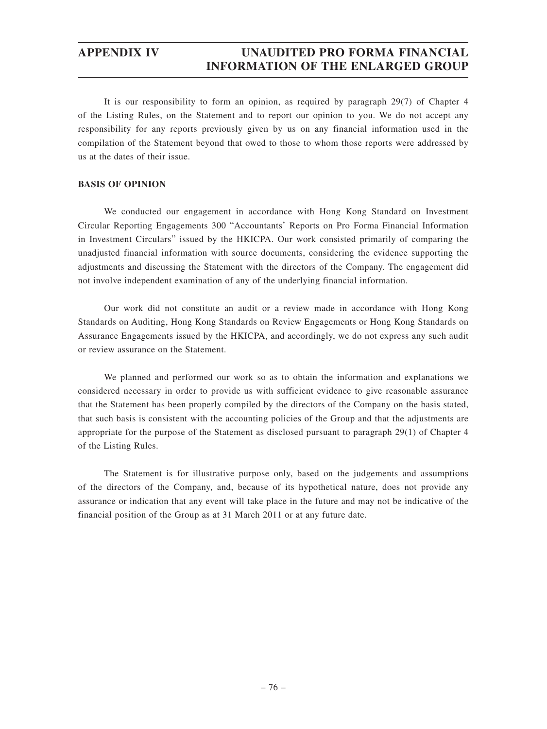It is our responsibility to form an opinion, as required by paragraph 29(7) of Chapter 4 of the Listing Rules, on the Statement and to report our opinion to you. We do not accept any responsibility for any reports previously given by us on any financial information used in the compilation of the Statement beyond that owed to those to whom those reports were addressed by us at the dates of their issue.

**BASIS OF OPINION**

We conducted our engagement in accordance with Hong Kong Standard on Investment Circular Reporting Engagements 300 "Accountants' Reports on Pro Forma Financial Information in Investment Circulars" issued by the HKICPA. Our work consisted primarily of comparing the unadjusted financial information with source documents, considering the evidence supporting the adjustments and discussing the Statement with the directors of the Company. The engagement did not involve independent examination of any of the underlying financial information.

Our work did not constitute an audit or a review made in accordance with Hong Kong Standards on Auditing, Hong Kong Standards on Review Engagements or Hong Kong Standards on Assurance Engagements issued by the HKICPA, and accordingly, we do not express any such audit or review assurance on the Statement.

We planned and performed our work so as to obtain the information and explanations we considered necessary in order to provide us with sufficient evidence to give reasonable assurance that the Statement has been properly compiled by the directors of the Company on the basis stated, that such basis is consistent with the accounting policies of the Group and that the adjustments are appropriate for the purpose of the Statement as disclosed pursuant to paragraph 29(1) of Chapter 4 of the Listing Rules.

The Statement is for illustrative purpose only, based on the judgements and assumptions of the directors of the Company, and, because of its hypothetical nature, does not provide any assurance or indication that any event will take place in the future and may not be indicative of the financial position of the Group as at 31 March 2011 or at any future date.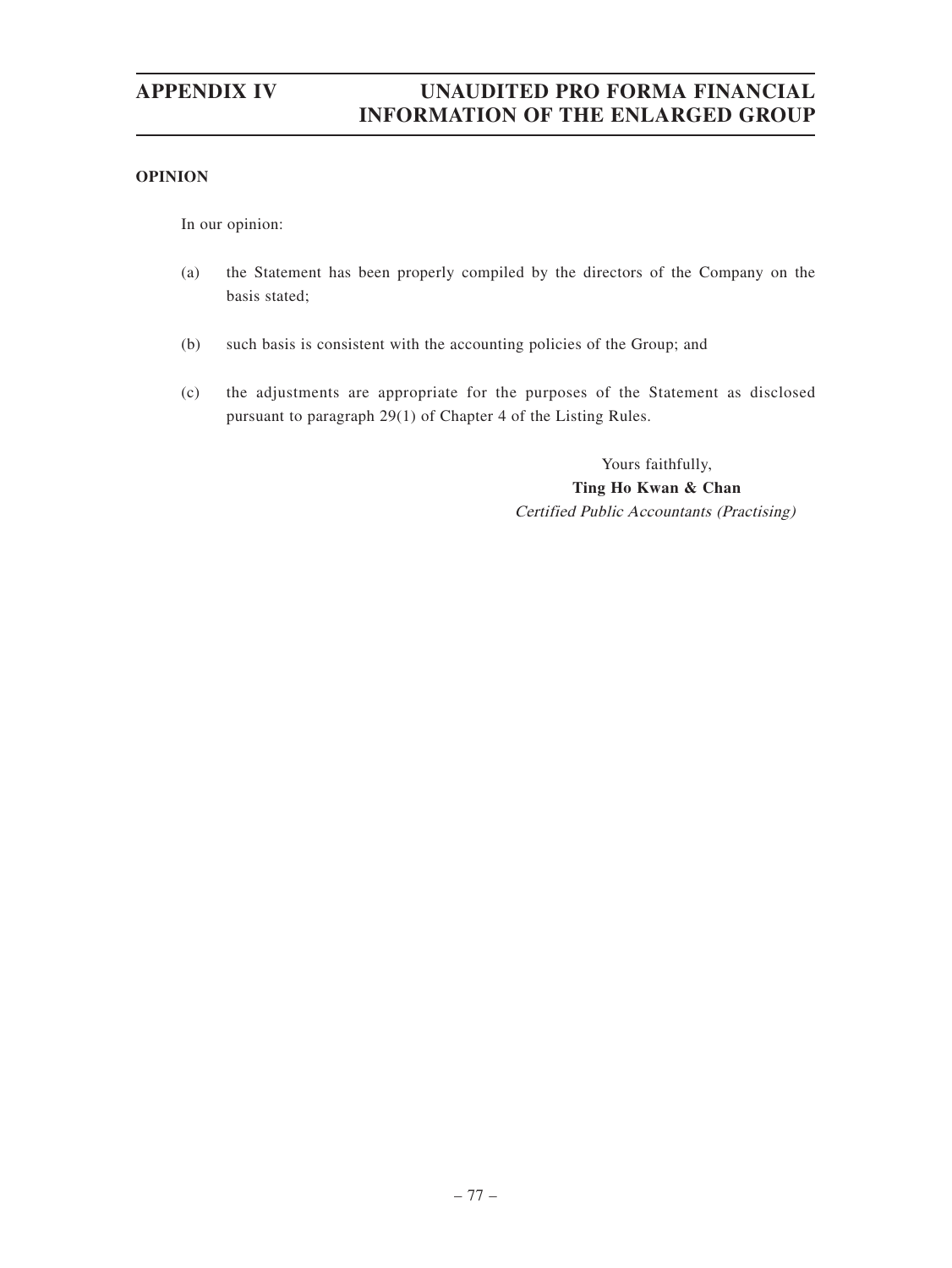**OPINION**

In our opinion:

(a) the Statement has been properly compiled by the directors of the Company on the basis stated;

(b) such basis is consistent with the accounting policies of the Group; and

(c) the adjustments are appropriate for the purposes of the Statement as disclosed pursuant to paragraph 29(1) of Chapter 4 of the Listing Rules.

Yours faithfully,
**Ting Ho Kwan & Chan**
*Certified Public Accountants (Practising)*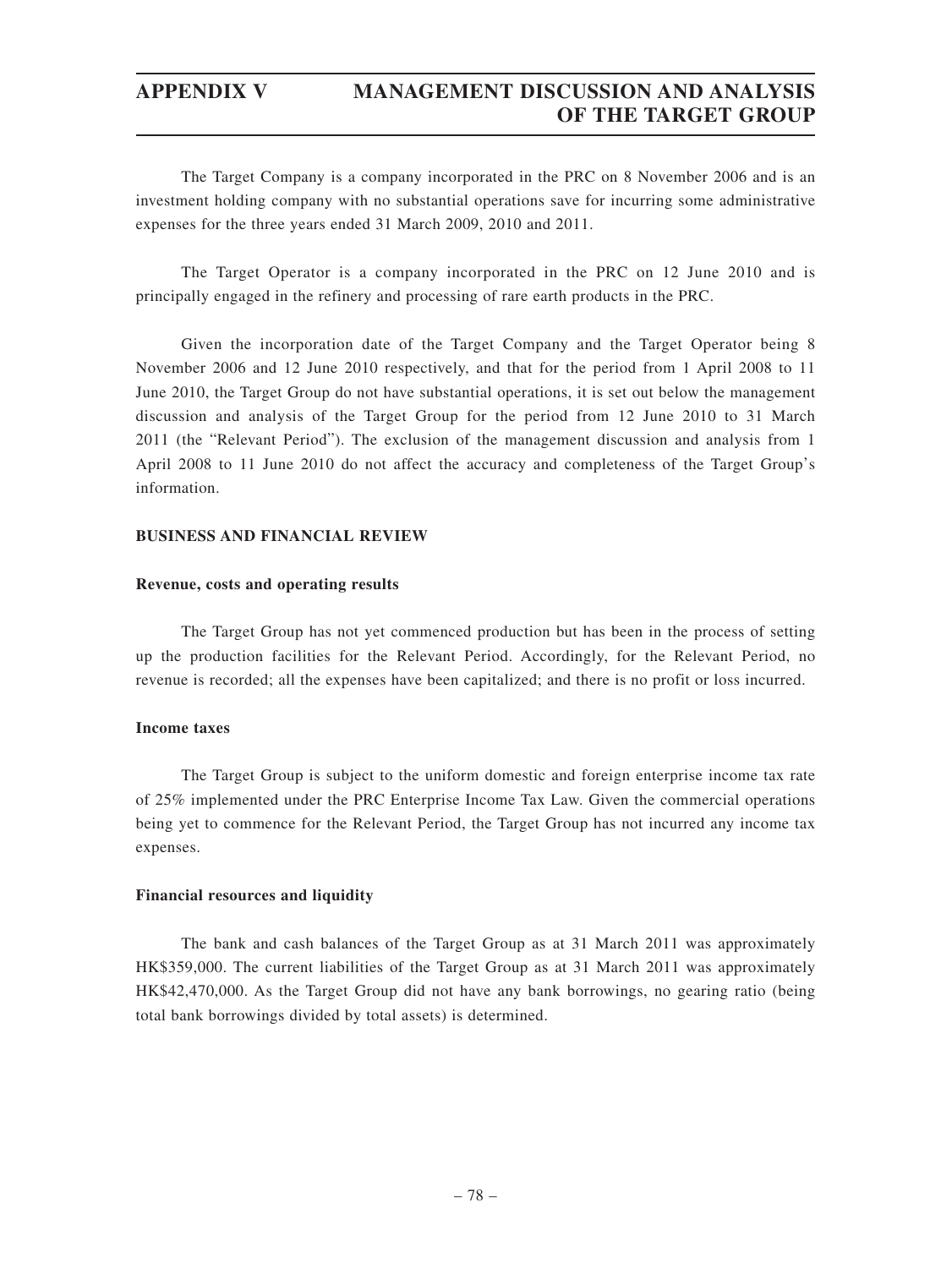The Target Company is a company incorporated in the PRC on 8 November 2006 and is an investment holding company with no substantial operations save for incurring some administrative expenses for the three years ended 31 March 2009, 2010 and 2011.

The Target Operator is a company incorporated in the PRC on 12 June 2010 and is principally engaged in the refinery and processing of rare earth products in the PRC.

Given the incorporation date of the Target Company and the Target Operator being 8 November 2006 and 12 June 2010 respectively, and that for the period from 1 April 2008 to 11 June 2010, the Target Group do not have substantial operations, it is set out below the management discussion and analysis of the Target Group for the period from 12 June 2010 to 31 March 2011 (the "Relevant Period"). The exclusion of the management discussion and analysis from 1 April 2008 to 11 June 2010 do not affect the accuracy and completeness of the Target Group's information.

## BUSINESS AND FINANCIAL REVIEW

### Revenue, costs and operating results

The Target Group has not yet commenced production but has been in the process of setting up the production facilities for the Relevant Period. Accordingly, for the Relevant Period, no revenue is recorded; all the expenses have been capitalized; and there is no profit or loss incurred.

### Income taxes

The Target Group is subject to the uniform domestic and foreign enterprise income tax rate of 25% implemented under the PRC Enterprise Income Tax Law. Given the commercial operations being yet to commence for the Relevant Period, the Target Group has not incurred any income tax expenses.

### Financial resources and liquidity

The bank and cash balances of the Target Group as at 31 March 2011 was approximately HK$359,000. The current liabilities of the Target Group as at 31 March 2011 was approximately HK$42,470,000. As the Target Group did not have any bank borrowings, no gearing ratio (being total bank borrowings divided by total assets) is determined.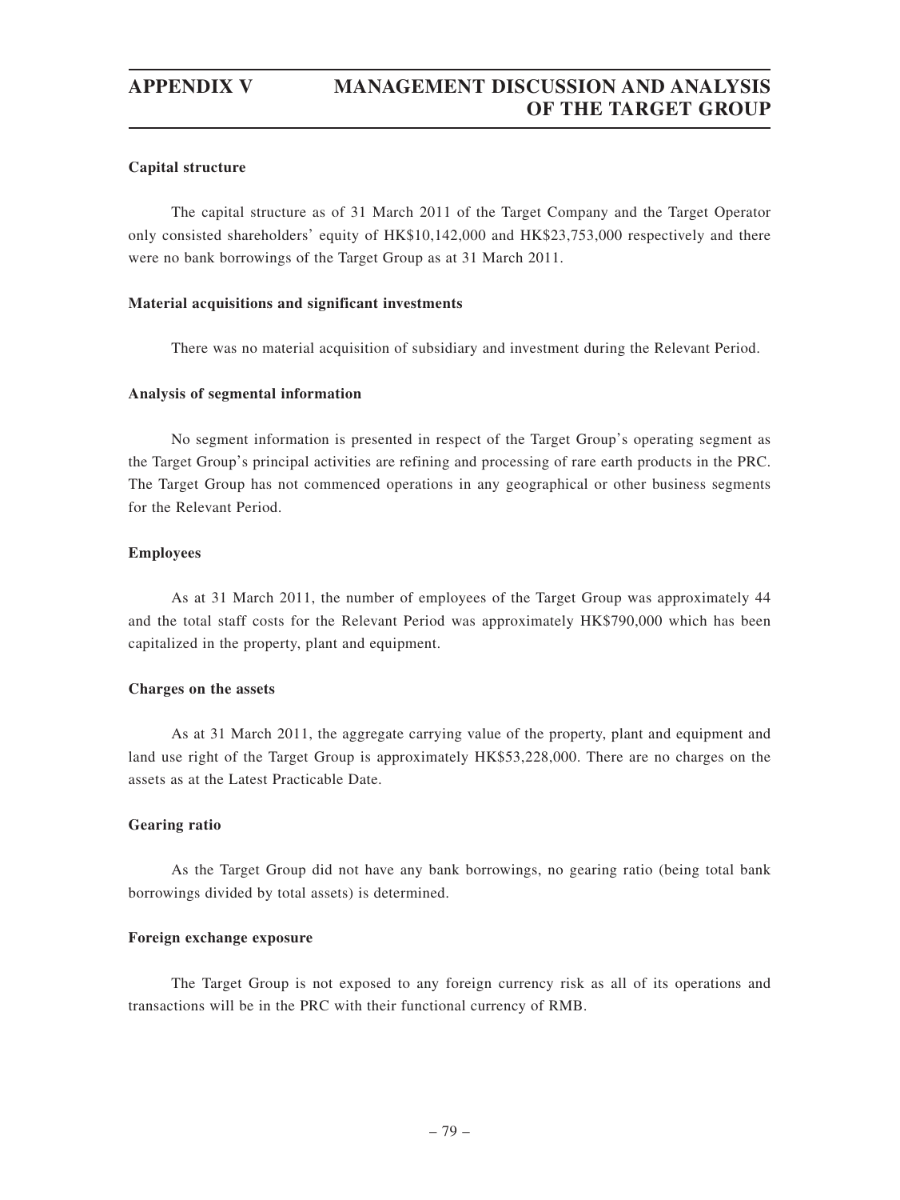## Capital structure

The capital structure as of 31 March 2011 of the Target Company and the Target Operator only consisted shareholders' equity of HK$10,142,000 and HK$23,753,000 respectively and there were no bank borrowings of the Target Group as at 31 March 2011.

## Material acquisitions and significant investments

There was no material acquisition of subsidiary and investment during the Relevant Period.

## Analysis of segmental information

No segment information is presented in respect of the Target Group's operating segment as the Target Group's principal activities are refining and processing of rare earth products in the PRC. The Target Group has not commenced operations in any geographical or other business segments for the Relevant Period.

## Employees

As at 31 March 2011, the number of employees of the Target Group was approximately 44 and the total staff costs for the Relevant Period was approximately HK$790,000 which has been capitalized in the property, plant and equipment.

## Charges on the assets

As at 31 March 2011, the aggregate carrying value of the property, plant and equipment and land use right of the Target Group is approximately HK$53,228,000. There are no charges on the assets as at the Latest Practicable Date.

## Gearing ratio

As the Target Group did not have any bank borrowings, no gearing ratio (being total bank borrowings divided by total assets) is determined.

## Foreign exchange exposure

The Target Group is not exposed to any foreign currency risk as all of its operations and transactions will be in the PRC with their functional currency of RMB.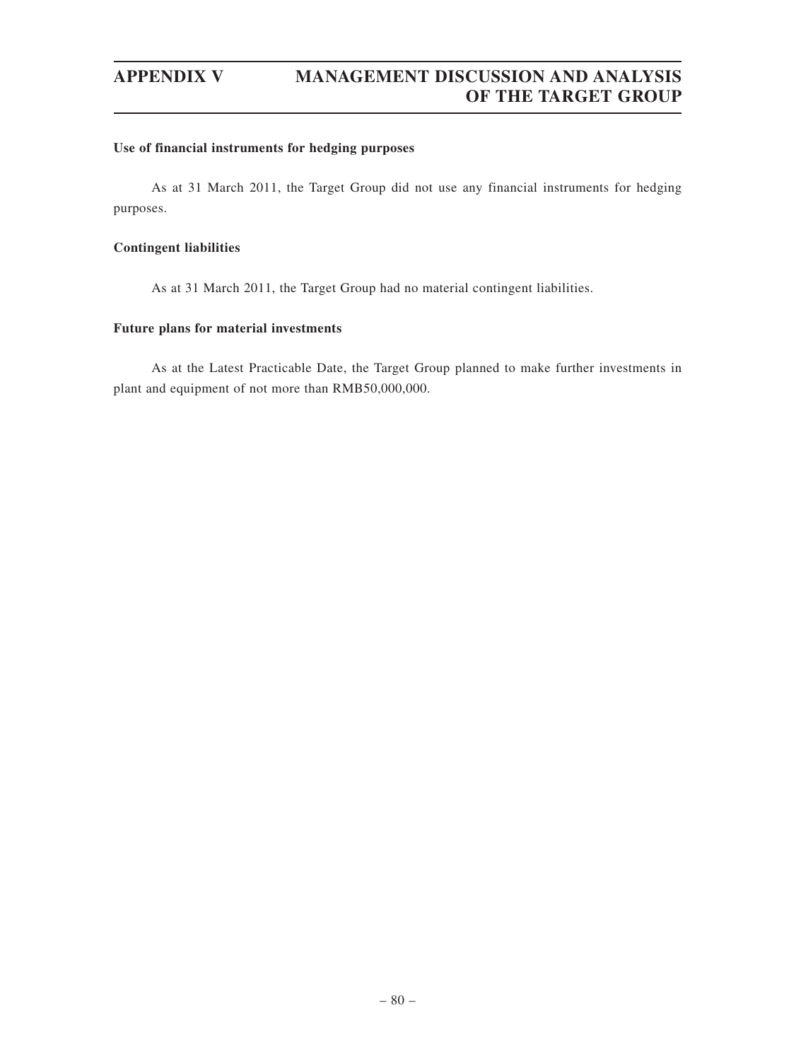**Use of financial instruments for hedging purposes**

As at 31 March 2011, the Target Group did not use any financial instruments for hedging purposes.

**Contingent liabilities**

As at 31 March 2011, the Target Group had no material contingent liabilities.

**Future plans for material investments**

As at the Latest Practicable Date, the Target Group planned to make further investments in plant and equipment of not more than RMB50,000,000.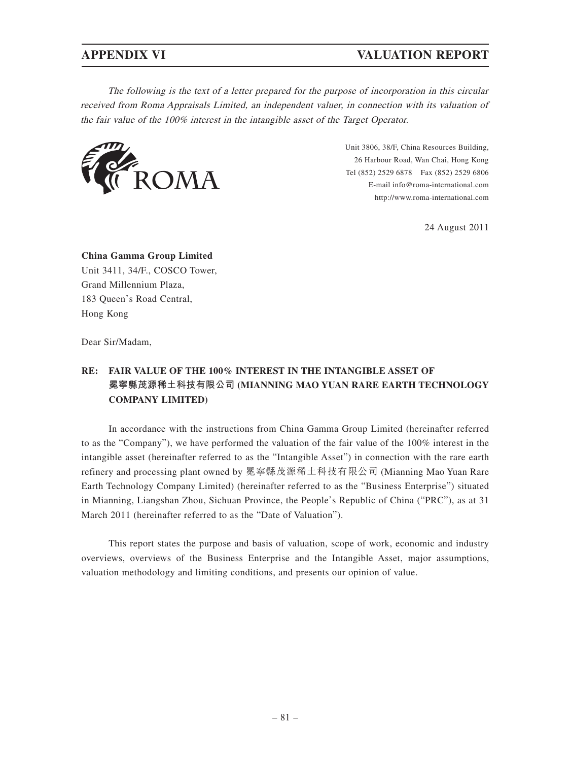*The following is the text of a letter prepared for the purpose of incorporation in this circular received from Roma Appraisals Limited, an independent valuer, in connection with its valuation of the fair value of the 100% interest in the intangible asset of the Target Operator.*

ROMA

Unit 3806, 38/F, China Resources Building,
26 Harbour Road, Wan Chai, Hong Kong
Tel (852) 2529 6878 Fax (852) 2529 6806
E-mail info@roma-international.com
http://www.roma-international.com

24 August 2011

**China Gamma Group Limited**
Unit 3411, 34/F., COSCO Tower,
Grand Millennium Plaza,
183 Queen's Road Central,
Hong Kong

Dear Sir/Madam,

**RE: FAIR VALUE OF THE 100% INTEREST IN THE INTANGIBLE ASSET OF 冕寧縣茂源稀土科技有限公司 (MIANNING MAO YUAN RARE EARTH TECHNOLOGY COMPANY LIMITED)**

In accordance with the instructions from China Gamma Group Limited (hereinafter referred to as the "Company"), we have performed the valuation of the fair value of the 100% interest in the intangible asset (hereinafter referred to as the "Intangible Asset") in connection with the rare earth refinery and processing plant owned by 冕寧縣茂源稀土科技有限公司 (Mianning Mao Yuan Rare Earth Technology Company Limited) (hereinafter referred to as the "Business Enterprise") situated in Mianning, Liangshan Zhou, Sichuan Province, the People's Republic of China ("PRC"), as at 31 March 2011 (hereinafter referred to as the "Date of Valuation").

This report states the purpose and basis of valuation, scope of work, economic and industry overviews, overviews of the Business Enterprise and the Intangible Asset, major assumptions, valuation methodology and limiting conditions, and presents our opinion of value.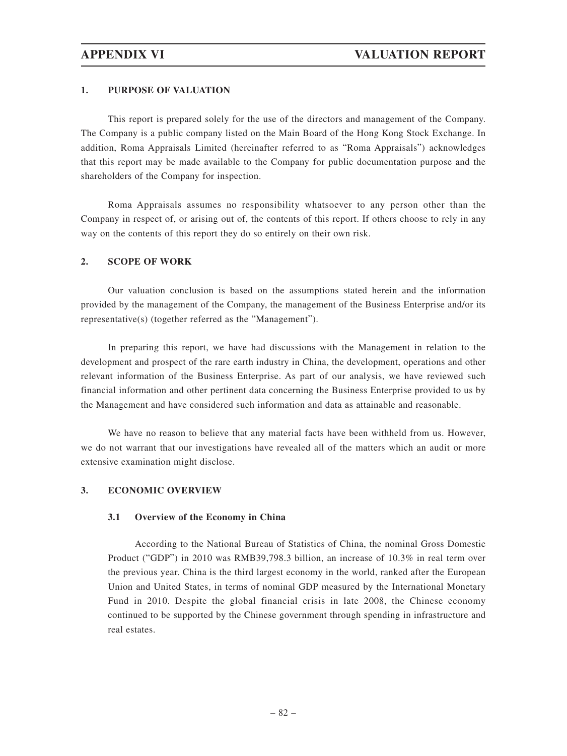## 1. PURPOSE OF VALUATION

This report is prepared solely for the use of the directors and management of the Company. The Company is a public company listed on the Main Board of the Hong Kong Stock Exchange. In addition, Roma Appraisals Limited (hereinafter referred to as "Roma Appraisals") acknowledges that this report may be made available to the Company for public documentation purpose and the shareholders of the Company for inspection.

Roma Appraisals assumes no responsibility whatsoever to any person other than the Company in respect of, or arising out of, the contents of this report. If others choose to rely in any way on the contents of this report they do so entirely on their own risk.

## 2. SCOPE OF WORK

Our valuation conclusion is based on the assumptions stated herein and the information provided by the management of the Company, the management of the Business Enterprise and/or its representative(s) (together referred as the "Management").

In preparing this report, we have had discussions with the Management in relation to the development and prospect of the rare earth industry in China, the development, operations and other relevant information of the Business Enterprise. As part of our analysis, we have reviewed such financial information and other pertinent data concerning the Business Enterprise provided to us by the Management and have considered such information and data as attainable and reasonable.

We have no reason to believe that any material facts have been withheld from us. However, we do not warrant that our investigations have revealed all of the matters which an audit or more extensive examination might disclose.

## 3. ECONOMIC OVERVIEW

### 3.1 Overview of the Economy in China

According to the National Bureau of Statistics of China, the nominal Gross Domestic Product ("GDP") in 2010 was RMB39,798.3 billion, an increase of 10.3% in real term over the previous year. China is the third largest economy in the world, ranked after the European Union and United States, in terms of nominal GDP measured by the International Monetary Fund in 2010. Despite the global financial crisis in late 2008, the Chinese economy continued to be supported by the Chinese government through spending in infrastructure and real estates.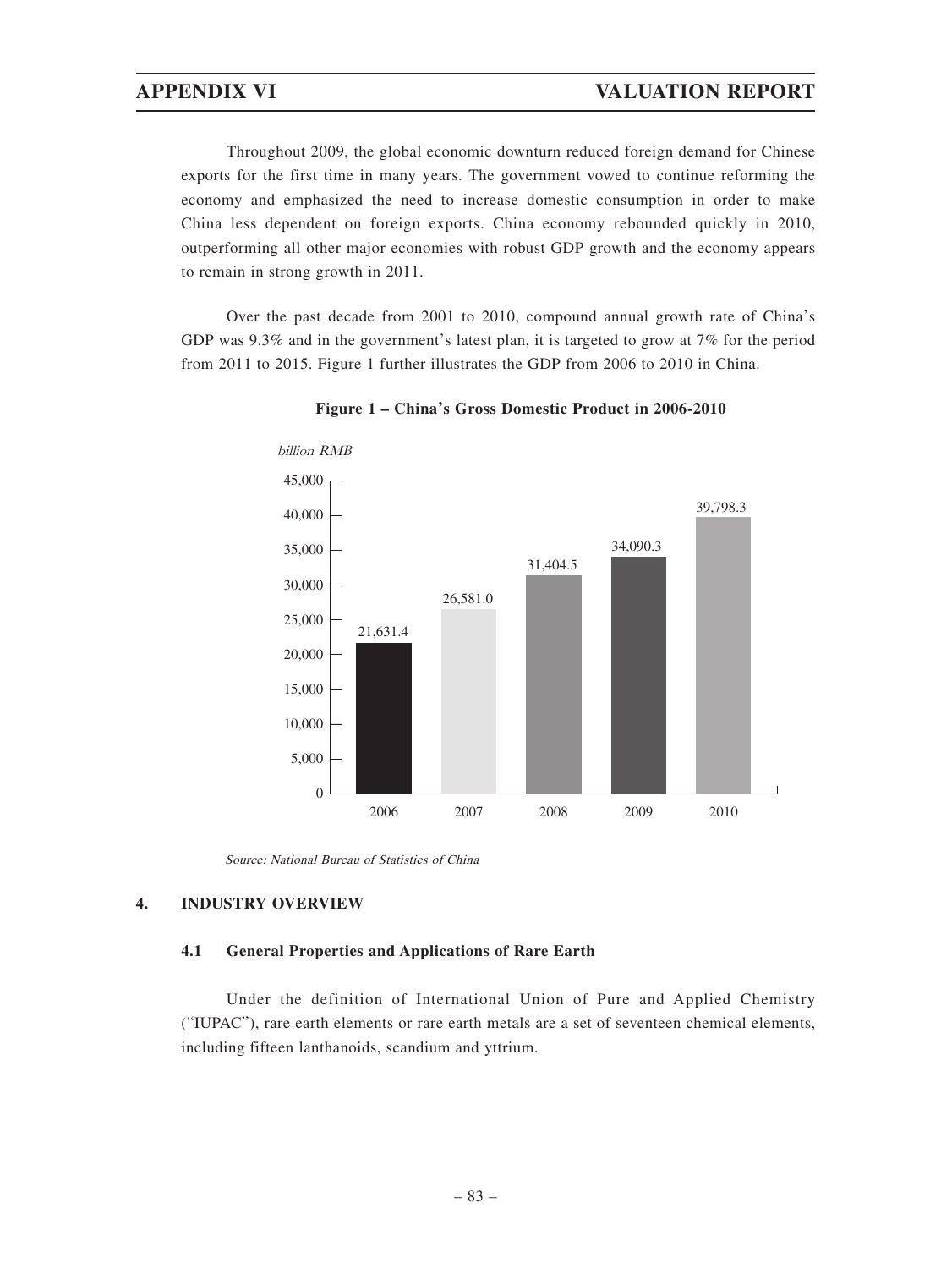Throughout 2009, the global economic downturn reduced foreign demand for Chinese exports for the first time in many years. The government vowed to continue reforming the economy and emphasized the need to increase domestic consumption in order to make China less dependent on foreign exports. China economy rebounded quickly in 2010, outperforming all other major economies with robust GDP growth and the economy appears to remain in strong growth in 2011.

Over the past decade from 2001 to 2010, compound annual growth rate of China's GDP was 9.3% and in the government's latest plan, it is targeted to grow at 7% for the period from 2011 to 2015. Figure 1 further illustrates the GDP from 2006 to 2010 in China.

**Figure 1 – China's Gross Domestic Product in 2006-2010**

| Year | GDP (billion RMB) |
|---|---|
| 2006 | 21,631.4 |
| 2007 | 26,581.0 |
| 2008 | 31,404.5 |
| 2009 | 34,090.3 |
| 2010 | 39,798.3 |

*Source: National Bureau of Statistics of China*

## 4. INDUSTRY OVERVIEW

### 4.1 General Properties and Applications of Rare Earth

Under the definition of International Union of Pure and Applied Chemistry ("IUPAC"), rare earth elements or rare earth metals are a set of seventeen chemical elements, including fifteen lanthanoids, scandium and yttrium.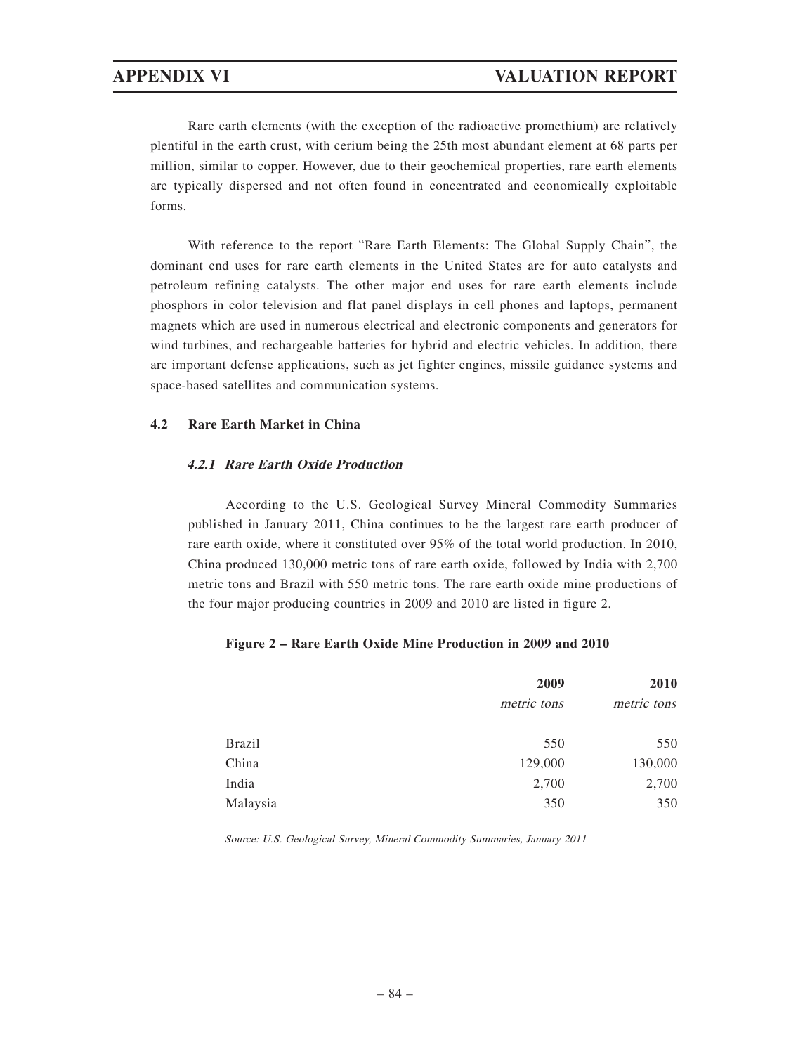Rare earth elements (with the exception of the radioactive promethium) are relatively plentiful in the earth crust, with cerium being the 25th most abundant element at 68 parts per million, similar to copper. However, due to their geochemical properties, rare earth elements are typically dispersed and not often found in concentrated and economically exploitable forms.

With reference to the report "Rare Earth Elements: The Global Supply Chain", the dominant end uses for rare earth elements in the United States are for auto catalysts and petroleum refining catalysts. The other major end uses for rare earth elements include phosphors in color television and flat panel displays in cell phones and laptops, permanent magnets which are used in numerous electrical and electronic components and generators for wind turbines, and rechargeable batteries for hybrid and electric vehicles. In addition, there are important defense applications, such as jet fighter engines, missile guidance systems and space-based satellites and communication systems.

## 4.2 Rare Earth Market in China

### *4.2.1 Rare Earth Oxide Production*

According to the U.S. Geological Survey Mineral Commodity Summaries published in January 2011, China continues to be the largest rare earth producer of rare earth oxide, where it constituted over 95% of the total world production. In 2010, China produced 130,000 metric tons of rare earth oxide, followed by India with 2,700 metric tons and Brazil with 550 metric tons. The rare earth oxide mine productions of the four major producing countries in 2009 and 2010 are listed in figure 2.

**Figure 2 – Rare Earth Oxide Mine Production in 2009 and 2010**

| | 2009 | 2010 |
|---|---|---|
| | *metric tons* | *metric tons* |
| Brazil | 550 | 550 |
| China | 129,000 | 130,000 |
| India | 2,700 | 2,700 |
| Malaysia | 350 | 350 |

*Source: U.S. Geological Survey, Mineral Commodity Summaries, January 2011*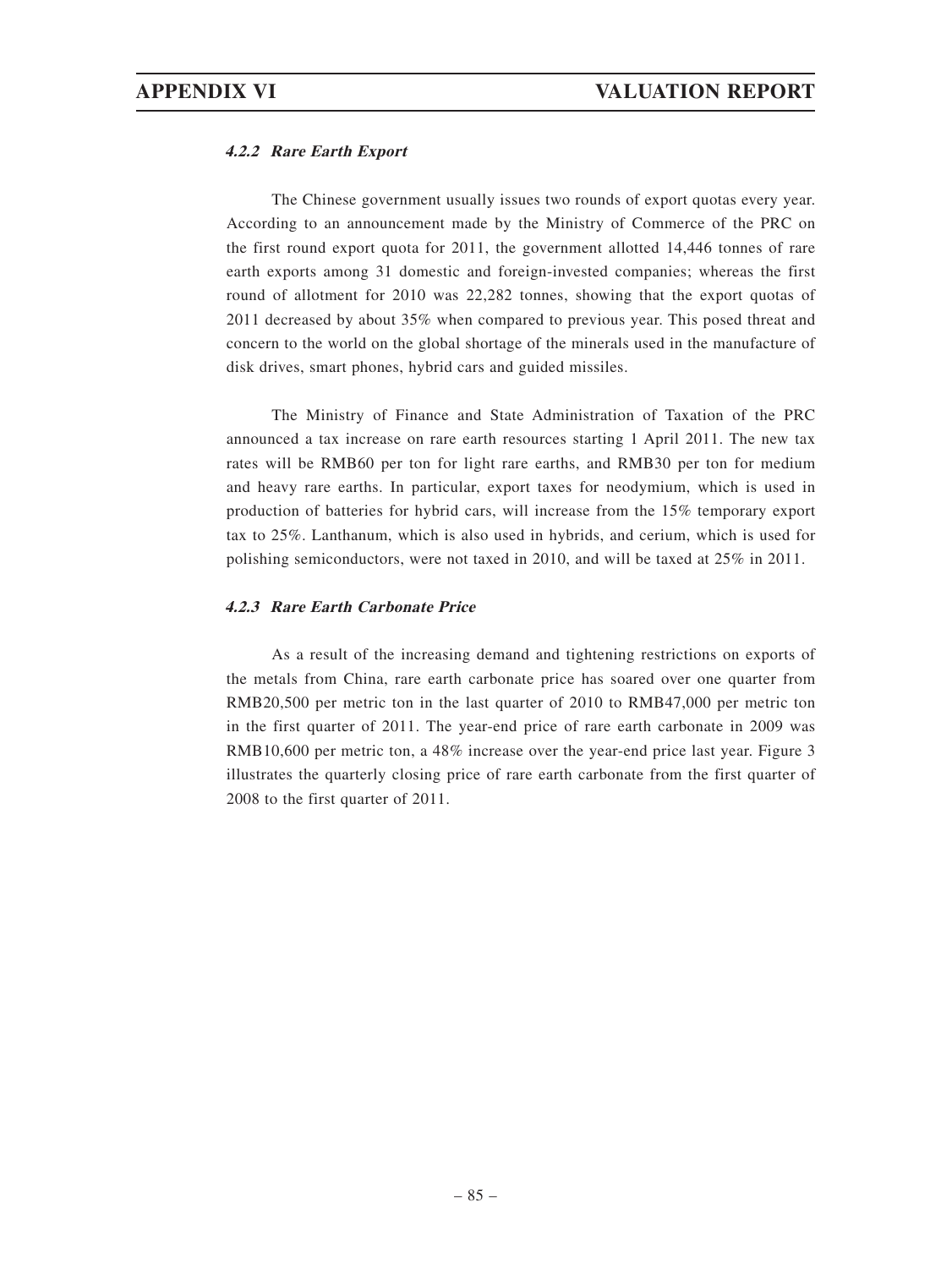#### *4.2.2 Rare Earth Export*

The Chinese government usually issues two rounds of export quotas every year. According to an announcement made by the Ministry of Commerce of the PRC on the first round export quota for 2011, the government allotted 14,446 tonnes of rare earth exports among 31 domestic and foreign-invested companies; whereas the first round of allotment for 2010 was 22,282 tonnes, showing that the export quotas of 2011 decreased by about 35% when compared to previous year. This posed threat and concern to the world on the global shortage of the minerals used in the manufacture of disk drives, smart phones, hybrid cars and guided missiles.

The Ministry of Finance and State Administration of Taxation of the PRC announced a tax increase on rare earth resources starting 1 April 2011. The new tax rates will be RMB60 per ton for light rare earths, and RMB30 per ton for medium and heavy rare earths. In particular, export taxes for neodymium, which is used in production of batteries for hybrid cars, will increase from the 15% temporary export tax to 25%. Lanthanum, which is also used in hybrids, and cerium, which is used for polishing semiconductors, were not taxed in 2010, and will be taxed at 25% in 2011.

#### *4.2.3 Rare Earth Carbonate Price*

As a result of the increasing demand and tightening restrictions on exports of the metals from China, rare earth carbonate price has soared over one quarter from RMB20,500 per metric ton in the last quarter of 2010 to RMB47,000 per metric ton in the first quarter of 2011. The year-end price of rare earth carbonate in 2009 was RMB10,600 per metric ton, a 48% increase over the year-end price last year. Figure 3 illustrates the quarterly closing price of rare earth carbonate from the first quarter of 2008 to the first quarter of 2011.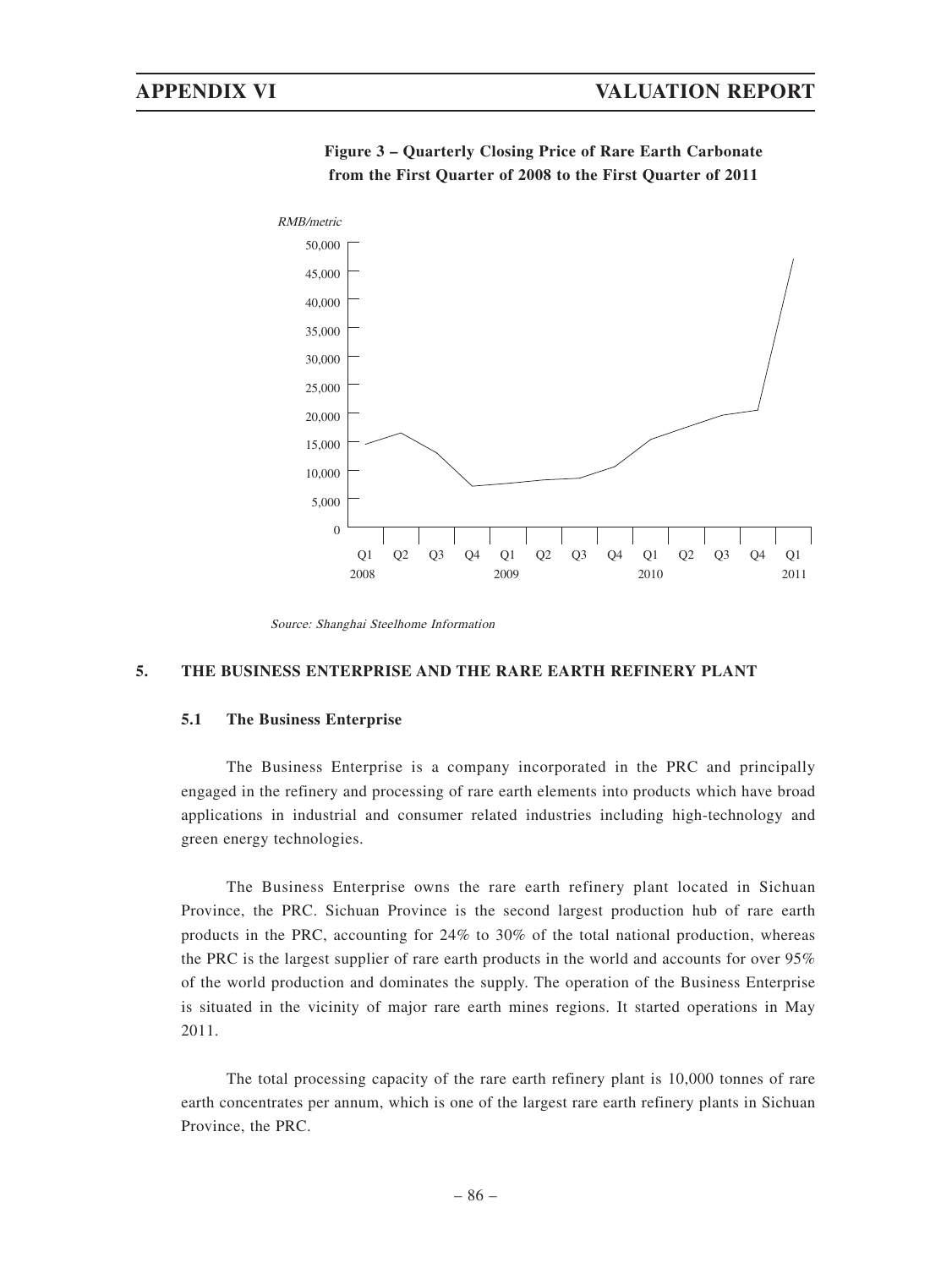**Figure 3 – Quarterly Closing Price of Rare Earth Carbonate from the First Quarter of 2008 to the First Quarter of 2011**

*Source: Shanghai Steelhome Information*

## 5. THE BUSINESS ENTERPRISE AND THE RARE EARTH REFINERY PLANT

### 5.1 The Business Enterprise

The Business Enterprise is a company incorporated in the PRC and principally engaged in the refinery and processing of rare earth elements into products which have broad applications in industrial and consumer related industries including high-technology and green energy technologies.

The Business Enterprise owns the rare earth refinery plant located in Sichuan Province, the PRC. Sichuan Province is the second largest production hub of rare earth products in the PRC, accounting for 24% to 30% of the total national production, whereas the PRC is the largest supplier of rare earth products in the world and accounts for over 95% of the world production and dominates the supply. The operation of the Business Enterprise is situated in the vicinity of major rare earth mines regions. It started operations in May 2011.

The total processing capacity of the rare earth refinery plant is 10,000 tonnes of rare earth concentrates per annum, which is one of the largest rare earth refinery plants in Sichuan Province, the PRC.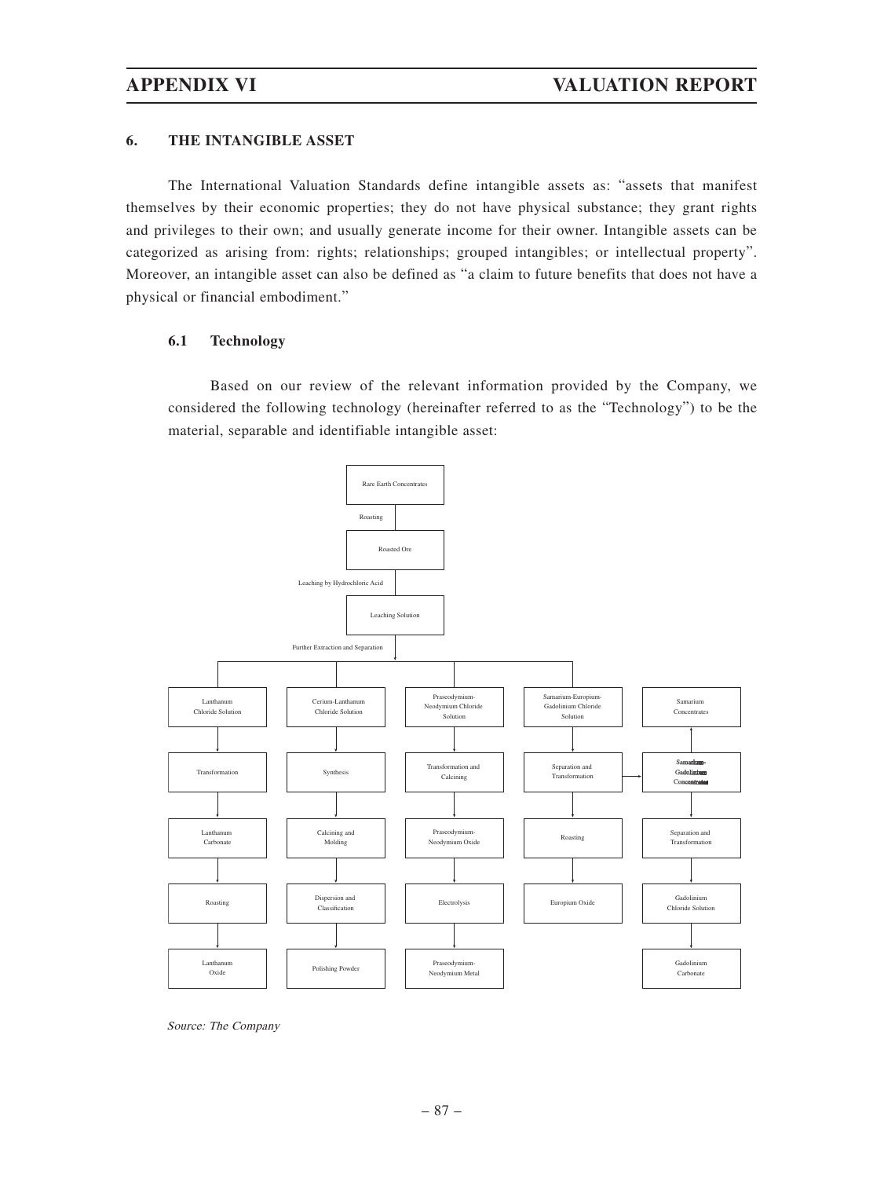## 6. THE INTANGIBLE ASSET

The International Valuation Standards define intangible assets as: "assets that manifest themselves by their economic properties; they do not have physical substance; they grant rights and privileges to their own; and usually generate income for their owner. Intangible assets can be categorized as arising from: rights; relationships; grouped intangibles; or intellectual property". Moreover, an intangible asset can also be defined as "a claim to future benefits that does not have a physical or financial embodiment."

### 6.1 Technology

Based on our review of the relevant information provided by the Company, we considered the following technology (hereinafter referred to as the "Technology") to be the material, separable and identifiable intangible asset:

Rare Earth Concentrates → (Roasting) → Roasted Ore → (Leaching by Hydrochloric Acid) → Leaching Solution → (Further Extraction and Separation) →

- Lanthanum Chloride Solution → Transformation → Lanthanum Carbonate → Roasting → Lanthanum Oxide
- Cerium-Lanthanum Chloride Solution → Synthesis → Calcining and Molding → Dispersion and Classification → Polishing Powder
- Praseodymium-Neodymium Chloride Solution → Transformation and Calcining → Praseodymium-Neodymium Oxide → Electrolysis → Praseodymium-Neodymium Metal
- Samarium-Europium-Gadolinium Chloride Solution → Separation and Transformation → Roasting → Europium Oxide
  - Separation and Transformation → Samarium-Gadolinium Concentrates
    - Samarium-Gadolinium Concentrates → Samarium Concentrates
    - Samarium-Gadolinium Concentrates → Separation and Transformation → Gadolinium Chloride Solution → Gadolinium Carbonate

*Source: The Company*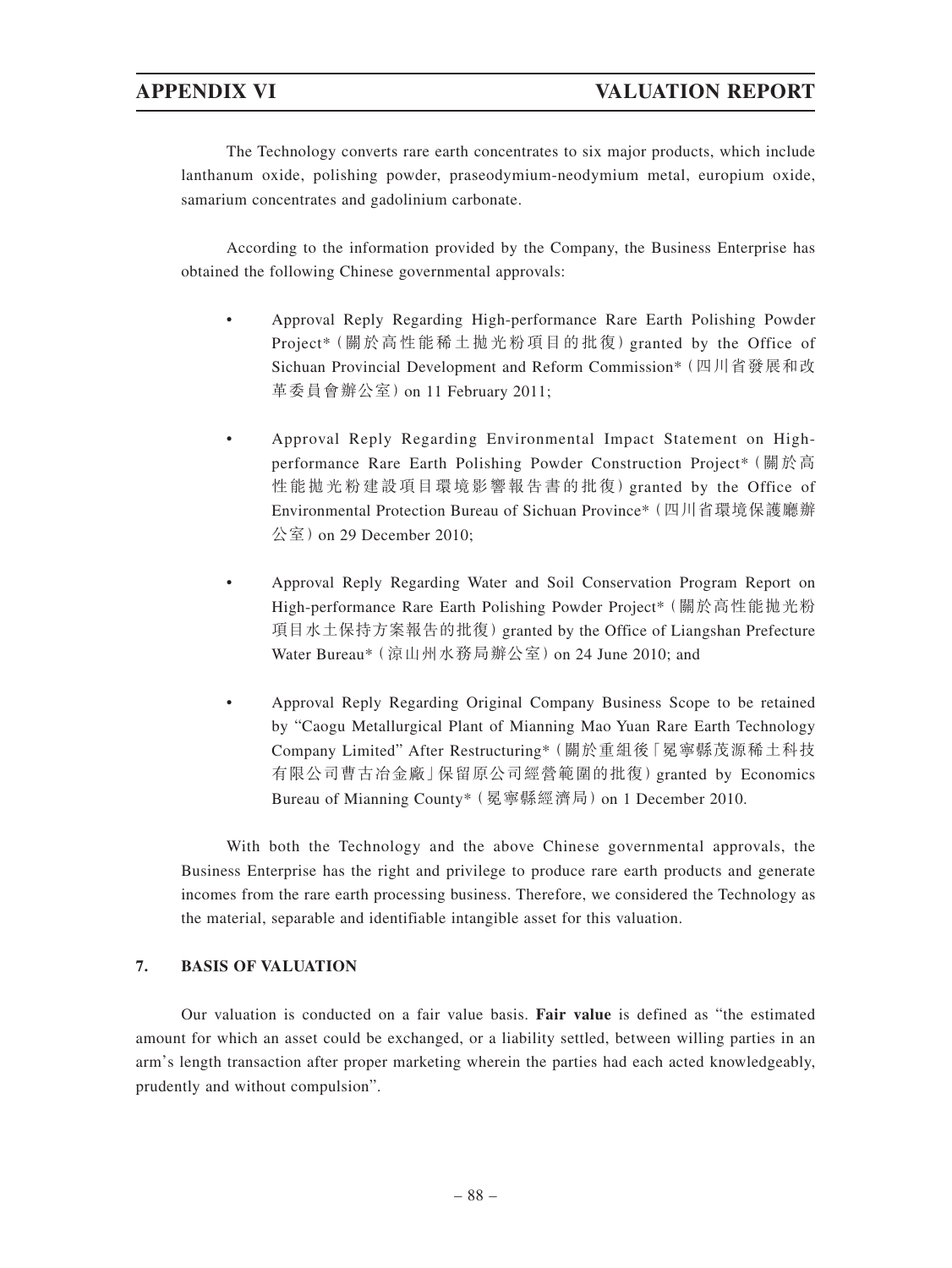The Technology converts rare earth concentrates to six major products, which include lanthanum oxide, polishing powder, praseodymium-neodymium metal, europium oxide, samarium concentrates and gadolinium carbonate.

According to the information provided by the Company, the Business Enterprise has obtained the following Chinese governmental approvals:

- Approval Reply Regarding High-performance Rare Earth Polishing Powder Project*（關於高性能稀土拋光粉項目的批復）granted by the Office of Sichuan Provincial Development and Reform Commission*（四川省發展和改革委員會辦公室）on 11 February 2011;

- Approval Reply Regarding Environmental Impact Statement on High-performance Rare Earth Polishing Powder Construction Project*（關於高性能拋光粉建設項目環境影響報告書的批復）granted by the Office of Environmental Protection Bureau of Sichuan Province*（四川省環境保護廳辦公室）on 29 December 2010;

- Approval Reply Regarding Water and Soil Conservation Program Report on High-performance Rare Earth Polishing Powder Project*（關於高性能拋光粉項目水土保持方案報告的批復）granted by the Office of Liangshan Prefecture Water Bureau*（涼山州水務局辦公室）on 24 June 2010; and

- Approval Reply Regarding Original Company Business Scope to be retained by "Caogu Metallurgical Plant of Mianning Mao Yuan Rare Earth Technology Company Limited" After Restructuring*（關於重組後「冕寧縣茂源稀土科技有限公司曹古冶金廠」保留原公司經營範圍的批復）granted by Economics Bureau of Mianning County*（冕寧縣經濟局）on 1 December 2010.

With both the Technology and the above Chinese governmental approvals, the Business Enterprise has the right and privilege to produce rare earth products and generate incomes from the rare earth processing business. Therefore, we considered the Technology as the material, separable and identifiable intangible asset for this valuation.

## 7. BASIS OF VALUATION

Our valuation is conducted on a fair value basis. **Fair value** is defined as "the estimated amount for which an asset could be exchanged, or a liability settled, between willing parties in an arm's length transaction after proper marketing wherein the parties had each acted knowledgeably, prudently and without compulsion".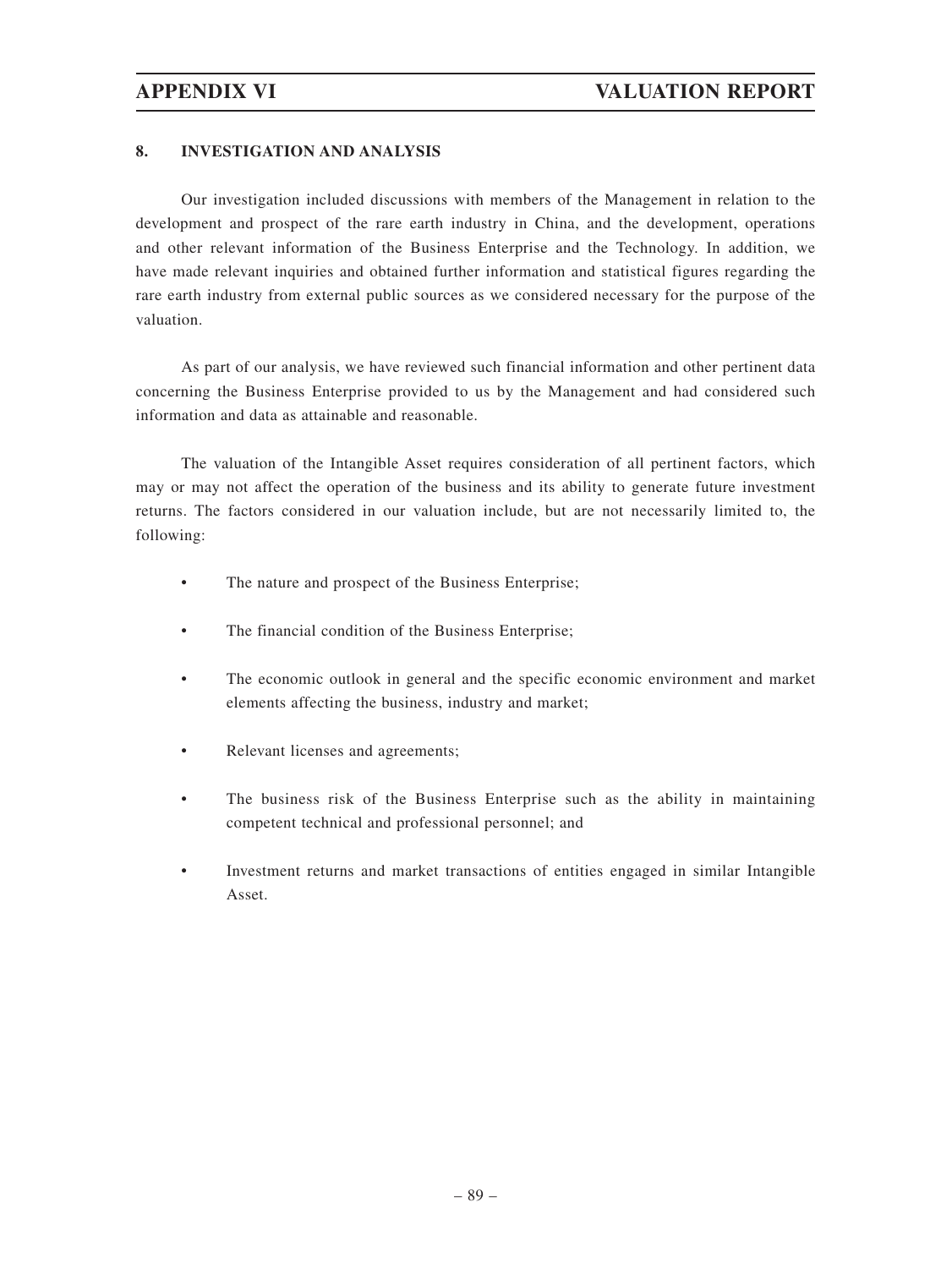## 8. INVESTIGATION AND ANALYSIS

Our investigation included discussions with members of the Management in relation to the development and prospect of the rare earth industry in China, and the development, operations and other relevant information of the Business Enterprise and the Technology. In addition, we have made relevant inquiries and obtained further information and statistical figures regarding the rare earth industry from external public sources as we considered necessary for the purpose of the valuation.

As part of our analysis, we have reviewed such financial information and other pertinent data concerning the Business Enterprise provided to us by the Management and had considered such information and data as attainable and reasonable.

The valuation of the Intangible Asset requires consideration of all pertinent factors, which may or may not affect the operation of the business and its ability to generate future investment returns. The factors considered in our valuation include, but are not necessarily limited to, the following:

- The nature and prospect of the Business Enterprise;
- The financial condition of the Business Enterprise;
- The economic outlook in general and the specific economic environment and market elements affecting the business, industry and market;
- Relevant licenses and agreements;
- The business risk of the Business Enterprise such as the ability in maintaining competent technical and professional personnel; and
- Investment returns and market transactions of entities engaged in similar Intangible Asset.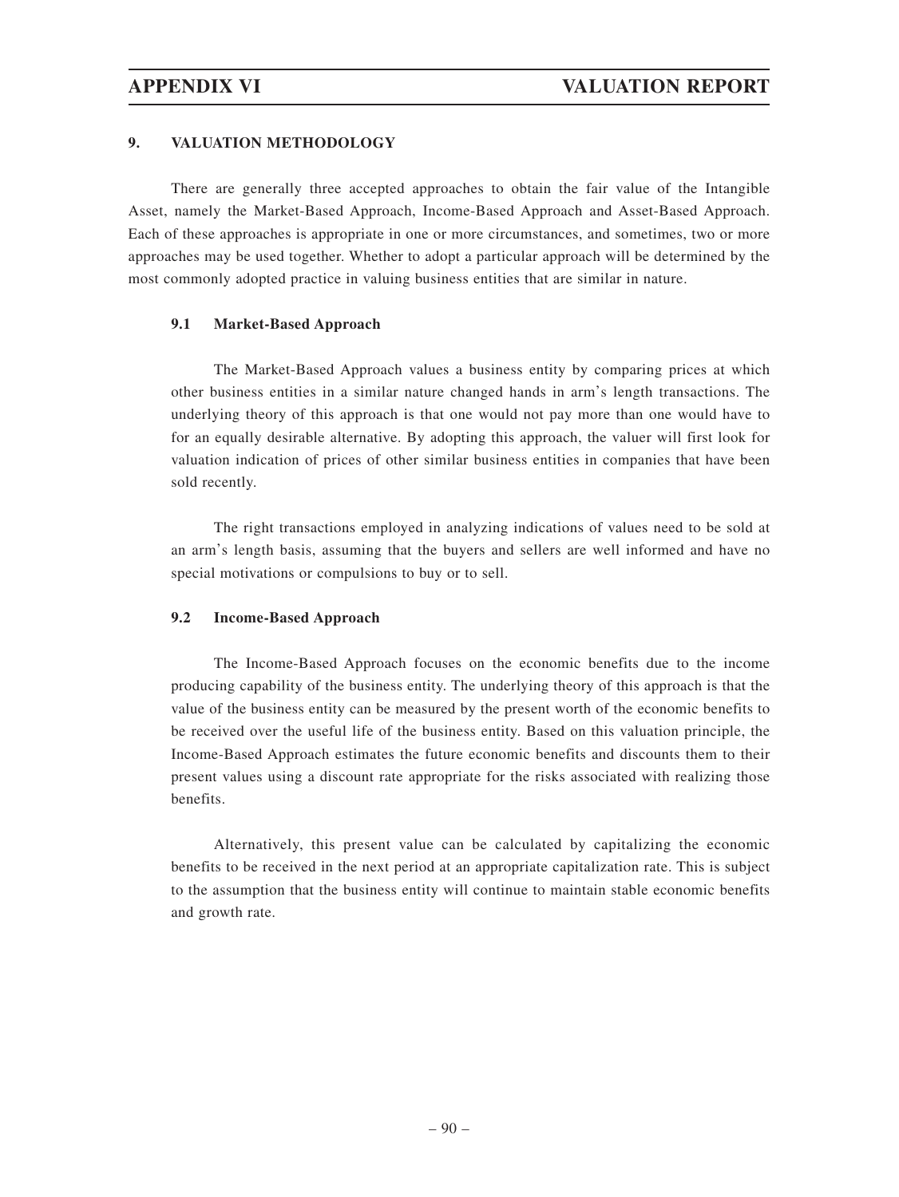## 9. VALUATION METHODOLOGY

There are generally three accepted approaches to obtain the fair value of the Intangible Asset, namely the Market-Based Approach, Income-Based Approach and Asset-Based Approach. Each of these approaches is appropriate in one or more circumstances, and sometimes, two or more approaches may be used together. Whether to adopt a particular approach will be determined by the most commonly adopted practice in valuing business entities that are similar in nature.

### 9.1 Market-Based Approach

The Market-Based Approach values a business entity by comparing prices at which other business entities in a similar nature changed hands in arm's length transactions. The underlying theory of this approach is that one would not pay more than one would have to for an equally desirable alternative. By adopting this approach, the valuer will first look for valuation indication of prices of other similar business entities in companies that have been sold recently.

The right transactions employed in analyzing indications of values need to be sold at an arm's length basis, assuming that the buyers and sellers are well informed and have no special motivations or compulsions to buy or to sell.

### 9.2 Income-Based Approach

The Income-Based Approach focuses on the economic benefits due to the income producing capability of the business entity. The underlying theory of this approach is that the value of the business entity can be measured by the present worth of the economic benefits to be received over the useful life of the business entity. Based on this valuation principle, the Income-Based Approach estimates the future economic benefits and discounts them to their present values using a discount rate appropriate for the risks associated with realizing those benefits.

Alternatively, this present value can be calculated by capitalizing the economic benefits to be received in the next period at an appropriate capitalization rate. This is subject to the assumption that the business entity will continue to maintain stable economic benefits and growth rate.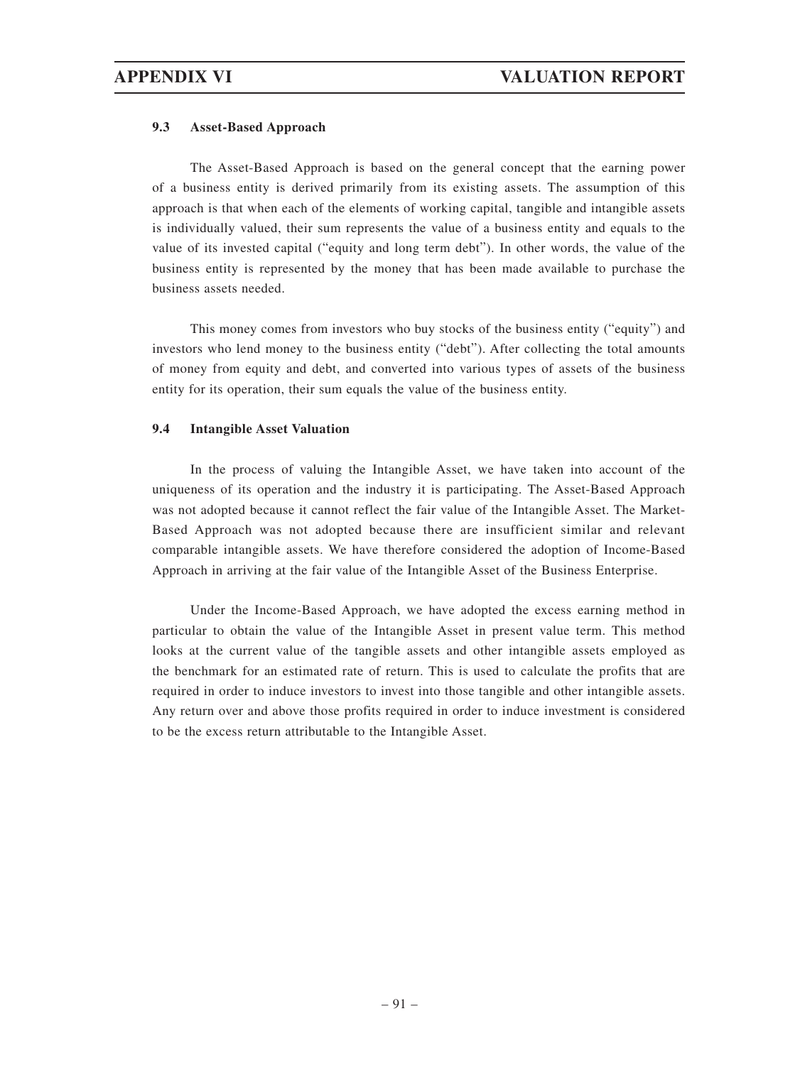### 9.3 Asset-Based Approach

The Asset-Based Approach is based on the general concept that the earning power of a business entity is derived primarily from its existing assets. The assumption of this approach is that when each of the elements of working capital, tangible and intangible assets is individually valued, their sum represents the value of a business entity and equals to the value of its invested capital ("equity and long term debt"). In other words, the value of the business entity is represented by the money that has been made available to purchase the business assets needed.

This money comes from investors who buy stocks of the business entity ("equity") and investors who lend money to the business entity ("debt"). After collecting the total amounts of money from equity and debt, and converted into various types of assets of the business entity for its operation, their sum equals the value of the business entity.

### 9.4 Intangible Asset Valuation

In the process of valuing the Intangible Asset, we have taken into account of the uniqueness of its operation and the industry it is participating. The Asset-Based Approach was not adopted because it cannot reflect the fair value of the Intangible Asset. The Market-Based Approach was not adopted because there are insufficient similar and relevant comparable intangible assets. We have therefore considered the adoption of Income-Based Approach in arriving at the fair value of the Intangible Asset of the Business Enterprise.

Under the Income-Based Approach, we have adopted the excess earning method in particular to obtain the value of the Intangible Asset in present value term. This method looks at the current value of the tangible assets and other intangible assets employed as the benchmark for an estimated rate of return. This is used to calculate the profits that are required in order to induce investors to invest into those tangible and other intangible assets. Any return over and above those profits required in order to induce investment is considered to be the excess return attributable to the Intangible Asset.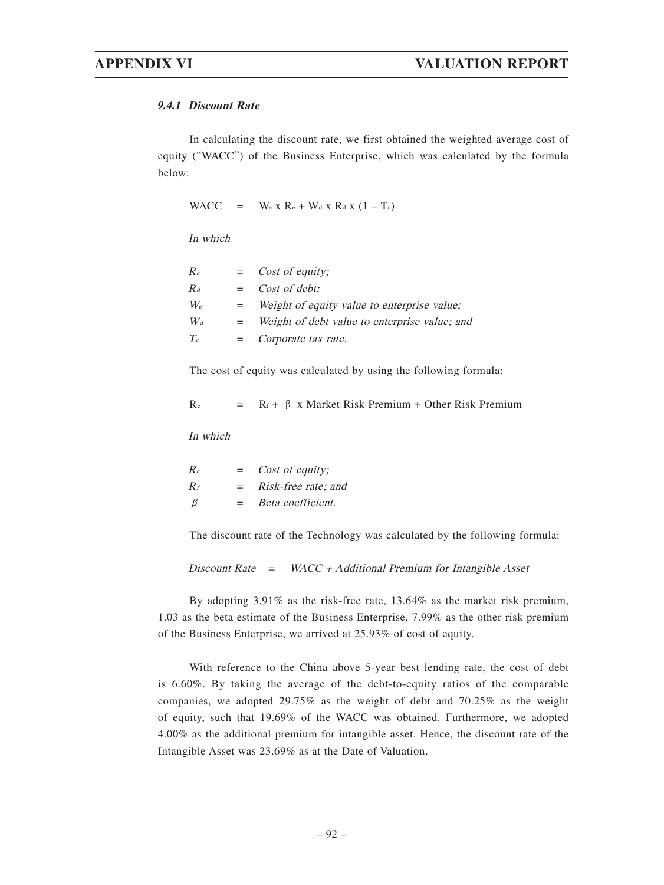#### *9.4.1 Discount Rate*

In calculating the discount rate, we first obtained the weighted average cost of equity ("WACC") of the Business Enterprise, which was calculated by the formula below:

$$WACC = W_e \times R_e + W_d \times R_d \times (1 - T_c)$$

*In which*

| | | |
|---|---|---|
| $R_e$ | = | *Cost of equity;* |
| $R_d$ | = | *Cost of debt;* |
| $W_e$ | = | *Weight of equity value to enterprise value;* |
| $W_d$ | = | *Weight of debt value to enterprise value; and* |
| $T_c$ | = | *Corporate tax rate.* |

The cost of equity was calculated by using the following formula:

$$R_e = R_f + \beta \times \text{Market Risk Premium} + \text{Other Risk Premium}$$

*In which*

| | | |
|---|---|---|
| $R_e$ | = | *Cost of equity;* |
| $R_f$ | = | *Risk-free rate; and* |
| $\beta$ | = | *Beta coefficient.* |

The discount rate of the Technology was calculated by the following formula:

$$\textit{Discount Rate} = \textit{WACC} + \textit{Additional Premium for Intangible Asset}$$

By adopting 3.91% as the risk-free rate, 13.64% as the market risk premium, 1.03 as the beta estimate of the Business Enterprise, 7.99% as the other risk premium of the Business Enterprise, we arrived at 25.93% of cost of equity.

With reference to the China above 5-year best lending rate, the cost of debt is 6.60%. By taking the average of the debt-to-equity ratios of the comparable companies, we adopted 29.75% as the weight of debt and 70.25% as the weight of equity, such that 19.69% of the WACC was obtained. Furthermore, we adopted 4.00% as the additional premium for intangible asset. Hence, the discount rate of the Intangible Asset was 23.69% as at the Date of Valuation.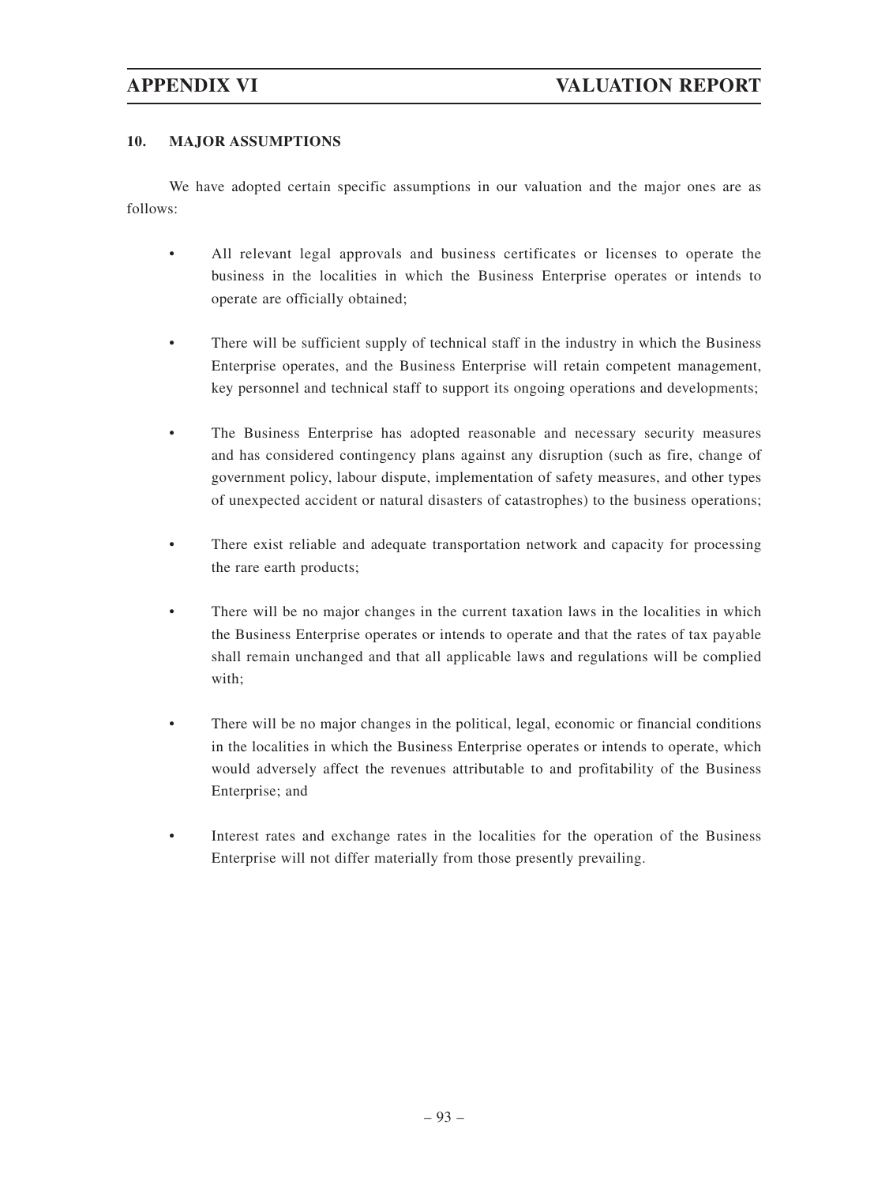## 10. MAJOR ASSUMPTIONS

We have adopted certain specific assumptions in our valuation and the major ones are as follows:

- All relevant legal approvals and business certificates or licenses to operate the business in the localities in which the Business Enterprise operates or intends to operate are officially obtained;
- There will be sufficient supply of technical staff in the industry in which the Business Enterprise operates, and the Business Enterprise will retain competent management, key personnel and technical staff to support its ongoing operations and developments;
- The Business Enterprise has adopted reasonable and necessary security measures and has considered contingency plans against any disruption (such as fire, change of government policy, labour dispute, implementation of safety measures, and other types of unexpected accident or natural disasters of catastrophes) to the business operations;
- There exist reliable and adequate transportation network and capacity for processing the rare earth products;
- There will be no major changes in the current taxation laws in the localities in which the Business Enterprise operates or intends to operate and that the rates of tax payable shall remain unchanged and that all applicable laws and regulations will be complied with;
- There will be no major changes in the political, legal, economic or financial conditions in the localities in which the Business Enterprise operates or intends to operate, which would adversely affect the revenues attributable to and profitability of the Business Enterprise; and
- Interest rates and exchange rates in the localities for the operation of the Business Enterprise will not differ materially from those presently prevailing.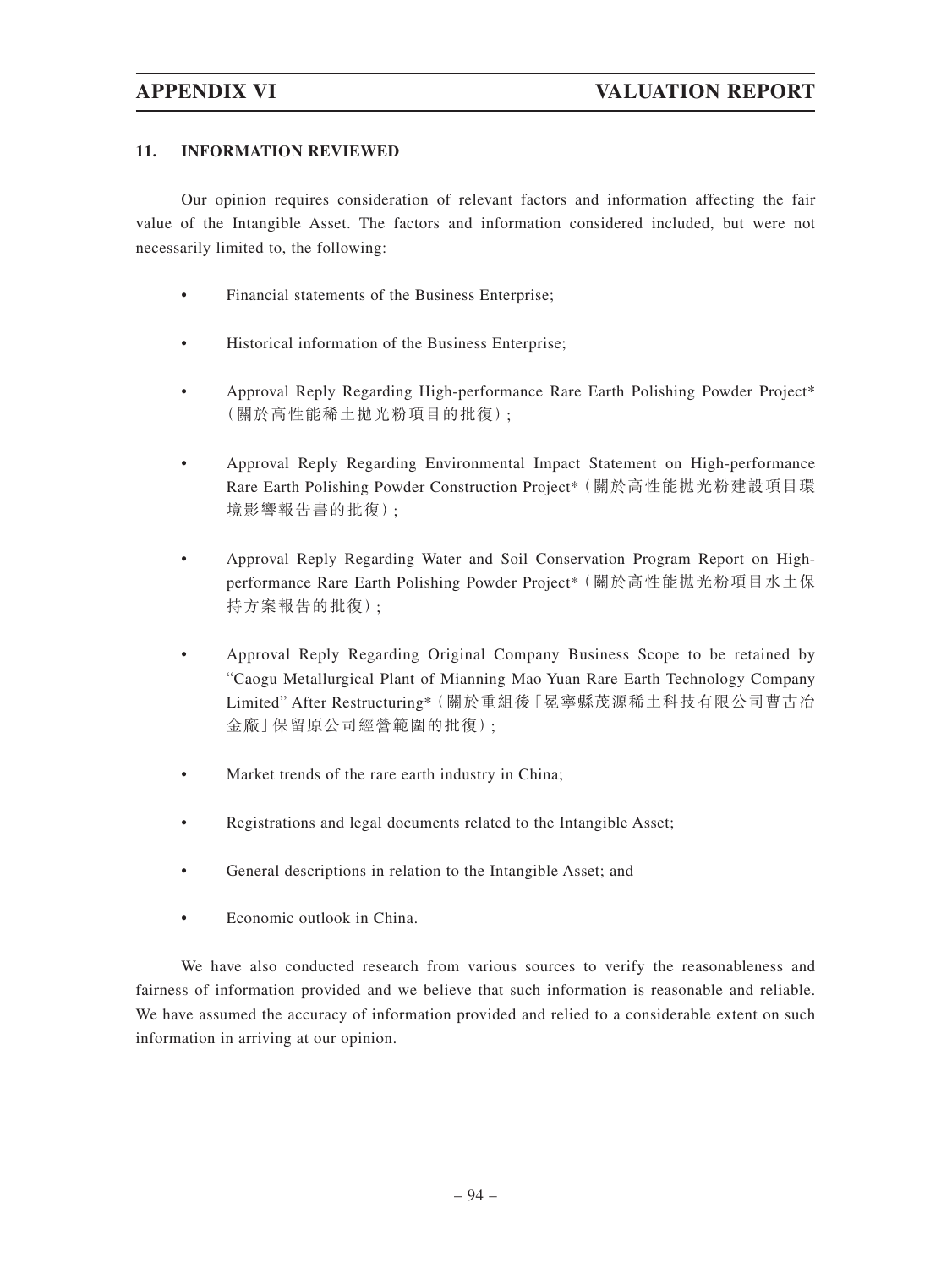## 11. INFORMATION REVIEWED

Our opinion requires consideration of relevant factors and information affecting the fair value of the Intangible Asset. The factors and information considered included, but were not necessarily limited to, the following:

- Financial statements of the Business Enterprise;
- Historical information of the Business Enterprise;
- Approval Reply Regarding High-performance Rare Earth Polishing Powder Project*（關於高性能稀土拋光粉項目的批復）;
- Approval Reply Regarding Environmental Impact Statement on High-performance Rare Earth Polishing Powder Construction Project*（關於高性能拋光粉建設項目環境影響報告書的批復）;
- Approval Reply Regarding Water and Soil Conservation Program Report on High-performance Rare Earth Polishing Powder Project*（關於高性能拋光粉項目水土保持方案報告的批復）;
- Approval Reply Regarding Original Company Business Scope to be retained by "Caogu Metallurgical Plant of Mianning Mao Yuan Rare Earth Technology Company Limited" After Restructuring*（關於重組後「冕寧縣茂源稀土科技有限公司曹古冶金廠」保留原公司經營範圍的批復）;
- Market trends of the rare earth industry in China;
- Registrations and legal documents related to the Intangible Asset;
- General descriptions in relation to the Intangible Asset; and
- Economic outlook in China.

We have also conducted research from various sources to verify the reasonableness and fairness of information provided and we believe that such information is reasonable and reliable. We have assumed the accuracy of information provided and relied to a considerable extent on such information in arriving at our opinion.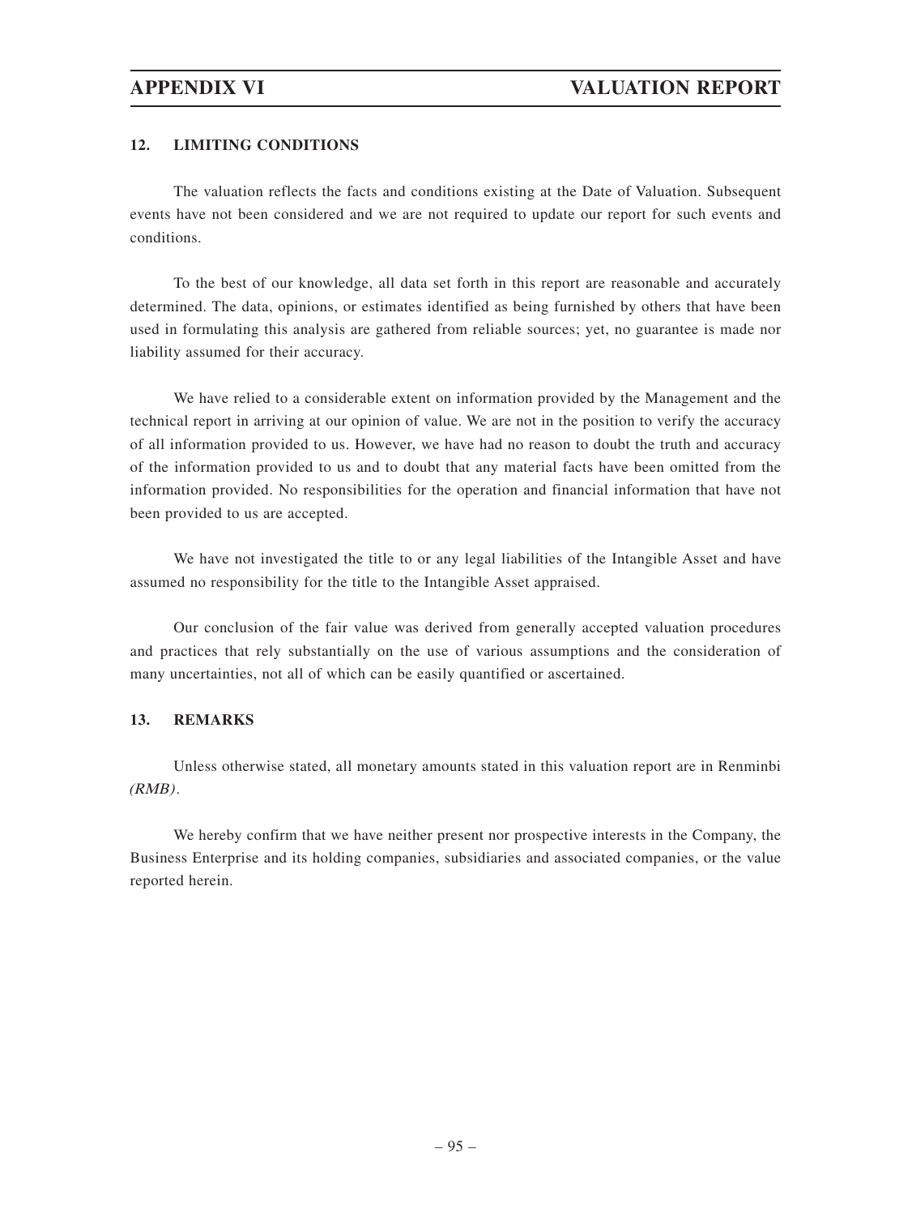## 12. LIMITING CONDITIONS

The valuation reflects the facts and conditions existing at the Date of Valuation. Subsequent events have not been considered and we are not required to update our report for such events and conditions.

To the best of our knowledge, all data set forth in this report are reasonable and accurately determined. The data, opinions, or estimates identified as being furnished by others that have been used in formulating this analysis are gathered from reliable sources; yet, no guarantee is made nor liability assumed for their accuracy.

We have relied to a considerable extent on information provided by the Management and the technical report in arriving at our opinion of value. We are not in the position to verify the accuracy of all information provided to us. However, we have had no reason to doubt the truth and accuracy of the information provided to us and to doubt that any material facts have been omitted from the information provided. No responsibilities for the operation and financial information that have not been provided to us are accepted.

We have not investigated the title to or any legal liabilities of the Intangible Asset and have assumed no responsibility for the title to the Intangible Asset appraised.

Our conclusion of the fair value was derived from generally accepted valuation procedures and practices that rely substantially on the use of various assumptions and the consideration of many uncertainties, not all of which can be easily quantified or ascertained.

## 13. REMARKS

Unless otherwise stated, all monetary amounts stated in this valuation report are in Renminbi *(RMB)*.

We hereby confirm that we have neither present nor prospective interests in the Company, the Business Enterprise and its holding companies, subsidiaries and associated companies, or the value reported herein.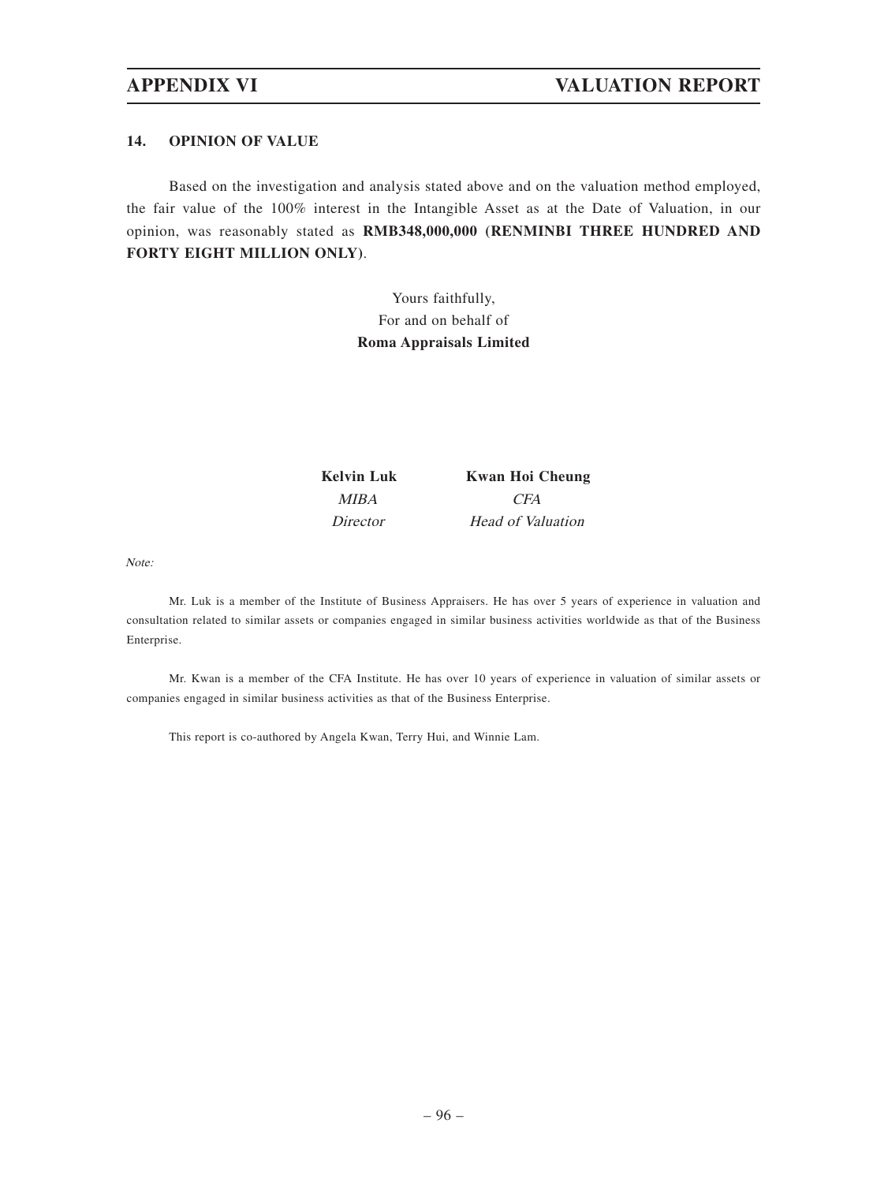## 14. OPINION OF VALUE

Based on the investigation and analysis stated above and on the valuation method employed, the fair value of the 100% interest in the Intangible Asset as at the Date of Valuation, in our opinion, was reasonably stated as **RMB348,000,000 (RENMINBI THREE HUNDRED AND FORTY EIGHT MILLION ONLY)**.

Yours faithfully,
For and on behalf of
**Roma Appraisals Limited**

| **Kelvin Luk** | **Kwan Hoi Cheung** |
|---|---|
| *MIBA* | *CFA* |
| *Director* | *Head of Valuation* |

*Note:*

Mr. Luk is a member of the Institute of Business Appraisers. He has over 5 years of experience in valuation and consultation related to similar assets or companies engaged in similar business activities worldwide as that of the Business Enterprise.

Mr. Kwan is a member of the CFA Institute. He has over 10 years of experience in valuation of similar assets or companies engaged in similar business activities as that of the Business Enterprise.

This report is co-authored by Angela Kwan, Terry Hui, and Winnie Lam.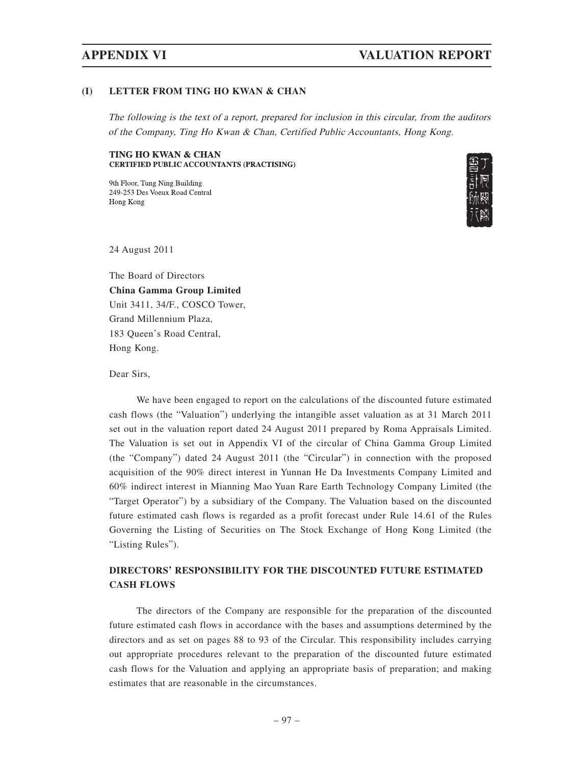## (I) LETTER FROM TING HO KWAN & CHAN

*The following is the text of a report, prepared for inclusion in this circular, from the auditors of the Company, Ting Ho Kwan & Chan, Certified Public Accountants, Hong Kong.*

**TING HO KWAN & CHAN**
**CERTIFIED PUBLIC ACCOUNTANTS (PRACTISING)**

9th Floor, Tung Ning Building
249-253 Des Voeux Road Central
Hong Kong

24 August 2011

The Board of Directors
**China Gamma Group Limited**
Unit 3411, 34/F., COSCO Tower,
Grand Millennium Plaza,
183 Queen's Road Central,
Hong Kong.

Dear Sirs,

We have been engaged to report on the calculations of the discounted future estimated cash flows (the "Valuation") underlying the intangible asset valuation as at 31 March 2011 set out in the valuation report dated 24 August 2011 prepared by Roma Appraisals Limited. The Valuation is set out in Appendix VI of the circular of China Gamma Group Limited (the "Company") dated 24 August 2011 (the "Circular") in connection with the proposed acquisition of the 90% direct interest in Yunnan He Da Investments Company Limited and 60% indirect interest in Mianning Mao Yuan Rare Earth Technology Company Limited (the "Target Operator") by a subsidiary of the Company. The Valuation based on the discounted future estimated cash flows is regarded as a profit forecast under Rule 14.61 of the Rules Governing the Listing of Securities on The Stock Exchange of Hong Kong Limited (the "Listing Rules").

### DIRECTORS' RESPONSIBILITY FOR THE DISCOUNTED FUTURE ESTIMATED CASH FLOWS

The directors of the Company are responsible for the preparation of the discounted future estimated cash flows in accordance with the bases and assumptions determined by the directors and as set on pages 88 to 93 of the Circular. This responsibility includes carrying out appropriate procedures relevant to the preparation of the discounted future estimated cash flows for the Valuation and applying an appropriate basis of preparation; and making estimates that are reasonable in the circumstances.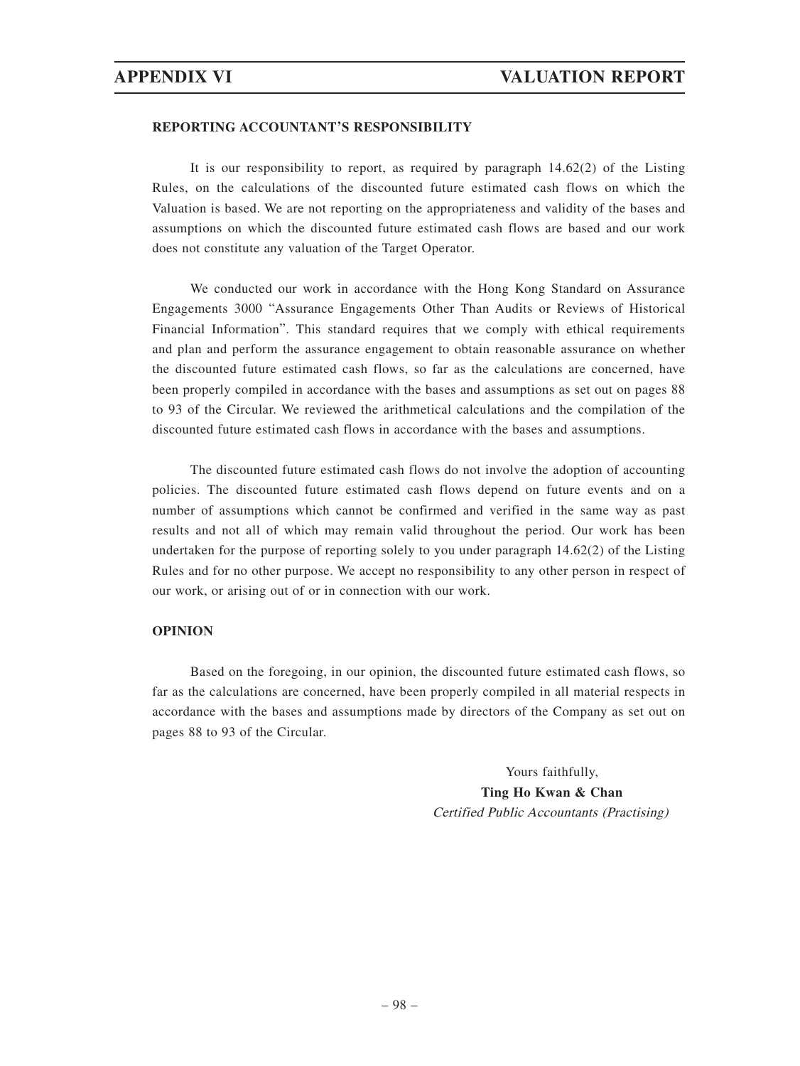#### REPORTING ACCOUNTANT'S RESPONSIBILITY

It is our responsibility to report, as required by paragraph 14.62(2) of the Listing Rules, on the calculations of the discounted future estimated cash flows on which the Valuation is based. We are not reporting on the appropriateness and validity of the bases and assumptions on which the discounted future estimated cash flows are based and our work does not constitute any valuation of the Target Operator.

We conducted our work in accordance with the Hong Kong Standard on Assurance Engagements 3000 "Assurance Engagements Other Than Audits or Reviews of Historical Financial Information". This standard requires that we comply with ethical requirements and plan and perform the assurance engagement to obtain reasonable assurance on whether the discounted future estimated cash flows, so far as the calculations are concerned, have been properly compiled in accordance with the bases and assumptions as set out on pages 88 to 93 of the Circular. We reviewed the arithmetical calculations and the compilation of the discounted future estimated cash flows in accordance with the bases and assumptions.

The discounted future estimated cash flows do not involve the adoption of accounting policies. The discounted future estimated cash flows depend on future events and on a number of assumptions which cannot be confirmed and verified in the same way as past results and not all of which may remain valid throughout the period. Our work has been undertaken for the purpose of reporting solely to you under paragraph 14.62(2) of the Listing Rules and for no other purpose. We accept no responsibility to any other person in respect of our work, or arising out of or in connection with our work.

#### OPINION

Based on the foregoing, in our opinion, the discounted future estimated cash flows, so far as the calculations are concerned, have been properly compiled in all material respects in accordance with the bases and assumptions made by directors of the Company as set out on pages 88 to 93 of the Circular.

Yours faithfully,
**Ting Ho Kwan & Chan**
*Certified Public Accountants (Practising)*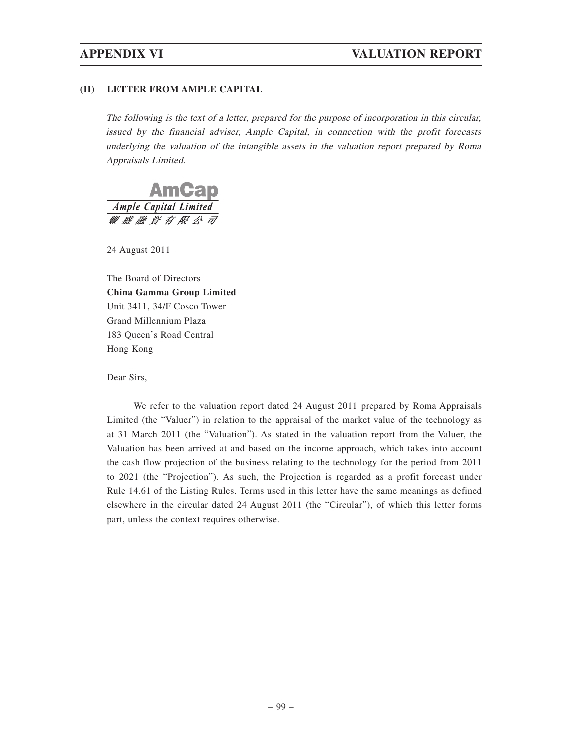## (II) LETTER FROM AMPLE CAPITAL

*The following is the text of a letter, prepared for the purpose of incorporation in this circular, issued by the financial adviser, Ample Capital, in connection with the profit forecasts underlying the valuation of the intangible assets in the valuation report prepared by Roma Appraisals Limited.*

**AmCap**
*Ample Capital Limited*
豐盛融資有限公司

24 August 2011

The Board of Directors
**China Gamma Group Limited**
Unit 3411, 34/F Cosco Tower
Grand Millennium Plaza
183 Queen's Road Central
Hong Kong

Dear Sirs,

We refer to the valuation report dated 24 August 2011 prepared by Roma Appraisals Limited (the "Valuer") in relation to the appraisal of the market value of the technology as at 31 March 2011 (the "Valuation"). As stated in the valuation report from the Valuer, the Valuation has been arrived at and based on the income approach, which takes into account the cash flow projection of the business relating to the technology for the period from 2011 to 2021 (the "Projection"). As such, the Projection is regarded as a profit forecast under Rule 14.61 of the Listing Rules. Terms used in this letter have the same meanings as defined elsewhere in the circular dated 24 August 2011 (the "Circular"), of which this letter forms part, unless the context requires otherwise.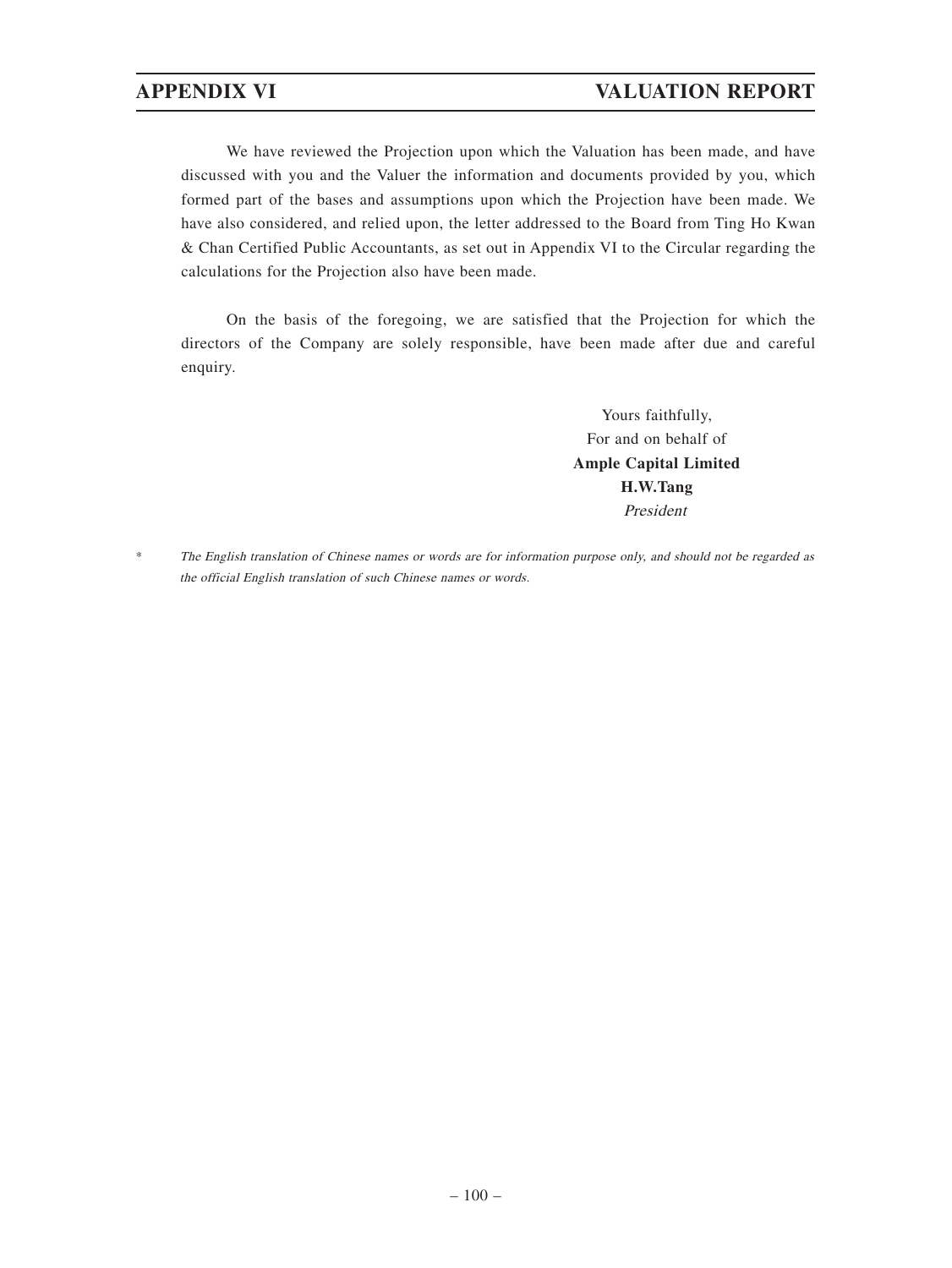We have reviewed the Projection upon which the Valuation has been made, and have discussed with you and the Valuer the information and documents provided by you, which formed part of the bases and assumptions upon which the Projection have been made. We have also considered, and relied upon, the letter addressed to the Board from Ting Ho Kwan & Chan Certified Public Accountants, as set out in Appendix VI to the Circular regarding the calculations for the Projection also have been made.

On the basis of the foregoing, we are satisfied that the Projection for which the directors of the Company are solely responsible, have been made after due and careful enquiry.

Yours faithfully,
For and on behalf of
**Ample Capital Limited**
**H.W.Tang**
*President*

\* *The English translation of Chinese names or words are for information purpose only, and should not be regarded as the official English translation of such Chinese names or words.*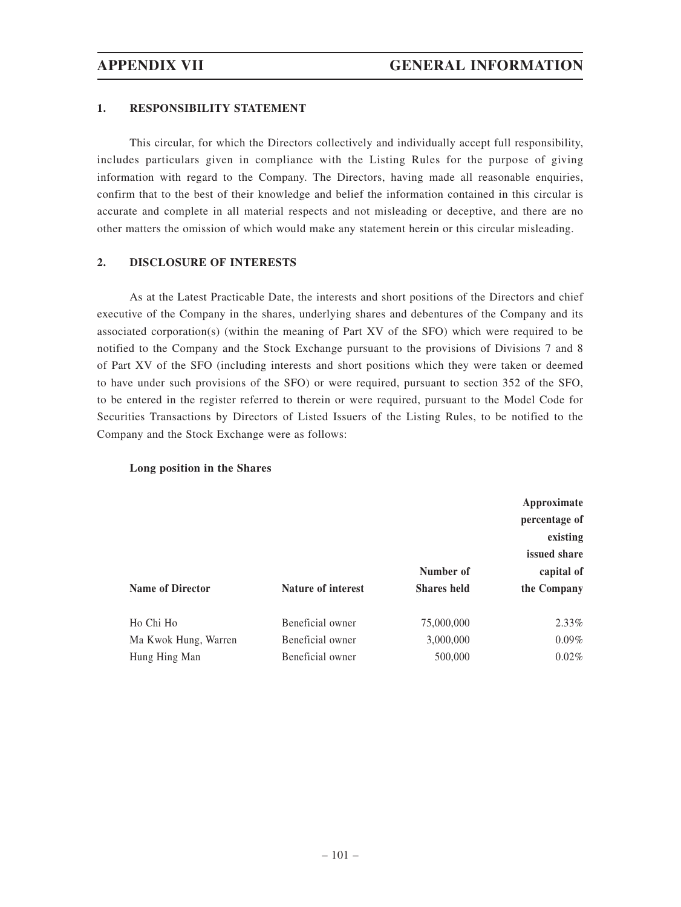## 1. RESPONSIBILITY STATEMENT

This circular, for which the Directors collectively and individually accept full responsibility, includes particulars given in compliance with the Listing Rules for the purpose of giving information with regard to the Company. The Directors, having made all reasonable enquiries, confirm that to the best of their knowledge and belief the information contained in this circular is accurate and complete in all material respects and not misleading or deceptive, and there are no other matters the omission of which would make any statement herein or this circular misleading.

## 2. DISCLOSURE OF INTERESTS

As at the Latest Practicable Date, the interests and short positions of the Directors and chief executive of the Company in the shares, underlying shares and debentures of the Company and its associated corporation(s) (within the meaning of Part XV of the SFO) which were required to be notified to the Company and the Stock Exchange pursuant to the provisions of Divisions 7 and 8 of Part XV of the SFO (including interests and short positions which they were taken or deemed to have under such provisions of the SFO) or were required, pursuant to section 352 of the SFO, to be entered in the register referred to therein or were required, pursuant to the Model Code for Securities Transactions by Directors of Listed Issuers of the Listing Rules, to be notified to the Company and the Stock Exchange were as follows:

**Long position in the Shares**

| Name of Director | Nature of interest | Number of Shares held | Approximate percentage of existing issued share capital of the Company |
|---|---|---|---|
| Ho Chi Ho | Beneficial owner | 75,000,000 | 2.33% |
| Ma Kwok Hung, Warren | Beneficial owner | 3,000,000 | 0.09% |
| Hung Hing Man | Beneficial owner | 500,000 | 0.02% |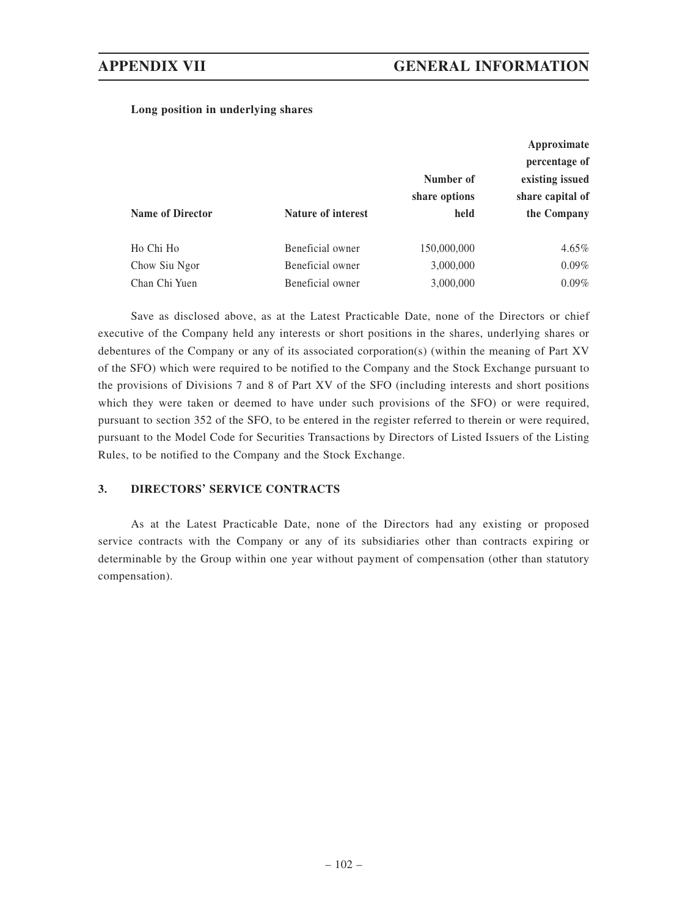**Long position in underlying shares**

| Name of Director | Nature of interest | Number of share options held | Approximate percentage of existing issued share capital of the Company |
|---|---|---|---|
| Ho Chi Ho | Beneficial owner | 150,000,000 | 4.65% |
| Chow Siu Ngor | Beneficial owner | 3,000,000 | 0.09% |
| Chan Chi Yuen | Beneficial owner | 3,000,000 | 0.09% |

Save as disclosed above, as at the Latest Practicable Date, none of the Directors or chief executive of the Company held any interests or short positions in the shares, underlying shares or debentures of the Company or any of its associated corporation(s) (within the meaning of Part XV of the SFO) which were required to be notified to the Company and the Stock Exchange pursuant to the provisions of Divisions 7 and 8 of Part XV of the SFO (including interests and short positions which they were taken or deemed to have under such provisions of the SFO) or were required, pursuant to section 352 of the SFO, to be entered in the register referred to therein or were required, pursuant to the Model Code for Securities Transactions by Directors of Listed Issuers of the Listing Rules, to be notified to the Company and the Stock Exchange.

## 3. DIRECTORS' SERVICE CONTRACTS

As at the Latest Practicable Date, none of the Directors had any existing or proposed service contracts with the Company or any of its subsidiaries other than contracts expiring or determinable by the Group within one year without payment of compensation (other than statutory compensation).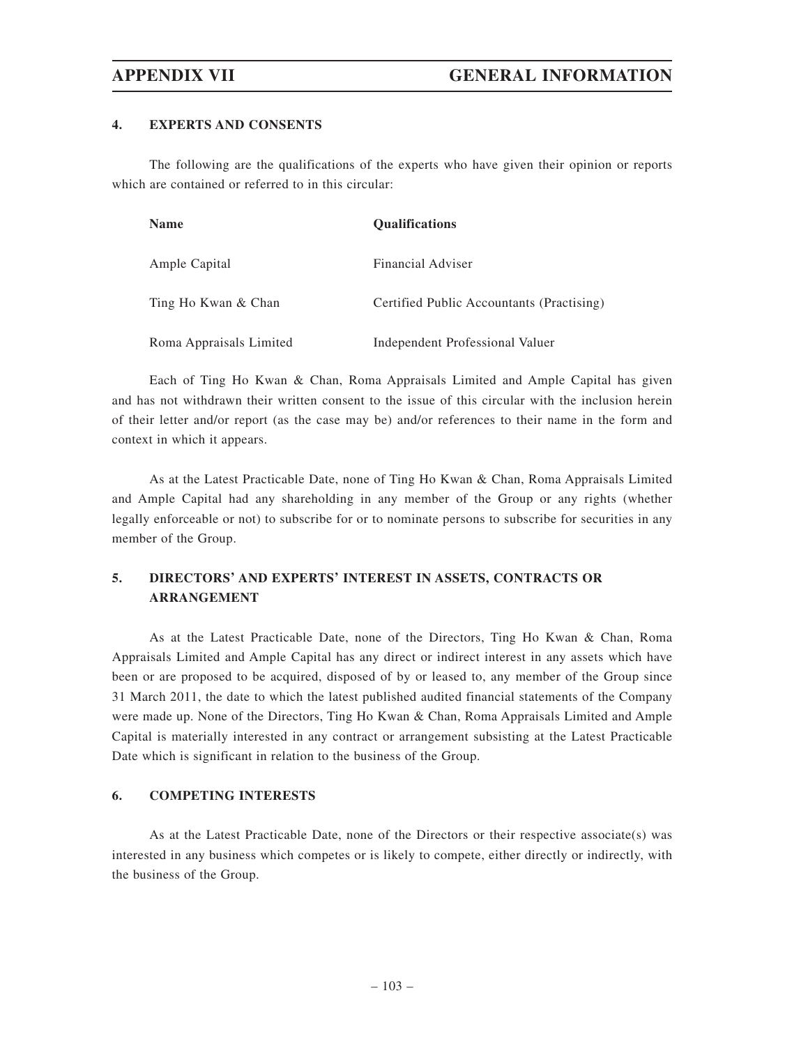## 4. EXPERTS AND CONSENTS

The following are the qualifications of the experts who have given their opinion or reports which are contained or referred to in this circular:

| Name | Qualifications |
|---|---|
| Ample Capital | Financial Adviser |
| Ting Ho Kwan & Chan | Certified Public Accountants (Practising) |
| Roma Appraisals Limited | Independent Professional Valuer |

Each of Ting Ho Kwan & Chan, Roma Appraisals Limited and Ample Capital has given and has not withdrawn their written consent to the issue of this circular with the inclusion herein of their letter and/or report (as the case may be) and/or references to their name in the form and context in which it appears.

As at the Latest Practicable Date, none of Ting Ho Kwan & Chan, Roma Appraisals Limited and Ample Capital had any shareholding in any member of the Group or any rights (whether legally enforceable or not) to subscribe for or to nominate persons to subscribe for securities in any member of the Group.

## 5. DIRECTORS' AND EXPERTS' INTEREST IN ASSETS, CONTRACTS OR ARRANGEMENT

As at the Latest Practicable Date, none of the Directors, Ting Ho Kwan & Chan, Roma Appraisals Limited and Ample Capital has any direct or indirect interest in any assets which have been or are proposed to be acquired, disposed of by or leased to, any member of the Group since 31 March 2011, the date to which the latest published audited financial statements of the Company were made up. None of the Directors, Ting Ho Kwan & Chan, Roma Appraisals Limited and Ample Capital is materially interested in any contract or arrangement subsisting at the Latest Practicable Date which is significant in relation to the business of the Group.

## 6. COMPETING INTERESTS

As at the Latest Practicable Date, none of the Directors or their respective associate(s) was interested in any business which competes or is likely to compete, either directly or indirectly, with the business of the Group.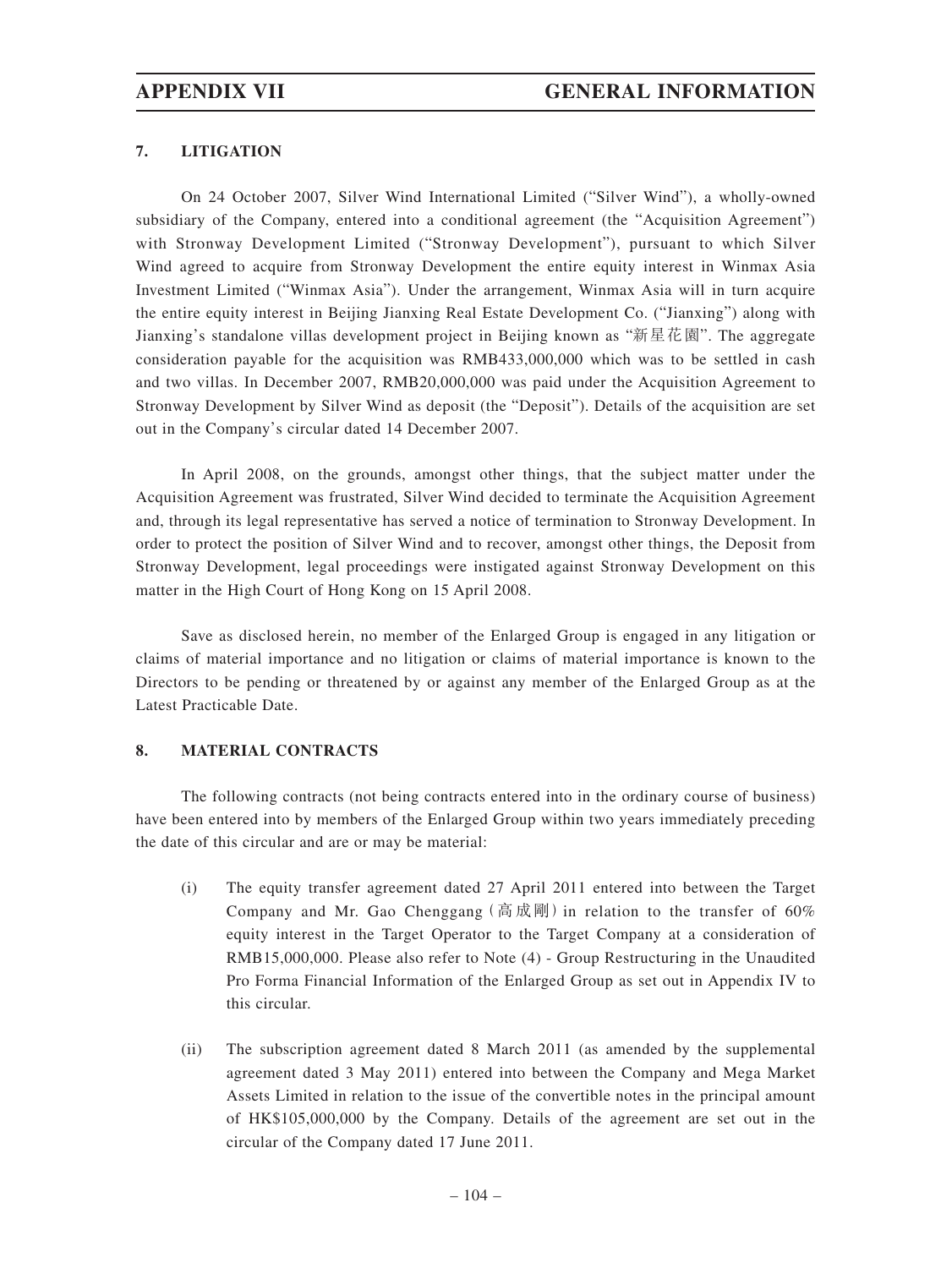## 7. LITIGATION

On 24 October 2007, Silver Wind International Limited ("Silver Wind"), a wholly-owned subsidiary of the Company, entered into a conditional agreement (the "Acquisition Agreement") with Stronway Development Limited ("Stronway Development"), pursuant to which Silver Wind agreed to acquire from Stronway Development the entire equity interest in Winmax Asia Investment Limited ("Winmax Asia"). Under the arrangement, Winmax Asia will in turn acquire the entire equity interest in Beijing Jianxing Real Estate Development Co. ("Jianxing") along with Jianxing's standalone villas development project in Beijing known as "新星花園". The aggregate consideration payable for the acquisition was RMB433,000,000 which was to be settled in cash and two villas. In December 2007, RMB20,000,000 was paid under the Acquisition Agreement to Stronway Development by Silver Wind as deposit (the "Deposit"). Details of the acquisition are set out in the Company's circular dated 14 December 2007.

In April 2008, on the grounds, amongst other things, that the subject matter under the Acquisition Agreement was frustrated, Silver Wind decided to terminate the Acquisition Agreement and, through its legal representative has served a notice of termination to Stronway Development. In order to protect the position of Silver Wind and to recover, amongst other things, the Deposit from Stronway Development, legal proceedings were instigated against Stronway Development on this matter in the High Court of Hong Kong on 15 April 2008.

Save as disclosed herein, no member of the Enlarged Group is engaged in any litigation or claims of material importance and no litigation or claims of material importance is known to the Directors to be pending or threatened by or against any member of the Enlarged Group as at the Latest Practicable Date.

## 8. MATERIAL CONTRACTS

The following contracts (not being contracts entered into in the ordinary course of business) have been entered into by members of the Enlarged Group within two years immediately preceding the date of this circular and are or may be material:

(i) The equity transfer agreement dated 27 April 2011 entered into between the Target Company and Mr. Gao Chenggang (高成剛) in relation to the transfer of 60% equity interest in the Target Operator to the Target Company at a consideration of RMB15,000,000. Please also refer to Note (4) - Group Restructuring in the Unaudited Pro Forma Financial Information of the Enlarged Group as set out in Appendix IV to this circular.

(ii) The subscription agreement dated 8 March 2011 (as amended by the supplemental agreement dated 3 May 2011) entered into between the Company and Mega Market Assets Limited in relation to the issue of the convertible notes in the principal amount of HK$105,000,000 by the Company. Details of the agreement are set out in the circular of the Company dated 17 June 2011.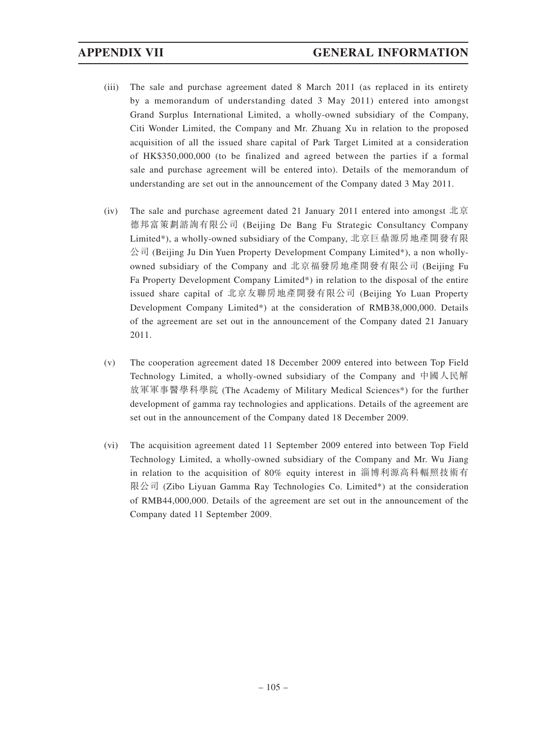(iii) The sale and purchase agreement dated 8 March 2011 (as replaced in its entirety by a memorandum of understanding dated 3 May 2011) entered into amongst Grand Surplus International Limited, a wholly-owned subsidiary of the Company, Citi Wonder Limited, the Company and Mr. Zhuang Xu in relation to the proposed acquisition of all the issued share capital of Park Target Limited at a consideration of HK$350,000,000 (to be finalized and agreed between the parties if a formal sale and purchase agreement will be entered into). Details of the memorandum of understanding are set out in the announcement of the Company dated 3 May 2011.

(iv) The sale and purchase agreement dated 21 January 2011 entered into amongst 北京德邦富策劃諮詢有限公司 (Beijing De Bang Fu Strategic Consultancy Company Limited*), a wholly-owned subsidiary of the Company, 北京巨鼎源房地產開發有限公司 (Beijing Ju Din Yuen Property Development Company Limited*), a non wholly-owned subsidiary of the Company and 北京福發房地產開發有限公司 (Beijing Fu Fa Property Development Company Limited*) in relation to the disposal of the entire issued share capital of 北京友聯房地產開發有限公司 (Beijing Yo Luan Property Development Company Limited*) at the consideration of RMB38,000,000. Details of the agreement are set out in the announcement of the Company dated 21 January 2011.

(v) The cooperation agreement dated 18 December 2009 entered into between Top Field Technology Limited, a wholly-owned subsidiary of the Company and 中國人民解放軍軍事醫學科學院 (The Academy of Military Medical Sciences*) for the further development of gamma ray technologies and applications. Details of the agreement are set out in the announcement of the Company dated 18 December 2009.

(vi) The acquisition agreement dated 11 September 2009 entered into between Top Field Technology Limited, a wholly-owned subsidiary of the Company and Mr. Wu Jiang in relation to the acquisition of 80% equity interest in 淄博利源高科輻照技術有限公司 (Zibo Liyuan Gamma Ray Technologies Co. Limited*) at the consideration of RMB44,000,000. Details of the agreement are set out in the announcement of the Company dated 11 September 2009.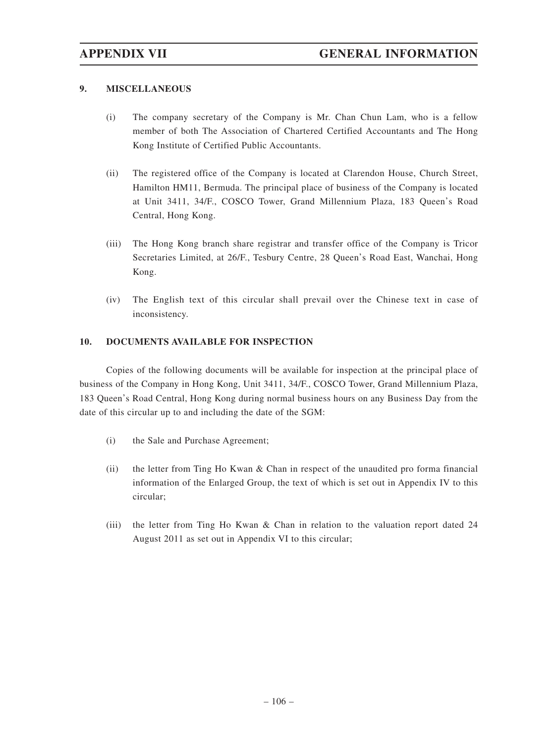## 9. MISCELLANEOUS

(i) The company secretary of the Company is Mr. Chan Chun Lam, who is a fellow member of both The Association of Chartered Certified Accountants and The Hong Kong Institute of Certified Public Accountants.

(ii) The registered office of the Company is located at Clarendon House, Church Street, Hamilton HM11, Bermuda. The principal place of business of the Company is located at Unit 3411, 34/F., COSCO Tower, Grand Millennium Plaza, 183 Queen's Road Central, Hong Kong.

(iii) The Hong Kong branch share registrar and transfer office of the Company is Tricor Secretaries Limited, at 26/F., Tesbury Centre, 28 Queen's Road East, Wanchai, Hong Kong.

(iv) The English text of this circular shall prevail over the Chinese text in case of inconsistency.

## 10. DOCUMENTS AVAILABLE FOR INSPECTION

Copies of the following documents will be available for inspection at the principal place of business of the Company in Hong Kong, Unit 3411, 34/F., COSCO Tower, Grand Millennium Plaza, 183 Queen's Road Central, Hong Kong during normal business hours on any Business Day from the date of this circular up to and including the date of the SGM:

(i) the Sale and Purchase Agreement;

(ii) the letter from Ting Ho Kwan & Chan in respect of the unaudited pro forma financial information of the Enlarged Group, the text of which is set out in Appendix IV to this circular;

(iii) the letter from Ting Ho Kwan & Chan in relation to the valuation report dated 24 August 2011 as set out in Appendix VI to this circular;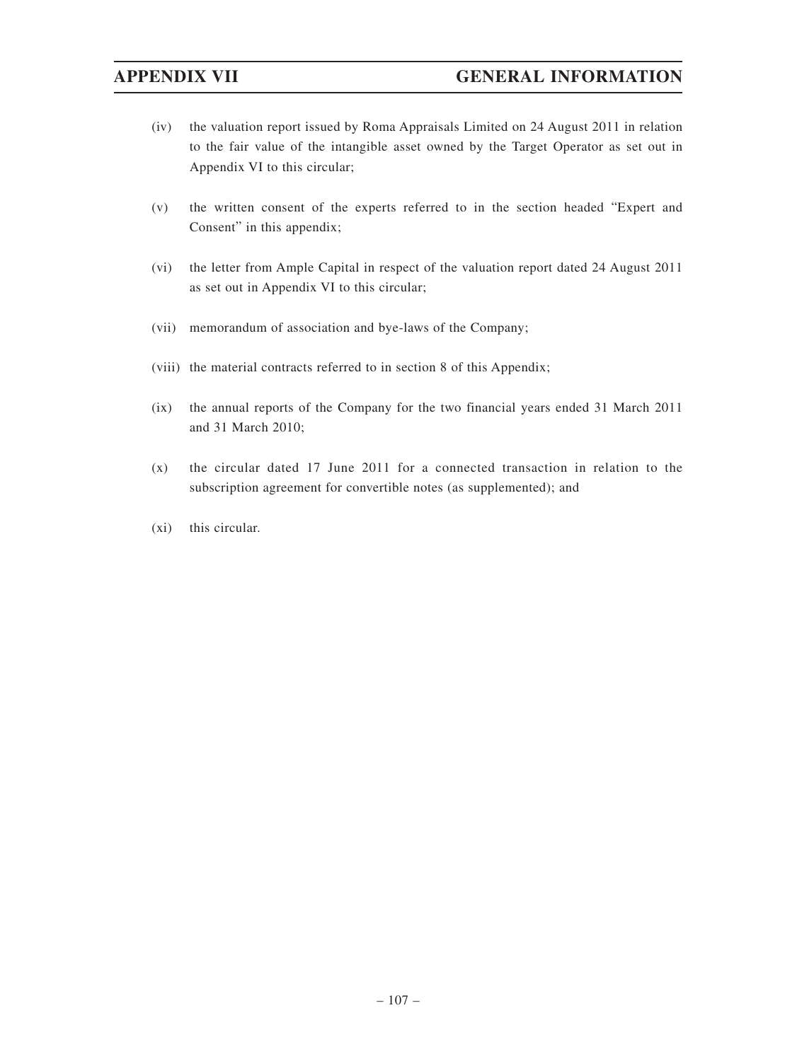(iv) the valuation report issued by Roma Appraisals Limited on 24 August 2011 in relation to the fair value of the intangible asset owned by the Target Operator as set out in Appendix VI to this circular;

(v) the written consent of the experts referred to in the section headed "Expert and Consent" in this appendix;

(vi) the letter from Ample Capital in respect of the valuation report dated 24 August 2011 as set out in Appendix VI to this circular;

(vii) memorandum of association and bye-laws of the Company;

(viii) the material contracts referred to in section 8 of this Appendix;

(ix) the annual reports of the Company for the two financial years ended 31 March 2011 and 31 March 2010;

(x) the circular dated 17 June 2011 for a connected transaction in relation to the subscription agreement for convertible notes (as supplemented); and

(xi) this circular.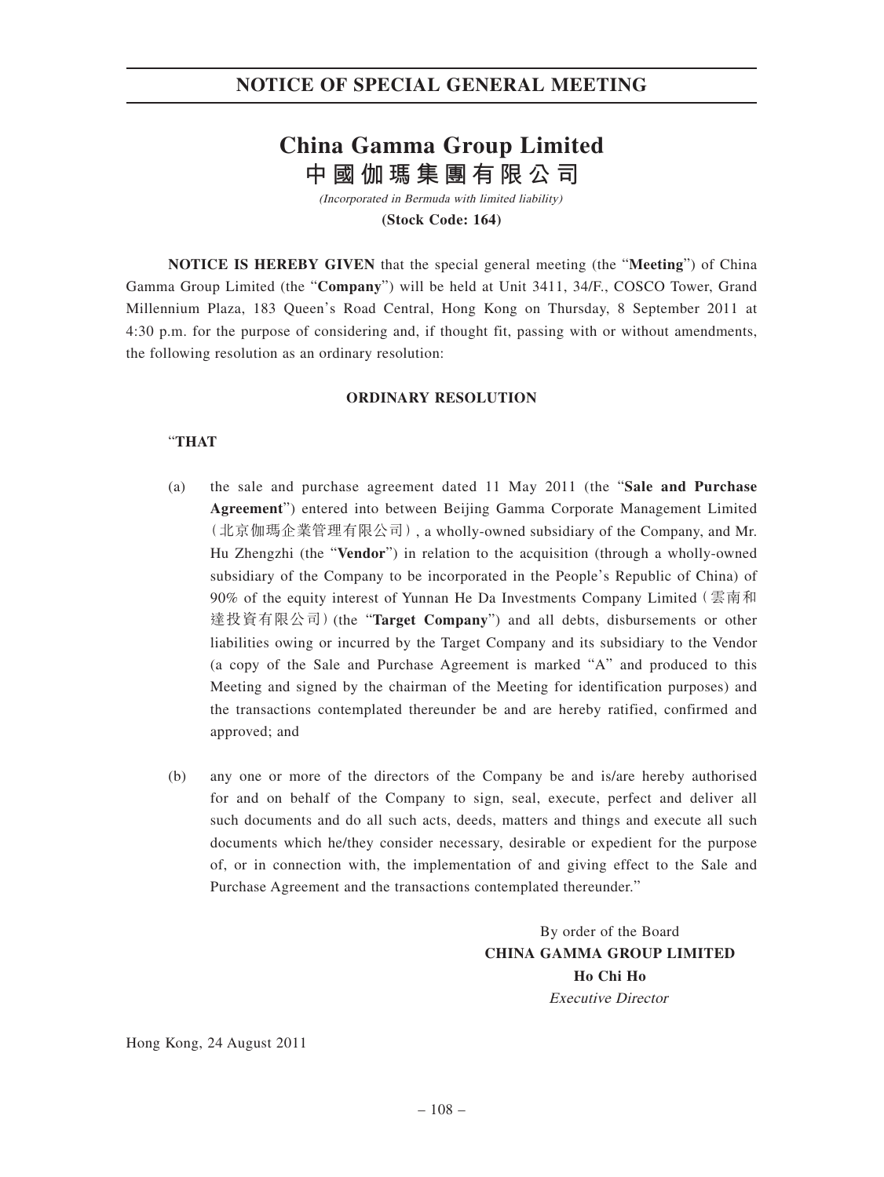# NOTICE OF SPECIAL GENERAL MEETING

# China Gamma Group Limited
# 中國伽瑪集團有限公司

*(Incorporated in Bermuda with limited liability)*

**(Stock Code: 164)**

**NOTICE IS HEREBY GIVEN** that the special general meeting (the "**Meeting**") of China Gamma Group Limited (the "**Company**") will be held at Unit 3411, 34/F., COSCO Tower, Grand Millennium Plaza, 183 Queen's Road Central, Hong Kong on Thursday, 8 September 2011 at 4:30 p.m. for the purpose of considering and, if thought fit, passing with or without amendments, the following resolution as an ordinary resolution:

**ORDINARY RESOLUTION**

"**THAT**

(a) the sale and purchase agreement dated 11 May 2011 (the "**Sale and Purchase Agreement**") entered into between Beijing Gamma Corporate Management Limited (北京伽瑪企業管理有限公司), a wholly-owned subsidiary of the Company, and Mr. Hu Zhengzhi (the "**Vendor**") in relation to the acquisition (through a wholly-owned subsidiary of the Company to be incorporated in the People's Republic of China) of 90% of the equity interest of Yunnan He Da Investments Company Limited (雲南和達投資有限公司) (the "**Target Company**") and all debts, disbursements or other liabilities owing or incurred by the Target Company and its subsidiary to the Vendor (a copy of the Sale and Purchase Agreement is marked "A" and produced to this Meeting and signed by the chairman of the Meeting for identification purposes) and the transactions contemplated thereunder be and are hereby ratified, confirmed and approved; and

(b) any one or more of the directors of the Company be and is/are hereby authorised for and on behalf of the Company to sign, seal, execute, perfect and deliver all such documents and do all such acts, deeds, matters and things and execute all such documents which he/they consider necessary, desirable or expedient for the purpose of, or in connection with, the implementation of and giving effect to the Sale and Purchase Agreement and the transactions contemplated thereunder."

By order of the Board
**CHINA GAMMA GROUP LIMITED**
**Ho Chi Ho**
*Executive Director*

Hong Kong, 24 August 2011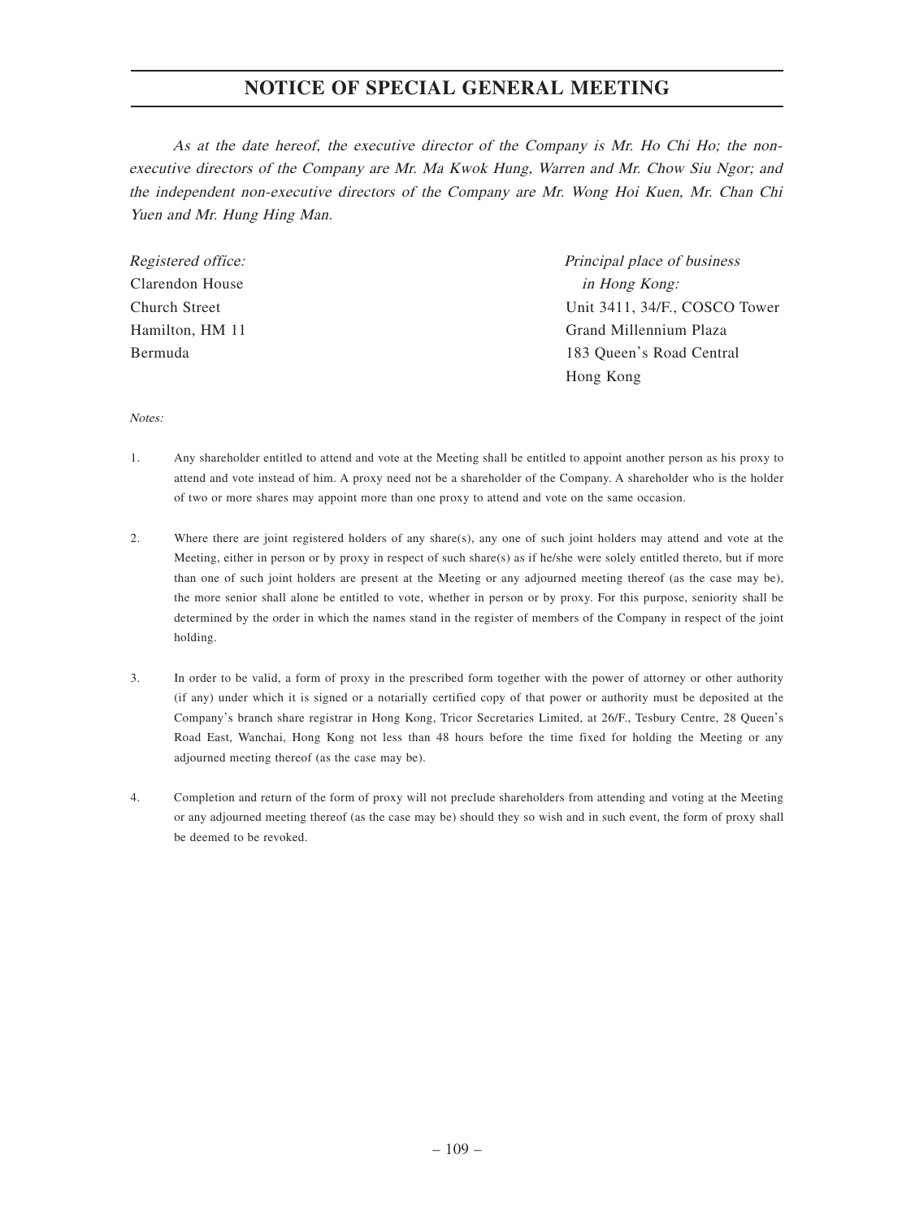# NOTICE OF SPECIAL GENERAL MEETING

*As at the date hereof, the executive director of the Company is Mr. Ho Chi Ho; the non-executive directors of the Company are Mr. Ma Kwok Hung, Warren and Mr. Chow Siu Ngor; and the independent non-executive directors of the Company are Mr. Wong Hoi Kuen, Mr. Chan Chi Yuen and Mr. Hung Hing Man.*

*Registered office:*
Clarendon House
Church Street
Hamilton, HM 11
Bermuda

*Principal place of business in Hong Kong:*
Unit 3411, 34/F., COSCO Tower
Grand Millennium Plaza
183 Queen's Road Central
Hong Kong

*Notes:*

1. Any shareholder entitled to attend and vote at the Meeting shall be entitled to appoint another person as his proxy to attend and vote instead of him. A proxy need not be a shareholder of the Company. A shareholder who is the holder of two or more shares may appoint more than one proxy to attend and vote on the same occasion.

2. Where there are joint registered holders of any share(s), any one of such joint holders may attend and vote at the Meeting, either in person or by proxy in respect of such share(s) as if he/she were solely entitled thereto, but if more than one of such joint holders are present at the Meeting or any adjourned meeting thereof (as the case may be), the more senior shall alone be entitled to vote, whether in person or by proxy. For this purpose, seniority shall be determined by the order in which the names stand in the register of members of the Company in respect of the joint holding.

3. In order to be valid, a form of proxy in the prescribed form together with the power of attorney or other authority (if any) under which it is signed or a notarially certified copy of that power or authority must be deposited at the Company's branch share registrar in Hong Kong, Tricor Secretaries Limited, at 26/F., Tesbury Centre, 28 Queen's Road East, Wanchai, Hong Kong not less than 48 hours before the time fixed for holding the Meeting or any adjourned meeting thereof (as the case may be).

4. Completion and return of the form of proxy will not preclude shareholders from attending and voting at the Meeting or any adjourned meeting thereof (as the case may be) should they so wish and in such event, the form of proxy shall be deemed to be revoked.